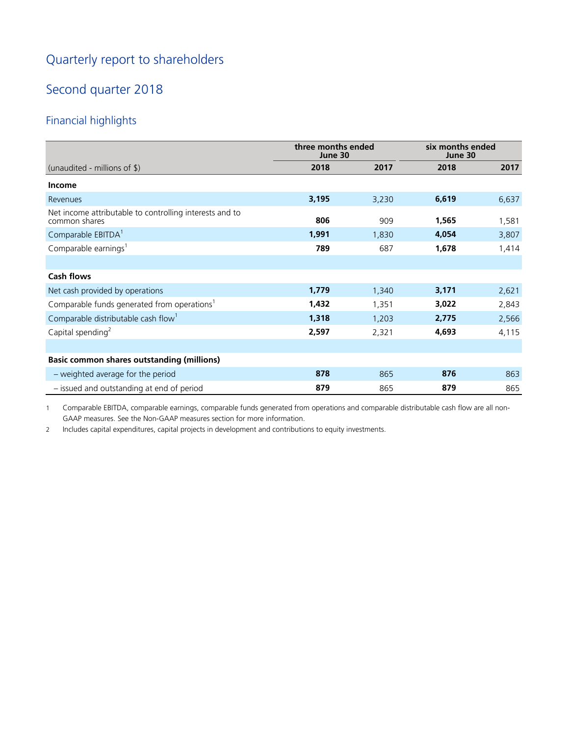# Quarterly report to shareholders

## Second quarter 2018

### Financial highlights

| | three months ended June 30 | | six months ended June 30 | |
|---|---|---|---|---|
| (unaudited - millions of $) | **2018** | 2017 | **2018** | 2017 |
| **Income** | | | | |
| Revenues | **3,195** | 3,230 | **6,619** | 6,637 |
| Net income attributable to controlling interests and to common shares | **806** | 909 | **1,565** | 1,581 |
| Comparable EBITDA[1] | **1,991** | 1,830 | **4,054** | 3,807 |
| Comparable earnings[1] | **789** | 687 | **1,678** | 1,414 |
| | | | | |
| **Cash flows** | | | | |
| Net cash provided by operations | **1,779** | 1,340 | **3,171** | 2,621 |
| Comparable funds generated from operations[1] | **1,432** | 1,351 | **3,022** | 2,843 |
| Comparable distributable cash flow[1] | **1,318** | 1,203 | **2,775** | 2,566 |
| Capital spending[2] | **2,597** | 2,321 | **4,693** | 4,115 |
| | | | | |
| **Basic common shares outstanding (millions)** | | | | |
| – weighted average for the period | **878** | 865 | **876** | 863 |
| – issued and outstanding at end of period | **879** | 865 | **879** | 865 |

1 Comparable EBITDA, comparable earnings, comparable funds generated from operations and comparable distributable cash flow are all non-GAAP measures. See the Non-GAAP measures section for more information.

2 Includes capital expenditures, capital projects in development and contributions to equity investments.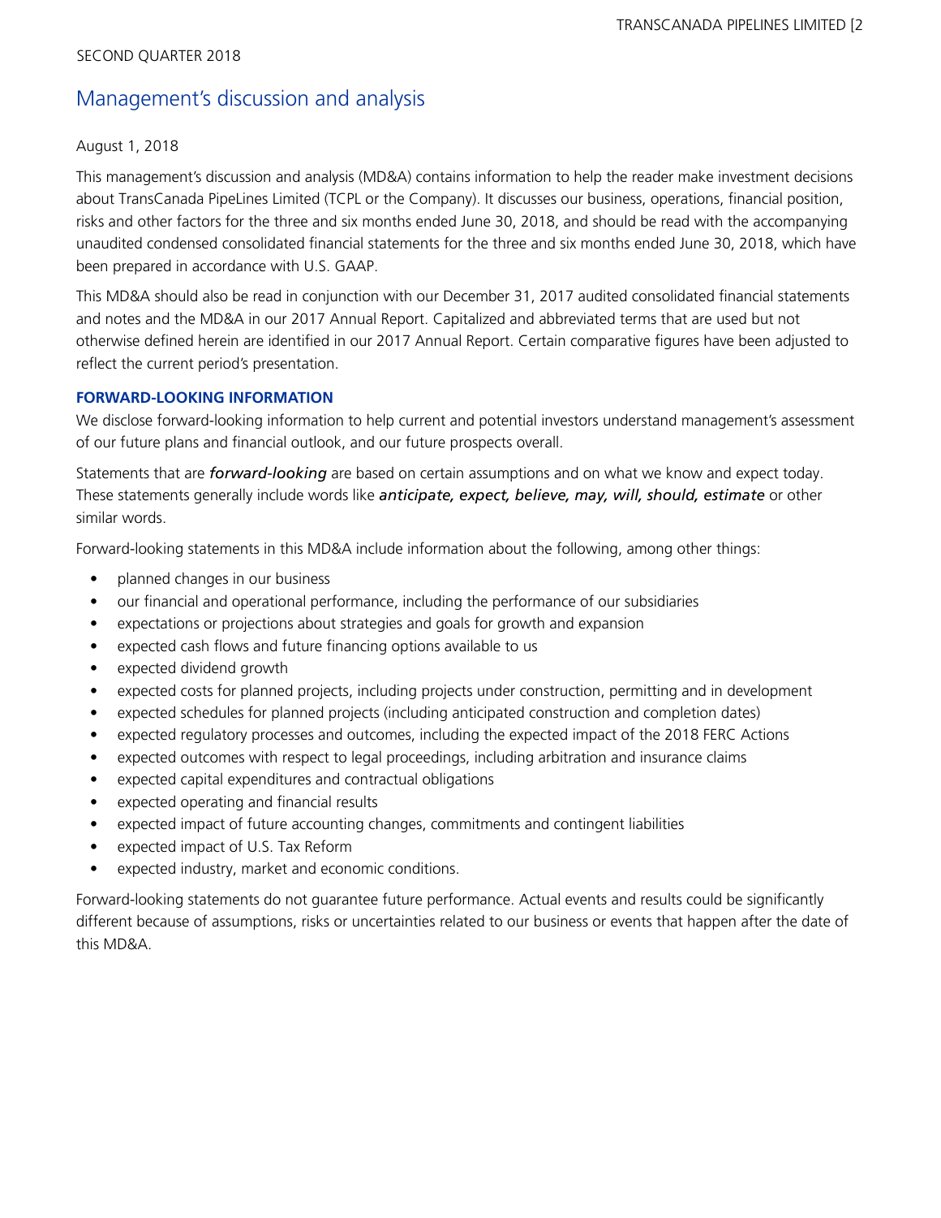# Management's discussion and analysis

August 1, 2018

This management's discussion and analysis (MD&A) contains information to help the reader make investment decisions about TransCanada PipeLines Limited (TCPL or the Company). It discusses our business, operations, financial position, risks and other factors for the three and six months ended June 30, 2018, and should be read with the accompanying unaudited condensed consolidated financial statements for the three and six months ended June 30, 2018, which have been prepared in accordance with U.S. GAAP.

This MD&A should also be read in conjunction with our December 31, 2017 audited consolidated financial statements and notes and the MD&A in our 2017 Annual Report. Capitalized and abbreviated terms that are used but not otherwise defined herein are identified in our 2017 Annual Report. Certain comparative figures have been adjusted to reflect the current period's presentation.

## FORWARD-LOOKING INFORMATION

We disclose forward-looking information to help current and potential investors understand management's assessment of our future plans and financial outlook, and our future prospects overall.

Statements that are ***forward-looking*** are based on certain assumptions and on what we know and expect today. These statements generally include words like ***anticipate, expect, believe, may, will, should, estimate*** or other similar words.

Forward-looking statements in this MD&A include information about the following, among other things:

- planned changes in our business
- our financial and operational performance, including the performance of our subsidiaries
- expectations or projections about strategies and goals for growth and expansion
- expected cash flows and future financing options available to us
- expected dividend growth
- expected costs for planned projects, including projects under construction, permitting and in development
- expected schedules for planned projects (including anticipated construction and completion dates)
- expected regulatory processes and outcomes, including the expected impact of the 2018 FERC Actions
- expected outcomes with respect to legal proceedings, including arbitration and insurance claims
- expected capital expenditures and contractual obligations
- expected operating and financial results
- expected impact of future accounting changes, commitments and contingent liabilities
- expected impact of U.S. Tax Reform
- expected industry, market and economic conditions.

Forward-looking statements do not guarantee future performance. Actual events and results could be significantly different because of assumptions, risks or uncertainties related to our business or events that happen after the date of this MD&A.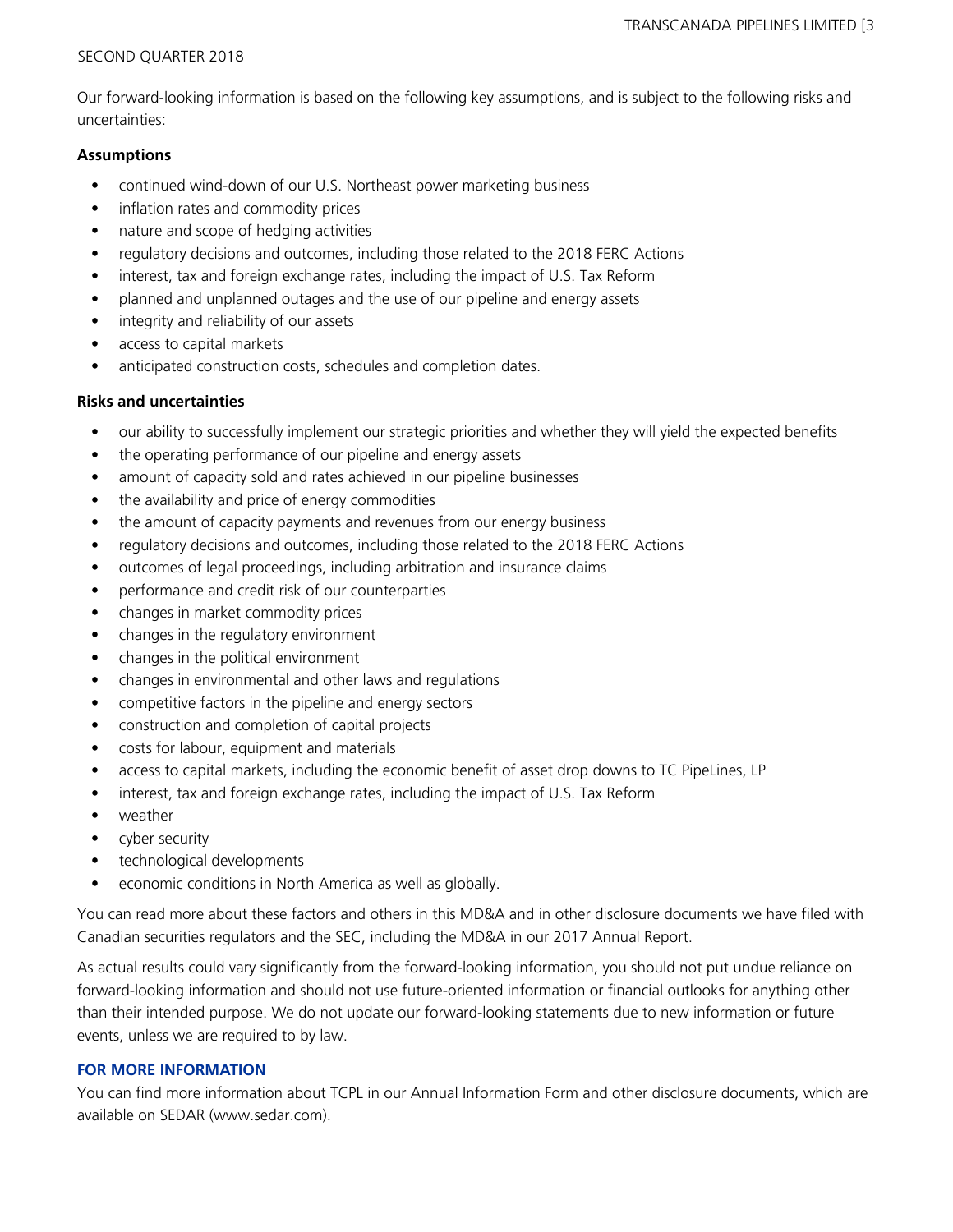Our forward-looking information is based on the following key assumptions, and is subject to the following risks and uncertainties:

**Assumptions**

- continued wind-down of our U.S. Northeast power marketing business
- inflation rates and commodity prices
- nature and scope of hedging activities
- regulatory decisions and outcomes, including those related to the 2018 FERC Actions
- interest, tax and foreign exchange rates, including the impact of U.S. Tax Reform
- planned and unplanned outages and the use of our pipeline and energy assets
- integrity and reliability of our assets
- access to capital markets
- anticipated construction costs, schedules and completion dates.

**Risks and uncertainties**

- our ability to successfully implement our strategic priorities and whether they will yield the expected benefits
- the operating performance of our pipeline and energy assets
- amount of capacity sold and rates achieved in our pipeline businesses
- the availability and price of energy commodities
- the amount of capacity payments and revenues from our energy business
- regulatory decisions and outcomes, including those related to the 2018 FERC Actions
- outcomes of legal proceedings, including arbitration and insurance claims
- performance and credit risk of our counterparties
- changes in market commodity prices
- changes in the regulatory environment
- changes in the political environment
- changes in environmental and other laws and regulations
- competitive factors in the pipeline and energy sectors
- construction and completion of capital projects
- costs for labour, equipment and materials
- access to capital markets, including the economic benefit of asset drop downs to TC PipeLines, LP
- interest, tax and foreign exchange rates, including the impact of U.S. Tax Reform
- weather
- cyber security
- technological developments
- economic conditions in North America as well as globally.

You can read more about these factors and others in this MD&A and in other disclosure documents we have filed with Canadian securities regulators and the SEC, including the MD&A in our 2017 Annual Report.

As actual results could vary significantly from the forward-looking information, you should not put undue reliance on forward-looking information and should not use future-oriented information or financial outlooks for anything other than their intended purpose. We do not update our forward-looking statements due to new information or future events, unless we are required to by law.

## FOR MORE INFORMATION

You can find more information about TCPL in our Annual Information Form and other disclosure documents, which are available on SEDAR (www.sedar.com).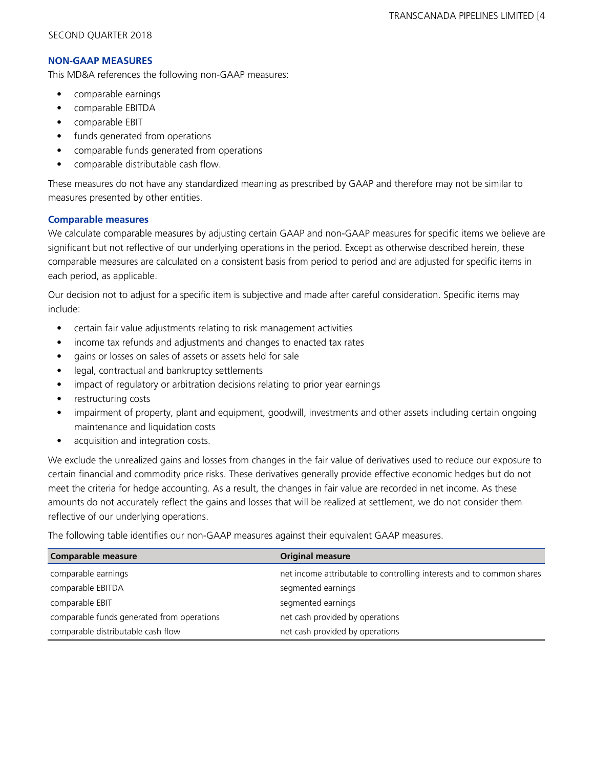## NON-GAAP MEASURES

This MD&A references the following non-GAAP measures:

- comparable earnings
- comparable EBITDA
- comparable EBIT
- funds generated from operations
- comparable funds generated from operations
- comparable distributable cash flow.

These measures do not have any standardized meaning as prescribed by GAAP and therefore may not be similar to measures presented by other entities.

### Comparable measures

We calculate comparable measures by adjusting certain GAAP and non-GAAP measures for specific items we believe are significant but not reflective of our underlying operations in the period. Except as otherwise described herein, these comparable measures are calculated on a consistent basis from period to period and are adjusted for specific items in each period, as applicable.

Our decision not to adjust for a specific item is subjective and made after careful consideration. Specific items may include:

- certain fair value adjustments relating to risk management activities
- income tax refunds and adjustments and changes to enacted tax rates
- gains or losses on sales of assets or assets held for sale
- legal, contractual and bankruptcy settlements
- impact of regulatory or arbitration decisions relating to prior year earnings
- restructuring costs
- impairment of property, plant and equipment, goodwill, investments and other assets including certain ongoing maintenance and liquidation costs
- acquisition and integration costs.

We exclude the unrealized gains and losses from changes in the fair value of derivatives used to reduce our exposure to certain financial and commodity price risks. These derivatives generally provide effective economic hedges but do not meet the criteria for hedge accounting. As a result, the changes in fair value are recorded in net income. As these amounts do not accurately reflect the gains and losses that will be realized at settlement, we do not consider them reflective of our underlying operations.

The following table identifies our non-GAAP measures against their equivalent GAAP measures.

| Comparable measure | Original measure |
|---|---|
| comparable earnings | net income attributable to controlling interests and to common shares |
| comparable EBITDA | segmented earnings |
| comparable EBIT | segmented earnings |
| comparable funds generated from operations | net cash provided by operations |
| comparable distributable cash flow | net cash provided by operations |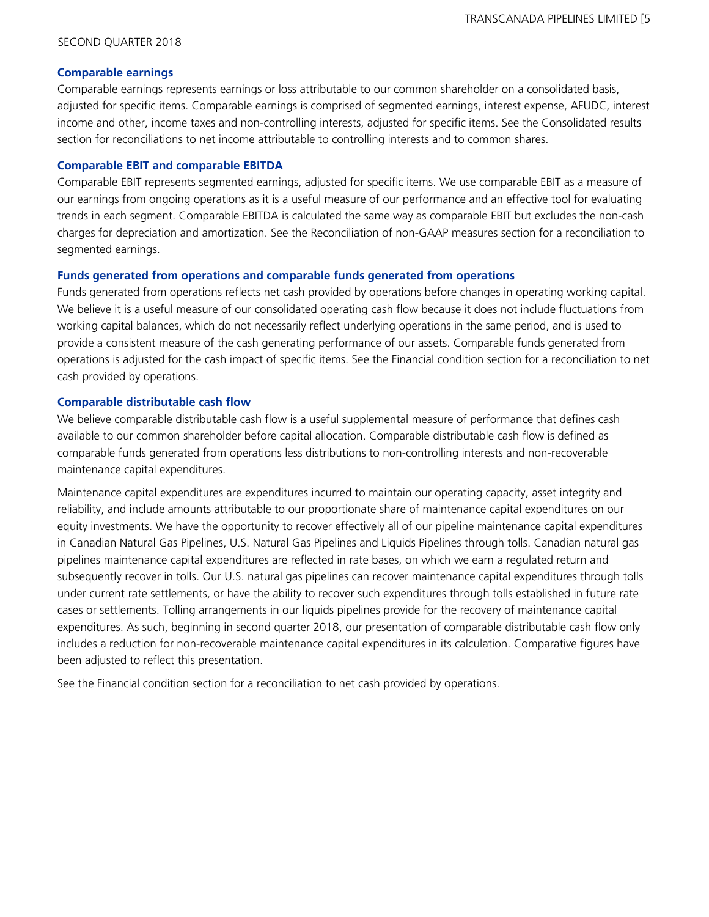#### Comparable earnings

Comparable earnings represents earnings or loss attributable to our common shareholder on a consolidated basis, adjusted for specific items. Comparable earnings is comprised of segmented earnings, interest expense, AFUDC, interest income and other, income taxes and non-controlling interests, adjusted for specific items. See the Consolidated results section for reconciliations to net income attributable to controlling interests and to common shares.

#### Comparable EBIT and comparable EBITDA

Comparable EBIT represents segmented earnings, adjusted for specific items. We use comparable EBIT as a measure of our earnings from ongoing operations as it is a useful measure of our performance and an effective tool for evaluating trends in each segment. Comparable EBITDA is calculated the same way as comparable EBIT but excludes the non-cash charges for depreciation and amortization. See the Reconciliation of non-GAAP measures section for a reconciliation to segmented earnings.

#### Funds generated from operations and comparable funds generated from operations

Funds generated from operations reflects net cash provided by operations before changes in operating working capital. We believe it is a useful measure of our consolidated operating cash flow because it does not include fluctuations from working capital balances, which do not necessarily reflect underlying operations in the same period, and is used to provide a consistent measure of the cash generating performance of our assets. Comparable funds generated from operations is adjusted for the cash impact of specific items. See the Financial condition section for a reconciliation to net cash provided by operations.

#### Comparable distributable cash flow

We believe comparable distributable cash flow is a useful supplemental measure of performance that defines cash available to our common shareholder before capital allocation. Comparable distributable cash flow is defined as comparable funds generated from operations less distributions to non-controlling interests and non-recoverable maintenance capital expenditures.

Maintenance capital expenditures are expenditures incurred to maintain our operating capacity, asset integrity and reliability, and include amounts attributable to our proportionate share of maintenance capital expenditures on our equity investments. We have the opportunity to recover effectively all of our pipeline maintenance capital expenditures in Canadian Natural Gas Pipelines, U.S. Natural Gas Pipelines and Liquids Pipelines through tolls. Canadian natural gas pipelines maintenance capital expenditures are reflected in rate bases, on which we earn a regulated return and subsequently recover in tolls. Our U.S. natural gas pipelines can recover maintenance capital expenditures through tolls under current rate settlements, or have the ability to recover such expenditures through tolls established in future rate cases or settlements. Tolling arrangements in our liquids pipelines provide for the recovery of maintenance capital expenditures. As such, beginning in second quarter 2018, our presentation of comparable distributable cash flow only includes a reduction for non-recoverable maintenance capital expenditures in its calculation. Comparative figures have been adjusted to reflect this presentation.

See the Financial condition section for a reconciliation to net cash provided by operations.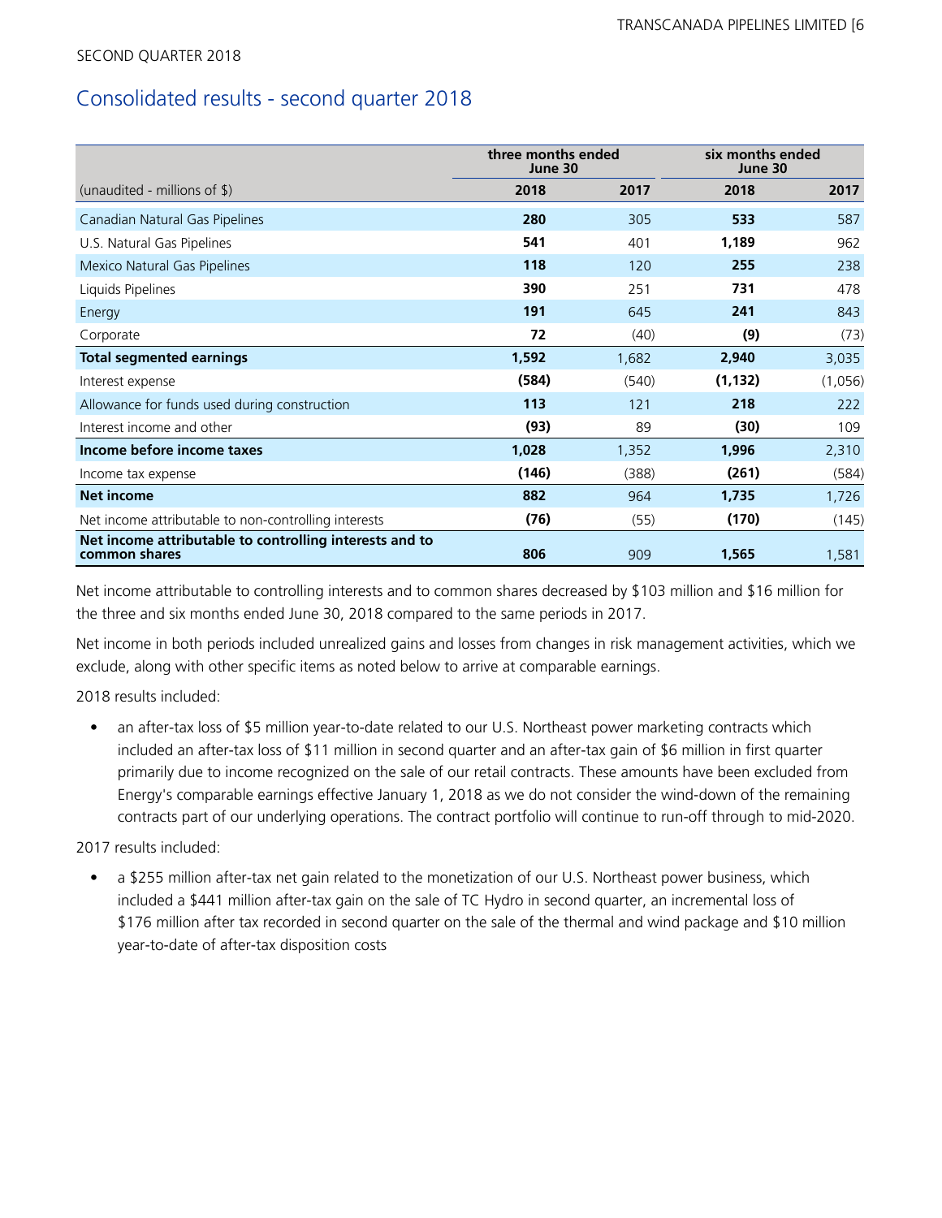SECOND QUARTER 2018

## Consolidated results - second quarter 2018

| | three months ended June 30 | | six months ended June 30 | |
|---|---|---|---|---|
| (unaudited - millions of $) | **2018** | 2017 | **2018** | 2017 |
| Canadian Natural Gas Pipelines | **280** | 305 | **533** | 587 |
| U.S. Natural Gas Pipelines | **541** | 401 | **1,189** | 962 |
| Mexico Natural Gas Pipelines | **118** | 120 | **255** | 238 |
| Liquids Pipelines | **390** | 251 | **731** | 478 |
| Energy | **191** | 645 | **241** | 843 |
| Corporate | **72** | (40) | **(9)** | (73) |
| **Total segmented earnings** | **1,592** | 1,682 | **2,940** | 3,035 |
| Interest expense | **(584)** | (540) | **(1,132)** | (1,056) |
| Allowance for funds used during construction | **113** | 121 | **218** | 222 |
| Interest income and other | **(93)** | 89 | **(30)** | 109 |
| **Income before income taxes** | **1,028** | 1,352 | **1,996** | 2,310 |
| Income tax expense | **(146)** | (388) | **(261)** | (584) |
| **Net income** | **882** | 964 | **1,735** | 1,726 |
| Net income attributable to non-controlling interests | **(76)** | (55) | **(170)** | (145) |
| **Net income attributable to controlling interests and to common shares** | **806** | 909 | **1,565** | 1,581 |

Net income attributable to controlling interests and to common shares decreased by $103 million and $16 million for the three and six months ended June 30, 2018 compared to the same periods in 2017.

Net income in both periods included unrealized gains and losses from changes in risk management activities, which we exclude, along with other specific items as noted below to arrive at comparable earnings.

2018 results included:

- an after-tax loss of $5 million year-to-date related to our U.S. Northeast power marketing contracts which included an after-tax loss of $11 million in second quarter and an after-tax gain of $6 million in first quarter primarily due to income recognized on the sale of our retail contracts. These amounts have been excluded from Energy's comparable earnings effective January 1, 2018 as we do not consider the wind-down of the remaining contracts part of our underlying operations. The contract portfolio will continue to run-off through to mid-2020.

2017 results included:

- a $255 million after-tax net gain related to the monetization of our U.S. Northeast power business, which included a $441 million after-tax gain on the sale of TC Hydro in second quarter, an incremental loss of $176 million after tax recorded in second quarter on the sale of the thermal and wind package and $10 million year-to-date of after-tax disposition costs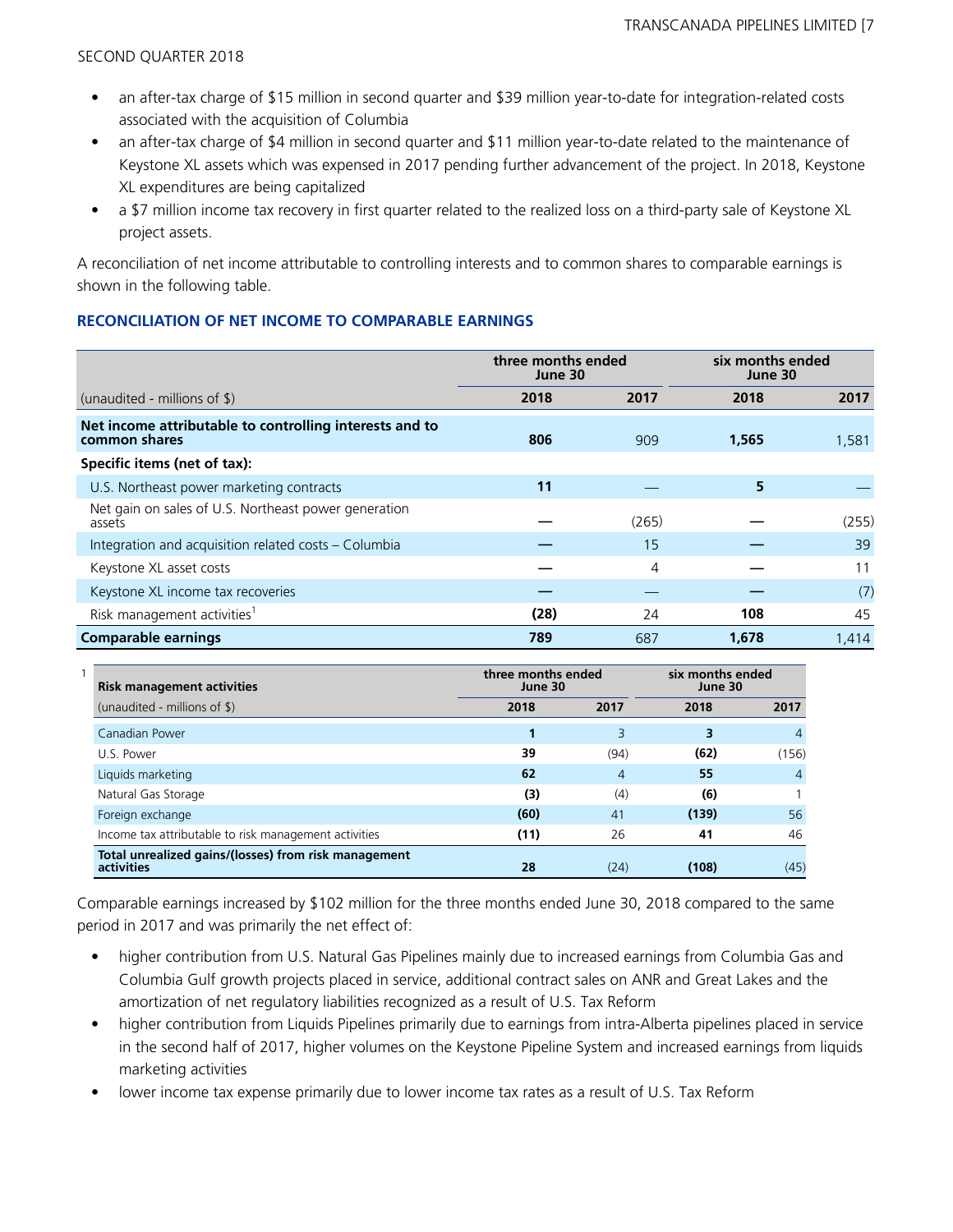- an after-tax charge of $15 million in second quarter and $39 million year-to-date for integration-related costs associated with the acquisition of Columbia
- an after-tax charge of $4 million in second quarter and $11 million year-to-date related to the maintenance of Keystone XL assets which was expensed in 2017 pending further advancement of the project. In 2018, Keystone XL expenditures are being capitalized
- a $7 million income tax recovery in first quarter related to the realized loss on a third-party sale of Keystone XL project assets.

A reconciliation of net income attributable to controlling interests and to common shares to comparable earnings is shown in the following table.

### RECONCILIATION OF NET INCOME TO COMPARABLE EARNINGS

| | three months ended June 30 | | six months ended June 30 | |
|---|---|---|---|---|
| (unaudited - millions of $) | **2018** | 2017 | **2018** | 2017 |
| **Net income attributable to controlling interests and to common shares** | **806** | 909 | **1,565** | 1,581 |
| **Specific items (net of tax):** | | | | |
| U.S. Northeast power marketing contracts | **11** | — | **5** | — |
| Net gain on sales of U.S. Northeast power generation assets | **—** | (265) | **—** | (255) |
| Integration and acquisition related costs – Columbia | **—** | 15 | **—** | 39 |
| Keystone XL asset costs | **—** | 4 | **—** | 11 |
| Keystone XL income tax recoveries | **—** | — | **—** | (7) |
| Risk management activities[1] | **(28)** | 24 | **108** | 45 |
| **Comparable earnings** | **789** | 687 | **1,678** | 1,414 |

[1]

| **Risk management activities** | three months ended June 30 | | six months ended June 30 | |
|---|---|---|---|---|
| (unaudited - millions of $) | **2018** | 2017 | **2018** | 2017 |
| Canadian Power | **1** | 3 | **3** | 4 |
| U.S. Power | **39** | (94) | **(62)** | (156) |
| Liquids marketing | **62** | 4 | **55** | 4 |
| Natural Gas Storage | **(3)** | (4) | **(6)** | 1 |
| Foreign exchange | **(60)** | 41 | **(139)** | 56 |
| Income tax attributable to risk management activities | **(11)** | 26 | **41** | 46 |
| **Total unrealized gains/(losses) from risk management activities** | **28** | (24) | **(108)** | (45) |

Comparable earnings increased by $102 million for the three months ended June 30, 2018 compared to the same period in 2017 and was primarily the net effect of:

- higher contribution from U.S. Natural Gas Pipelines mainly due to increased earnings from Columbia Gas and Columbia Gulf growth projects placed in service, additional contract sales on ANR and Great Lakes and the amortization of net regulatory liabilities recognized as a result of U.S. Tax Reform
- higher contribution from Liquids Pipelines primarily due to earnings from intra-Alberta pipelines placed in service in the second half of 2017, higher volumes on the Keystone Pipeline System and increased earnings from liquids marketing activities
- lower income tax expense primarily due to lower income tax rates as a result of U.S. Tax Reform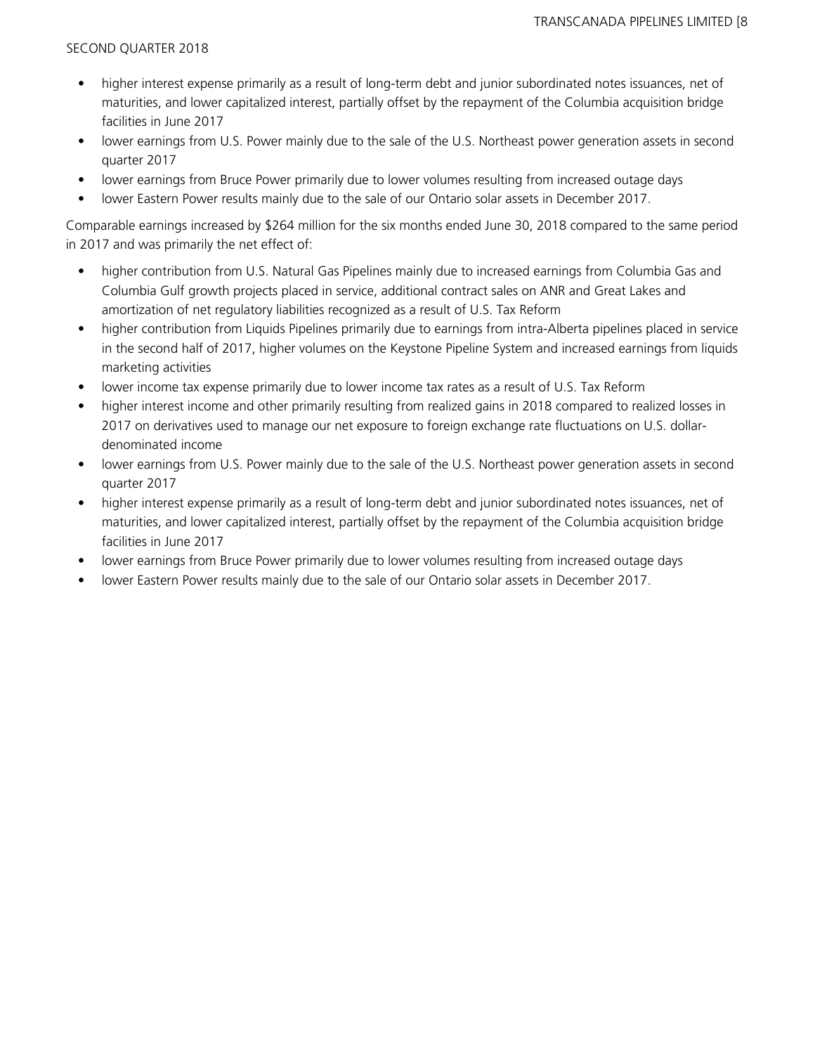- higher interest expense primarily as a result of long-term debt and junior subordinated notes issuances, net of maturities, and lower capitalized interest, partially offset by the repayment of the Columbia acquisition bridge facilities in June 2017
- lower earnings from U.S. Power mainly due to the sale of the U.S. Northeast power generation assets in second quarter 2017
- lower earnings from Bruce Power primarily due to lower volumes resulting from increased outage days
- lower Eastern Power results mainly due to the sale of our Ontario solar assets in December 2017.

Comparable earnings increased by $264 million for the six months ended June 30, 2018 compared to the same period in 2017 and was primarily the net effect of:

- higher contribution from U.S. Natural Gas Pipelines mainly due to increased earnings from Columbia Gas and Columbia Gulf growth projects placed in service, additional contract sales on ANR and Great Lakes and amortization of net regulatory liabilities recognized as a result of U.S. Tax Reform
- higher contribution from Liquids Pipelines primarily due to earnings from intra-Alberta pipelines placed in service in the second half of 2017, higher volumes on the Keystone Pipeline System and increased earnings from liquids marketing activities
- lower income tax expense primarily due to lower income tax rates as a result of U.S. Tax Reform
- higher interest income and other primarily resulting from realized gains in 2018 compared to realized losses in 2017 on derivatives used to manage our net exposure to foreign exchange rate fluctuations on U.S. dollar-denominated income
- lower earnings from U.S. Power mainly due to the sale of the U.S. Northeast power generation assets in second quarter 2017
- higher interest expense primarily as a result of long-term debt and junior subordinated notes issuances, net of maturities, and lower capitalized interest, partially offset by the repayment of the Columbia acquisition bridge facilities in June 2017
- lower earnings from Bruce Power primarily due to lower volumes resulting from increased outage days
- lower Eastern Power results mainly due to the sale of our Ontario solar assets in December 2017.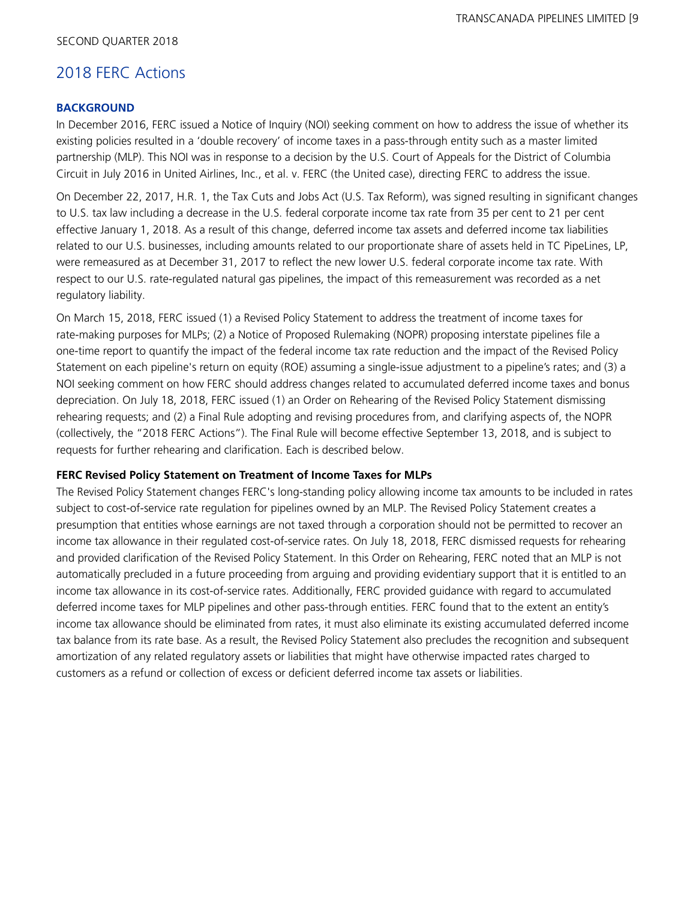## 2018 FERC Actions

### BACKGROUND

In December 2016, FERC issued a Notice of Inquiry (NOI) seeking comment on how to address the issue of whether its existing policies resulted in a 'double recovery' of income taxes in a pass-through entity such as a master limited partnership (MLP). This NOI was in response to a decision by the U.S. Court of Appeals for the District of Columbia Circuit in July 2016 in United Airlines, Inc., et al. v. FERC (the United case), directing FERC to address the issue.

On December 22, 2017, H.R. 1, the Tax Cuts and Jobs Act (U.S. Tax Reform), was signed resulting in significant changes to U.S. tax law including a decrease in the U.S. federal corporate income tax rate from 35 per cent to 21 per cent effective January 1, 2018. As a result of this change, deferred income tax assets and deferred income tax liabilities related to our U.S. businesses, including amounts related to our proportionate share of assets held in TC PipeLines, LP, were remeasured as at December 31, 2017 to reflect the new lower U.S. federal corporate income tax rate. With respect to our U.S. rate-regulated natural gas pipelines, the impact of this remeasurement was recorded as a net regulatory liability.

On March 15, 2018, FERC issued (1) a Revised Policy Statement to address the treatment of income taxes for rate-making purposes for MLPs; (2) a Notice of Proposed Rulemaking (NOPR) proposing interstate pipelines file a one-time report to quantify the impact of the federal income tax rate reduction and the impact of the Revised Policy Statement on each pipeline's return on equity (ROE) assuming a single-issue adjustment to a pipeline's rates; and (3) a NOI seeking comment on how FERC should address changes related to accumulated deferred income taxes and bonus depreciation. On July 18, 2018, FERC issued (1) an Order on Rehearing of the Revised Policy Statement dismissing rehearing requests; and (2) a Final Rule adopting and revising procedures from, and clarifying aspects of, the NOPR (collectively, the "2018 FERC Actions"). The Final Rule will become effective September 13, 2018, and is subject to requests for further rehearing and clarification. Each is described below.

**FERC Revised Policy Statement on Treatment of Income Taxes for MLPs**

The Revised Policy Statement changes FERC's long-standing policy allowing income tax amounts to be included in rates subject to cost-of-service rate regulation for pipelines owned by an MLP. The Revised Policy Statement creates a presumption that entities whose earnings are not taxed through a corporation should not be permitted to recover an income tax allowance in their regulated cost-of-service rates. On July 18, 2018, FERC dismissed requests for rehearing and provided clarification of the Revised Policy Statement. In this Order on Rehearing, FERC noted that an MLP is not automatically precluded in a future proceeding from arguing and providing evidentiary support that it is entitled to an income tax allowance in its cost-of-service rates. Additionally, FERC provided guidance with regard to accumulated deferred income taxes for MLP pipelines and other pass-through entities. FERC found that to the extent an entity's income tax allowance should be eliminated from rates, it must also eliminate its existing accumulated deferred income tax balance from its rate base. As a result, the Revised Policy Statement also precludes the recognition and subsequent amortization of any related regulatory assets or liabilities that might have otherwise impacted rates charged to customers as a refund or collection of excess or deficient deferred income tax assets or liabilities.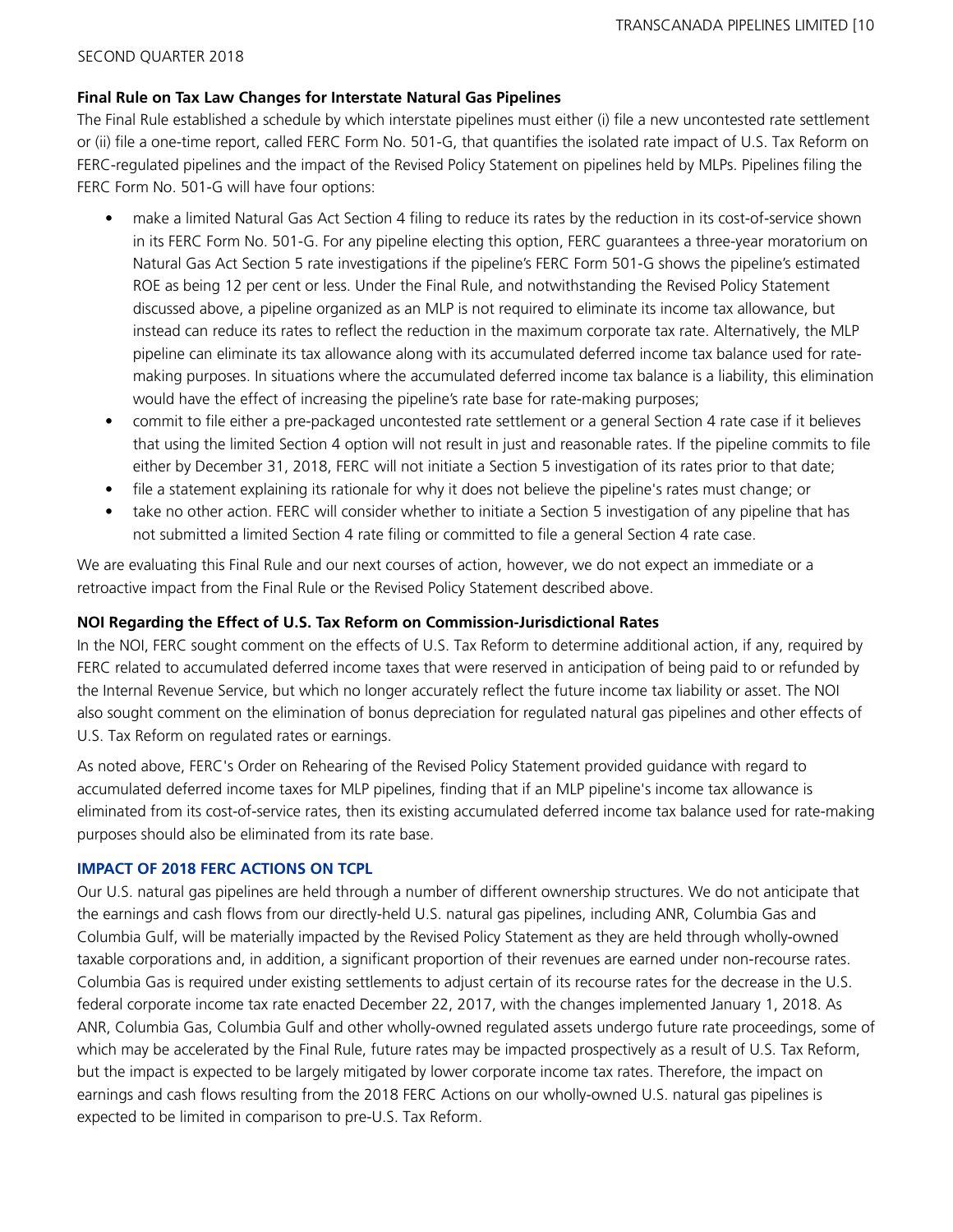**Final Rule on Tax Law Changes for Interstate Natural Gas Pipelines**

The Final Rule established a schedule by which interstate pipelines must either (i) file a new uncontested rate settlement or (ii) file a one-time report, called FERC Form No. 501-G, that quantifies the isolated rate impact of U.S. Tax Reform on FERC-regulated pipelines and the impact of the Revised Policy Statement on pipelines held by MLPs. Pipelines filing the FERC Form No. 501-G will have four options:

- make a limited Natural Gas Act Section 4 filing to reduce its rates by the reduction in its cost-of-service shown in its FERC Form No. 501-G. For any pipeline electing this option, FERC guarantees a three-year moratorium on Natural Gas Act Section 5 rate investigations if the pipeline's FERC Form 501-G shows the pipeline's estimated ROE as being 12 per cent or less. Under the Final Rule, and notwithstanding the Revised Policy Statement discussed above, a pipeline organized as an MLP is not required to eliminate its income tax allowance, but instead can reduce its rates to reflect the reduction in the maximum corporate tax rate. Alternatively, the MLP pipeline can eliminate its tax allowance along with its accumulated deferred income tax balance used for rate-making purposes. In situations where the accumulated deferred income tax balance is a liability, this elimination would have the effect of increasing the pipeline's rate base for rate-making purposes;
- commit to file either a pre-packaged uncontested rate settlement or a general Section 4 rate case if it believes that using the limited Section 4 option will not result in just and reasonable rates. If the pipeline commits to file either by December 31, 2018, FERC will not initiate a Section 5 investigation of its rates prior to that date;
- file a statement explaining its rationale for why it does not believe the pipeline's rates must change; or
- take no other action. FERC will consider whether to initiate a Section 5 investigation of any pipeline that has not submitted a limited Section 4 rate filing or committed to file a general Section 4 rate case.

We are evaluating this Final Rule and our next courses of action, however, we do not expect an immediate or a retroactive impact from the Final Rule or the Revised Policy Statement described above.

**NOI Regarding the Effect of U.S. Tax Reform on Commission-Jurisdictional Rates**

In the NOI, FERC sought comment on the effects of U.S. Tax Reform to determine additional action, if any, required by FERC related to accumulated deferred income taxes that were reserved in anticipation of being paid to or refunded by the Internal Revenue Service, but which no longer accurately reflect the future income tax liability or asset. The NOI also sought comment on the elimination of bonus depreciation for regulated natural gas pipelines and other effects of U.S. Tax Reform on regulated rates or earnings.

As noted above, FERC's Order on Rehearing of the Revised Policy Statement provided guidance with regard to accumulated deferred income taxes for MLP pipelines, finding that if an MLP pipeline's income tax allowance is eliminated from its cost-of-service rates, then its existing accumulated deferred income tax balance used for rate-making purposes should also be eliminated from its rate base.

## IMPACT OF 2018 FERC ACTIONS ON TCPL

Our U.S. natural gas pipelines are held through a number of different ownership structures. We do not anticipate that the earnings and cash flows from our directly-held U.S. natural gas pipelines, including ANR, Columbia Gas and Columbia Gulf, will be materially impacted by the Revised Policy Statement as they are held through wholly-owned taxable corporations and, in addition, a significant proportion of their revenues are earned under non-recourse rates. Columbia Gas is required under existing settlements to adjust certain of its recourse rates for the decrease in the U.S. federal corporate income tax rate enacted December 22, 2017, with the changes implemented January 1, 2018. As ANR, Columbia Gas, Columbia Gulf and other wholly-owned regulated assets undergo future rate proceedings, some of which may be accelerated by the Final Rule, future rates may be impacted prospectively as a result of U.S. Tax Reform, but the impact is expected to be largely mitigated by lower corporate income tax rates. Therefore, the impact on earnings and cash flows resulting from the 2018 FERC Actions on our wholly-owned U.S. natural gas pipelines is expected to be limited in comparison to pre-U.S. Tax Reform.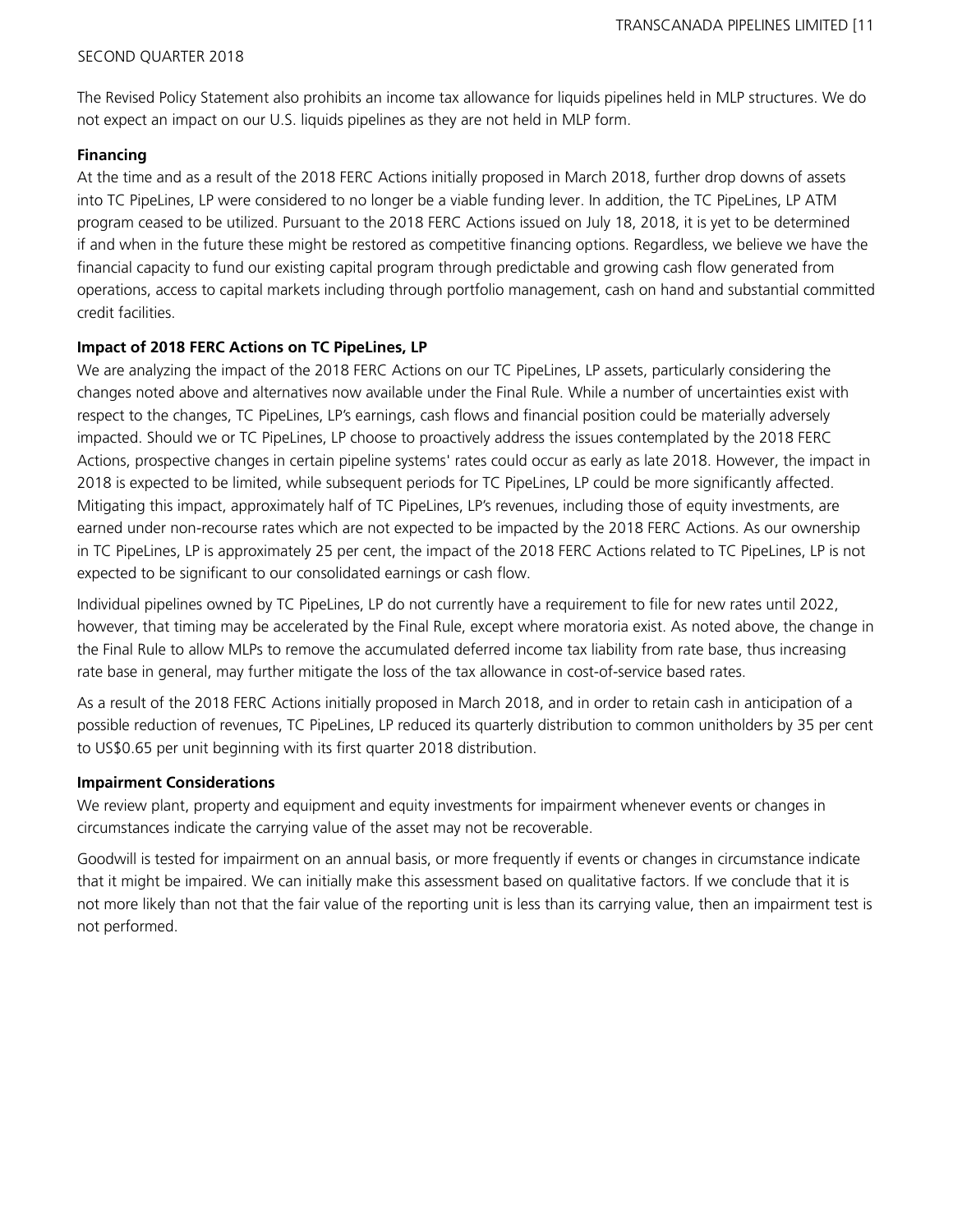The Revised Policy Statement also prohibits an income tax allowance for liquids pipelines held in MLP structures. We do not expect an impact on our U.S. liquids pipelines as they are not held in MLP form.

**Financing**

At the time and as a result of the 2018 FERC Actions initially proposed in March 2018, further drop downs of assets into TC PipeLines, LP were considered to no longer be a viable funding lever. In addition, the TC PipeLines, LP ATM program ceased to be utilized. Pursuant to the 2018 FERC Actions issued on July 18, 2018, it is yet to be determined if and when in the future these might be restored as competitive financing options. Regardless, we believe we have the financial capacity to fund our existing capital program through predictable and growing cash flow generated from operations, access to capital markets including through portfolio management, cash on hand and substantial committed credit facilities.

**Impact of 2018 FERC Actions on TC PipeLines, LP**

We are analyzing the impact of the 2018 FERC Actions on our TC PipeLines, LP assets, particularly considering the changes noted above and alternatives now available under the Final Rule. While a number of uncertainties exist with respect to the changes, TC PipeLines, LP's earnings, cash flows and financial position could be materially adversely impacted. Should we or TC PipeLines, LP choose to proactively address the issues contemplated by the 2018 FERC Actions, prospective changes in certain pipeline systems' rates could occur as early as late 2018. However, the impact in 2018 is expected to be limited, while subsequent periods for TC PipeLines, LP could be more significantly affected. Mitigating this impact, approximately half of TC PipeLines, LP's revenues, including those of equity investments, are earned under non-recourse rates which are not expected to be impacted by the 2018 FERC Actions. As our ownership in TC PipeLines, LP is approximately 25 per cent, the impact of the 2018 FERC Actions related to TC PipeLines, LP is not expected to be significant to our consolidated earnings or cash flow.

Individual pipelines owned by TC PipeLines, LP do not currently have a requirement to file for new rates until 2022, however, that timing may be accelerated by the Final Rule, except where moratoria exist. As noted above, the change in the Final Rule to allow MLPs to remove the accumulated deferred income tax liability from rate base, thus increasing rate base in general, may further mitigate the loss of the tax allowance in cost-of-service based rates.

As a result of the 2018 FERC Actions initially proposed in March 2018, and in order to retain cash in anticipation of a possible reduction of revenues, TC PipeLines, LP reduced its quarterly distribution to common unitholders by 35 per cent to US$0.65 per unit beginning with its first quarter 2018 distribution.

**Impairment Considerations**

We review plant, property and equipment and equity investments for impairment whenever events or changes in circumstances indicate the carrying value of the asset may not be recoverable.

Goodwill is tested for impairment on an annual basis, or more frequently if events or changes in circumstance indicate that it might be impaired. We can initially make this assessment based on qualitative factors. If we conclude that it is not more likely than not that the fair value of the reporting unit is less than its carrying value, then an impairment test is not performed.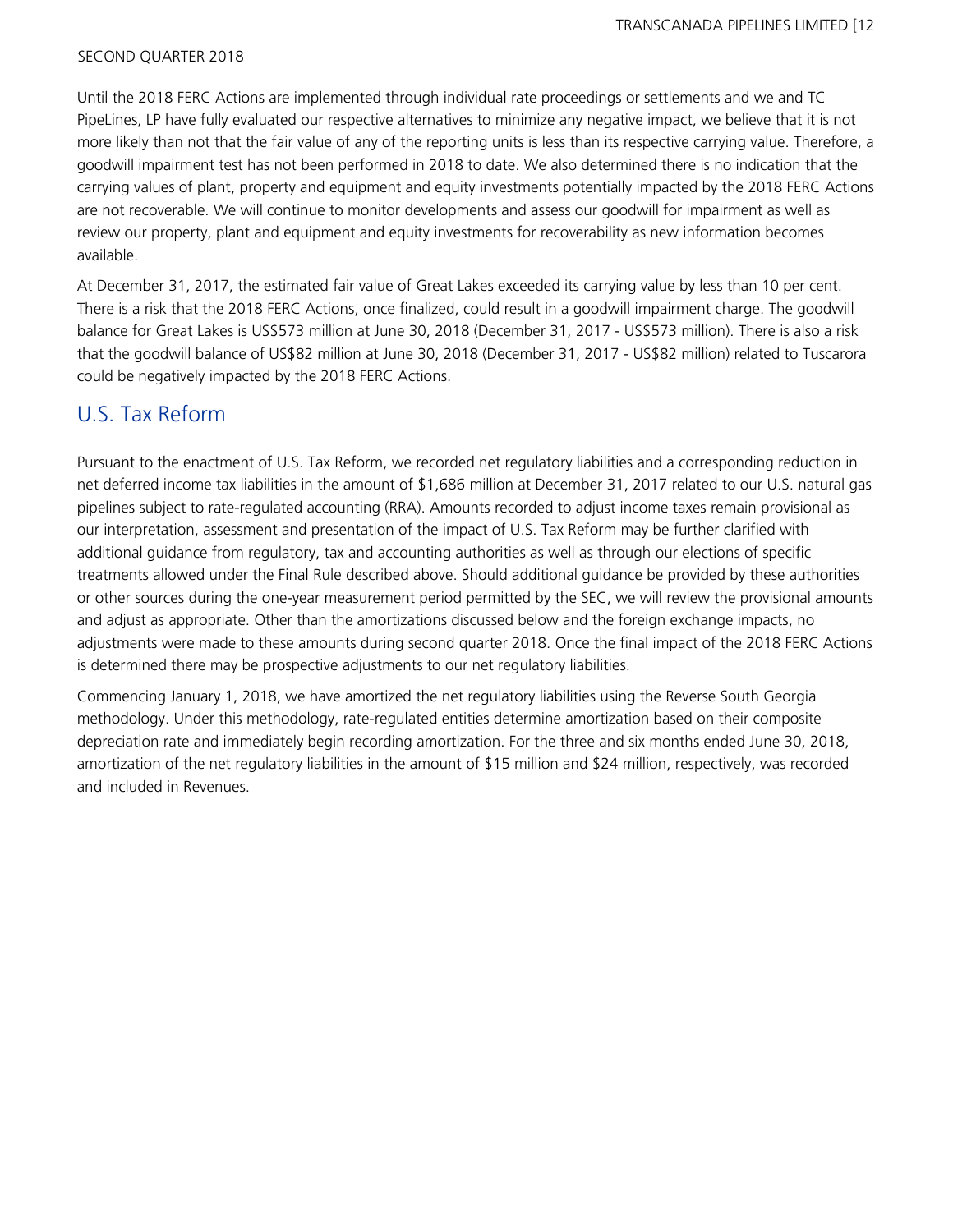Until the 2018 FERC Actions are implemented through individual rate proceedings or settlements and we and TC PipeLines, LP have fully evaluated our respective alternatives to minimize any negative impact, we believe that it is not more likely than not that the fair value of any of the reporting units is less than its respective carrying value. Therefore, a goodwill impairment test has not been performed in 2018 to date. We also determined there is no indication that the carrying values of plant, property and equipment and equity investments potentially impacted by the 2018 FERC Actions are not recoverable. We will continue to monitor developments and assess our goodwill for impairment as well as review our property, plant and equipment and equity investments for recoverability as new information becomes available.

At December 31, 2017, the estimated fair value of Great Lakes exceeded its carrying value by less than 10 per cent. There is a risk that the 2018 FERC Actions, once finalized, could result in a goodwill impairment charge. The goodwill balance for Great Lakes is US$573 million at June 30, 2018 (December 31, 2017 - US$573 million). There is also a risk that the goodwill balance of US$82 million at June 30, 2018 (December 31, 2017 - US$82 million) related to Tuscarora could be negatively impacted by the 2018 FERC Actions.

## U.S. Tax Reform

Pursuant to the enactment of U.S. Tax Reform, we recorded net regulatory liabilities and a corresponding reduction in net deferred income tax liabilities in the amount of $1,686 million at December 31, 2017 related to our U.S. natural gas pipelines subject to rate-regulated accounting (RRA). Amounts recorded to adjust income taxes remain provisional as our interpretation, assessment and presentation of the impact of U.S. Tax Reform may be further clarified with additional guidance from regulatory, tax and accounting authorities as well as through our elections of specific treatments allowed under the Final Rule described above. Should additional guidance be provided by these authorities or other sources during the one-year measurement period permitted by the SEC, we will review the provisional amounts and adjust as appropriate. Other than the amortizations discussed below and the foreign exchange impacts, no adjustments were made to these amounts during second quarter 2018. Once the final impact of the 2018 FERC Actions is determined there may be prospective adjustments to our net regulatory liabilities.

Commencing January 1, 2018, we have amortized the net regulatory liabilities using the Reverse South Georgia methodology. Under this methodology, rate-regulated entities determine amortization based on their composite depreciation rate and immediately begin recording amortization. For the three and six months ended June 30, 2018, amortization of the net regulatory liabilities in the amount of $15 million and $24 million, respectively, was recorded and included in Revenues.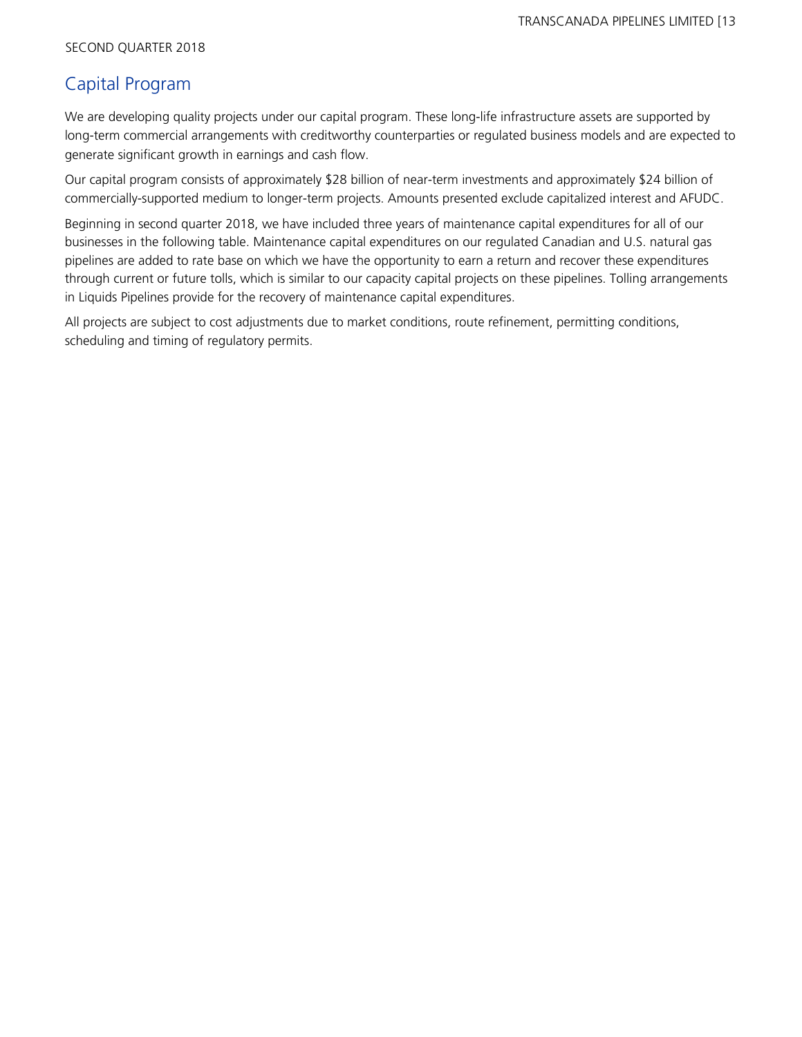## Capital Program

We are developing quality projects under our capital program. These long-life infrastructure assets are supported by long-term commercial arrangements with creditworthy counterparties or regulated business models and are expected to generate significant growth in earnings and cash flow.

Our capital program consists of approximately $28 billion of near-term investments and approximately $24 billion of commercially-supported medium to longer-term projects. Amounts presented exclude capitalized interest and AFUDC.

Beginning in second quarter 2018, we have included three years of maintenance capital expenditures for all of our businesses in the following table. Maintenance capital expenditures on our regulated Canadian and U.S. natural gas pipelines are added to rate base on which we have the opportunity to earn a return and recover these expenditures through current or future tolls, which is similar to our capacity capital projects on these pipelines. Tolling arrangements in Liquids Pipelines provide for the recovery of maintenance capital expenditures.

All projects are subject to cost adjustments due to market conditions, route refinement, permitting conditions, scheduling and timing of regulatory permits.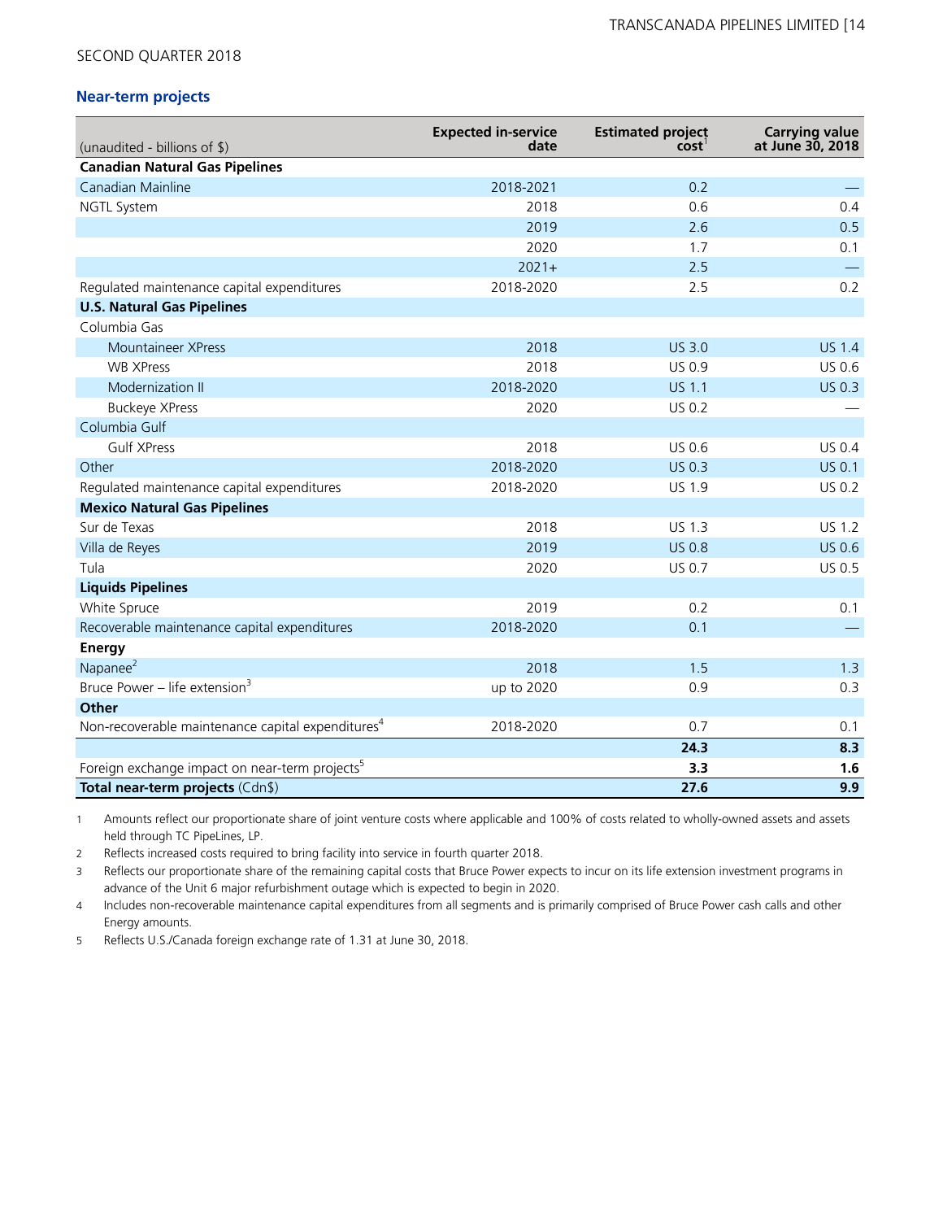SECOND QUARTER 2018

## Near-term projects

| (unaudited - billions of $) | Expected in-service date | Estimated project cost[1] | Carrying value at June 30, 2018 |
|---|---|---|---|
| **Canadian Natural Gas Pipelines** | | | |
| Canadian Mainline | 2018-2021 | 0.2 | — |
| NGTL System | 2018 | 0.6 | 0.4 |
| | 2019 | 2.6 | 0.5 |
| | 2020 | 1.7 | 0.1 |
| | 2021+ | 2.5 | — |
| Regulated maintenance capital expenditures | 2018-2020 | 2.5 | 0.2 |
| **U.S. Natural Gas Pipelines** | | | |
| Columbia Gas | | | |
| Mountaineer XPress | 2018 | US 3.0 | US 1.4 |
| WB XPress | 2018 | US 0.9 | US 0.6 |
| Modernization II | 2018-2020 | US 1.1 | US 0.3 |
| Buckeye XPress | 2020 | US 0.2 | — |
| Columbia Gulf | | | |
| Gulf XPress | 2018 | US 0.6 | US 0.4 |
| Other | 2018-2020 | US 0.3 | US 0.1 |
| Regulated maintenance capital expenditures | 2018-2020 | US 1.9 | US 0.2 |
| **Mexico Natural Gas Pipelines** | | | |
| Sur de Texas | 2018 | US 1.3 | US 1.2 |
| Villa de Reyes | 2019 | US 0.8 | US 0.6 |
| Tula | 2020 | US 0.7 | US 0.5 |
| **Liquids Pipelines** | | | |
| White Spruce | 2019 | 0.2 | 0.1 |
| Recoverable maintenance capital expenditures | 2018-2020 | 0.1 | — |
| **Energy** | | | |
| Napanee[2] | 2018 | 1.5 | 1.3 |
| Bruce Power – life extension[3] | up to 2020 | 0.9 | 0.3 |
| **Other** | | | |
| Non-recoverable maintenance capital expenditures[4] | 2018-2020 | 0.7 | 0.1 |
| | | **24.3** | **8.3** |
| Foreign exchange impact on near-term projects[5] | | **3.3** | **1.6** |
| **Total near-term projects** (Cdn$) | | **27.6** | **9.9** |

1 Amounts reflect our proportionate share of joint venture costs where applicable and 100% of costs related to wholly-owned assets and assets held through TC PipeLines, LP.

2 Reflects increased costs required to bring facility into service in fourth quarter 2018.

3 Reflects our proportionate share of the remaining capital costs that Bruce Power expects to incur on its life extension investment programs in advance of the Unit 6 major refurbishment outage which is expected to begin in 2020.

4 Includes non-recoverable maintenance capital expenditures from all segments and is primarily comprised of Bruce Power cash calls and other Energy amounts.

5 Reflects U.S./Canada foreign exchange rate of 1.31 at June 30, 2018.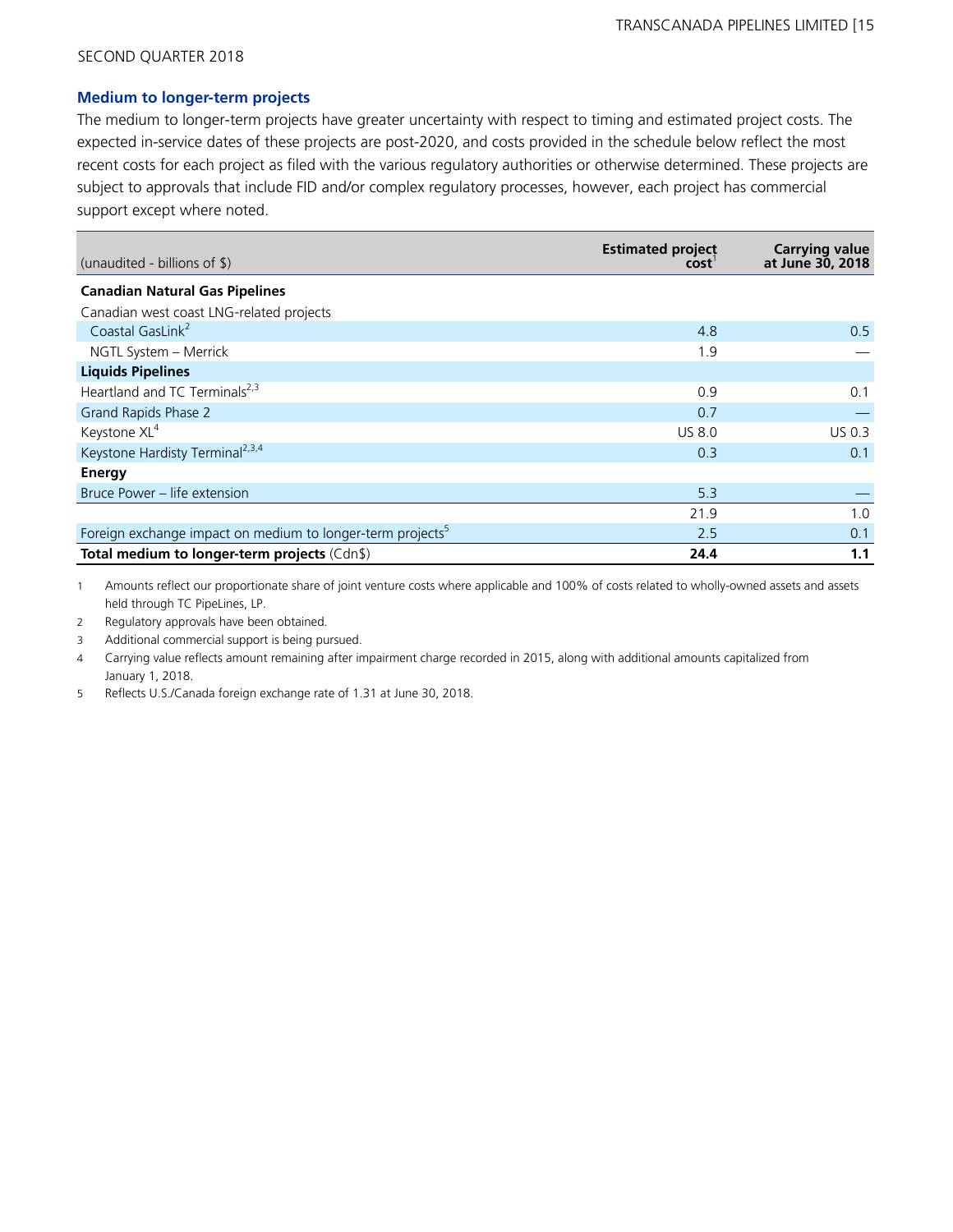## Medium to longer-term projects

The medium to longer-term projects have greater uncertainty with respect to timing and estimated project costs. The expected in-service dates of these projects are post-2020, and costs provided in the schedule below reflect the most recent costs for each project as filed with the various regulatory authorities or otherwise determined. These projects are subject to approvals that include FID and/or complex regulatory processes, however, each project has commercial support except where noted.

| (unaudited - billions of $) | Estimated project cost[1] | Carrying value at June 30, 2018 |
|---|---|---|
| **Canadian Natural Gas Pipelines** | | |
| Canadian west coast LNG-related projects | | |
| Coastal GasLink[2] | 4.8 | 0.5 |
| NGTL System – Merrick | 1.9 | — |
| **Liquids Pipelines** | | |
| Heartland and TC Terminals[2,3] | 0.9 | 0.1 |
| Grand Rapids Phase 2 | 0.7 | — |
| Keystone XL[4] | US 8.0 | US 0.3 |
| Keystone Hardisty Terminal[2,3,4] | 0.3 | 0.1 |
| **Energy** | | |
| Bruce Power – life extension | 5.3 | — |
| | 21.9 | 1.0 |
| Foreign exchange impact on medium to longer-term projects[5] | 2.5 | 0.1 |
| **Total medium to longer-term projects** (Cdn$) | **24.4** | **1.1** |

1 Amounts reflect our proportionate share of joint venture costs where applicable and 100% of costs related to wholly-owned assets and assets held through TC PipeLines, LP.

2 Regulatory approvals have been obtained.

3 Additional commercial support is being pursued.

4 Carrying value reflects amount remaining after impairment charge recorded in 2015, along with additional amounts capitalized from January 1, 2018.

5 Reflects U.S./Canada foreign exchange rate of 1.31 at June 30, 2018.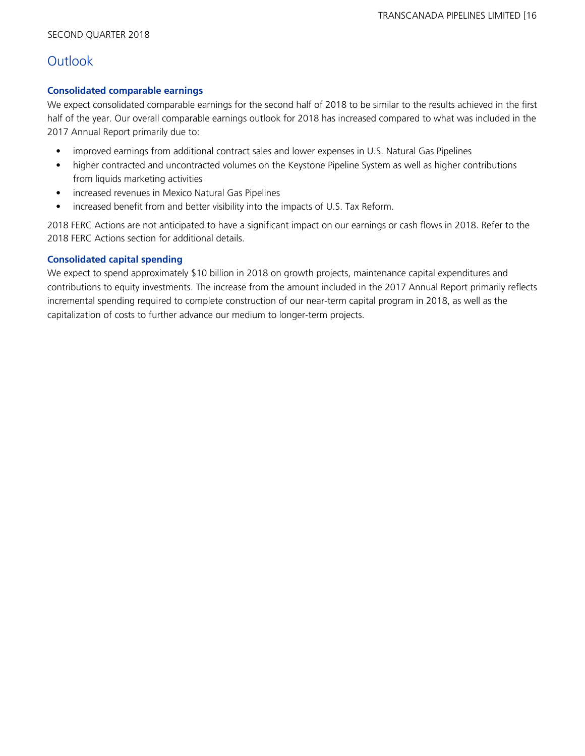# Outlook

### Consolidated comparable earnings

We expect consolidated comparable earnings for the second half of 2018 to be similar to the results achieved in the first half of the year. Our overall comparable earnings outlook for 2018 has increased compared to what was included in the 2017 Annual Report primarily due to:

- improved earnings from additional contract sales and lower expenses in U.S. Natural Gas Pipelines
- higher contracted and uncontracted volumes on the Keystone Pipeline System as well as higher contributions from liquids marketing activities
- increased revenues in Mexico Natural Gas Pipelines
- increased benefit from and better visibility into the impacts of U.S. Tax Reform.

2018 FERC Actions are not anticipated to have a significant impact on our earnings or cash flows in 2018. Refer to the 2018 FERC Actions section for additional details.

### Consolidated capital spending

We expect to spend approximately $10 billion in 2018 on growth projects, maintenance capital expenditures and contributions to equity investments. The increase from the amount included in the 2017 Annual Report primarily reflects incremental spending required to complete construction of our near-term capital program in 2018, as well as the capitalization of costs to further advance our medium to longer-term projects.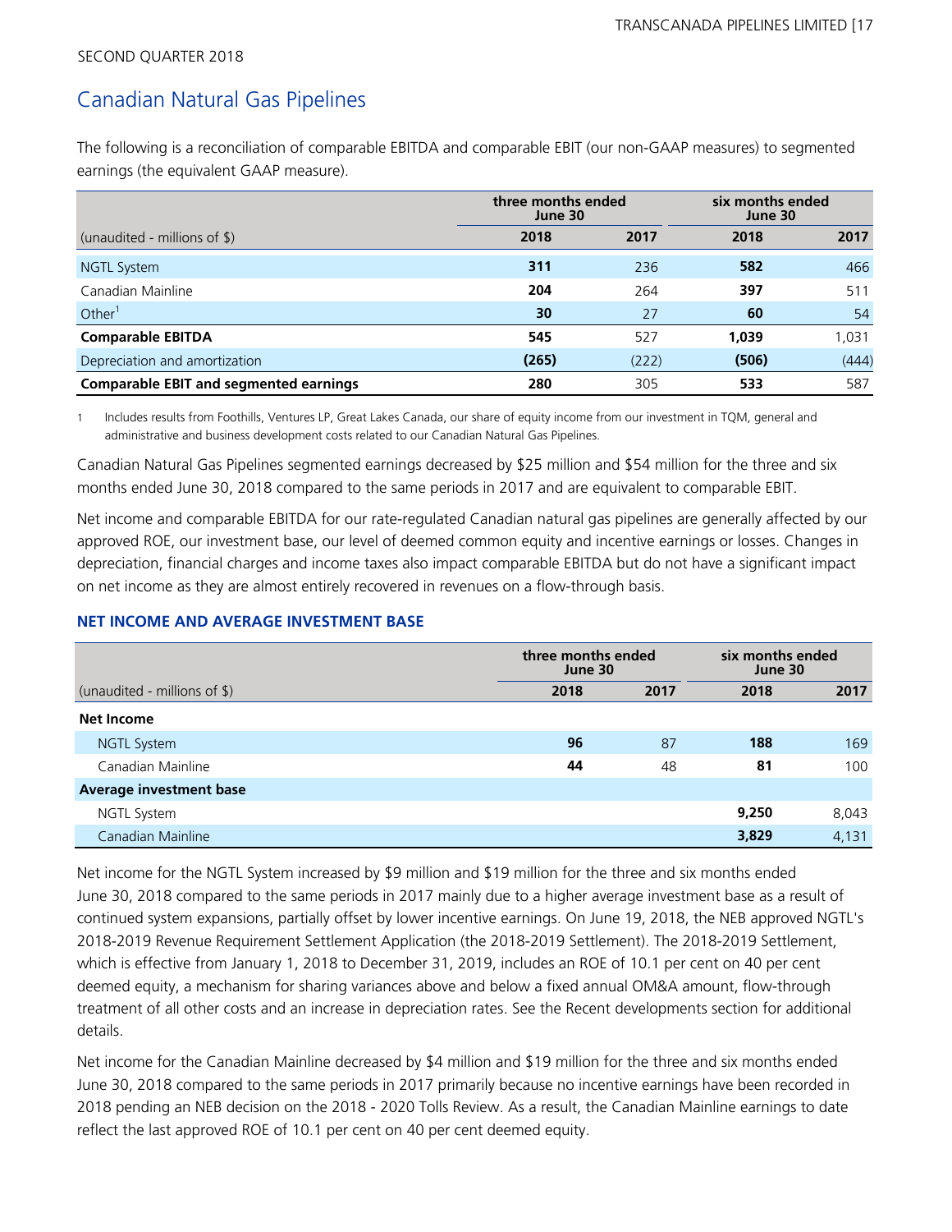SECOND QUARTER 2018

## Canadian Natural Gas Pipelines

The following is a reconciliation of comparable EBITDA and comparable EBIT (our non-GAAP measures) to segmented earnings (the equivalent GAAP measure).

| | three months ended June 30 | | six months ended June 30 | |
|---|---|---|---|---|
| (unaudited - millions of $) | 2018 | 2017 | 2018 | 2017 |
| NGTL System | **311** | 236 | **582** | 466 |
| Canadian Mainline | **204** | 264 | **397** | 511 |
| Other[1] | **30** | 27 | **60** | 54 |
| **Comparable EBITDA** | **545** | 527 | **1,039** | 1,031 |
| Depreciation and amortization | **(265)** | (222) | **(506)** | (444) |
| **Comparable EBIT and segmented earnings** | **280** | 305 | **533** | 587 |

1 Includes results from Foothills, Ventures LP, Great Lakes Canada, our share of equity income from our investment in TQM, general and administrative and business development costs related to our Canadian Natural Gas Pipelines.

Canadian Natural Gas Pipelines segmented earnings decreased by $25 million and $54 million for the three and six months ended June 30, 2018 compared to the same periods in 2017 and are equivalent to comparable EBIT.

Net income and comparable EBITDA for our rate-regulated Canadian natural gas pipelines are generally affected by our approved ROE, our investment base, our level of deemed common equity and incentive earnings or losses. Changes in depreciation, financial charges and income taxes also impact comparable EBITDA but do not have a significant impact on net income as they are almost entirely recovered in revenues on a flow-through basis.

### NET INCOME AND AVERAGE INVESTMENT BASE

| | three months ended June 30 | | six months ended June 30 | |
|---|---|---|---|---|
| (unaudited - millions of $) | 2018 | 2017 | 2018 | 2017 |
| **Net Income** | | | | |
| NGTL System | **96** | 87 | **188** | 169 |
| Canadian Mainline | **44** | 48 | **81** | 100 |
| **Average investment base** | | | | |
| NGTL System | | | **9,250** | 8,043 |
| Canadian Mainline | | | **3,829** | 4,131 |

Net income for the NGTL System increased by $9 million and $19 million for the three and six months ended June 30, 2018 compared to the same periods in 2017 mainly due to a higher average investment base as a result of continued system expansions, partially offset by lower incentive earnings. On June 19, 2018, the NEB approved NGTL's 2018-2019 Revenue Requirement Settlement Application (the 2018-2019 Settlement). The 2018-2019 Settlement, which is effective from January 1, 2018 to December 31, 2019, includes an ROE of 10.1 per cent on 40 per cent deemed equity, a mechanism for sharing variances above and below a fixed annual OM&A amount, flow-through treatment of all other costs and an increase in depreciation rates. See the Recent developments section for additional details.

Net income for the Canadian Mainline decreased by $4 million and $19 million for the three and six months ended June 30, 2018 compared to the same periods in 2017 primarily because no incentive earnings have been recorded in 2018 pending an NEB decision on the 2018 - 2020 Tolls Review. As a result, the Canadian Mainline earnings to date reflect the last approved ROE of 10.1 per cent on 40 per cent deemed equity.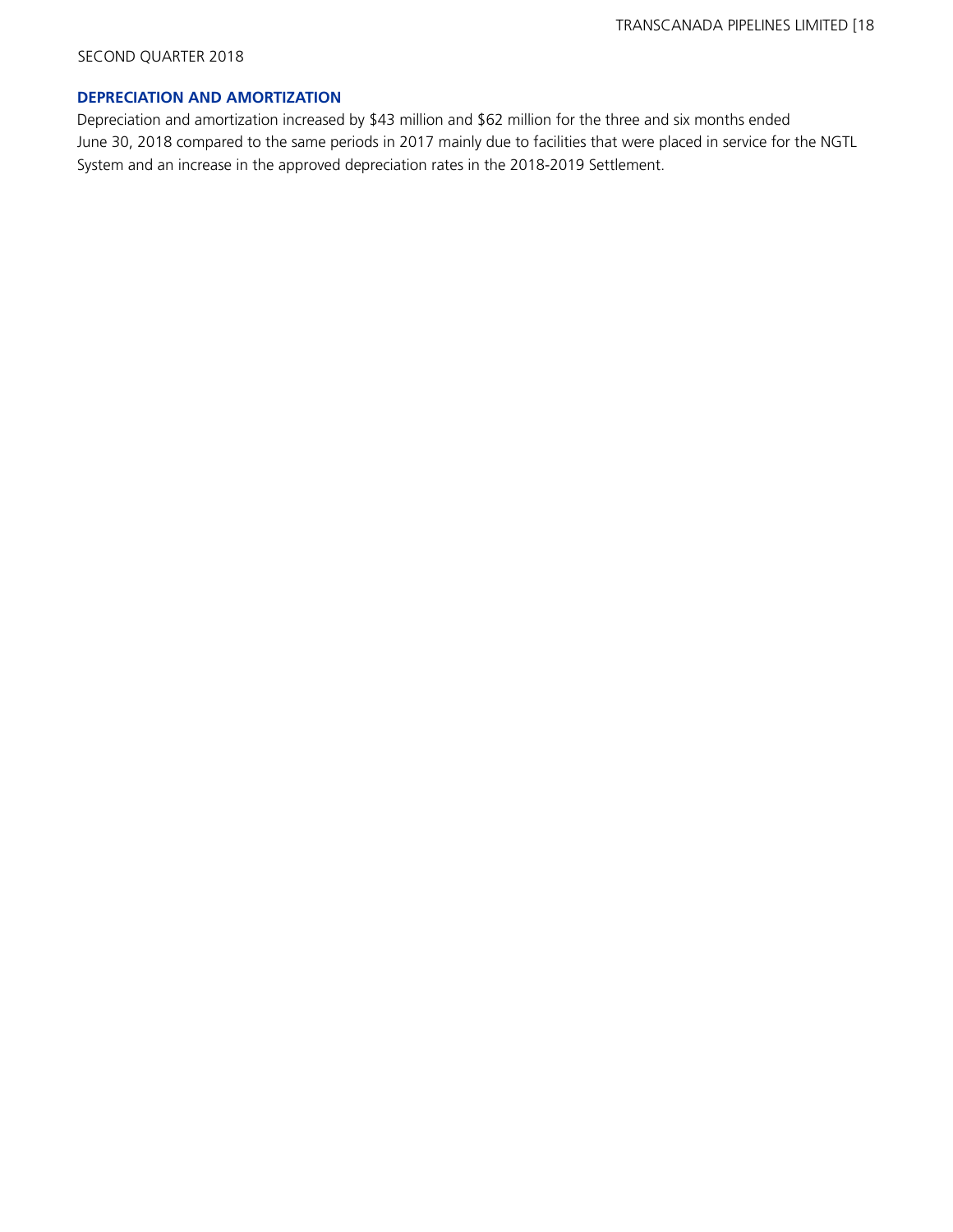## DEPRECIATION AND AMORTIZATION

Depreciation and amortization increased by $43 million and $62 million for the three and six months ended June 30, 2018 compared to the same periods in 2017 mainly due to facilities that were placed in service for the NGTL System and an increase in the approved depreciation rates in the 2018-2019 Settlement.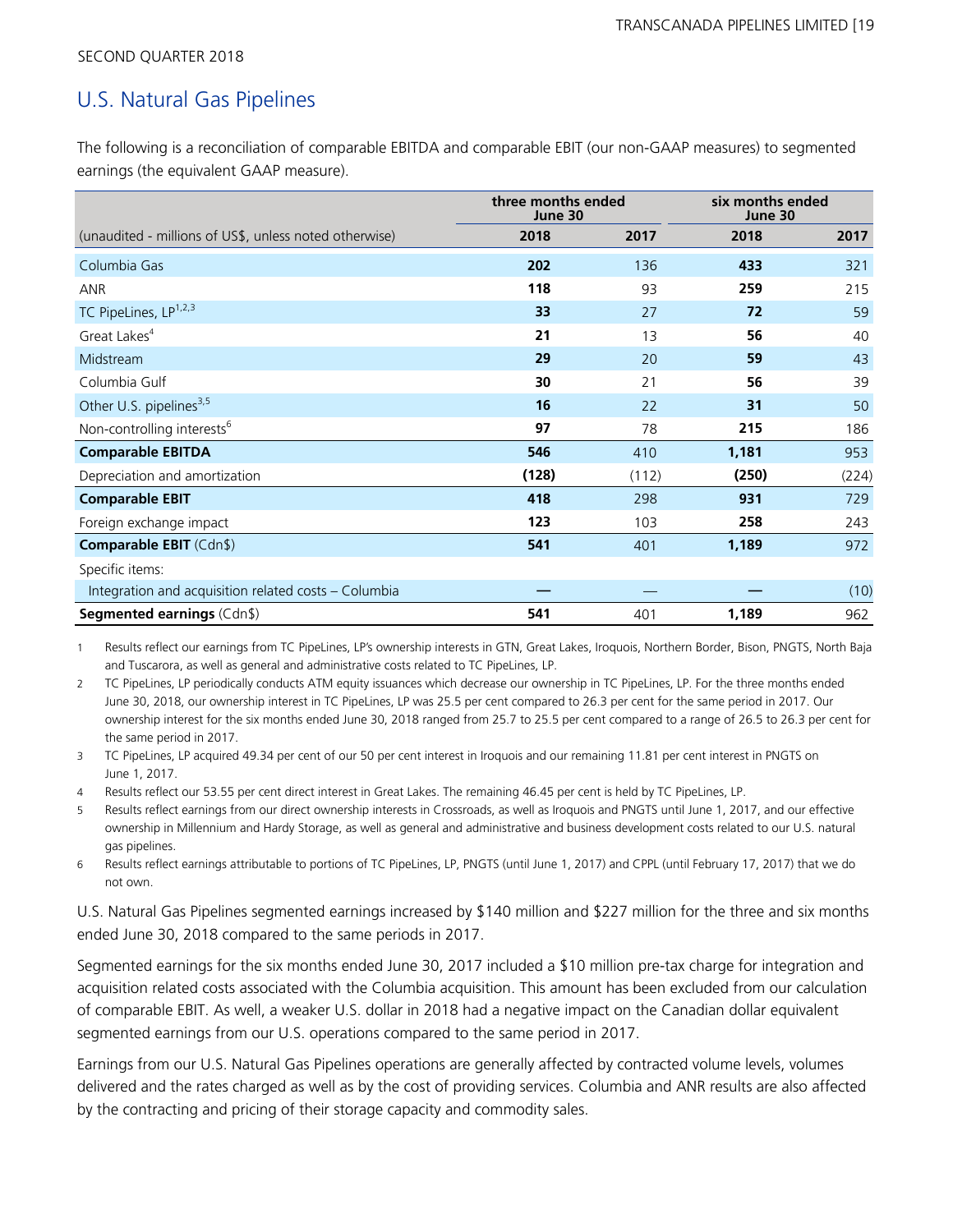SECOND QUARTER 2018

## U.S. Natural Gas Pipelines

The following is a reconciliation of comparable EBITDA and comparable EBIT (our non-GAAP measures) to segmented earnings (the equivalent GAAP measure).

| | three months ended June 30 | | six months ended June 30 | |
|---|---|---|---|---|
| (unaudited - millions of US$, unless noted otherwise) | **2018** | 2017 | **2018** | 2017 |
| Columbia Gas | **202** | 136 | **433** | 321 |
| ANR | **118** | 93 | **259** | 215 |
| TC PipeLines, LP[1,2,3] | **33** | 27 | **72** | 59 |
| Great Lakes[4] | **21** | 13 | **56** | 40 |
| Midstream | **29** | 20 | **59** | 43 |
| Columbia Gulf | **30** | 21 | **56** | 39 |
| Other U.S. pipelines[3,5] | **16** | 22 | **31** | 50 |
| Non-controlling interests[6] | **97** | 78 | **215** | 186 |
| **Comparable EBITDA** | **546** | 410 | **1,181** | 953 |
| Depreciation and amortization | **(128)** | (112) | **(250)** | (224) |
| **Comparable EBIT** | **418** | 298 | **931** | 729 |
| Foreign exchange impact | **123** | 103 | **258** | 243 |
| **Comparable EBIT** (Cdn$) | **541** | 401 | **1,189** | 972 |
| Specific items: | | | | |
| Integration and acquisition related costs – Columbia | **—** | — | **—** | (10) |
| **Segmented earnings** (Cdn$) | **541** | 401 | **1,189** | 962 |

1 Results reflect our earnings from TC PipeLines, LP's ownership interests in GTN, Great Lakes, Iroquois, Northern Border, Bison, PNGTS, North Baja and Tuscarora, as well as general and administrative costs related to TC PipeLines, LP.

2 TC PipeLines, LP periodically conducts ATM equity issuances which decrease our ownership in TC PipeLines, LP. For the three months ended June 30, 2018, our ownership interest in TC PipeLines, LP was 25.5 per cent compared to 26.3 per cent for the same period in 2017. Our ownership interest for the six months ended June 30, 2018 ranged from 25.7 to 25.5 per cent compared to a range of 26.5 to 26.3 per cent for the same period in 2017.

3 TC PipeLines, LP acquired 49.34 per cent of our 50 per cent interest in Iroquois and our remaining 11.81 per cent interest in PNGTS on June 1, 2017.

4 Results reflect our 53.55 per cent direct interest in Great Lakes. The remaining 46.45 per cent is held by TC PipeLines, LP.

5 Results reflect earnings from our direct ownership interests in Crossroads, as well as Iroquois and PNGTS until June 1, 2017, and our effective ownership in Millennium and Hardy Storage, as well as general and administrative and business development costs related to our U.S. natural gas pipelines.

6 Results reflect earnings attributable to portions of TC PipeLines, LP, PNGTS (until June 1, 2017) and CPPL (until February 17, 2017) that we do not own.

U.S. Natural Gas Pipelines segmented earnings increased by $140 million and $227 million for the three and six months ended June 30, 2018 compared to the same periods in 2017.

Segmented earnings for the six months ended June 30, 2017 included a $10 million pre-tax charge for integration and acquisition related costs associated with the Columbia acquisition. This amount has been excluded from our calculation of comparable EBIT. As well, a weaker U.S. dollar in 2018 had a negative impact on the Canadian dollar equivalent segmented earnings from our U.S. operations compared to the same period in 2017.

Earnings from our U.S. Natural Gas Pipelines operations are generally affected by contracted volume levels, volumes delivered and the rates charged as well as by the cost of providing services. Columbia and ANR results are also affected by the contracting and pricing of their storage capacity and commodity sales.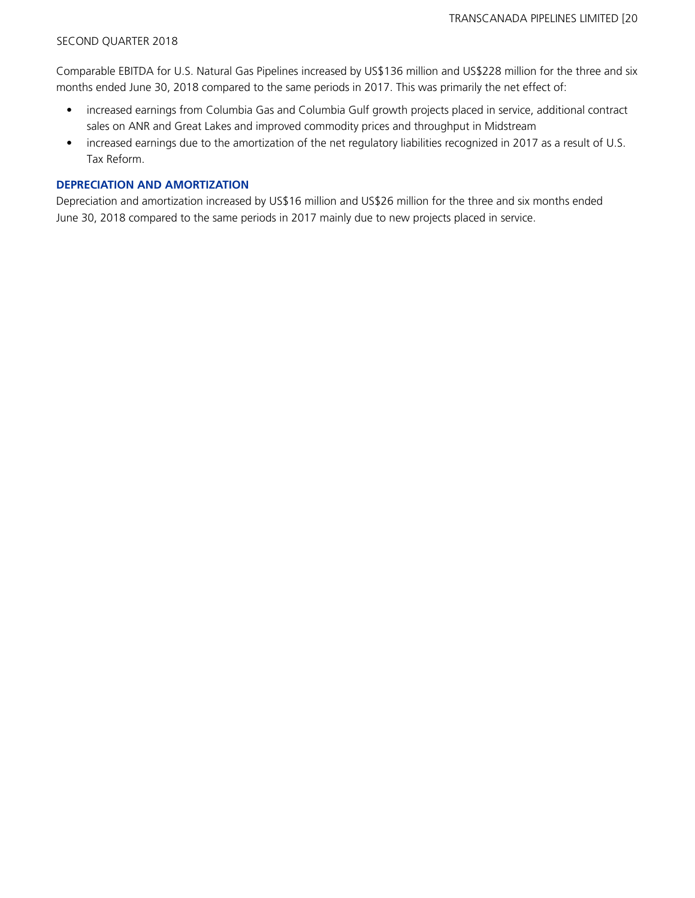Comparable EBITDA for U.S. Natural Gas Pipelines increased by US$136 million and US$228 million for the three and six months ended June 30, 2018 compared to the same periods in 2017. This was primarily the net effect of:

- increased earnings from Columbia Gas and Columbia Gulf growth projects placed in service, additional contract sales on ANR and Great Lakes and improved commodity prices and throughput in Midstream
- increased earnings due to the amortization of the net regulatory liabilities recognized in 2017 as a result of U.S. Tax Reform.

## DEPRECIATION AND AMORTIZATION

Depreciation and amortization increased by US$16 million and US$26 million for the three and six months ended June 30, 2018 compared to the same periods in 2017 mainly due to new projects placed in service.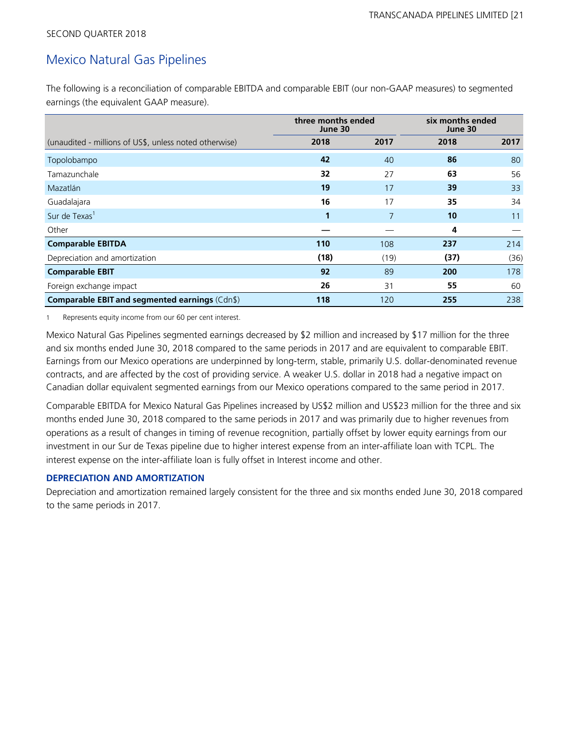SECOND QUARTER 2018

## Mexico Natural Gas Pipelines

The following is a reconciliation of comparable EBITDA and comparable EBIT (our non-GAAP measures) to segmented earnings (the equivalent GAAP measure).

| | three months ended June 30 | | six months ended June 30 | |
|---|---|---|---|---|
| (unaudited - millions of US$, unless noted otherwise) | **2018** | 2017 | **2018** | 2017 |
| Topolobampo | **42** | 40 | **86** | 80 |
| Tamazunchale | **32** | 27 | **63** | 56 |
| Mazatlán | **19** | 17 | **39** | 33 |
| Guadalajara | **16** | 17 | **35** | 34 |
| Sur de Texas[1] | **1** | 7 | **10** | 11 |
| Other | **—** | — | **4** | — |
| **Comparable EBITDA** | **110** | 108 | **237** | 214 |
| Depreciation and amortization | **(18)** | (19) | **(37)** | (36) |
| **Comparable EBIT** | **92** | 89 | **200** | 178 |
| Foreign exchange impact | **26** | 31 | **55** | 60 |
| **Comparable EBIT and segmented earnings** (Cdn$) | **118** | 120 | **255** | 238 |

1 Represents equity income from our 60 per cent interest.

Mexico Natural Gas Pipelines segmented earnings decreased by $2 million and increased by $17 million for the three and six months ended June 30, 2018 compared to the same periods in 2017 and are equivalent to comparable EBIT. Earnings from our Mexico operations are underpinned by long-term, stable, primarily U.S. dollar-denominated revenue contracts, and are affected by the cost of providing service. A weaker U.S. dollar in 2018 had a negative impact on Canadian dollar equivalent segmented earnings from our Mexico operations compared to the same period in 2017.

Comparable EBITDA for Mexico Natural Gas Pipelines increased by US$2 million and US$23 million for the three and six months ended June 30, 2018 compared to the same periods in 2017 and was primarily due to higher revenues from operations as a result of changes in timing of revenue recognition, partially offset by lower equity earnings from our investment in our Sur de Texas pipeline due to higher interest expense from an inter-affiliate loan with TCPL. The interest expense on the inter-affiliate loan is fully offset in Interest income and other.

### DEPRECIATION AND AMORTIZATION

Depreciation and amortization remained largely consistent for the three and six months ended June 30, 2018 compared to the same periods in 2017.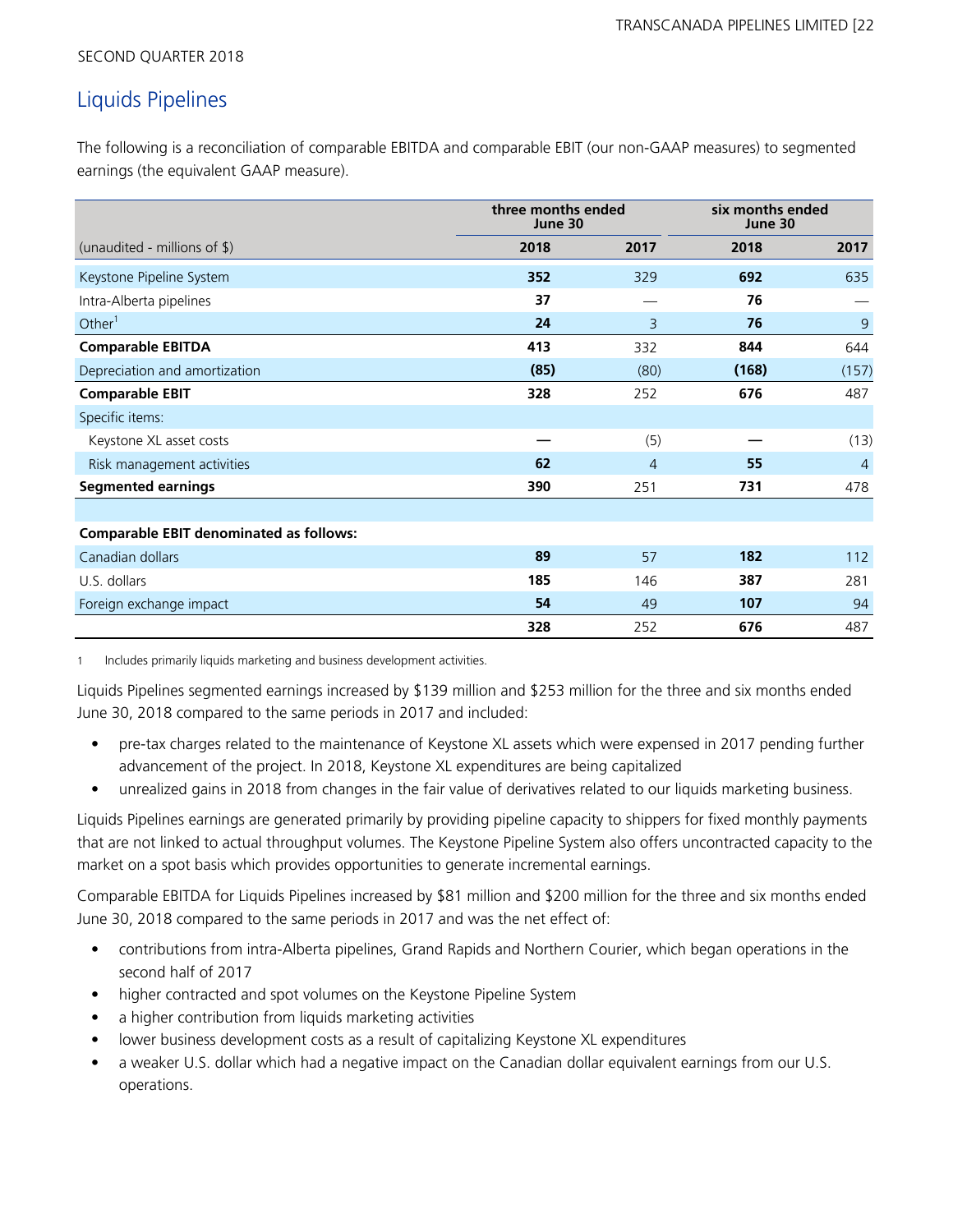SECOND QUARTER 2018

## Liquids Pipelines

The following is a reconciliation of comparable EBITDA and comparable EBIT (our non-GAAP measures) to segmented earnings (the equivalent GAAP measure).

| | three months ended June 30 | | six months ended June 30 | |
|---|---|---|---|---|
| (unaudited - millions of $) | **2018** | 2017 | **2018** | 2017 |
| Keystone Pipeline System | **352** | 329 | **692** | 635 |
| Intra-Alberta pipelines | **37** | — | **76** | — |
| Other[1] | **24** | 3 | **76** | 9 |
| **Comparable EBITDA** | **413** | 332 | **844** | 644 |
| Depreciation and amortization | **(85)** | (80) | **(168)** | (157) |
| **Comparable EBIT** | **328** | 252 | **676** | 487 |
| Specific items: | | | | |
| Keystone XL asset costs | **—** | (5) | **—** | (13) |
| Risk management activities | **62** | 4 | **55** | 4 |
| **Segmented earnings** | **390** | 251 | **731** | 478 |
| | | | | |
| **Comparable EBIT denominated as follows:** | | | | |
| Canadian dollars | **89** | 57 | **182** | 112 |
| U.S. dollars | **185** | 146 | **387** | 281 |
| Foreign exchange impact | **54** | 49 | **107** | 94 |
| | **328** | 252 | **676** | 487 |

1 Includes primarily liquids marketing and business development activities.

Liquids Pipelines segmented earnings increased by $139 million and $253 million for the three and six months ended June 30, 2018 compared to the same periods in 2017 and included:

- pre-tax charges related to the maintenance of Keystone XL assets which were expensed in 2017 pending further advancement of the project. In 2018, Keystone XL expenditures are being capitalized
- unrealized gains in 2018 from changes in the fair value of derivatives related to our liquids marketing business.

Liquids Pipelines earnings are generated primarily by providing pipeline capacity to shippers for fixed monthly payments that are not linked to actual throughput volumes. The Keystone Pipeline System also offers uncontracted capacity to the market on a spot basis which provides opportunities to generate incremental earnings.

Comparable EBITDA for Liquids Pipelines increased by $81 million and $200 million for the three and six months ended June 30, 2018 compared to the same periods in 2017 and was the net effect of:

- contributions from intra-Alberta pipelines, Grand Rapids and Northern Courier, which began operations in the second half of 2017
- higher contracted and spot volumes on the Keystone Pipeline System
- a higher contribution from liquids marketing activities
- lower business development costs as a result of capitalizing Keystone XL expenditures
- a weaker U.S. dollar which had a negative impact on the Canadian dollar equivalent earnings from our U.S. operations.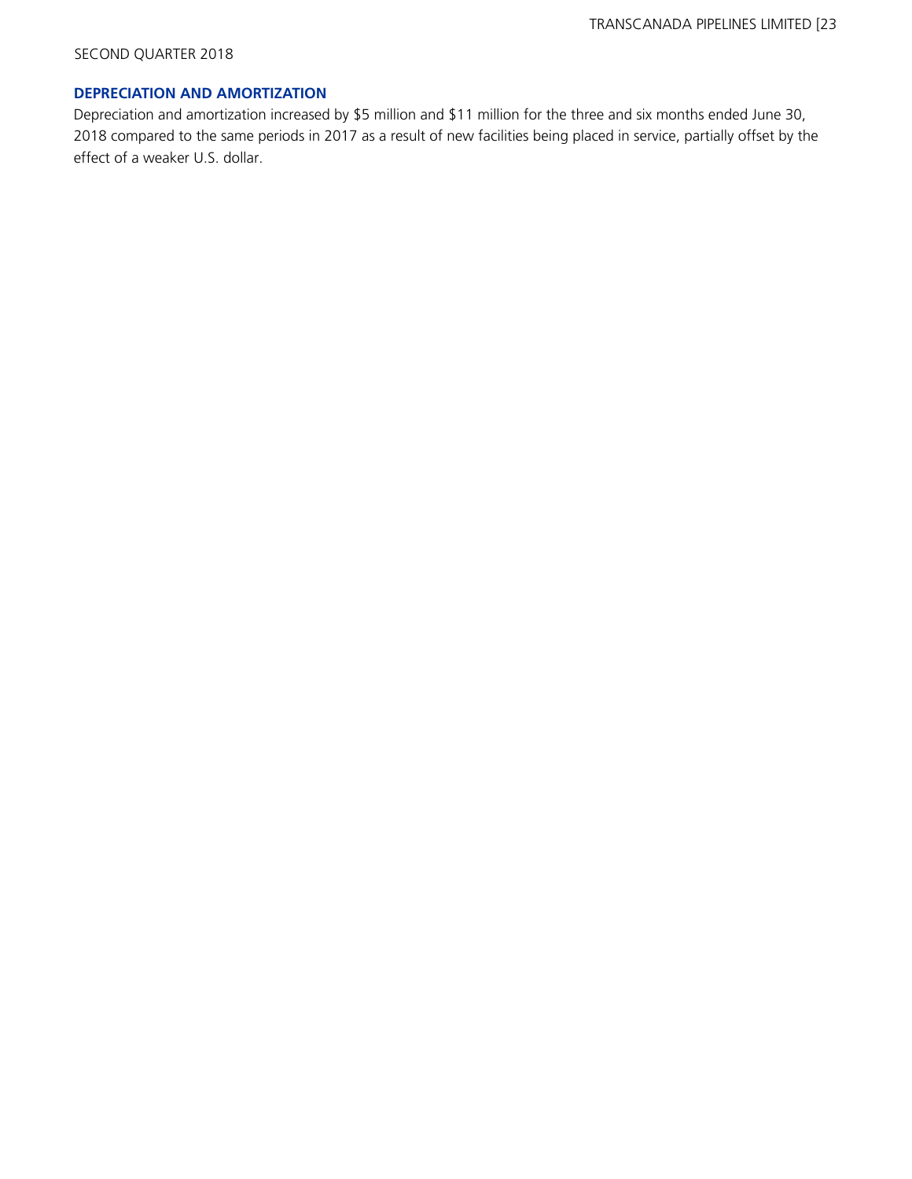## DEPRECIATION AND AMORTIZATION

Depreciation and amortization increased by $5 million and $11 million for the three and six months ended June 30, 2018 compared to the same periods in 2017 as a result of new facilities being placed in service, partially offset by the effect of a weaker U.S. dollar.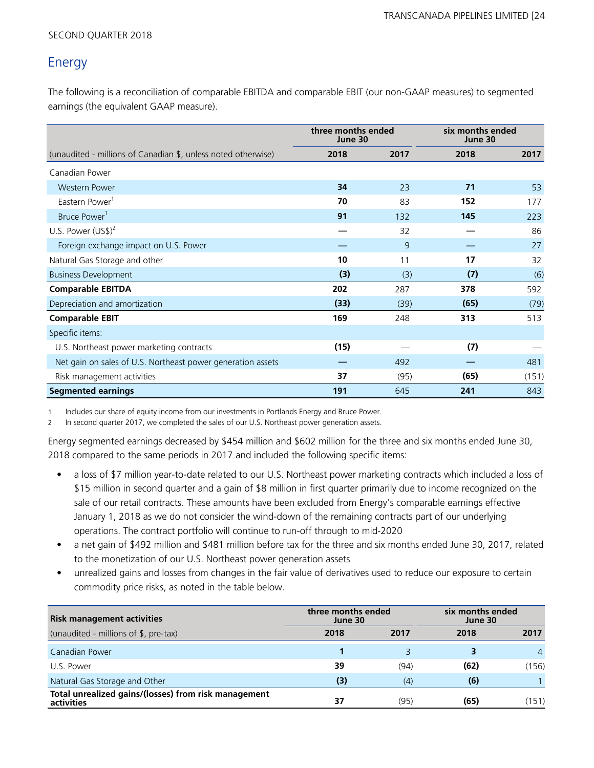SECOND QUARTER 2018

## Energy

The following is a reconciliation of comparable EBITDA and comparable EBIT (our non-GAAP measures) to segmented earnings (the equivalent GAAP measure).

| | three months ended June 30 | | six months ended June 30 | |
|---|---|---|---|---|
| (unaudited - millions of Canadian $, unless noted otherwise) | **2018** | 2017 | **2018** | 2017 |
| Canadian Power | | | | |
| Western Power | **34** | 23 | **71** | 53 |
| Eastern Power[1] | **70** | 83 | **152** | 177 |
| Bruce Power[1] | **91** | 132 | **145** | 223 |
| U.S. Power (US$)[2] | **—** | 32 | **—** | 86 |
| Foreign exchange impact on U.S. Power | **—** | 9 | **—** | 27 |
| Natural Gas Storage and other | **10** | 11 | **17** | 32 |
| Business Development | **(3)** | (3) | **(7)** | (6) |
| **Comparable EBITDA** | **202** | 287 | **378** | 592 |
| Depreciation and amortization | **(33)** | (39) | **(65)** | (79) |
| **Comparable EBIT** | **169** | 248 | **313** | 513 |
| Specific items: | | | | |
| U.S. Northeast power marketing contracts | **(15)** | — | **(7)** | — |
| Net gain on sales of U.S. Northeast power generation assets | **—** | 492 | **—** | 481 |
| Risk management activities | **37** | (95) | **(65)** | (151) |
| **Segmented earnings** | **191** | 645 | **241** | 843 |

1 Includes our share of equity income from our investments in Portlands Energy and Bruce Power.
2 In second quarter 2017, we completed the sales of our U.S. Northeast power generation assets.

Energy segmented earnings decreased by $454 million and $602 million for the three and six months ended June 30, 2018 compared to the same periods in 2017 and included the following specific items:

- a loss of $7 million year-to-date related to our U.S. Northeast power marketing contracts which included a loss of $15 million in second quarter and a gain of $8 million in first quarter primarily due to income recognized on the sale of our retail contracts. These amounts have been excluded from Energy's comparable earnings effective January 1, 2018 as we do not consider the wind-down of the remaining contracts part of our underlying operations. The contract portfolio will continue to run-off through to mid-2020
- a net gain of $492 million and $481 million before tax for the three and six months ended June 30, 2017, related to the monetization of our U.S. Northeast power generation assets
- unrealized gains and losses from changes in the fair value of derivatives used to reduce our exposure to certain commodity price risks, as noted in the table below.

| **Risk management activities** | three months ended June 30 | | six months ended June 30 | |
|---|---|---|---|---|
| (unaudited - millions of $, pre-tax) | **2018** | 2017 | **2018** | 2017 |
| Canadian Power | **1** | 3 | **3** | 4 |
| U.S. Power | **39** | (94) | **(62)** | (156) |
| Natural Gas Storage and Other | **(3)** | (4) | **(6)** | 1 |
| **Total unrealized gains/(losses) from risk management activities** | **37** | (95) | **(65)** | (151) |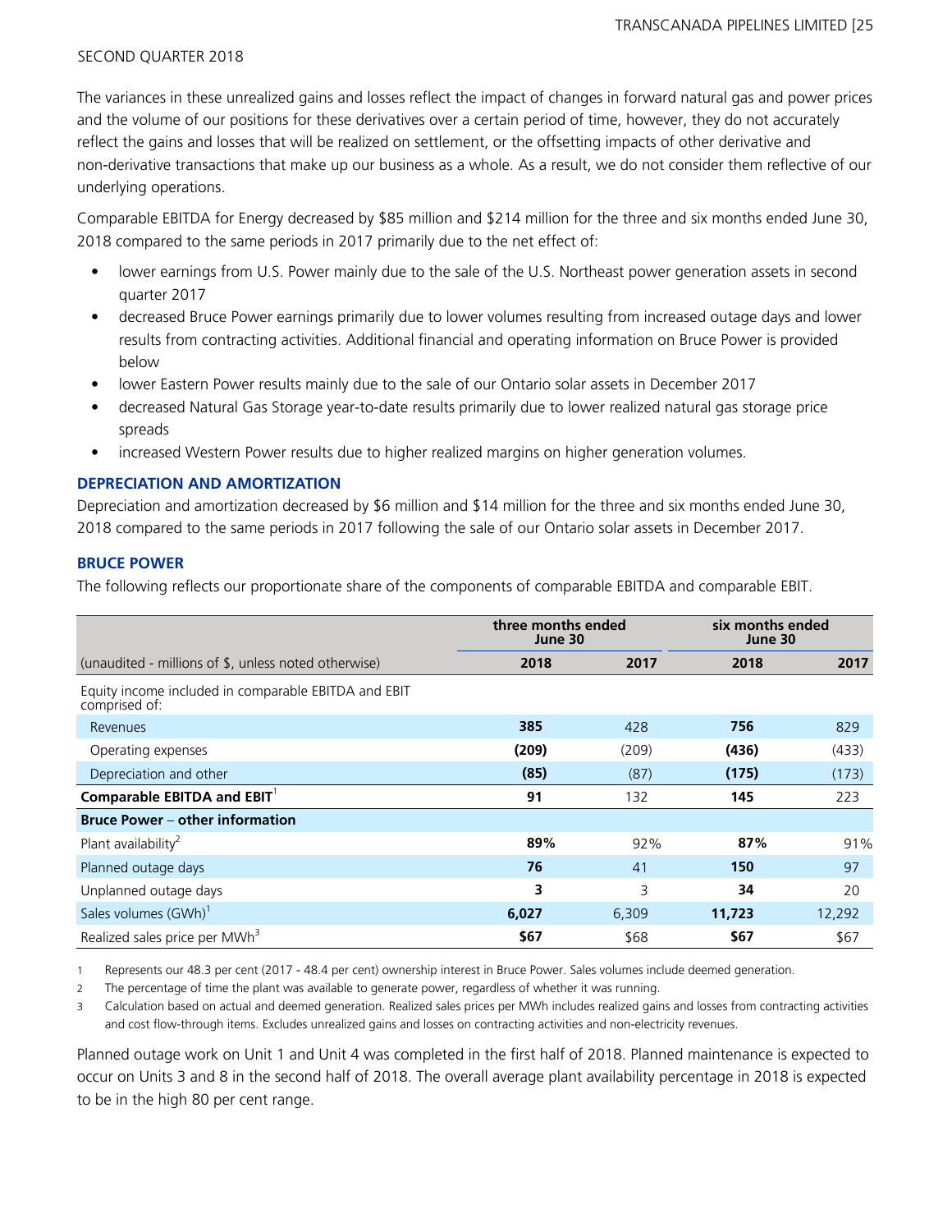The variances in these unrealized gains and losses reflect the impact of changes in forward natural gas and power prices and the volume of our positions for these derivatives over a certain period of time, however, they do not accurately reflect the gains and losses that will be realized on settlement, or the offsetting impacts of other derivative and non-derivative transactions that make up our business as a whole. As a result, we do not consider them reflective of our underlying operations.

Comparable EBITDA for Energy decreased by $85 million and $214 million for the three and six months ended June 30, 2018 compared to the same periods in 2017 primarily due to the net effect of:

- lower earnings from U.S. Power mainly due to the sale of the U.S. Northeast power generation assets in second quarter 2017
- decreased Bruce Power earnings primarily due to lower volumes resulting from increased outage days and lower results from contracting activities. Additional financial and operating information on Bruce Power is provided below
- lower Eastern Power results mainly due to the sale of our Ontario solar assets in December 2017
- decreased Natural Gas Storage year-to-date results primarily due to lower realized natural gas storage price spreads
- increased Western Power results due to higher realized margins on higher generation volumes.

### DEPRECIATION AND AMORTIZATION

Depreciation and amortization decreased by $6 million and $14 million for the three and six months ended June 30, 2018 compared to the same periods in 2017 following the sale of our Ontario solar assets in December 2017.

### BRUCE POWER

The following reflects our proportionate share of the components of comparable EBITDA and comparable EBIT.

| | three months ended June 30 | | six months ended June 30 | |
|---|---|---|---|---|
| (unaudited - millions of $, unless noted otherwise) | **2018** | 2017 | **2018** | 2017 |
| Equity income included in comparable EBITDA and EBIT comprised of: | | | | |
| Revenues | **385** | 428 | **756** | 829 |
| Operating expenses | **(209)** | (209) | **(436)** | (433) |
| Depreciation and other | **(85)** | (87) | **(175)** | (173) |
| **Comparable EBITDA and EBIT**[1] | **91** | 132 | **145** | 223 |
| **Bruce Power – other information** | | | | |
| Plant availability[2] | **89%** | 92% | **87%** | 91% |
| Planned outage days | **76** | 41 | **150** | 97 |
| Unplanned outage days | **3** | 3 | **34** | 20 |
| Sales volumes (GWh)[1] | **6,027** | 6,309 | **11,723** | 12,292 |
| Realized sales price per MWh[3] | **$67** | $68 | **$67** | $67 |

1 Represents our 48.3 per cent (2017 - 48.4 per cent) ownership interest in Bruce Power. Sales volumes include deemed generation.

2 The percentage of time the plant was available to generate power, regardless of whether it was running.

3 Calculation based on actual and deemed generation. Realized sales prices per MWh includes realized gains and losses from contracting activities and cost flow-through items. Excludes unrealized gains and losses on contracting activities and non-electricity revenues.

Planned outage work on Unit 1 and Unit 4 was completed in the first half of 2018. Planned maintenance is expected to occur on Units 3 and 8 in the second half of 2018. The overall average plant availability percentage in 2018 is expected to be in the high 80 per cent range.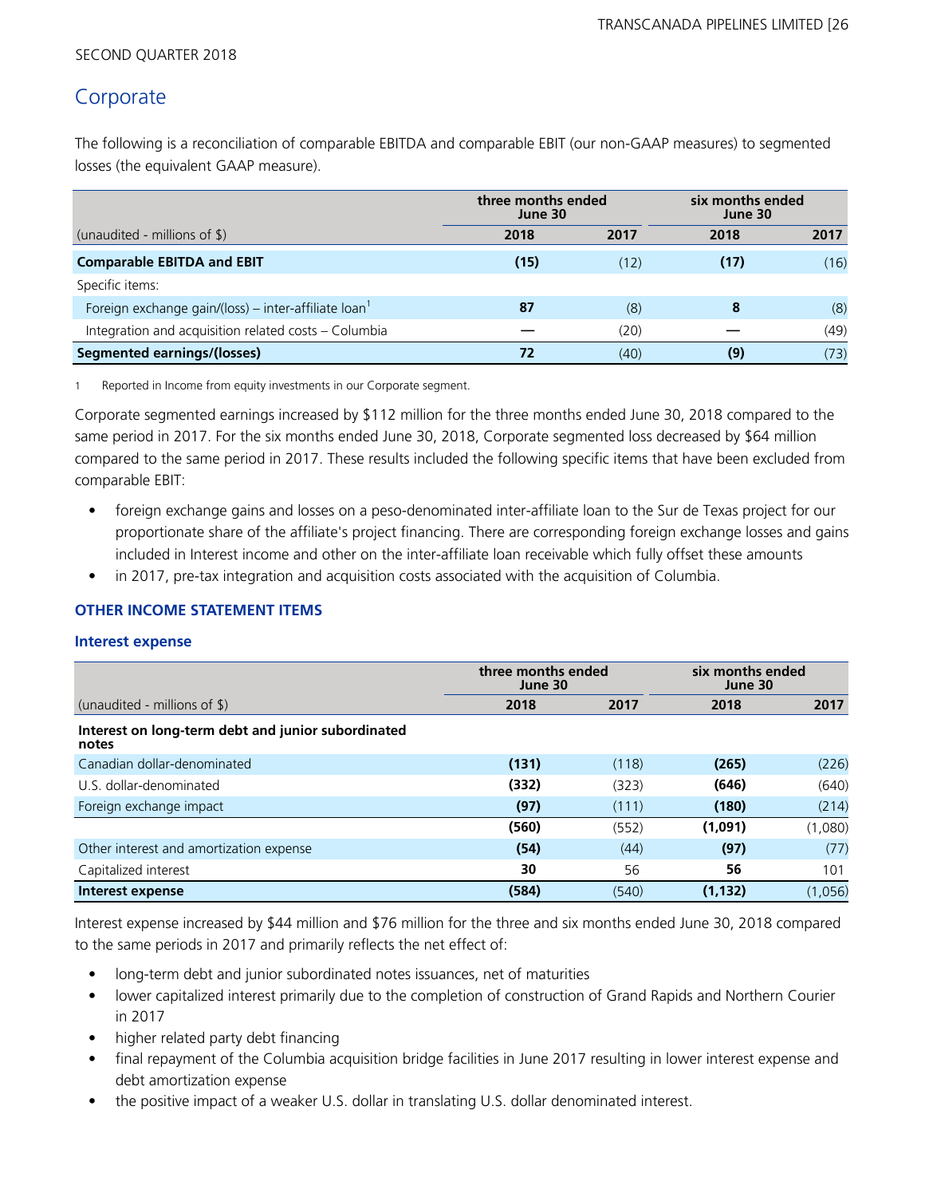SECOND QUARTER 2018

## Corporate

The following is a reconciliation of comparable EBITDA and comparable EBIT (our non-GAAP measures) to segmented losses (the equivalent GAAP measure).

| | three months ended June 30 | | six months ended June 30 | |
|---|---|---|---|---|
| (unaudited - millions of $) | **2018** | 2017 | **2018** | 2017 |
| **Comparable EBITDA and EBIT** | **(15)** | (12) | **(17)** | (16) |
| Specific items: | | | | |
| Foreign exchange gain/(loss) – inter-affiliate loan[1] | **87** | (8) | **8** | (8) |
| Integration and acquisition related costs – Columbia | **—** | (20) | **—** | (49) |
| **Segmented earnings/(losses)** | **72** | (40) | **(9)** | (73) |

1 Reported in Income from equity investments in our Corporate segment.

Corporate segmented earnings increased by $112 million for the three months ended June 30, 2018 compared to the same period in 2017. For the six months ended June 30, 2018, Corporate segmented loss decreased by $64 million compared to the same period in 2017. These results included the following specific items that have been excluded from comparable EBIT:

- foreign exchange gains and losses on a peso-denominated inter-affiliate loan to the Sur de Texas project for our proportionate share of the affiliate's project financing. There are corresponding foreign exchange losses and gains included in Interest income and other on the inter-affiliate loan receivable which fully offset these amounts
- in 2017, pre-tax integration and acquisition costs associated with the acquisition of Columbia.

### OTHER INCOME STATEMENT ITEMS

#### Interest expense

| | three months ended June 30 | | six months ended June 30 | |
|---|---|---|---|---|
| (unaudited - millions of $) | **2018** | 2017 | **2018** | 2017 |
| **Interest on long-term debt and junior subordinated notes** | | | | |
| Canadian dollar-denominated | **(131)** | (118) | **(265)** | (226) |
| U.S. dollar-denominated | **(332)** | (323) | **(646)** | (640) |
| Foreign exchange impact | **(97)** | (111) | **(180)** | (214) |
| | **(560)** | (552) | **(1,091)** | (1,080) |
| Other interest and amortization expense | **(54)** | (44) | **(97)** | (77) |
| Capitalized interest | **30** | 56 | **56** | 101 |
| **Interest expense** | **(584)** | (540) | **(1,132)** | (1,056) |

Interest expense increased by $44 million and $76 million for the three and six months ended June 30, 2018 compared to the same periods in 2017 and primarily reflects the net effect of:

- long-term debt and junior subordinated notes issuances, net of maturities
- lower capitalized interest primarily due to the completion of construction of Grand Rapids and Northern Courier in 2017
- higher related party debt financing
- final repayment of the Columbia acquisition bridge facilities in June 2017 resulting in lower interest expense and debt amortization expense
- the positive impact of a weaker U.S. dollar in translating U.S. dollar denominated interest.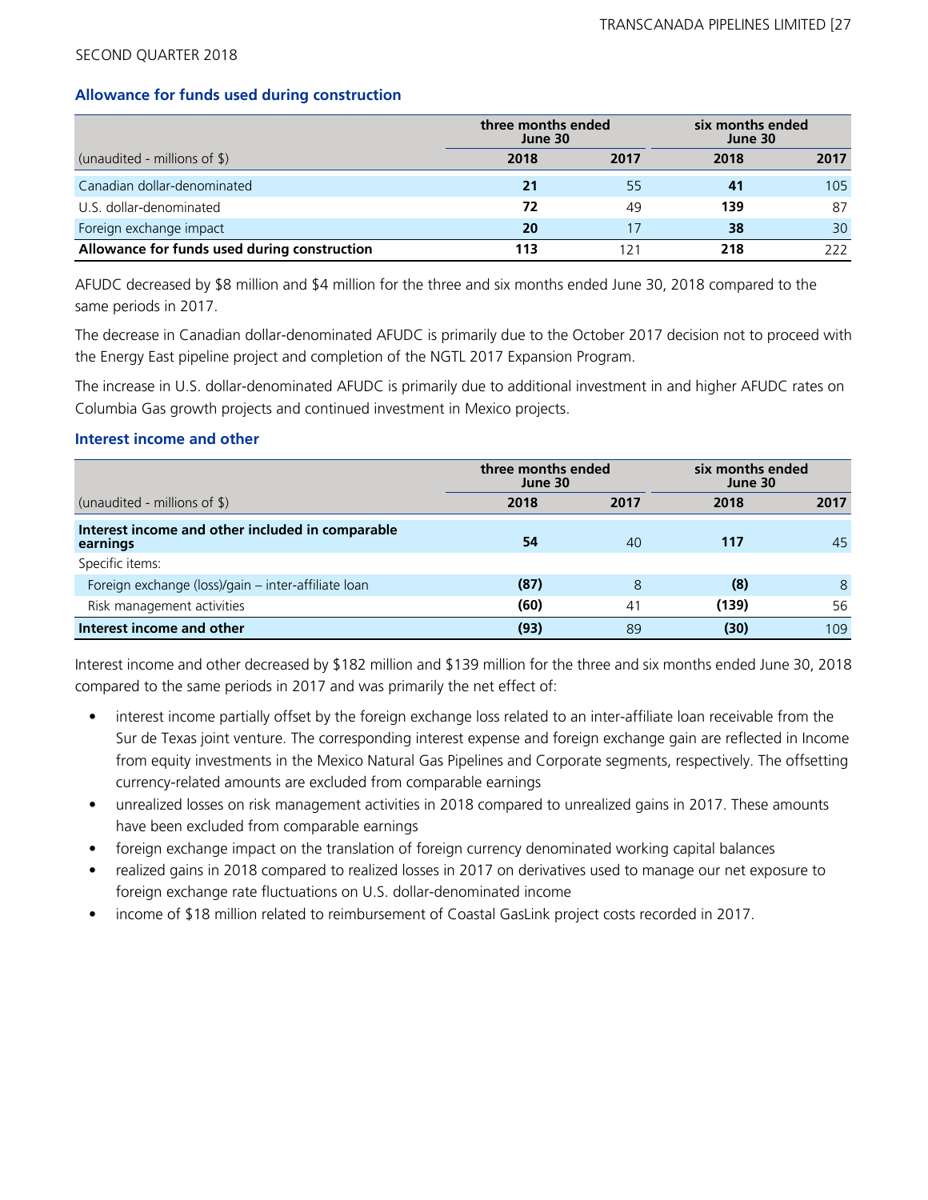SECOND QUARTER 2018

### Allowance for funds used during construction

| | three months ended June 30 | | six months ended June 30 | |
|---|---|---|---|---|
| (unaudited - millions of $) | **2018** | 2017 | **2018** | 2017 |
| Canadian dollar-denominated | **21** | 55 | **41** | 105 |
| U.S. dollar-denominated | **72** | 49 | **139** | 87 |
| Foreign exchange impact | **20** | 17 | **38** | 30 |
| **Allowance for funds used during construction** | **113** | 121 | **218** | 222 |

AFUDC decreased by $8 million and $4 million for the three and six months ended June 30, 2018 compared to the same periods in 2017.

The decrease in Canadian dollar-denominated AFUDC is primarily due to the October 2017 decision not to proceed with the Energy East pipeline project and completion of the NGTL 2017 Expansion Program.

The increase in U.S. dollar-denominated AFUDC is primarily due to additional investment in and higher AFUDC rates on Columbia Gas growth projects and continued investment in Mexico projects.

### Interest income and other

| | three months ended June 30 | | six months ended June 30 | |
|---|---|---|---|---|
| (unaudited - millions of $) | **2018** | 2017 | **2018** | 2017 |
| **Interest income and other included in comparable earnings** | **54** | 40 | **117** | 45 |
| Specific items: | | | | |
| Foreign exchange (loss)/gain – inter-affiliate loan | **(87)** | 8 | **(8)** | 8 |
| Risk management activities | **(60)** | 41 | **(139)** | 56 |
| **Interest income and other** | **(93)** | 89 | **(30)** | 109 |

Interest income and other decreased by $182 million and $139 million for the three and six months ended June 30, 2018 compared to the same periods in 2017 and was primarily the net effect of:

- interest income partially offset by the foreign exchange loss related to an inter-affiliate loan receivable from the Sur de Texas joint venture. The corresponding interest expense and foreign exchange gain are reflected in Income from equity investments in the Mexico Natural Gas Pipelines and Corporate segments, respectively. The offsetting currency-related amounts are excluded from comparable earnings
- unrealized losses on risk management activities in 2018 compared to unrealized gains in 2017. These amounts have been excluded from comparable earnings
- foreign exchange impact on the translation of foreign currency denominated working capital balances
- realized gains in 2018 compared to realized losses in 2017 on derivatives used to manage our net exposure to foreign exchange rate fluctuations on U.S. dollar-denominated income
- income of $18 million related to reimbursement of Coastal GasLink project costs recorded in 2017.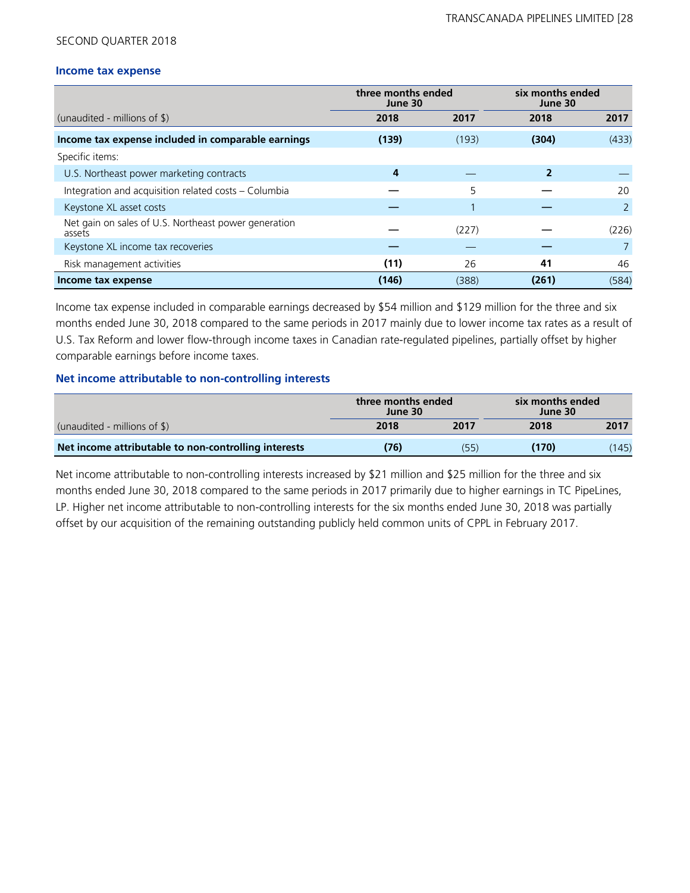SECOND QUARTER 2018

### Income tax expense

| | three months ended June 30 | | six months ended June 30 | |
|---|---|---|---|---|
| (unaudited - millions of $) | **2018** | 2017 | **2018** | 2017 |
| **Income tax expense included in comparable earnings** | **(139)** | (193) | **(304)** | (433) |
| Specific items: | | | | |
| U.S. Northeast power marketing contracts | **4** | — | **2** | — |
| Integration and acquisition related costs – Columbia | **—** | 5 | **—** | 20 |
| Keystone XL asset costs | **—** | 1 | **—** | 2 |
| Net gain on sales of U.S. Northeast power generation assets | **—** | (227) | **—** | (226) |
| Keystone XL income tax recoveries | **—** | — | **—** | 7 |
| Risk management activities | **(11)** | 26 | **41** | 46 |
| **Income tax expense** | **(146)** | (388) | **(261)** | (584) |

Income tax expense included in comparable earnings decreased by $54 million and $129 million for the three and six months ended June 30, 2018 compared to the same periods in 2017 mainly due to lower income tax rates as a result of U.S. Tax Reform and lower flow-through income taxes in Canadian rate-regulated pipelines, partially offset by higher comparable earnings before income taxes.

### Net income attributable to non-controlling interests

| | three months ended June 30 | | six months ended June 30 | |
|---|---|---|---|---|
| (unaudited - millions of $) | **2018** | 2017 | **2018** | 2017 |
| **Net income attributable to non-controlling interests** | **(76)** | (55) | **(170)** | (145) |

Net income attributable to non-controlling interests increased by $21 million and $25 million for the three and six months ended June 30, 2018 compared to the same periods in 2017 primarily due to higher earnings in TC PipeLines, LP. Higher net income attributable to non-controlling interests for the six months ended June 30, 2018 was partially offset by our acquisition of the remaining outstanding publicly held common units of CPPL in February 2017.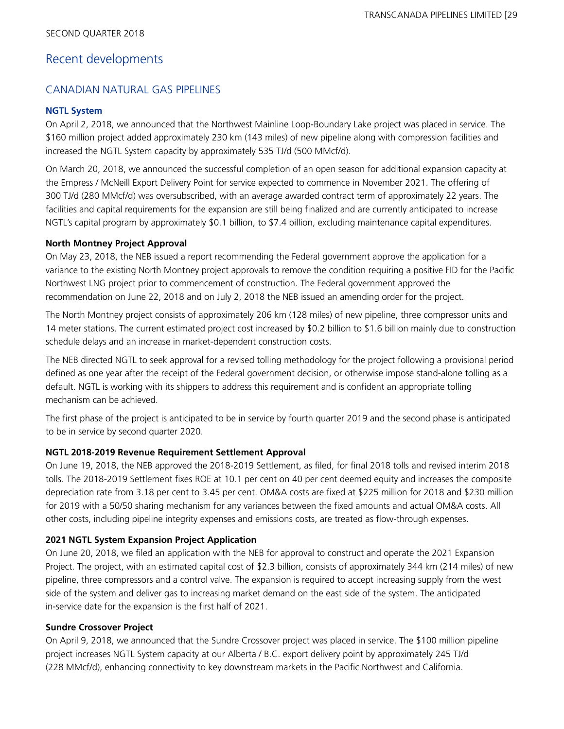SECOND QUARTER 2018

# Recent developments

## CANADIAN NATURAL GAS PIPELINES

### NGTL System

On April 2, 2018, we announced that the Northwest Mainline Loop-Boundary Lake project was placed in service. The $160 million project added approximately 230 km (143 miles) of new pipeline along with compression facilities and increased the NGTL System capacity by approximately 535 TJ/d (500 MMcf/d).

On March 20, 2018, we announced the successful completion of an open season for additional expansion capacity at the Empress / McNeill Export Delivery Point for service expected to commence in November 2021. The offering of 300 TJ/d (280 MMcf/d) was oversubscribed, with an average awarded contract term of approximately 22 years. The facilities and capital requirements for the expansion are still being finalized and are currently anticipated to increase NGTL's capital program by approximately $0.1 billion, to $7.4 billion, excluding maintenance capital expenditures.

### North Montney Project Approval

On May 23, 2018, the NEB issued a report recommending the Federal government approve the application for a variance to the existing North Montney project approvals to remove the condition requiring a positive FID for the Pacific Northwest LNG project prior to commencement of construction. The Federal government approved the recommendation on June 22, 2018 and on July 2, 2018 the NEB issued an amending order for the project.

The North Montney project consists of approximately 206 km (128 miles) of new pipeline, three compressor units and 14 meter stations. The current estimated project cost increased by $0.2 billion to $1.6 billion mainly due to construction schedule delays and an increase in market-dependent construction costs.

The NEB directed NGTL to seek approval for a revised tolling methodology for the project following a provisional period defined as one year after the receipt of the Federal government decision, or otherwise impose stand-alone tolling as a default. NGTL is working with its shippers to address this requirement and is confident an appropriate tolling mechanism can be achieved.

The first phase of the project is anticipated to be in service by fourth quarter 2019 and the second phase is anticipated to be in service by second quarter 2020.

### NGTL 2018-2019 Revenue Requirement Settlement Approval

On June 19, 2018, the NEB approved the 2018-2019 Settlement, as filed, for final 2018 tolls and revised interim 2018 tolls. The 2018-2019 Settlement fixes ROE at 10.1 per cent on 40 per cent deemed equity and increases the composite depreciation rate from 3.18 per cent to 3.45 per cent. OM&A costs are fixed at $225 million for 2018 and $230 million for 2019 with a 50/50 sharing mechanism for any variances between the fixed amounts and actual OM&A costs. All other costs, including pipeline integrity expenses and emissions costs, are treated as flow-through expenses.

### 2021 NGTL System Expansion Project Application

On June 20, 2018, we filed an application with the NEB for approval to construct and operate the 2021 Expansion Project. The project, with an estimated capital cost of $2.3 billion, consists of approximately 344 km (214 miles) of new pipeline, three compressors and a control valve. The expansion is required to accept increasing supply from the west side of the system and deliver gas to increasing market demand on the east side of the system. The anticipated in-service date for the expansion is the first half of 2021.

### Sundre Crossover Project

On April 9, 2018, we announced that the Sundre Crossover project was placed in service. The $100 million pipeline project increases NGTL System capacity at our Alberta / B.C. export delivery point by approximately 245 TJ/d (228 MMcf/d), enhancing connectivity to key downstream markets in the Pacific Northwest and California.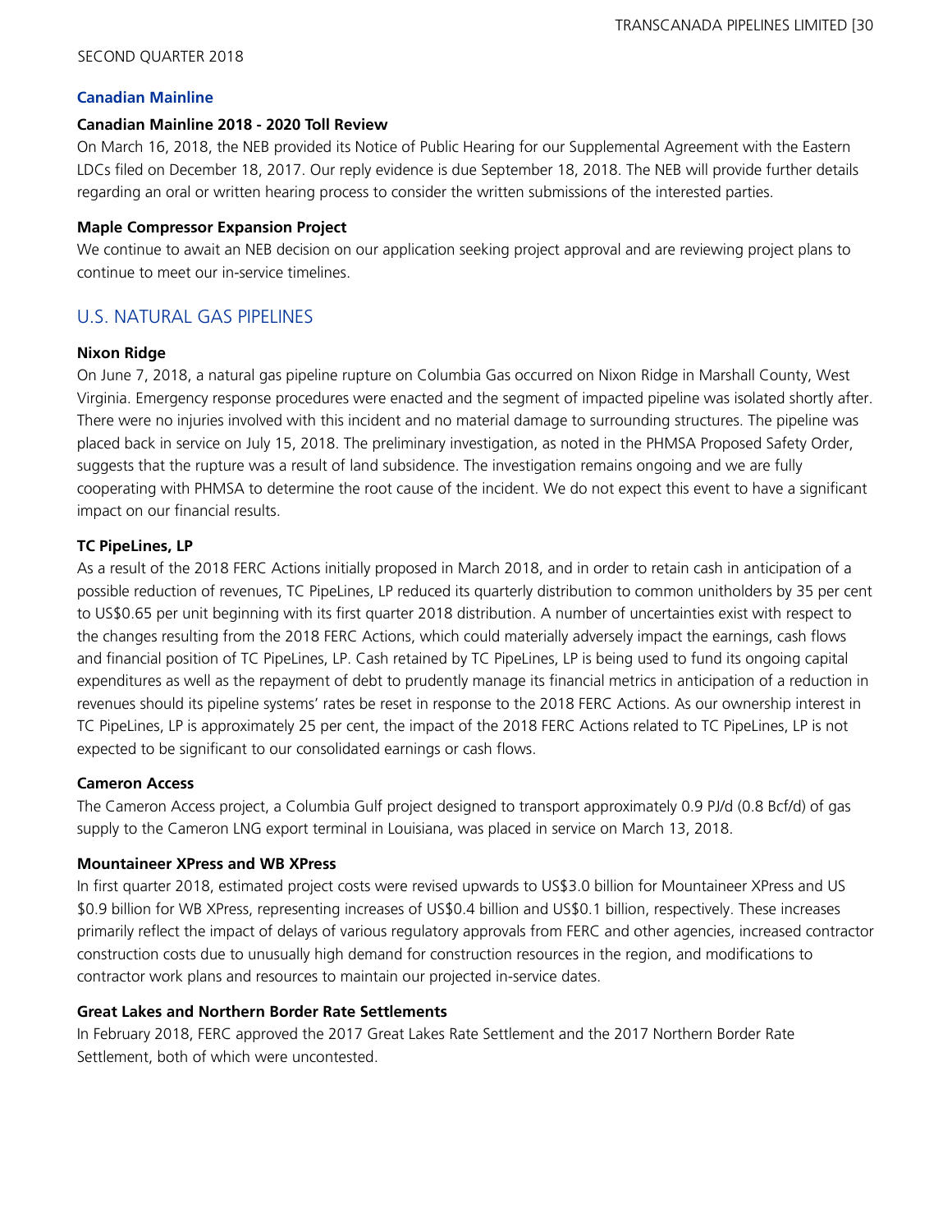### Canadian Mainline

#### Canadian Mainline 2018 - 2020 Toll Review

On March 16, 2018, the NEB provided its Notice of Public Hearing for our Supplemental Agreement with the Eastern LDCs filed on December 18, 2017. Our reply evidence is due September 18, 2018. The NEB will provide further details regarding an oral or written hearing process to consider the written submissions of the interested parties.

#### Maple Compressor Expansion Project

We continue to await an NEB decision on our application seeking project approval and are reviewing project plans to continue to meet our in-service timelines.

## U.S. NATURAL GAS PIPELINES

#### Nixon Ridge

On June 7, 2018, a natural gas pipeline rupture on Columbia Gas occurred on Nixon Ridge in Marshall County, West Virginia. Emergency response procedures were enacted and the segment of impacted pipeline was isolated shortly after. There were no injuries involved with this incident and no material damage to surrounding structures. The pipeline was placed back in service on July 15, 2018. The preliminary investigation, as noted in the PHMSA Proposed Safety Order, suggests that the rupture was a result of land subsidence. The investigation remains ongoing and we are fully cooperating with PHMSA to determine the root cause of the incident. We do not expect this event to have a significant impact on our financial results.

#### TC PipeLines, LP

As a result of the 2018 FERC Actions initially proposed in March 2018, and in order to retain cash in anticipation of a possible reduction of revenues, TC PipeLines, LP reduced its quarterly distribution to common unitholders by 35 per cent to US$0.65 per unit beginning with its first quarter 2018 distribution. A number of uncertainties exist with respect to the changes resulting from the 2018 FERC Actions, which could materially adversely impact the earnings, cash flows and financial position of TC PipeLines, LP. Cash retained by TC PipeLines, LP is being used to fund its ongoing capital expenditures as well as the repayment of debt to prudently manage its financial metrics in anticipation of a reduction in revenues should its pipeline systems' rates be reset in response to the 2018 FERC Actions. As our ownership interest in TC PipeLines, LP is approximately 25 per cent, the impact of the 2018 FERC Actions related to TC PipeLines, LP is not expected to be significant to our consolidated earnings or cash flows.

#### Cameron Access

The Cameron Access project, a Columbia Gulf project designed to transport approximately 0.9 PJ/d (0.8 Bcf/d) of gas supply to the Cameron LNG export terminal in Louisiana, was placed in service on March 13, 2018.

#### Mountaineer XPress and WB XPress

In first quarter 2018, estimated project costs were revised upwards to US$3.0 billion for Mountaineer XPress and US $0.9 billion for WB XPress, representing increases of US$0.4 billion and US$0.1 billion, respectively. These increases primarily reflect the impact of delays of various regulatory approvals from FERC and other agencies, increased contractor construction costs due to unusually high demand for construction resources in the region, and modifications to contractor work plans and resources to maintain our projected in-service dates.

#### Great Lakes and Northern Border Rate Settlements

In February 2018, FERC approved the 2017 Great Lakes Rate Settlement and the 2017 Northern Border Rate Settlement, both of which were uncontested.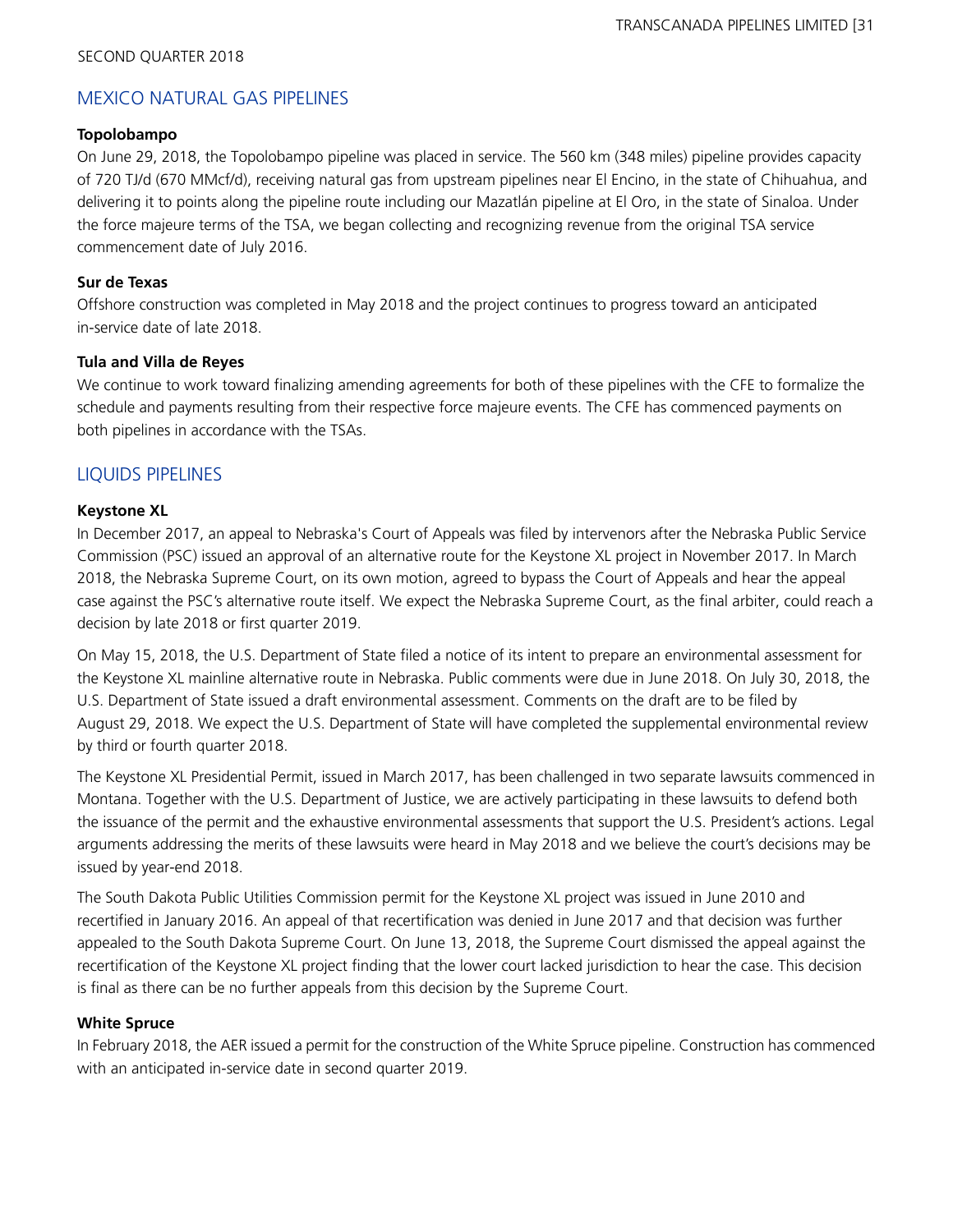## MEXICO NATURAL GAS PIPELINES

**Topolobampo**

On June 29, 2018, the Topolobampo pipeline was placed in service. The 560 km (348 miles) pipeline provides capacity of 720 TJ/d (670 MMcf/d), receiving natural gas from upstream pipelines near El Encino, in the state of Chihuahua, and delivering it to points along the pipeline route including our Mazatlán pipeline at El Oro, in the state of Sinaloa. Under the force majeure terms of the TSA, we began collecting and recognizing revenue from the original TSA service commencement date of July 2016.

**Sur de Texas**

Offshore construction was completed in May 2018 and the project continues to progress toward an anticipated in-service date of late 2018.

**Tula and Villa de Reyes**

We continue to work toward finalizing amending agreements for both of these pipelines with the CFE to formalize the schedule and payments resulting from their respective force majeure events. The CFE has commenced payments on both pipelines in accordance with the TSAs.

## LIQUIDS PIPELINES

**Keystone XL**

In December 2017, an appeal to Nebraska's Court of Appeals was filed by intervenors after the Nebraska Public Service Commission (PSC) issued an approval of an alternative route for the Keystone XL project in November 2017. In March 2018, the Nebraska Supreme Court, on its own motion, agreed to bypass the Court of Appeals and hear the appeal case against the PSC's alternative route itself. We expect the Nebraska Supreme Court, as the final arbiter, could reach a decision by late 2018 or first quarter 2019.

On May 15, 2018, the U.S. Department of State filed a notice of its intent to prepare an environmental assessment for the Keystone XL mainline alternative route in Nebraska. Public comments were due in June 2018. On July 30, 2018, the U.S. Department of State issued a draft environmental assessment. Comments on the draft are to be filed by August 29, 2018. We expect the U.S. Department of State will have completed the supplemental environmental review by third or fourth quarter 2018.

The Keystone XL Presidential Permit, issued in March 2017, has been challenged in two separate lawsuits commenced in Montana. Together with the U.S. Department of Justice, we are actively participating in these lawsuits to defend both the issuance of the permit and the exhaustive environmental assessments that support the U.S. President's actions. Legal arguments addressing the merits of these lawsuits were heard in May 2018 and we believe the court's decisions may be issued by year-end 2018.

The South Dakota Public Utilities Commission permit for the Keystone XL project was issued in June 2010 and recertified in January 2016. An appeal of that recertification was denied in June 2017 and that decision was further appealed to the South Dakota Supreme Court. On June 13, 2018, the Supreme Court dismissed the appeal against the recertification of the Keystone XL project finding that the lower court lacked jurisdiction to hear the case. This decision is final as there can be no further appeals from this decision by the Supreme Court.

**White Spruce**

In February 2018, the AER issued a permit for the construction of the White Spruce pipeline. Construction has commenced with an anticipated in-service date in second quarter 2019.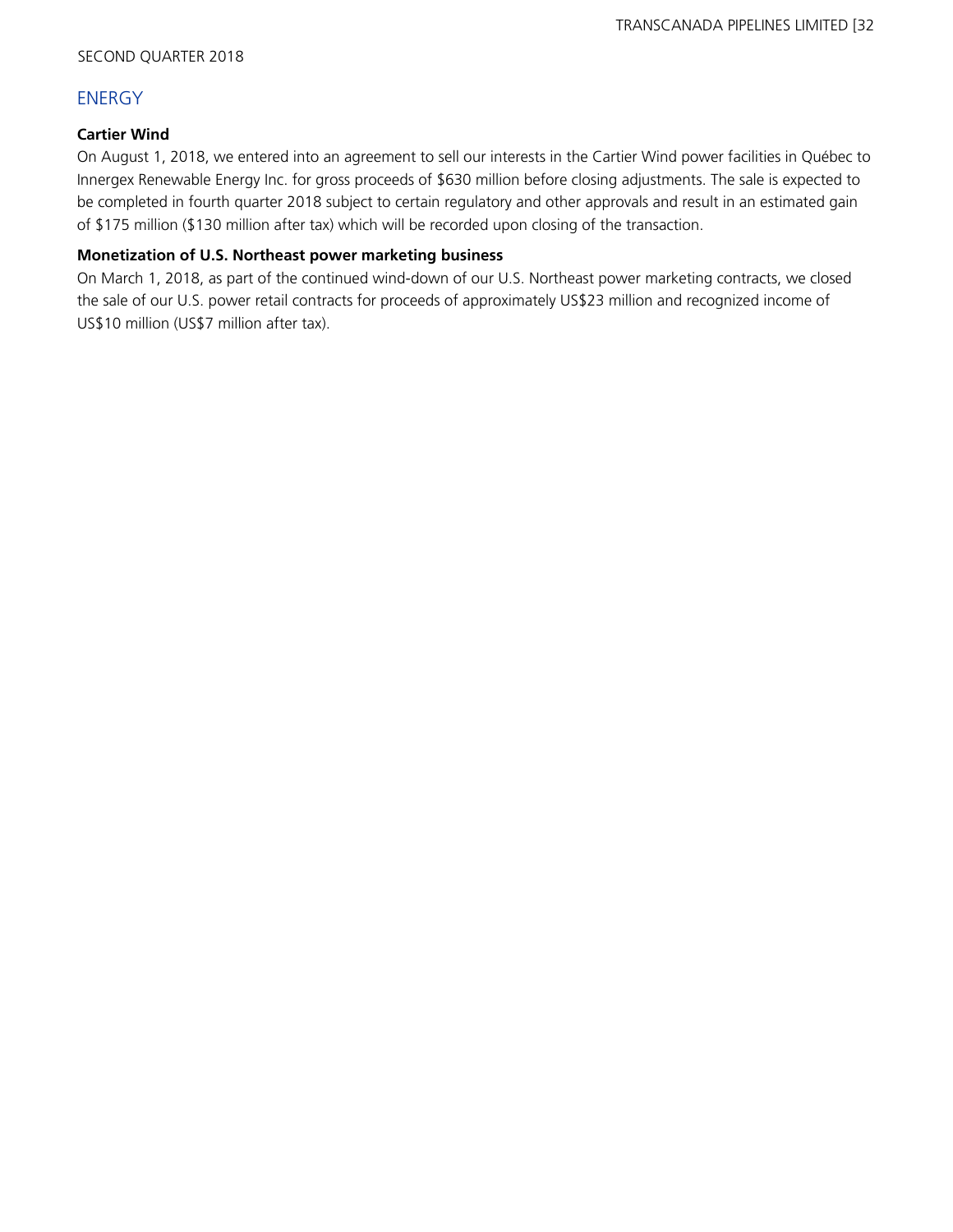## ENERGY

**Cartier Wind**

On August 1, 2018, we entered into an agreement to sell our interests in the Cartier Wind power facilities in Québec to Innergex Renewable Energy Inc. for gross proceeds of $630 million before closing adjustments. The sale is expected to be completed in fourth quarter 2018 subject to certain regulatory and other approvals and result in an estimated gain of $175 million ($130 million after tax) which will be recorded upon closing of the transaction.

**Monetization of U.S. Northeast power marketing business**

On March 1, 2018, as part of the continued wind-down of our U.S. Northeast power marketing contracts, we closed the sale of our U.S. power retail contracts for proceeds of approximately US$23 million and recognized income of US$10 million (US$7 million after tax).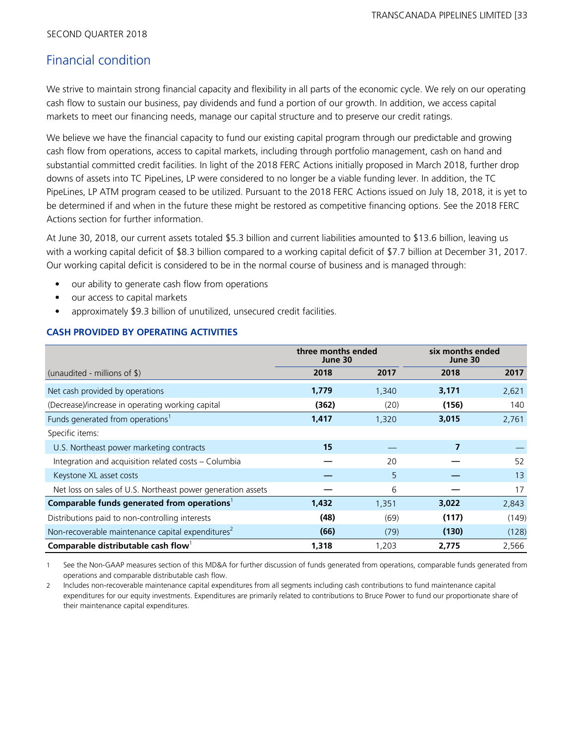SECOND QUARTER 2018

## Financial condition

We strive to maintain strong financial capacity and flexibility in all parts of the economic cycle. We rely on our operating cash flow to sustain our business, pay dividends and fund a portion of our growth. In addition, we access capital markets to meet our financing needs, manage our capital structure and to preserve our credit ratings.

We believe we have the financial capacity to fund our existing capital program through our predictable and growing cash flow from operations, access to capital markets, including through portfolio management, cash on hand and substantial committed credit facilities. In light of the 2018 FERC Actions initially proposed in March 2018, further drop downs of assets into TC PipeLines, LP were considered to no longer be a viable funding lever. In addition, the TC PipeLines, LP ATM program ceased to be utilized. Pursuant to the 2018 FERC Actions issued on July 18, 2018, it is yet to be determined if and when in the future these might be restored as competitive financing options. See the 2018 FERC Actions section for further information.

At June 30, 2018, our current assets totaled $5.3 billion and current liabilities amounted to $13.6 billion, leaving us with a working capital deficit of $8.3 billion compared to a working capital deficit of $7.7 billion at December 31, 2017. Our working capital deficit is considered to be in the normal course of business and is managed through:

- our ability to generate cash flow from operations
- our access to capital markets
- approximately $9.3 billion of unutilized, unsecured credit facilities.

### CASH PROVIDED BY OPERATING ACTIVITIES

| | three months ended June 30 | | six months ended June 30 | |
|---|---|---|---|---|
| (unaudited - millions of $) | **2018** | 2017 | **2018** | 2017 |
| Net cash provided by operations | **1,779** | 1,340 | **3,171** | 2,621 |
| (Decrease)/increase in operating working capital | **(362)** | (20) | **(156)** | 140 |
| Funds generated from operations[1] | **1,417** | 1,320 | **3,015** | 2,761 |
| Specific items: | | | | |
| U.S. Northeast power marketing contracts | **15** | — | **7** | — |
| Integration and acquisition related costs – Columbia | **—** | 20 | **—** | 52 |
| Keystone XL asset costs | **—** | 5 | **—** | 13 |
| Net loss on sales of U.S. Northeast power generation assets | **—** | 6 | **—** | 17 |
| **Comparable funds generated from operations[1]** | **1,432** | 1,351 | **3,022** | 2,843 |
| Distributions paid to non-controlling interests | **(48)** | (69) | **(117)** | (149) |
| Non-recoverable maintenance capital expenditures[2] | **(66)** | (79) | **(130)** | (128) |
| **Comparable distributable cash flow[1]** | **1,318** | 1,203 | **2,775** | 2,566 |

1 See the Non-GAAP measures section of this MD&A for further discussion of funds generated from operations, comparable funds generated from operations and comparable distributable cash flow.

2 Includes non-recoverable maintenance capital expenditures from all segments including cash contributions to fund maintenance capital expenditures for our equity investments. Expenditures are primarily related to contributions to Bruce Power to fund our proportionate share of their maintenance capital expenditures.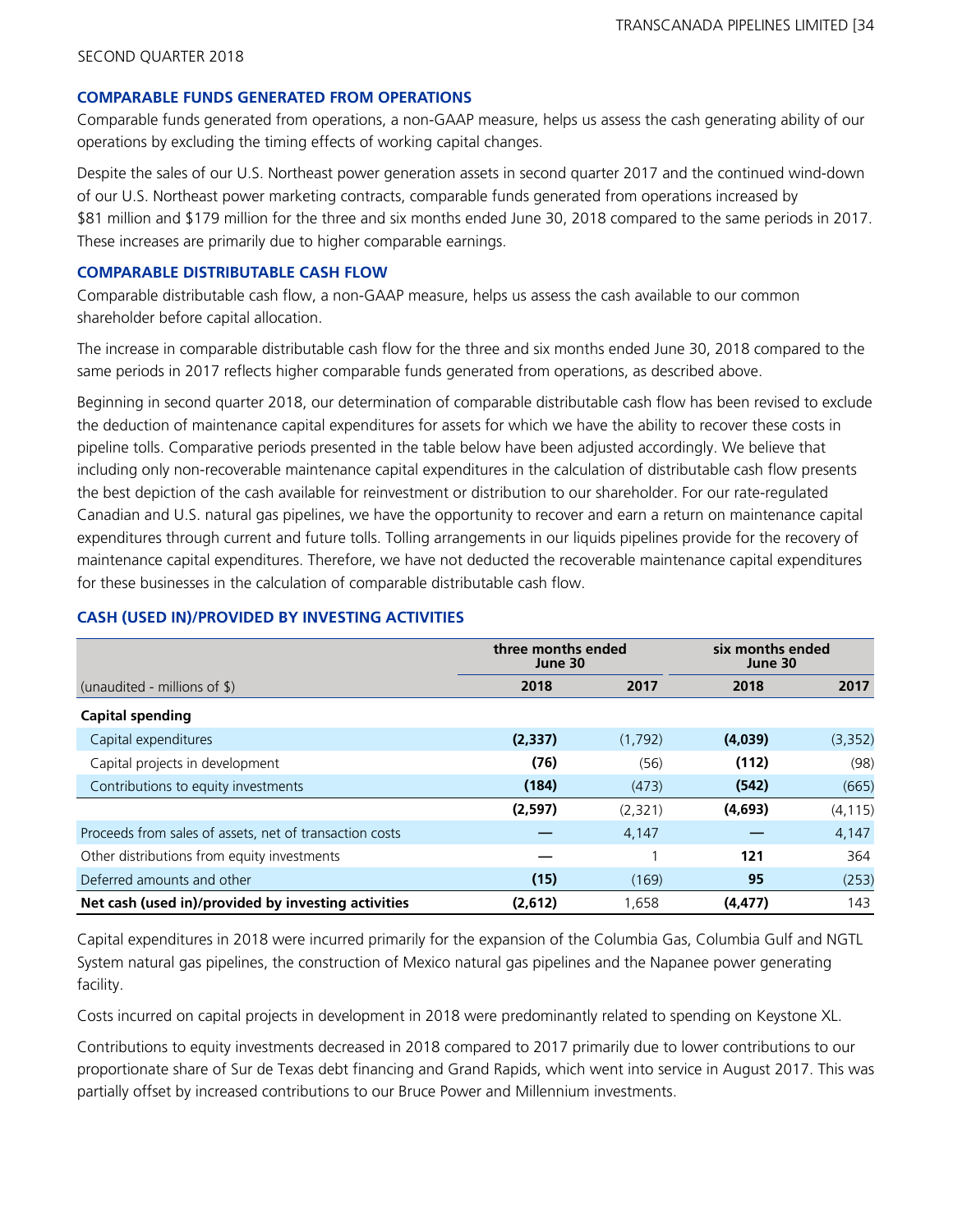## COMPARABLE FUNDS GENERATED FROM OPERATIONS

Comparable funds generated from operations, a non-GAAP measure, helps us assess the cash generating ability of our operations by excluding the timing effects of working capital changes.

Despite the sales of our U.S. Northeast power generation assets in second quarter 2017 and the continued wind-down of our U.S. Northeast power marketing contracts, comparable funds generated from operations increased by $81 million and $179 million for the three and six months ended June 30, 2018 compared to the same periods in 2017. These increases are primarily due to higher comparable earnings.

## COMPARABLE DISTRIBUTABLE CASH FLOW

Comparable distributable cash flow, a non-GAAP measure, helps us assess the cash available to our common shareholder before capital allocation.

The increase in comparable distributable cash flow for the three and six months ended June 30, 2018 compared to the same periods in 2017 reflects higher comparable funds generated from operations, as described above.

Beginning in second quarter 2018, our determination of comparable distributable cash flow has been revised to exclude the deduction of maintenance capital expenditures for assets for which we have the ability to recover these costs in pipeline tolls. Comparative periods presented in the table below have been adjusted accordingly. We believe that including only non-recoverable maintenance capital expenditures in the calculation of distributable cash flow presents the best depiction of the cash available for reinvestment or distribution to our shareholder. For our rate-regulated Canadian and U.S. natural gas pipelines, we have the opportunity to recover and earn a return on maintenance capital expenditures through current and future tolls. Tolling arrangements in our liquids pipelines provide for the recovery of maintenance capital expenditures. Therefore, we have not deducted the recoverable maintenance capital expenditures for these businesses in the calculation of comparable distributable cash flow.

## CASH (USED IN)/PROVIDED BY INVESTING ACTIVITIES

| | three months ended June 30 | | six months ended June 30 | |
|---|---|---|---|---|
| (unaudited - millions of $) | **2018** | 2017 | **2018** | 2017 |
| **Capital spending** | | | | |
| Capital expenditures | **(2,337)** | (1,792) | **(4,039)** | (3,352) |
| Capital projects in development | **(76)** | (56) | **(112)** | (98) |
| Contributions to equity investments | **(184)** | (473) | **(542)** | (665) |
| | **(2,597)** | (2,321) | **(4,693)** | (4,115) |
| Proceeds from sales of assets, net of transaction costs | **—** | 4,147 | **—** | 4,147 |
| Other distributions from equity investments | **—** | 1 | **121** | 364 |
| Deferred amounts and other | **(15)** | (169) | **95** | (253) |
| **Net cash (used in)/provided by investing activities** | **(2,612)** | 1,658 | **(4,477)** | 143 |

Capital expenditures in 2018 were incurred primarily for the expansion of the Columbia Gas, Columbia Gulf and NGTL System natural gas pipelines, the construction of Mexico natural gas pipelines and the Napanee power generating facility.

Costs incurred on capital projects in development in 2018 were predominantly related to spending on Keystone XL.

Contributions to equity investments decreased in 2018 compared to 2017 primarily due to lower contributions to our proportionate share of Sur de Texas debt financing and Grand Rapids, which went into service in August 2017. This was partially offset by increased contributions to our Bruce Power and Millennium investments.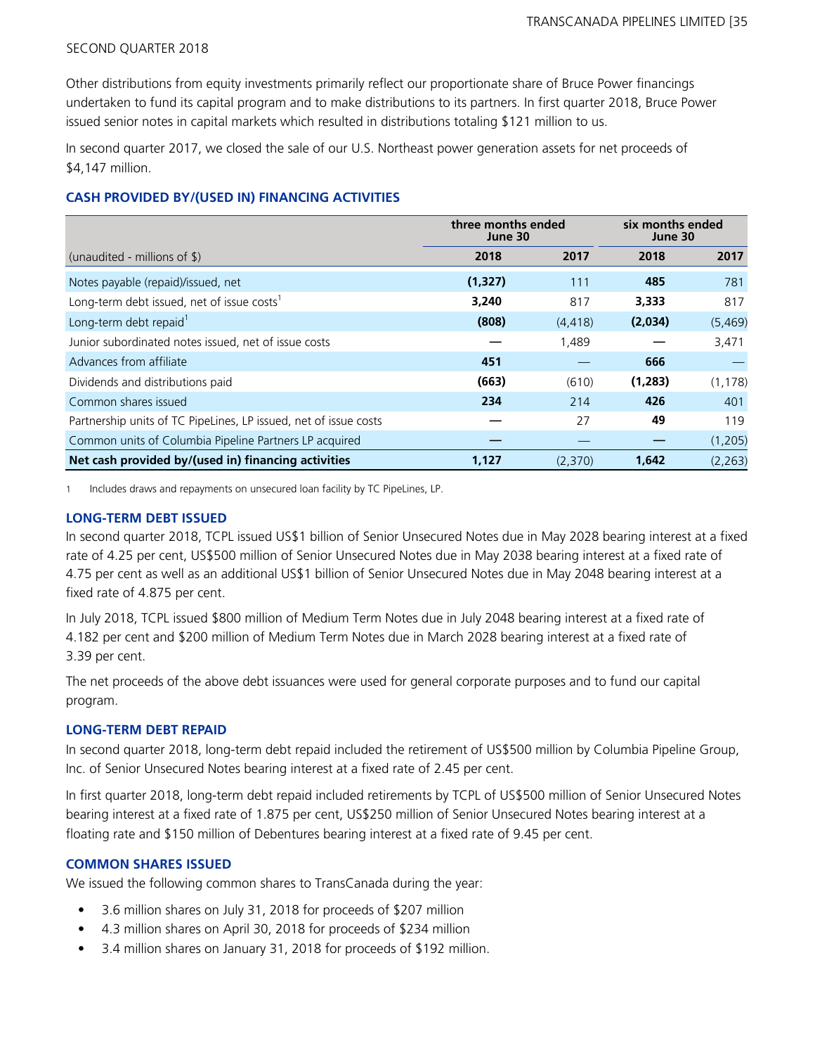Other distributions from equity investments primarily reflect our proportionate share of Bruce Power financings undertaken to fund its capital program and to make distributions to its partners. In first quarter 2018, Bruce Power issued senior notes in capital markets which resulted in distributions totaling $121 million to us.

In second quarter 2017, we closed the sale of our U.S. Northeast power generation assets for net proceeds of $4,147 million.

### CASH PROVIDED BY/(USED IN) FINANCING ACTIVITIES

| | three months ended June 30 | | six months ended June 30 | |
|---|---|---|---|---|
| (unaudited - millions of $) | **2018** | **2017** | **2018** | **2017** |
| Notes payable (repaid)/issued, net | **(1,327)** | 111 | **485** | 781 |
| Long-term debt issued, net of issue costs[1] | **3,240** | 817 | **3,333** | 817 |
| Long-term debt repaid[1] | **(808)** | (4,418) | **(2,034)** | (5,469) |
| Junior subordinated notes issued, net of issue costs | **—** | 1,489 | **—** | 3,471 |
| Advances from affiliate | **451** | — | **666** | — |
| Dividends and distributions paid | **(663)** | (610) | **(1,283)** | (1,178) |
| Common shares issued | **234** | 214 | **426** | 401 |
| Partnership units of TC PipeLines, LP issued, net of issue costs | **—** | 27 | **49** | 119 |
| Common units of Columbia Pipeline Partners LP acquired | **—** | — | **—** | (1,205) |
| **Net cash provided by/(used in) financing activities** | **1,127** | (2,370) | **1,642** | (2,263) |

1 Includes draws and repayments on unsecured loan facility by TC PipeLines, LP.

### LONG-TERM DEBT ISSUED

In second quarter 2018, TCPL issued US$1 billion of Senior Unsecured Notes due in May 2028 bearing interest at a fixed rate of 4.25 per cent, US$500 million of Senior Unsecured Notes due in May 2038 bearing interest at a fixed rate of 4.75 per cent as well as an additional US$1 billion of Senior Unsecured Notes due in May 2048 bearing interest at a fixed rate of 4.875 per cent.

In July 2018, TCPL issued $800 million of Medium Term Notes due in July 2048 bearing interest at a fixed rate of 4.182 per cent and $200 million of Medium Term Notes due in March 2028 bearing interest at a fixed rate of 3.39 per cent.

The net proceeds of the above debt issuances were used for general corporate purposes and to fund our capital program.

### LONG-TERM DEBT REPAID

In second quarter 2018, long-term debt repaid included the retirement of US$500 million by Columbia Pipeline Group, Inc. of Senior Unsecured Notes bearing interest at a fixed rate of 2.45 per cent.

In first quarter 2018, long-term debt repaid included retirements by TCPL of US$500 million of Senior Unsecured Notes bearing interest at a fixed rate of 1.875 per cent, US$250 million of Senior Unsecured Notes bearing interest at a floating rate and $150 million of Debentures bearing interest at a fixed rate of 9.45 per cent.

### COMMON SHARES ISSUED

We issued the following common shares to TransCanada during the year:

- 3.6 million shares on July 31, 2018 for proceeds of $207 million
- 4.3 million shares on April 30, 2018 for proceeds of $234 million
- 3.4 million shares on January 31, 2018 for proceeds of $192 million.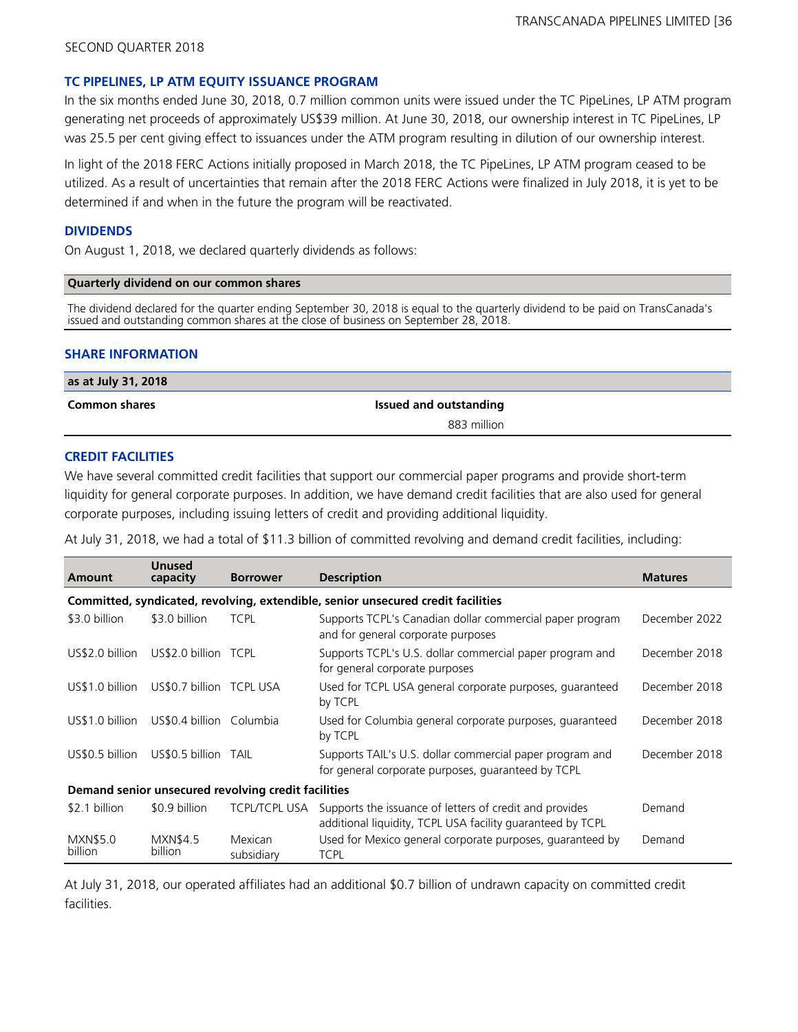SECOND QUARTER 2018

### TC PIPELINES, LP ATM EQUITY ISSUANCE PROGRAM

In the six months ended June 30, 2018, 0.7 million common units were issued under the TC PipeLines, LP ATM program generating net proceeds of approximately US$39 million. At June 30, 2018, our ownership interest in TC PipeLines, LP was 25.5 per cent giving effect to issuances under the ATM program resulting in dilution of our ownership interest.

In light of the 2018 FERC Actions initially proposed in March 2018, the TC PipeLines, LP ATM program ceased to be utilized. As a result of uncertainties that remain after the 2018 FERC Actions were finalized in July 2018, it is yet to be determined if and when in the future the program will be reactivated.

### DIVIDENDS

On August 1, 2018, we declared quarterly dividends as follows:

| Quarterly dividend on our common shares |
|---|
| The dividend declared for the quarter ending September 30, 2018 is equal to the quarterly dividend to be paid on TransCanada's issued and outstanding common shares at the close of business on September 28, 2018. |

### SHARE INFORMATION

| as at July 31, 2018 | |
|---|---|
| **Common shares** | **Issued and outstanding** |
| | 883 million |

### CREDIT FACILITIES

We have several committed credit facilities that support our commercial paper programs and provide short-term liquidity for general corporate purposes. In addition, we have demand credit facilities that are also used for general corporate purposes, including issuing letters of credit and providing additional liquidity.

At July 31, 2018, we had a total of $11.3 billion of committed revolving and demand credit facilities, including:

| Amount | Unused capacity | Borrower | Description | Matures |
|---|---|---|---|---|
| **Committed, syndicated, revolving, extendible, senior unsecured credit facilities** | | | | |
| $3.0 billion | $3.0 billion | TCPL | Supports TCPL's Canadian dollar commercial paper program and for general corporate purposes | December 2022 |
| US$2.0 billion | US$2.0 billion | TCPL | Supports TCPL's U.S. dollar commercial paper program and for general corporate purposes | December 2018 |
| US$1.0 billion | US$0.7 billion | TCPL USA | Used for TCPL USA general corporate purposes, guaranteed by TCPL | December 2018 |
| US$1.0 billion | US$0.4 billion | Columbia | Used for Columbia general corporate purposes, guaranteed by TCPL | December 2018 |
| US$0.5 billion | US$0.5 billion | TAIL | Supports TAIL's U.S. dollar commercial paper program and for general corporate purposes, guaranteed by TCPL | December 2018 |
| **Demand senior unsecured revolving credit facilities** | | | | |
| $2.1 billion | $0.9 billion | TCPL/TCPL USA | Supports the issuance of letters of credit and provides additional liquidity, TCPL USA facility guaranteed by TCPL | Demand |
| MXN$5.0 billion | MXN$4.5 billion | Mexican subsidiary | Used for Mexico general corporate purposes, guaranteed by TCPL | Demand |

At July 31, 2018, our operated affiliates had an additional $0.7 billion of undrawn capacity on committed credit facilities.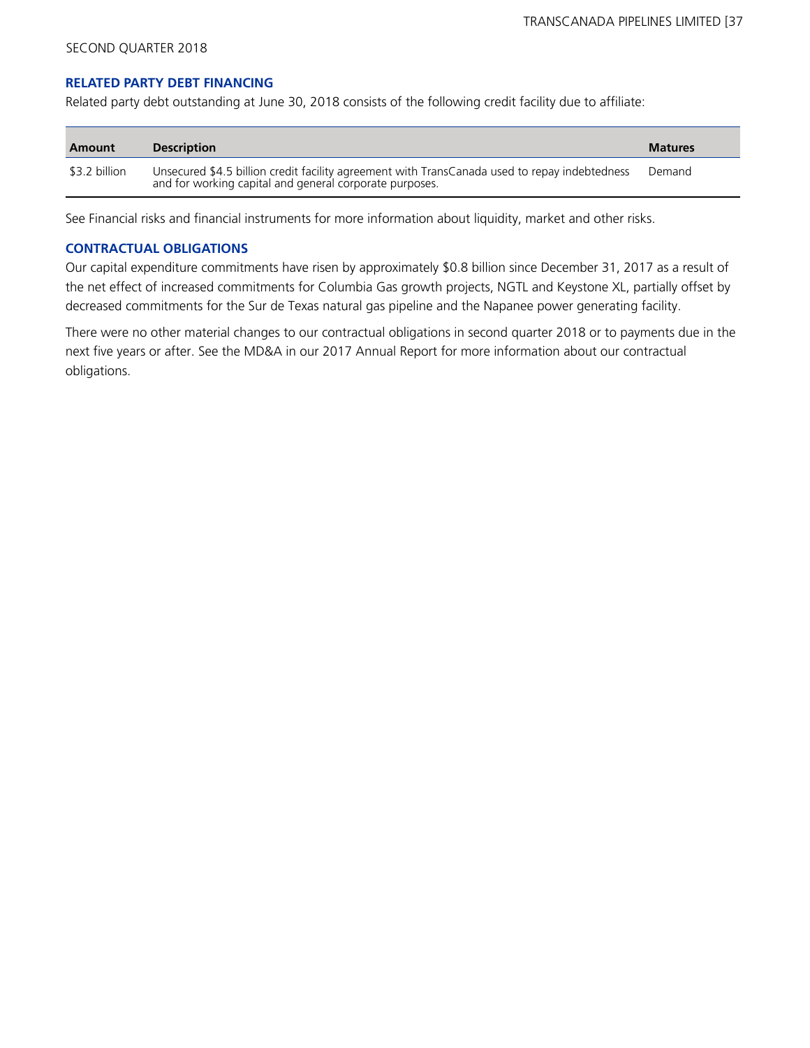## RELATED PARTY DEBT FINANCING

Related party debt outstanding at June 30, 2018 consists of the following credit facility due to affiliate:

| Amount | Description | Matures |
|---|---|---|
| $3.2 billion | Unsecured $4.5 billion credit facility agreement with TransCanada used to repay indebtedness and for working capital and general corporate purposes. | Demand |

See Financial risks and financial instruments for more information about liquidity, market and other risks.

## CONTRACTUAL OBLIGATIONS

Our capital expenditure commitments have risen by approximately $0.8 billion since December 31, 2017 as a result of the net effect of increased commitments for Columbia Gas growth projects, NGTL and Keystone XL, partially offset by decreased commitments for the Sur de Texas natural gas pipeline and the Napanee power generating facility.

There were no other material changes to our contractual obligations in second quarter 2018 or to payments due in the next five years or after. See the MD&A in our 2017 Annual Report for more information about our contractual obligations.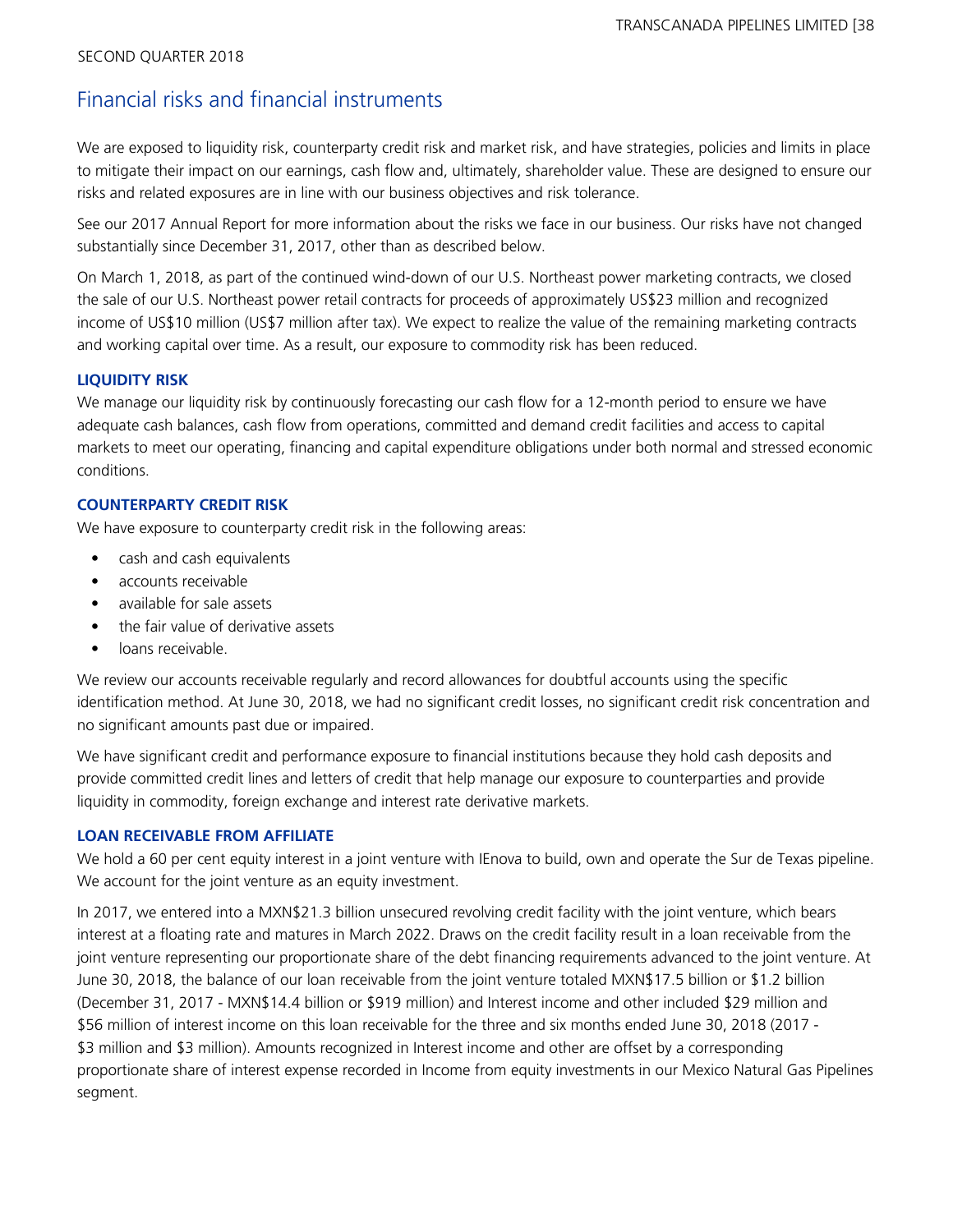# Financial risks and financial instruments

We are exposed to liquidity risk, counterparty credit risk and market risk, and have strategies, policies and limits in place to mitigate their impact on our earnings, cash flow and, ultimately, shareholder value. These are designed to ensure our risks and related exposures are in line with our business objectives and risk tolerance.

See our 2017 Annual Report for more information about the risks we face in our business. Our risks have not changed substantially since December 31, 2017, other than as described below.

On March 1, 2018, as part of the continued wind-down of our U.S. Northeast power marketing contracts, we closed the sale of our U.S. Northeast power retail contracts for proceeds of approximately US$23 million and recognized income of US$10 million (US$7 million after tax). We expect to realize the value of the remaining marketing contracts and working capital over time. As a result, our exposure to commodity risk has been reduced.

### LIQUIDITY RISK

We manage our liquidity risk by continuously forecasting our cash flow for a 12-month period to ensure we have adequate cash balances, cash flow from operations, committed and demand credit facilities and access to capital markets to meet our operating, financing and capital expenditure obligations under both normal and stressed economic conditions.

### COUNTERPARTY CREDIT RISK

We have exposure to counterparty credit risk in the following areas:

- cash and cash equivalents
- accounts receivable
- available for sale assets
- the fair value of derivative assets
- loans receivable.

We review our accounts receivable regularly and record allowances for doubtful accounts using the specific identification method. At June 30, 2018, we had no significant credit losses, no significant credit risk concentration and no significant amounts past due or impaired.

We have significant credit and performance exposure to financial institutions because they hold cash deposits and provide committed credit lines and letters of credit that help manage our exposure to counterparties and provide liquidity in commodity, foreign exchange and interest rate derivative markets.

### LOAN RECEIVABLE FROM AFFILIATE

We hold a 60 per cent equity interest in a joint venture with IEnova to build, own and operate the Sur de Texas pipeline. We account for the joint venture as an equity investment.

In 2017, we entered into a MXN$21.3 billion unsecured revolving credit facility with the joint venture, which bears interest at a floating rate and matures in March 2022. Draws on the credit facility result in a loan receivable from the joint venture representing our proportionate share of the debt financing requirements advanced to the joint venture. At June 30, 2018, the balance of our loan receivable from the joint venture totaled MXN$17.5 billion or $1.2 billion (December 31, 2017 - MXN$14.4 billion or $919 million) and Interest income and other included $29 million and $56 million of interest income on this loan receivable for the three and six months ended June 30, 2018 (2017 - $3 million and $3 million). Amounts recognized in Interest income and other are offset by a corresponding proportionate share of interest expense recorded in Income from equity investments in our Mexico Natural Gas Pipelines segment.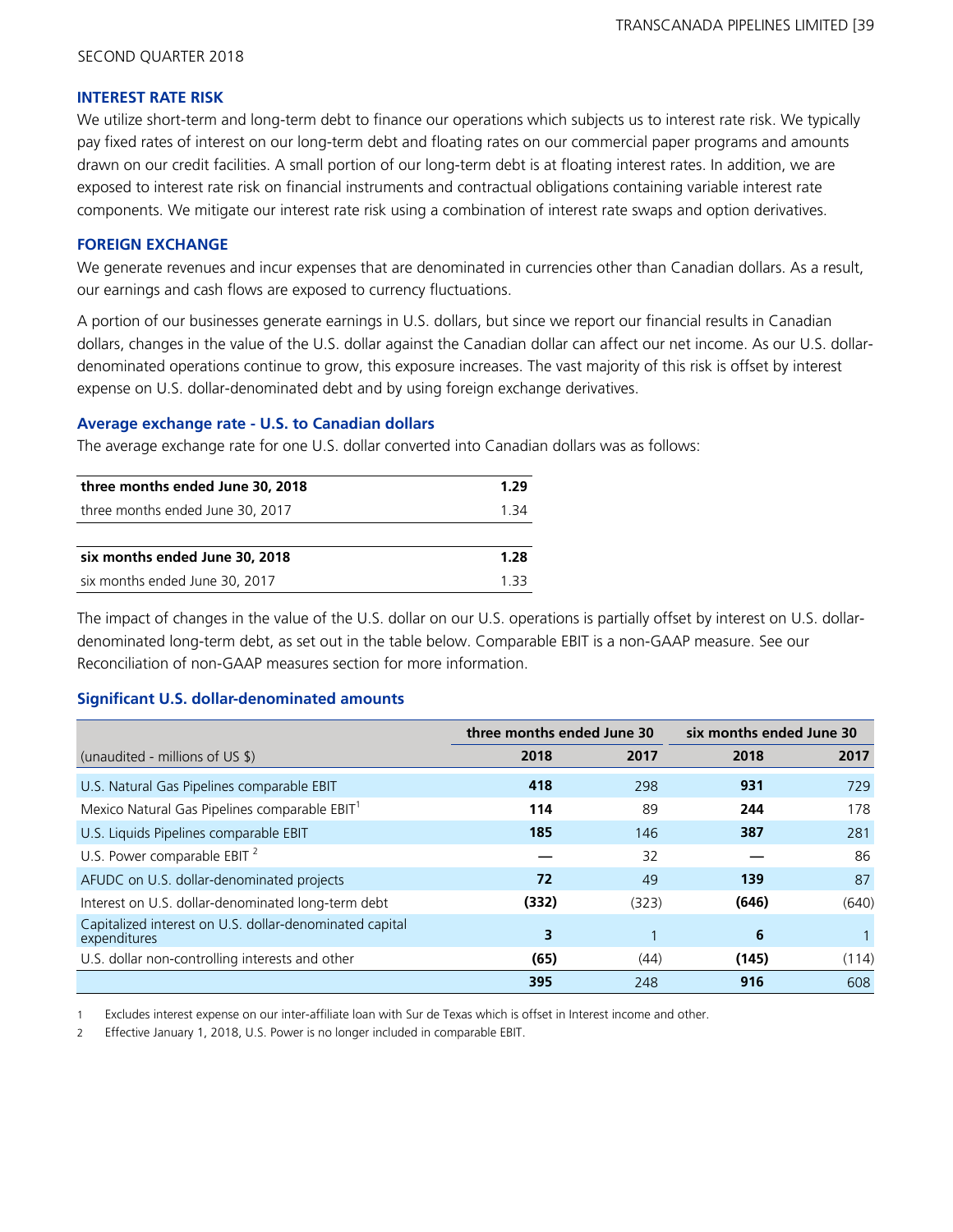### INTEREST RATE RISK

We utilize short-term and long-term debt to finance our operations which subjects us to interest rate risk. We typically pay fixed rates of interest on our long-term debt and floating rates on our commercial paper programs and amounts drawn on our credit facilities. A small portion of our long-term debt is at floating interest rates. In addition, we are exposed to interest rate risk on financial instruments and contractual obligations containing variable interest rate components. We mitigate our interest rate risk using a combination of interest rate swaps and option derivatives.

### FOREIGN EXCHANGE

We generate revenues and incur expenses that are denominated in currencies other than Canadian dollars. As a result, our earnings and cash flows are exposed to currency fluctuations.

A portion of our businesses generate earnings in U.S. dollars, but since we report our financial results in Canadian dollars, changes in the value of the U.S. dollar against the Canadian dollar can affect our net income. As our U.S. dollar-denominated operations continue to grow, this exposure increases. The vast majority of this risk is offset by interest expense on U.S. dollar-denominated debt and by using foreign exchange derivatives.

#### Average exchange rate - U.S. to Canadian dollars

The average exchange rate for one U.S. dollar converted into Canadian dollars was as follows:

| | |
|---|---|
| **three months ended June 30, 2018** | **1.29** |
| three months ended June 30, 2017 | 1.34 |
| | |
| **six months ended June 30, 2018** | **1.28** |
| six months ended June 30, 2017 | 1.33 |

The impact of changes in the value of the U.S. dollar on our U.S. operations is partially offset by interest on U.S. dollar-denominated long-term debt, as set out in the table below. Comparable EBIT is a non-GAAP measure. See our Reconciliation of non-GAAP measures section for more information.

#### Significant U.S. dollar-denominated amounts

| | three months ended June 30 | | six months ended June 30 | |
|---|---|---|---|---|
| (unaudited - millions of US $) | **2018** | **2017** | **2018** | **2017** |
| U.S. Natural Gas Pipelines comparable EBIT | **418** | 298 | **931** | 729 |
| Mexico Natural Gas Pipelines comparable EBIT[1] | **114** | 89 | **244** | 178 |
| U.S. Liquids Pipelines comparable EBIT | **185** | 146 | **387** | 281 |
| U.S. Power comparable EBIT [2] | **—** | 32 | **—** | 86 |
| AFUDC on U.S. dollar-denominated projects | **72** | 49 | **139** | 87 |
| Interest on U.S. dollar-denominated long-term debt | **(332)** | (323) | **(646)** | (640) |
| Capitalized interest on U.S. dollar-denominated capital expenditures | **3** | 1 | **6** | 1 |
| U.S. dollar non-controlling interests and other | **(65)** | (44) | **(145)** | (114) |
| | **395** | 248 | **916** | 608 |

1 Excludes interest expense on our inter-affiliate loan with Sur de Texas which is offset in Interest income and other.

2 Effective January 1, 2018, U.S. Power is no longer included in comparable EBIT.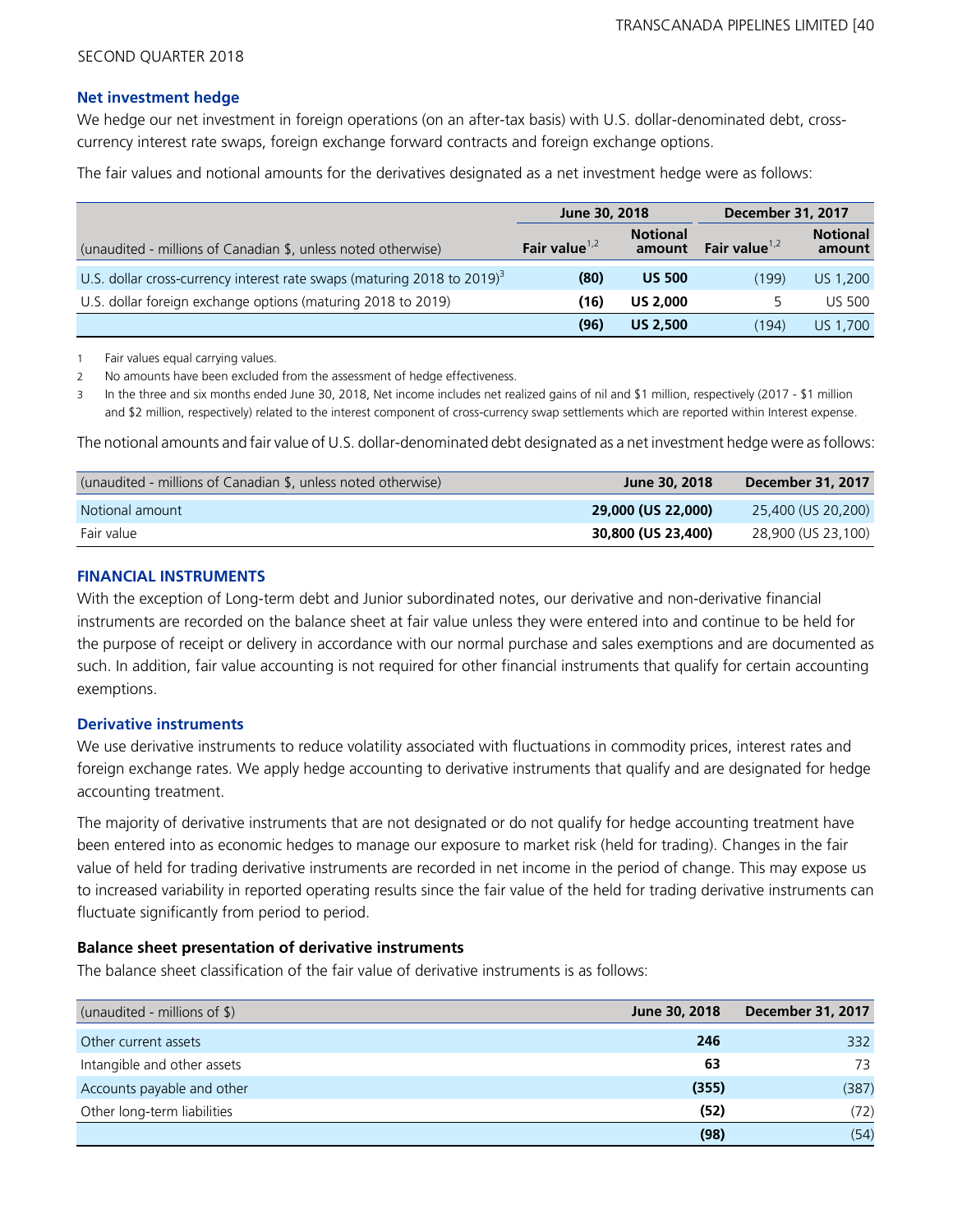### Net investment hedge

We hedge our net investment in foreign operations (on an after-tax basis) with U.S. dollar-denominated debt, cross-currency interest rate swaps, foreign exchange forward contracts and foreign exchange options.

The fair values and notional amounts for the derivatives designated as a net investment hedge were as follows:

| | June 30, 2018 | | December 31, 2017 | |
|---|---|---|---|---|
| (unaudited - millions of Canadian $, unless noted otherwise) | Fair value[1,2] | Notional amount | Fair value[1,2] | Notional amount |
| U.S. dollar cross-currency interest rate swaps (maturing 2018 to 2019)[3] | **(80)** | **US 500** | (199) | US 1,200 |
| U.S. dollar foreign exchange options (maturing 2018 to 2019) | **(16)** | **US 2,000** | 5 | US 500 |
| | **(96)** | **US 2,500** | (194) | US 1,700 |

1 Fair values equal carrying values.

2 No amounts have been excluded from the assessment of hedge effectiveness.

3 In the three and six months ended June 30, 2018, Net income includes net realized gains of nil and $1 million, respectively (2017 - $1 million and $2 million, respectively) related to the interest component of cross-currency swap settlements which are reported within Interest expense.

The notional amounts and fair value of U.S. dollar-denominated debt designated as a net investment hedge were as follows:

| (unaudited - millions of Canadian $, unless noted otherwise) | June 30, 2018 | December 31, 2017 |
|---|---|---|
| Notional amount | **29,000 (US 22,000)** | 25,400 (US 20,200) |
| Fair value | **30,800 (US 23,400)** | 28,900 (US 23,100) |

### FINANCIAL INSTRUMENTS

With the exception of Long-term debt and Junior subordinated notes, our derivative and non-derivative financial instruments are recorded on the balance sheet at fair value unless they were entered into and continue to be held for the purpose of receipt or delivery in accordance with our normal purchase and sales exemptions and are documented as such. In addition, fair value accounting is not required for other financial instruments that qualify for certain accounting exemptions.

### Derivative instruments

We use derivative instruments to reduce volatility associated with fluctuations in commodity prices, interest rates and foreign exchange rates. We apply hedge accounting to derivative instruments that qualify and are designated for hedge accounting treatment.

The majority of derivative instruments that are not designated or do not qualify for hedge accounting treatment have been entered into as economic hedges to manage our exposure to market risk (held for trading). Changes in the fair value of held for trading derivative instruments are recorded in net income in the period of change. This may expose us to increased variability in reported operating results since the fair value of the held for trading derivative instruments can fluctuate significantly from period to period.

#### Balance sheet presentation of derivative instruments

The balance sheet classification of the fair value of derivative instruments is as follows:

| (unaudited - millions of $) | June 30, 2018 | December 31, 2017 |
|---|---|---|
| Other current assets | **246** | 332 |
| Intangible and other assets | **63** | 73 |
| Accounts payable and other | **(355)** | (387) |
| Other long-term liabilities | **(52)** | (72) |
| | **(98)** | (54) |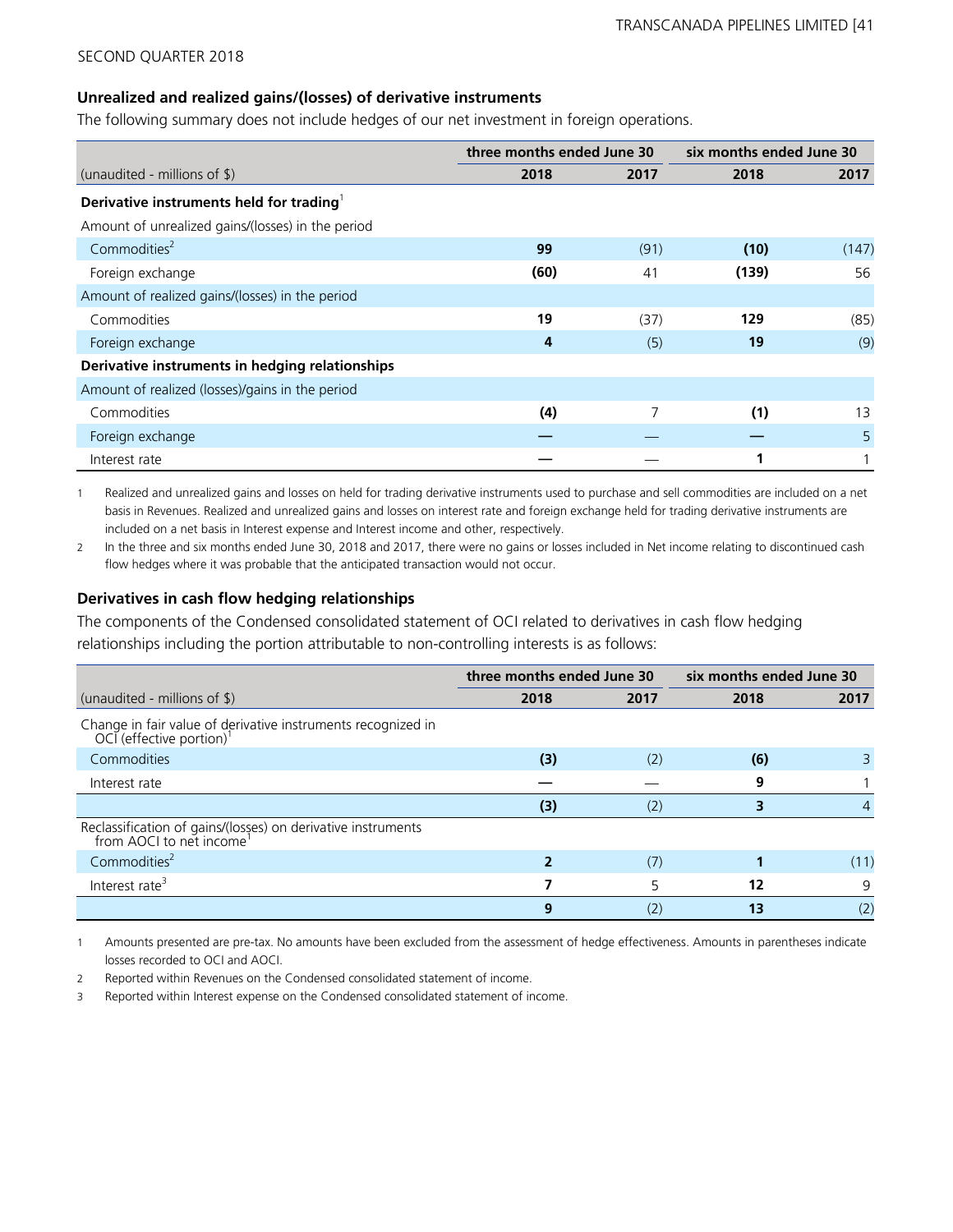### Unrealized and realized gains/(losses) of derivative instruments

The following summary does not include hedges of our net investment in foreign operations.

| | three months ended June 30 | | six months ended June 30 | |
|---|---|---|---|---|
| (unaudited - millions of $) | 2018 | 2017 | 2018 | 2017 |
| **Derivative instruments held for trading**[1] | | | | |
| Amount of unrealized gains/(losses) in the period | | | | |
| Commodities[2] | **99** | (91) | **(10)** | (147) |
| Foreign exchange | **(60)** | 41 | **(139)** | 56 |
| Amount of realized gains/(losses) in the period | | | | |
| Commodities | **19** | (37) | **129** | (85) |
| Foreign exchange | **4** | (5) | **19** | (9) |
| **Derivative instruments in hedging relationships** | | | | |
| Amount of realized (losses)/gains in the period | | | | |
| Commodities | **(4)** | 7 | **(1)** | 13 |
| Foreign exchange | **—** | — | **—** | 5 |
| Interest rate | **—** | — | **1** | 1 |

1 Realized and unrealized gains and losses on held for trading derivative instruments used to purchase and sell commodities are included on a net basis in Revenues. Realized and unrealized gains and losses on interest rate and foreign exchange held for trading derivative instruments are included on a net basis in Interest expense and Interest income and other, respectively.

2 In the three and six months ended June 30, 2018 and 2017, there were no gains or losses included in Net income relating to discontinued cash flow hedges where it was probable that the anticipated transaction would not occur.

### Derivatives in cash flow hedging relationships

The components of the Condensed consolidated statement of OCI related to derivatives in cash flow hedging relationships including the portion attributable to non-controlling interests is as follows:

| | three months ended June 30 | | six months ended June 30 | |
|---|---|---|---|---|
| (unaudited - millions of $) | 2018 | 2017 | 2018 | 2017 |
| Change in fair value of derivative instruments recognized in OCI (effective portion)[1] | | | | |
| Commodities | **(3)** | (2) | **(6)** | 3 |
| Interest rate | **—** | — | **9** | 1 |
| | **(3)** | (2) | **3** | 4 |
| Reclassification of gains/(losses) on derivative instruments from AOCI to net income[1] | | | | |
| Commodities[2] | **2** | (7) | **1** | (11) |
| Interest rate[3] | **7** | 5 | **12** | 9 |
| | **9** | (2) | **13** | (2) |

1 Amounts presented are pre-tax. No amounts have been excluded from the assessment of hedge effectiveness. Amounts in parentheses indicate losses recorded to OCI and AOCI.

2 Reported within Revenues on the Condensed consolidated statement of income.

3 Reported within Interest expense on the Condensed consolidated statement of income.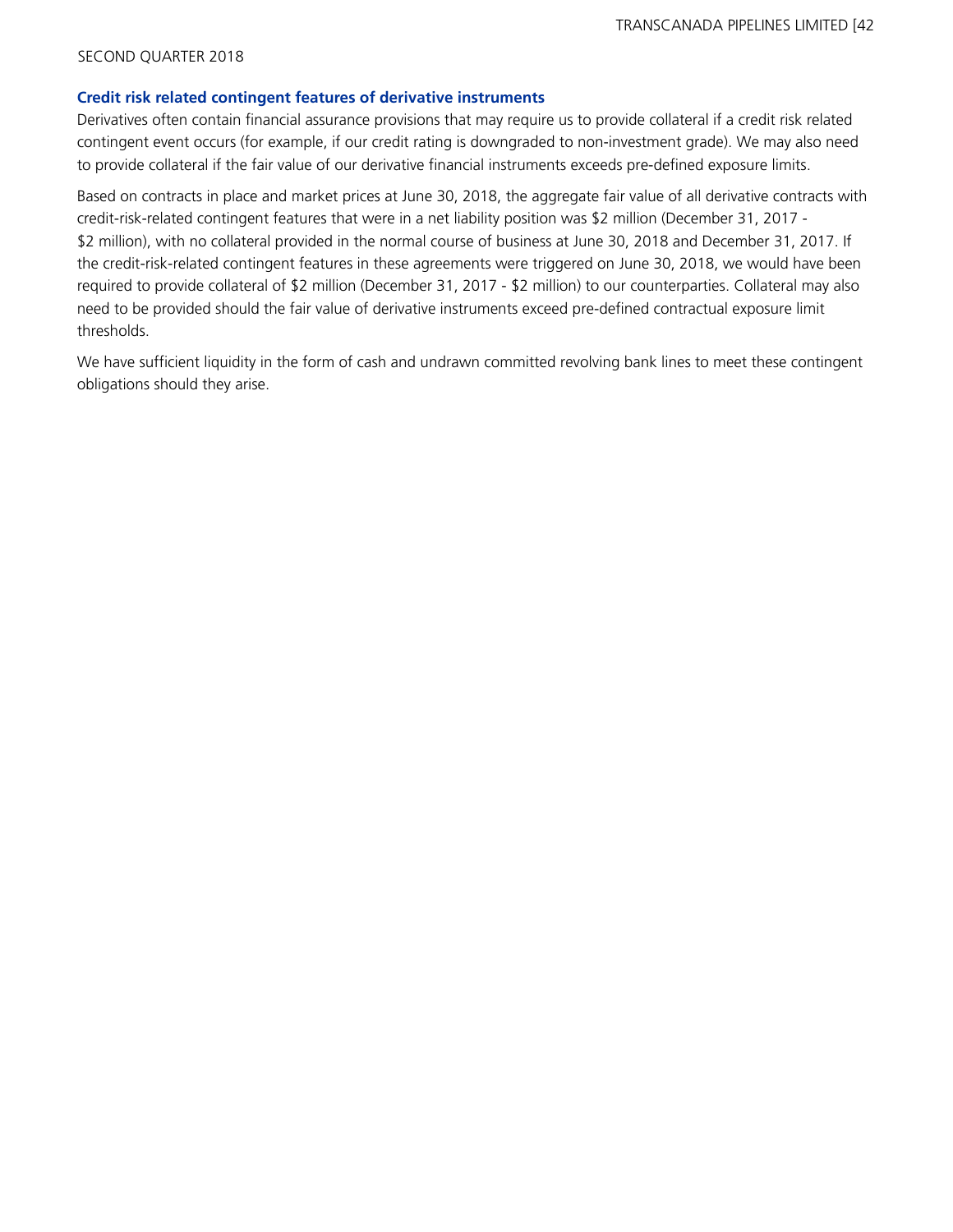### Credit risk related contingent features of derivative instruments

Derivatives often contain financial assurance provisions that may require us to provide collateral if a credit risk related contingent event occurs (for example, if our credit rating is downgraded to non-investment grade). We may also need to provide collateral if the fair value of our derivative financial instruments exceeds pre-defined exposure limits.

Based on contracts in place and market prices at June 30, 2018, the aggregate fair value of all derivative contracts with credit-risk-related contingent features that were in a net liability position was $2 million (December 31, 2017 - $2 million), with no collateral provided in the normal course of business at June 30, 2018 and December 31, 2017. If the credit-risk-related contingent features in these agreements were triggered on June 30, 2018, we would have been required to provide collateral of $2 million (December 31, 2017 - $2 million) to our counterparties. Collateral may also need to be provided should the fair value of derivative instruments exceed pre-defined contractual exposure limit thresholds.

We have sufficient liquidity in the form of cash and undrawn committed revolving bank lines to meet these contingent obligations should they arise.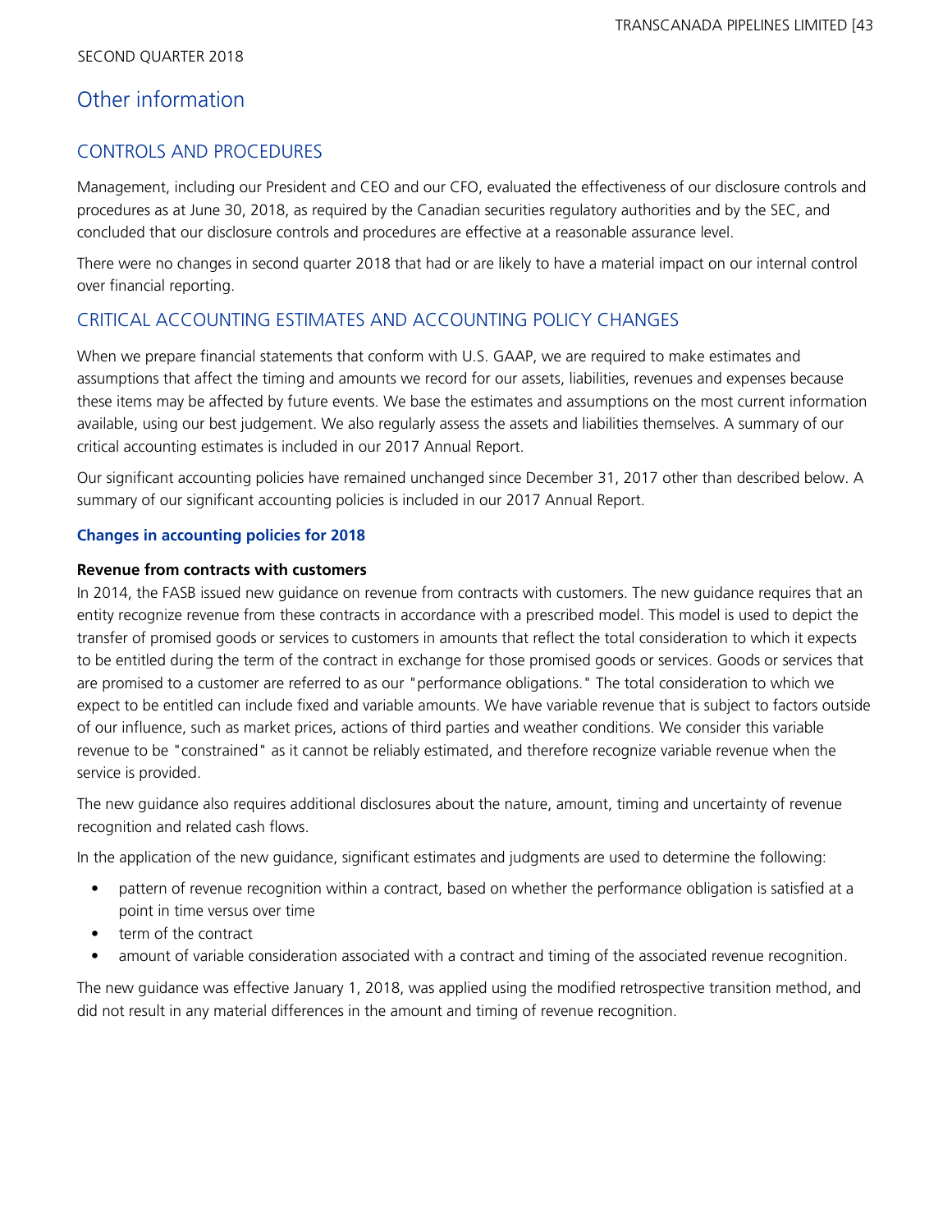# Other information

## CONTROLS AND PROCEDURES

Management, including our President and CEO and our CFO, evaluated the effectiveness of our disclosure controls and procedures as at June 30, 2018, as required by the Canadian securities regulatory authorities and by the SEC, and concluded that our disclosure controls and procedures are effective at a reasonable assurance level.

There were no changes in second quarter 2018 that had or are likely to have a material impact on our internal control over financial reporting.

## CRITICAL ACCOUNTING ESTIMATES AND ACCOUNTING POLICY CHANGES

When we prepare financial statements that conform with U.S. GAAP, we are required to make estimates and assumptions that affect the timing and amounts we record for our assets, liabilities, revenues and expenses because these items may be affected by future events. We base the estimates and assumptions on the most current information available, using our best judgement. We also regularly assess the assets and liabilities themselves. A summary of our critical accounting estimates is included in our 2017 Annual Report.

Our significant accounting policies have remained unchanged since December 31, 2017 other than described below. A summary of our significant accounting policies is included in our 2017 Annual Report.

### Changes in accounting policies for 2018

**Revenue from contracts with customers**

In 2014, the FASB issued new guidance on revenue from contracts with customers. The new guidance requires that an entity recognize revenue from these contracts in accordance with a prescribed model. This model is used to depict the transfer of promised goods or services to customers in amounts that reflect the total consideration to which it expects to be entitled during the term of the contract in exchange for those promised goods or services. Goods or services that are promised to a customer are referred to as our "performance obligations." The total consideration to which we expect to be entitled can include fixed and variable amounts. We have variable revenue that is subject to factors outside of our influence, such as market prices, actions of third parties and weather conditions. We consider this variable revenue to be "constrained" as it cannot be reliably estimated, and therefore recognize variable revenue when the service is provided.

The new guidance also requires additional disclosures about the nature, amount, timing and uncertainty of revenue recognition and related cash flows.

In the application of the new guidance, significant estimates and judgments are used to determine the following:

- pattern of revenue recognition within a contract, based on whether the performance obligation is satisfied at a point in time versus over time
- term of the contract
- amount of variable consideration associated with a contract and timing of the associated revenue recognition.

The new guidance was effective January 1, 2018, was applied using the modified retrospective transition method, and did not result in any material differences in the amount and timing of revenue recognition.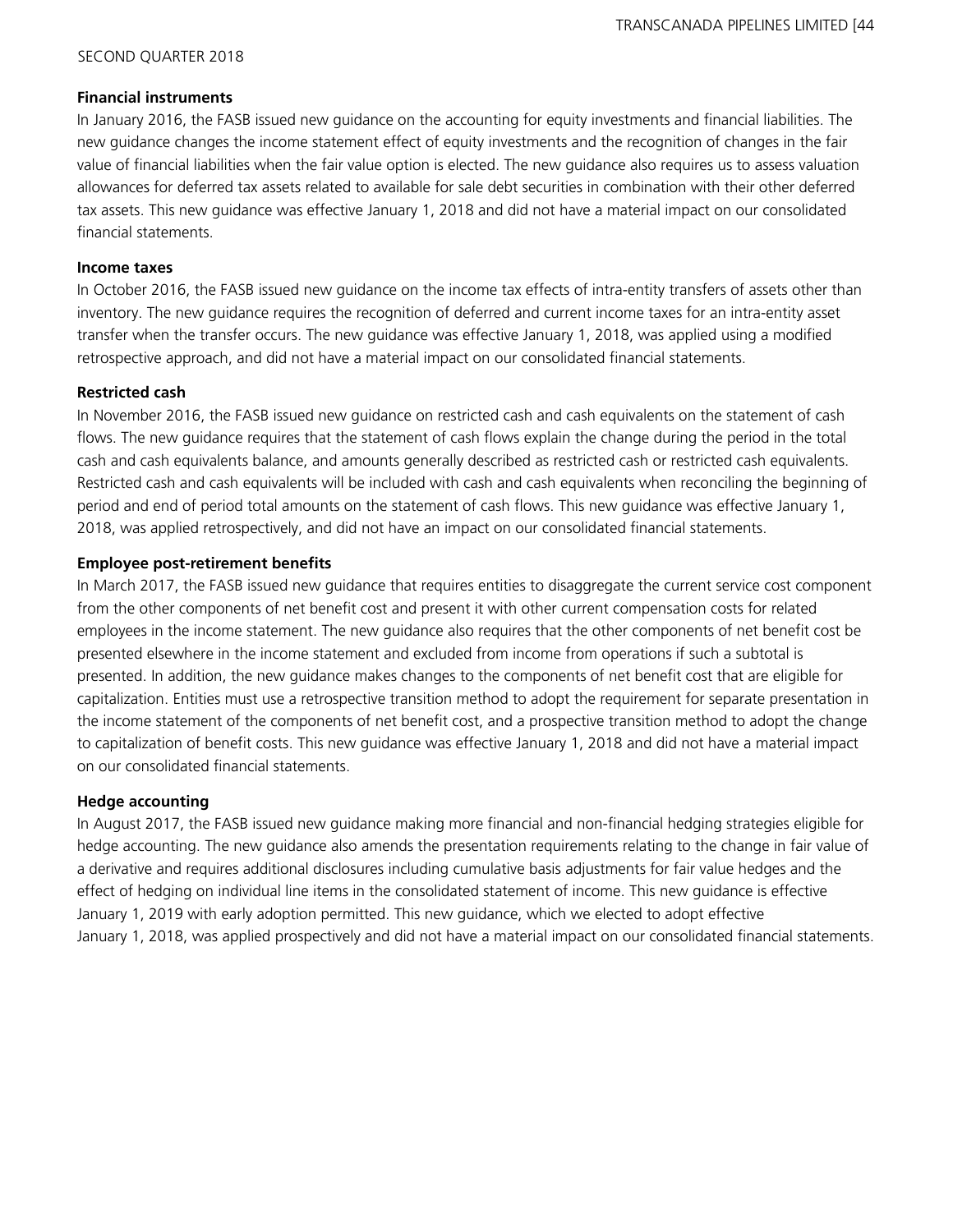**Financial instruments**

In January 2016, the FASB issued new guidance on the accounting for equity investments and financial liabilities. The new guidance changes the income statement effect of equity investments and the recognition of changes in the fair value of financial liabilities when the fair value option is elected. The new guidance also requires us to assess valuation allowances for deferred tax assets related to available for sale debt securities in combination with their other deferred tax assets. This new guidance was effective January 1, 2018 and did not have a material impact on our consolidated financial statements.

**Income taxes**

In October 2016, the FASB issued new guidance on the income tax effects of intra-entity transfers of assets other than inventory. The new guidance requires the recognition of deferred and current income taxes for an intra-entity asset transfer when the transfer occurs. The new guidance was effective January 1, 2018, was applied using a modified retrospective approach, and did not have a material impact on our consolidated financial statements.

**Restricted cash**

In November 2016, the FASB issued new guidance on restricted cash and cash equivalents on the statement of cash flows. The new guidance requires that the statement of cash flows explain the change during the period in the total cash and cash equivalents balance, and amounts generally described as restricted cash or restricted cash equivalents. Restricted cash and cash equivalents will be included with cash and cash equivalents when reconciling the beginning of period and end of period total amounts on the statement of cash flows. This new guidance was effective January 1, 2018, was applied retrospectively, and did not have an impact on our consolidated financial statements.

**Employee post-retirement benefits**

In March 2017, the FASB issued new guidance that requires entities to disaggregate the current service cost component from the other components of net benefit cost and present it with other current compensation costs for related employees in the income statement. The new guidance also requires that the other components of net benefit cost be presented elsewhere in the income statement and excluded from income from operations if such a subtotal is presented. In addition, the new guidance makes changes to the components of net benefit cost that are eligible for capitalization. Entities must use a retrospective transition method to adopt the requirement for separate presentation in the income statement of the components of net benefit cost, and a prospective transition method to adopt the change to capitalization of benefit costs. This new guidance was effective January 1, 2018 and did not have a material impact on our consolidated financial statements.

**Hedge accounting**

In August 2017, the FASB issued new guidance making more financial and non-financial hedging strategies eligible for hedge accounting. The new guidance also amends the presentation requirements relating to the change in fair value of a derivative and requires additional disclosures including cumulative basis adjustments for fair value hedges and the effect of hedging on individual line items in the consolidated statement of income. This new guidance is effective January 1, 2019 with early adoption permitted. This new guidance, which we elected to adopt effective January 1, 2018, was applied prospectively and did not have a material impact on our consolidated financial statements.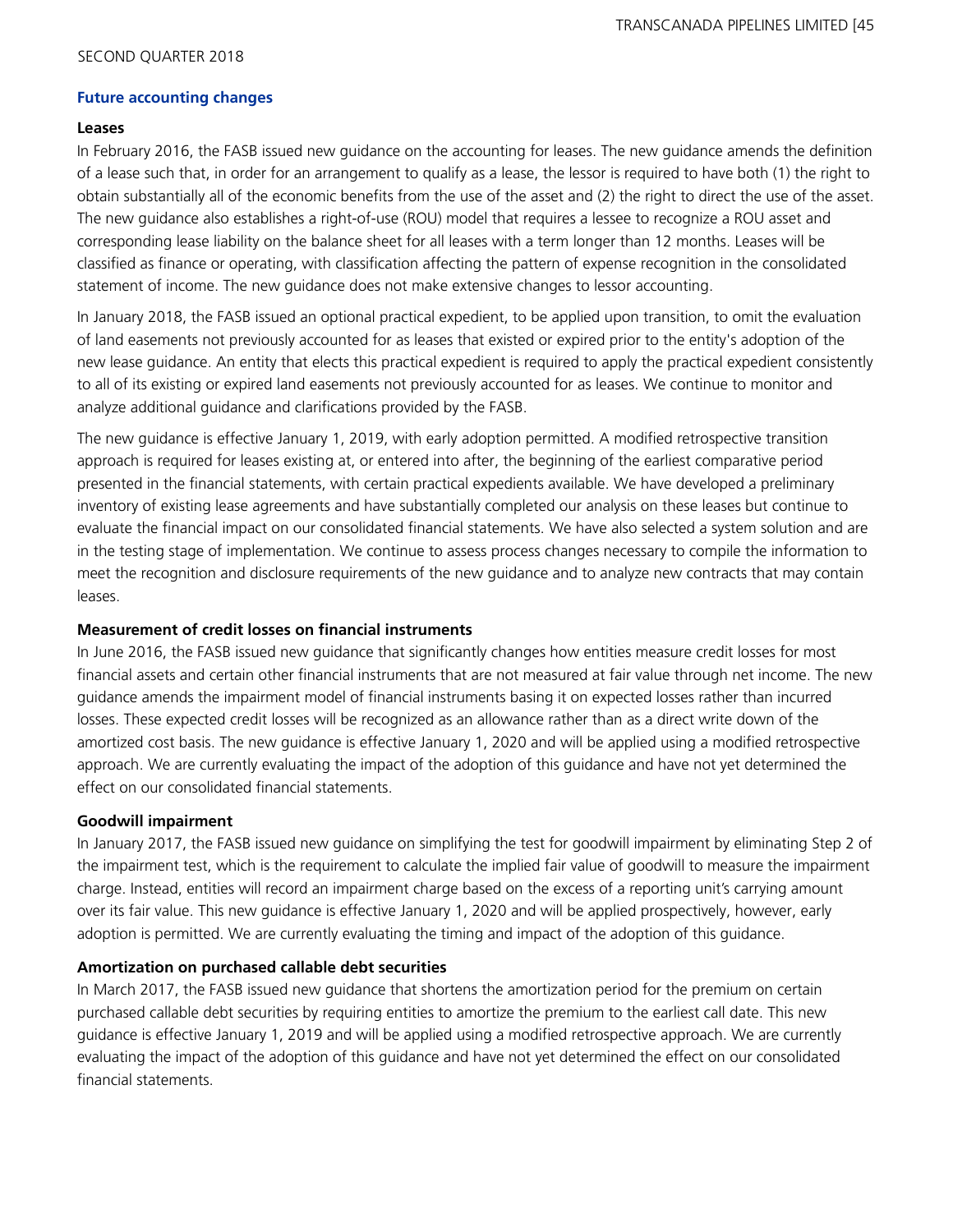### Future accounting changes

**Leases**

In February 2016, the FASB issued new guidance on the accounting for leases. The new guidance amends the definition of a lease such that, in order for an arrangement to qualify as a lease, the lessor is required to have both (1) the right to obtain substantially all of the economic benefits from the use of the asset and (2) the right to direct the use of the asset. The new guidance also establishes a right-of-use (ROU) model that requires a lessee to recognize a ROU asset and corresponding lease liability on the balance sheet for all leases with a term longer than 12 months. Leases will be classified as finance or operating, with classification affecting the pattern of expense recognition in the consolidated statement of income. The new guidance does not make extensive changes to lessor accounting.

In January 2018, the FASB issued an optional practical expedient, to be applied upon transition, to omit the evaluation of land easements not previously accounted for as leases that existed or expired prior to the entity's adoption of the new lease guidance. An entity that elects this practical expedient is required to apply the practical expedient consistently to all of its existing or expired land easements not previously accounted for as leases. We continue to monitor and analyze additional guidance and clarifications provided by the FASB.

The new guidance is effective January 1, 2019, with early adoption permitted. A modified retrospective transition approach is required for leases existing at, or entered into after, the beginning of the earliest comparative period presented in the financial statements, with certain practical expedients available. We have developed a preliminary inventory of existing lease agreements and have substantially completed our analysis on these leases but continue to evaluate the financial impact on our consolidated financial statements. We have also selected a system solution and are in the testing stage of implementation. We continue to assess process changes necessary to compile the information to meet the recognition and disclosure requirements of the new guidance and to analyze new contracts that may contain leases.

**Measurement of credit losses on financial instruments**

In June 2016, the FASB issued new guidance that significantly changes how entities measure credit losses for most financial assets and certain other financial instruments that are not measured at fair value through net income. The new guidance amends the impairment model of financial instruments basing it on expected losses rather than incurred losses. These expected credit losses will be recognized as an allowance rather than as a direct write down of the amortized cost basis. The new guidance is effective January 1, 2020 and will be applied using a modified retrospective approach. We are currently evaluating the impact of the adoption of this guidance and have not yet determined the effect on our consolidated financial statements.

**Goodwill impairment**

In January 2017, the FASB issued new guidance on simplifying the test for goodwill impairment by eliminating Step 2 of the impairment test, which is the requirement to calculate the implied fair value of goodwill to measure the impairment charge. Instead, entities will record an impairment charge based on the excess of a reporting unit's carrying amount over its fair value. This new guidance is effective January 1, 2020 and will be applied prospectively, however, early adoption is permitted. We are currently evaluating the timing and impact of the adoption of this guidance.

**Amortization on purchased callable debt securities**

In March 2017, the FASB issued new guidance that shortens the amortization period for the premium on certain purchased callable debt securities by requiring entities to amortize the premium to the earliest call date. This new guidance is effective January 1, 2019 and will be applied using a modified retrospective approach. We are currently evaluating the impact of the adoption of this guidance and have not yet determined the effect on our consolidated financial statements.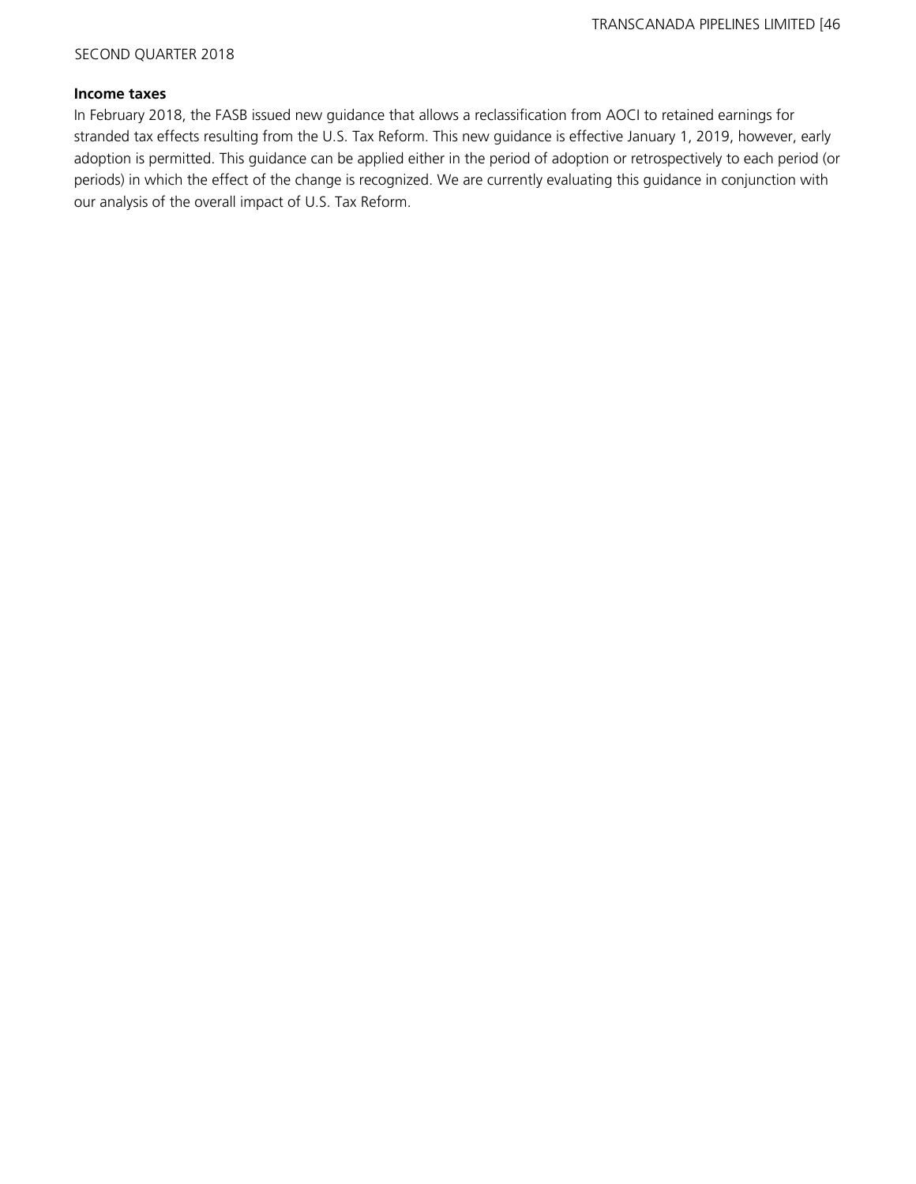**Income taxes**

In February 2018, the FASB issued new guidance that allows a reclassification from AOCI to retained earnings for stranded tax effects resulting from the U.S. Tax Reform. This new guidance is effective January 1, 2019, however, early adoption is permitted. This guidance can be applied either in the period of adoption or retrospectively to each period (or periods) in which the effect of the change is recognized. We are currently evaluating this guidance in conjunction with our analysis of the overall impact of U.S. Tax Reform.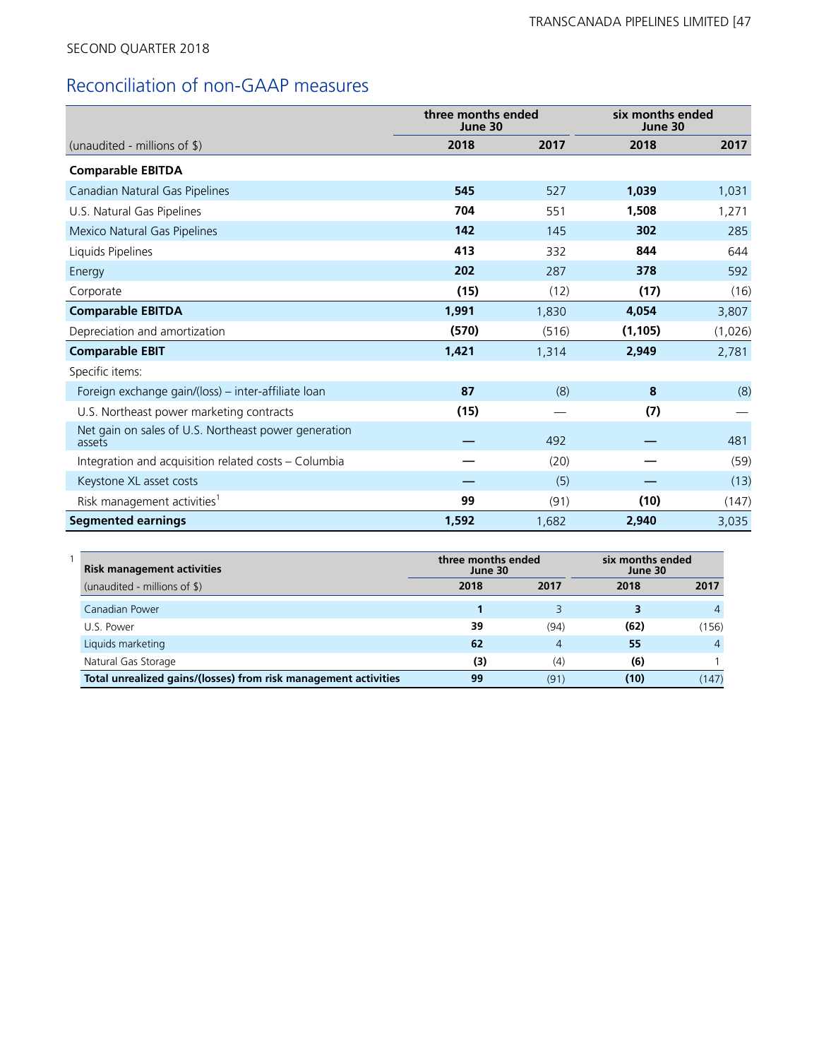SECOND QUARTER 2018

## Reconciliation of non-GAAP measures

| | three months ended June 30 | | six months ended June 30 | |
|---|---|---|---|---|
| (unaudited - millions of $) | **2018** | **2017** | **2018** | **2017** |
| **Comparable EBITDA** | | | | |
| Canadian Natural Gas Pipelines | **545** | 527 | **1,039** | 1,031 |
| U.S. Natural Gas Pipelines | **704** | 551 | **1,508** | 1,271 |
| Mexico Natural Gas Pipelines | **142** | 145 | **302** | 285 |
| Liquids Pipelines | **413** | 332 | **844** | 644 |
| Energy | **202** | 287 | **378** | 592 |
| Corporate | **(15)** | (12) | **(17)** | (16) |
| **Comparable EBITDA** | **1,991** | 1,830 | **4,054** | 3,807 |
| Depreciation and amortization | **(570)** | (516) | **(1,105)** | (1,026) |
| **Comparable EBIT** | **1,421** | 1,314 | **2,949** | 2,781 |
| Specific items: | | | | |
| Foreign exchange gain/(loss) – inter-affiliate loan | **87** | (8) | **8** | (8) |
| U.S. Northeast power marketing contracts | **(15)** | — | **(7)** | — |
| Net gain on sales of U.S. Northeast power generation assets | **—** | 492 | **—** | 481 |
| Integration and acquisition related costs – Columbia | **—** | (20) | **—** | (59) |
| Keystone XL asset costs | **—** | (5) | **—** | (13) |
| Risk management activities[1] | **99** | (91) | **(10)** | (147) |
| **Segmented earnings** | **1,592** | 1,682 | **2,940** | 3,035 |

1

| **Risk management activities** | three months ended June 30 | | six months ended June 30 | |
|---|---|---|---|---|
| (unaudited - millions of $) | **2018** | **2017** | **2018** | **2017** |
| Canadian Power | **1** | 3 | **3** | 4 |
| U.S. Power | **39** | (94) | **(62)** | (156) |
| Liquids marketing | **62** | 4 | **55** | 4 |
| Natural Gas Storage | **(3)** | (4) | **(6)** | 1 |
| **Total unrealized gains/(losses) from risk management activities** | **99** | (91) | **(10)** | (147) |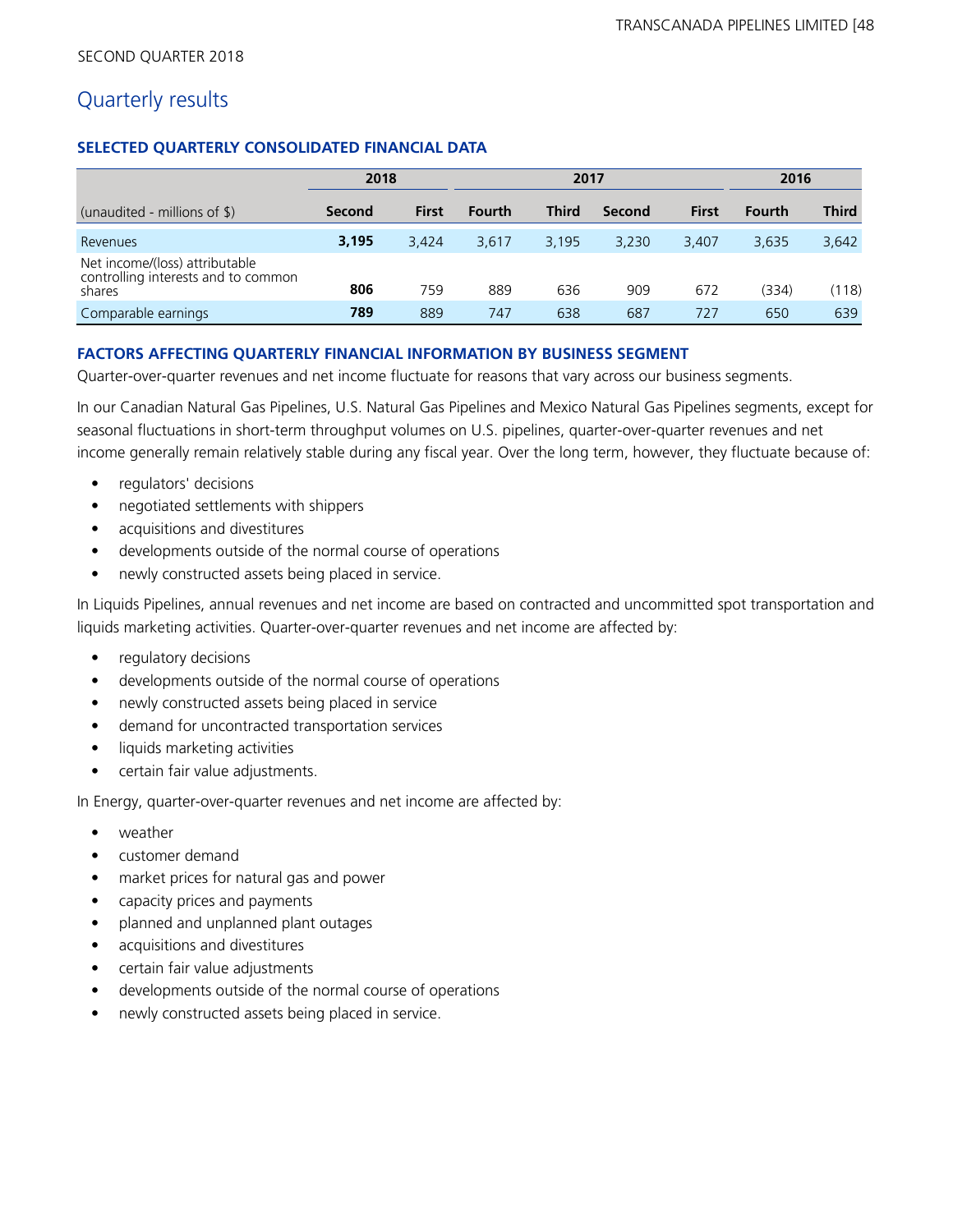SECOND QUARTER 2018

## Quarterly results

### SELECTED QUARTERLY CONSOLIDATED FINANCIAL DATA

| | 2018 | | 2017 | | | | 2016 | |
|---|---|---|---|---|---|---|---|---|
| (unaudited - millions of $) | **Second** | **First** | **Fourth** | **Third** | **Second** | **First** | **Fourth** | **Third** |
| Revenues | **3,195** | 3,424 | 3,617 | 3,195 | 3,230 | 3,407 | 3,635 | 3,642 |
| Net income/(loss) attributable controlling interests and to common shares | **806** | 759 | 889 | 636 | 909 | 672 | (334) | (118) |
| Comparable earnings | **789** | 889 | 747 | 638 | 687 | 727 | 650 | 639 |

### FACTORS AFFECTING QUARTERLY FINANCIAL INFORMATION BY BUSINESS SEGMENT

Quarter-over-quarter revenues and net income fluctuate for reasons that vary across our business segments.

In our Canadian Natural Gas Pipelines, U.S. Natural Gas Pipelines and Mexico Natural Gas Pipelines segments, except for seasonal fluctuations in short-term throughput volumes on U.S. pipelines, quarter-over-quarter revenues and net income generally remain relatively stable during any fiscal year. Over the long term, however, they fluctuate because of:

- regulators' decisions
- negotiated settlements with shippers
- acquisitions and divestitures
- developments outside of the normal course of operations
- newly constructed assets being placed in service.

In Liquids Pipelines, annual revenues and net income are based on contracted and uncommitted spot transportation and liquids marketing activities. Quarter-over-quarter revenues and net income are affected by:

- regulatory decisions
- developments outside of the normal course of operations
- newly constructed assets being placed in service
- demand for uncontracted transportation services
- liquids marketing activities
- certain fair value adjustments.

In Energy, quarter-over-quarter revenues and net income are affected by:

- weather
- customer demand
- market prices for natural gas and power
- capacity prices and payments
- planned and unplanned plant outages
- acquisitions and divestitures
- certain fair value adjustments
- developments outside of the normal course of operations
- newly constructed assets being placed in service.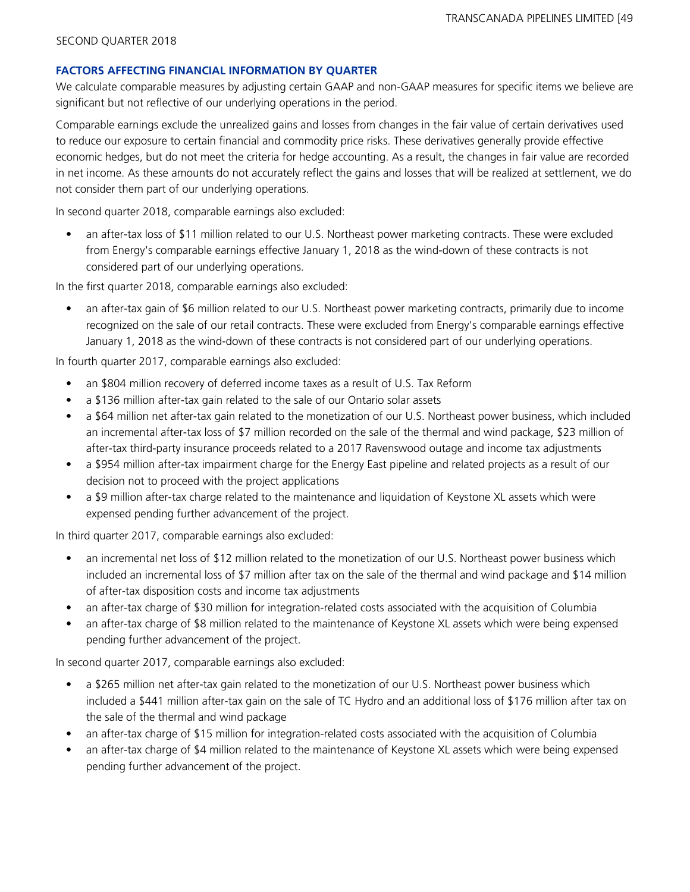## FACTORS AFFECTING FINANCIAL INFORMATION BY QUARTER

We calculate comparable measures by adjusting certain GAAP and non-GAAP measures for specific items we believe are significant but not reflective of our underlying operations in the period.

Comparable earnings exclude the unrealized gains and losses from changes in the fair value of certain derivatives used to reduce our exposure to certain financial and commodity price risks. These derivatives generally provide effective economic hedges, but do not meet the criteria for hedge accounting. As a result, the changes in fair value are recorded in net income. As these amounts do not accurately reflect the gains and losses that will be realized at settlement, we do not consider them part of our underlying operations.

In second quarter 2018, comparable earnings also excluded:

- an after-tax loss of $11 million related to our U.S. Northeast power marketing contracts. These were excluded from Energy's comparable earnings effective January 1, 2018 as the wind-down of these contracts is not considered part of our underlying operations.

In the first quarter 2018, comparable earnings also excluded:

- an after-tax gain of $6 million related to our U.S. Northeast power marketing contracts, primarily due to income recognized on the sale of our retail contracts. These were excluded from Energy's comparable earnings effective January 1, 2018 as the wind-down of these contracts is not considered part of our underlying operations.

In fourth quarter 2017, comparable earnings also excluded:

- an $804 million recovery of deferred income taxes as a result of U.S. Tax Reform
- a $136 million after-tax gain related to the sale of our Ontario solar assets
- a $64 million net after-tax gain related to the monetization of our U.S. Northeast power business, which included an incremental after-tax loss of $7 million recorded on the sale of the thermal and wind package, $23 million of after-tax third-party insurance proceeds related to a 2017 Ravenswood outage and income tax adjustments
- a $954 million after-tax impairment charge for the Energy East pipeline and related projects as a result of our decision not to proceed with the project applications
- a $9 million after-tax charge related to the maintenance and liquidation of Keystone XL assets which were expensed pending further advancement of the project.

In third quarter 2017, comparable earnings also excluded:

- an incremental net loss of $12 million related to the monetization of our U.S. Northeast power business which included an incremental loss of $7 million after tax on the sale of the thermal and wind package and $14 million of after-tax disposition costs and income tax adjustments
- an after-tax charge of $30 million for integration-related costs associated with the acquisition of Columbia
- an after-tax charge of $8 million related to the maintenance of Keystone XL assets which were being expensed pending further advancement of the project.

In second quarter 2017, comparable earnings also excluded:

- a $265 million net after-tax gain related to the monetization of our U.S. Northeast power business which included a $441 million after-tax gain on the sale of TC Hydro and an additional loss of $176 million after tax on the sale of the thermal and wind package
- an after-tax charge of $15 million for integration-related costs associated with the acquisition of Columbia
- an after-tax charge of $4 million related to the maintenance of Keystone XL assets which were being expensed pending further advancement of the project.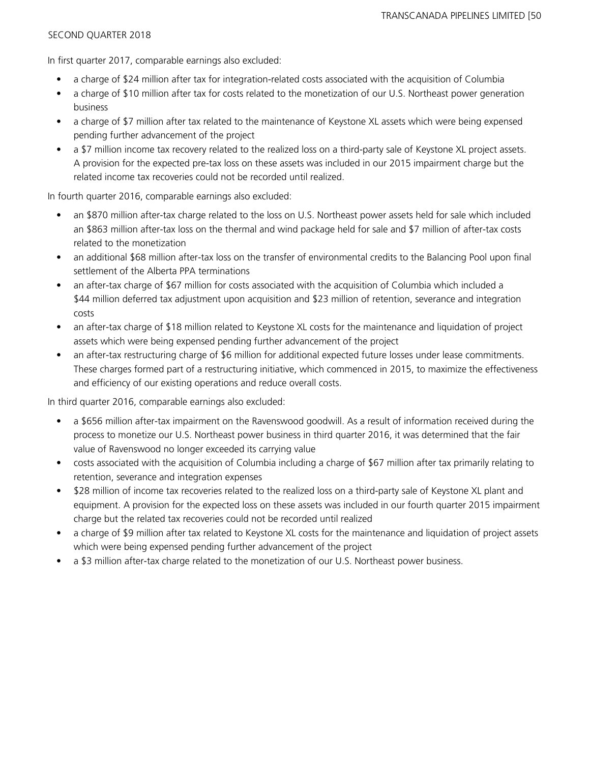In first quarter 2017, comparable earnings also excluded:

- a charge of $24 million after tax for integration-related costs associated with the acquisition of Columbia
- a charge of $10 million after tax for costs related to the monetization of our U.S. Northeast power generation business
- a charge of $7 million after tax related to the maintenance of Keystone XL assets which were being expensed pending further advancement of the project
- a $7 million income tax recovery related to the realized loss on a third-party sale of Keystone XL project assets. A provision for the expected pre-tax loss on these assets was included in our 2015 impairment charge but the related income tax recoveries could not be recorded until realized.

In fourth quarter 2016, comparable earnings also excluded:

- an $870 million after-tax charge related to the loss on U.S. Northeast power assets held for sale which included an $863 million after-tax loss on the thermal and wind package held for sale and $7 million of after-tax costs related to the monetization
- an additional $68 million after-tax loss on the transfer of environmental credits to the Balancing Pool upon final settlement of the Alberta PPA terminations
- an after-tax charge of $67 million for costs associated with the acquisition of Columbia which included a $44 million deferred tax adjustment upon acquisition and $23 million of retention, severance and integration costs
- an after-tax charge of $18 million related to Keystone XL costs for the maintenance and liquidation of project assets which were being expensed pending further advancement of the project
- an after-tax restructuring charge of $6 million for additional expected future losses under lease commitments. These charges formed part of a restructuring initiative, which commenced in 2015, to maximize the effectiveness and efficiency of our existing operations and reduce overall costs.

In third quarter 2016, comparable earnings also excluded:

- a $656 million after-tax impairment on the Ravenswood goodwill. As a result of information received during the process to monetize our U.S. Northeast power business in third quarter 2016, it was determined that the fair value of Ravenswood no longer exceeded its carrying value
- costs associated with the acquisition of Columbia including a charge of $67 million after tax primarily relating to retention, severance and integration expenses
- $28 million of income tax recoveries related to the realized loss on a third-party sale of Keystone XL plant and equipment. A provision for the expected loss on these assets was included in our fourth quarter 2015 impairment charge but the related tax recoveries could not be recorded until realized
- a charge of $9 million after tax related to Keystone XL costs for the maintenance and liquidation of project assets which were being expensed pending further advancement of the project
- a $3 million after-tax charge related to the monetization of our U.S. Northeast power business.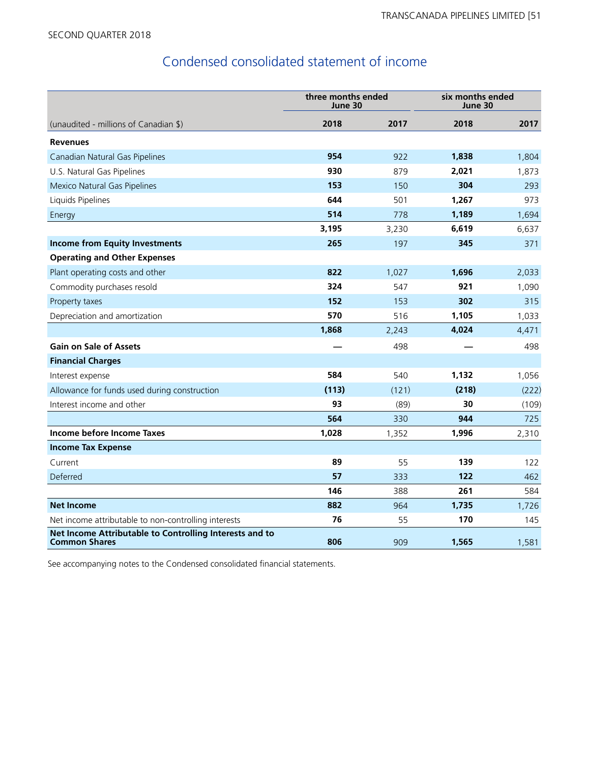SECOND QUARTER 2018

## Condensed consolidated statement of income

| | three months ended June 30 | | six months ended June 30 | |
|---|---|---|---|---|
| (unaudited - millions of Canadian $) | **2018** | 2017 | **2018** | 2017 |
| **Revenues** | | | | |
| Canadian Natural Gas Pipelines | **954** | 922 | **1,838** | 1,804 |
| U.S. Natural Gas Pipelines | **930** | 879 | **2,021** | 1,873 |
| Mexico Natural Gas Pipelines | **153** | 150 | **304** | 293 |
| Liquids Pipelines | **644** | 501 | **1,267** | 973 |
| Energy | **514** | 778 | **1,189** | 1,694 |
| | **3,195** | 3,230 | **6,619** | 6,637 |
| **Income from Equity Investments** | **265** | 197 | **345** | 371 |
| **Operating and Other Expenses** | | | | |
| Plant operating costs and other | **822** | 1,027 | **1,696** | 2,033 |
| Commodity purchases resold | **324** | 547 | **921** | 1,090 |
| Property taxes | **152** | 153 | **302** | 315 |
| Depreciation and amortization | **570** | 516 | **1,105** | 1,033 |
| | **1,868** | 2,243 | **4,024** | 4,471 |
| **Gain on Sale of Assets** | **—** | 498 | **—** | 498 |
| **Financial Charges** | | | | |
| Interest expense | **584** | 540 | **1,132** | 1,056 |
| Allowance for funds used during construction | **(113)** | (121) | **(218)** | (222) |
| Interest income and other | **93** | (89) | **30** | (109) |
| | **564** | 330 | **944** | 725 |
| **Income before Income Taxes** | **1,028** | 1,352 | **1,996** | 2,310 |
| **Income Tax Expense** | | | | |
| Current | **89** | 55 | **139** | 122 |
| Deferred | **57** | 333 | **122** | 462 |
| | **146** | 388 | **261** | 584 |
| **Net Income** | **882** | 964 | **1,735** | 1,726 |
| Net income attributable to non-controlling interests | **76** | 55 | **170** | 145 |
| **Net Income Attributable to Controlling Interests and to Common Shares** | **806** | 909 | **1,565** | 1,581 |

See accompanying notes to the Condensed consolidated financial statements.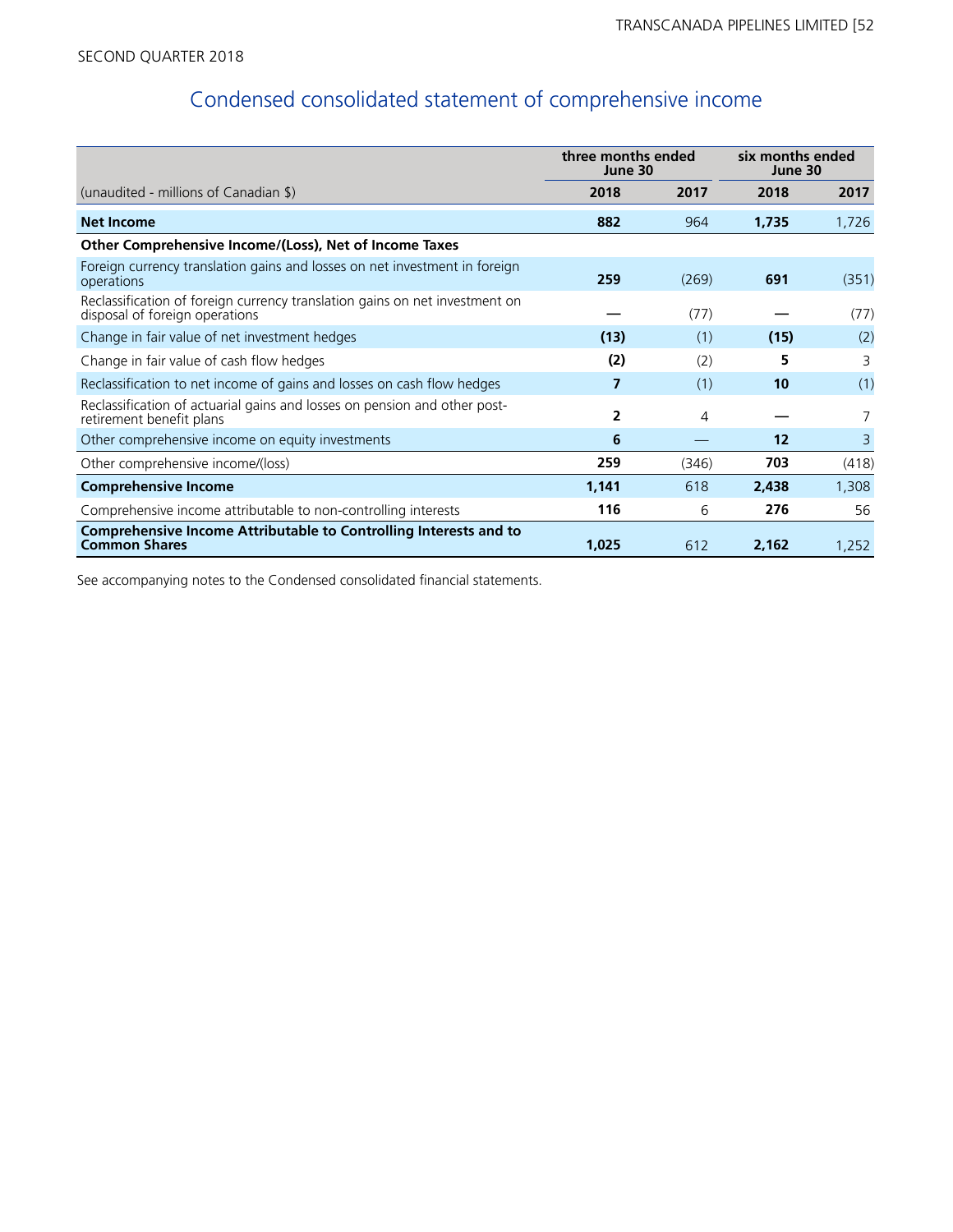SECOND QUARTER 2018

# Condensed consolidated statement of comprehensive income

| (unaudited - millions of Canadian $) | three months ended June 30 | | six months ended June 30 | |
|---|---|---|---|---|
| | **2018** | **2017** | **2018** | **2017** |
| **Net Income** | **882** | 964 | **1,735** | 1,726 |
| **Other Comprehensive Income/(Loss), Net of Income Taxes** | | | | |
| Foreign currency translation gains and losses on net investment in foreign operations | **259** | (269) | **691** | (351) |
| Reclassification of foreign currency translation gains on net investment on disposal of foreign operations | **—** | (77) | **—** | (77) |
| Change in fair value of net investment hedges | **(13)** | (1) | **(15)** | (2) |
| Change in fair value of cash flow hedges | **(2)** | (2) | **5** | 3 |
| Reclassification to net income of gains and losses on cash flow hedges | **7** | (1) | **10** | (1) |
| Reclassification of actuarial gains and losses on pension and other post-retirement benefit plans | **2** | 4 | **—** | 7 |
| Other comprehensive income on equity investments | **6** | — | **12** | 3 |
| Other comprehensive income/(loss) | **259** | (346) | **703** | (418) |
| **Comprehensive Income** | **1,141** | 618 | **2,438** | 1,308 |
| Comprehensive income attributable to non-controlling interests | **116** | 6 | **276** | 56 |
| **Comprehensive Income Attributable to Controlling Interests and to Common Shares** | **1,025** | 612 | **2,162** | 1,252 |

See accompanying notes to the Condensed consolidated financial statements.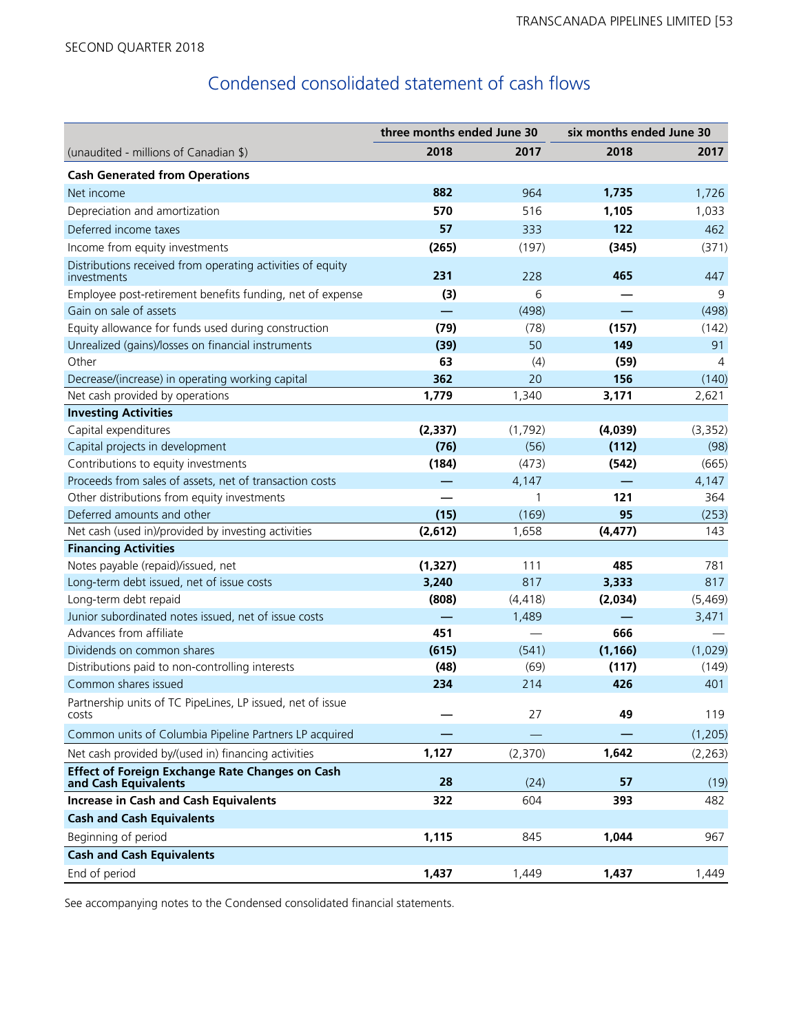SECOND QUARTER 2018

# Condensed consolidated statement of cash flows

| | three months ended June 30 | | six months ended June 30 | |
|---|---|---|---|---|
| (unaudited - millions of Canadian $) | **2018** | 2017 | **2018** | 2017 |
| **Cash Generated from Operations** | | | | |
| Net income | **882** | 964 | **1,735** | 1,726 |
| Depreciation and amortization | **570** | 516 | **1,105** | 1,033 |
| Deferred income taxes | **57** | 333 | **122** | 462 |
| Income from equity investments | **(265)** | (197) | **(345)** | (371) |
| Distributions received from operating activities of equity investments | **231** | 228 | **465** | 447 |
| Employee post-retirement benefits funding, net of expense | **(3)** | 6 | **—** | 9 |
| Gain on sale of assets | **—** | (498) | **—** | (498) |
| Equity allowance for funds used during construction | **(79)** | (78) | **(157)** | (142) |
| Unrealized (gains)/losses on financial instruments | **(39)** | 50 | **149** | 91 |
| Other | **63** | (4) | **(59)** | 4 |
| Decrease/(increase) in operating working capital | **362** | 20 | **156** | (140) |
| Net cash provided by operations | **1,779** | 1,340 | **3,171** | 2,621 |
| **Investing Activities** | | | | |
| Capital expenditures | **(2,337)** | (1,792) | **(4,039)** | (3,352) |
| Capital projects in development | **(76)** | (56) | **(112)** | (98) |
| Contributions to equity investments | **(184)** | (473) | **(542)** | (665) |
| Proceeds from sales of assets, net of transaction costs | **—** | 4,147 | **—** | 4,147 |
| Other distributions from equity investments | **—** | 1 | **121** | 364 |
| Deferred amounts and other | **(15)** | (169) | **95** | (253) |
| Net cash (used in)/provided by investing activities | **(2,612)** | 1,658 | **(4,477)** | 143 |
| **Financing Activities** | | | | |
| Notes payable (repaid)/issued, net | **(1,327)** | 111 | **485** | 781 |
| Long-term debt issued, net of issue costs | **3,240** | 817 | **3,333** | 817 |
| Long-term debt repaid | **(808)** | (4,418) | **(2,034)** | (5,469) |
| Junior subordinated notes issued, net of issue costs | **—** | 1,489 | **—** | 3,471 |
| Advances from affiliate | **451** | — | **666** | — |
| Dividends on common shares | **(615)** | (541) | **(1,166)** | (1,029) |
| Distributions paid to non-controlling interests | **(48)** | (69) | **(117)** | (149) |
| Common shares issued | **234** | 214 | **426** | 401 |
| Partnership units of TC PipeLines, LP issued, net of issue costs | **—** | 27 | **49** | 119 |
| Common units of Columbia Pipeline Partners LP acquired | **—** | — | **—** | (1,205) |
| Net cash provided by/(used in) financing activities | **1,127** | (2,370) | **1,642** | (2,263) |
| **Effect of Foreign Exchange Rate Changes on Cash and Cash Equivalents** | **28** | (24) | **57** | (19) |
| **Increase in Cash and Cash Equivalents** | **322** | 604 | **393** | 482 |
| **Cash and Cash Equivalents** | | | | |
| Beginning of period | **1,115** | 845 | **1,044** | 967 |
| **Cash and Cash Equivalents** | | | | |
| End of period | **1,437** | 1,449 | **1,437** | 1,449 |

See accompanying notes to the Condensed consolidated financial statements.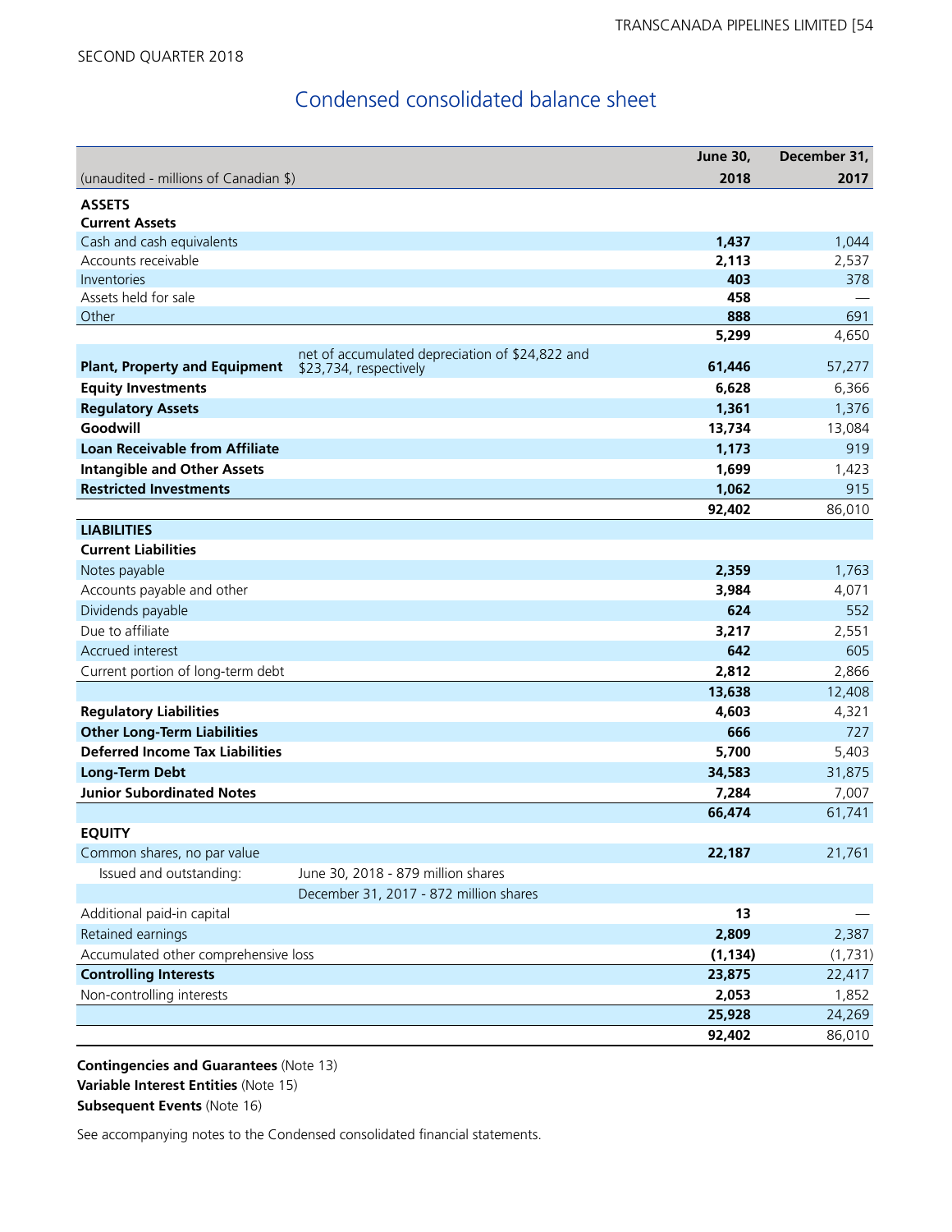SECOND QUARTER 2018

# Condensed consolidated balance sheet

| (unaudited - millions of Canadian $) | | June 30, 2018 | December 31, 2017 |
|---|---|---|---|
| **ASSETS** | | | |
| **Current Assets** | | | |
| Cash and cash equivalents | | **1,437** | 1,044 |
| Accounts receivable | | **2,113** | 2,537 |
| Inventories | | **403** | 378 |
| Assets held for sale | | **458** | — |
| Other | | **888** | 691 |
| | | **5,299** | 4,650 |
| **Plant, Property and Equipment** | net of accumulated depreciation of $24,822 and $23,734, respectively | **61,446** | 57,277 |
| **Equity Investments** | | **6,628** | 6,366 |
| **Regulatory Assets** | | **1,361** | 1,376 |
| **Goodwill** | | **13,734** | 13,084 |
| **Loan Receivable from Affiliate** | | **1,173** | 919 |
| **Intangible and Other Assets** | | **1,699** | 1,423 |
| **Restricted Investments** | | **1,062** | 915 |
| | | **92,402** | 86,010 |
| **LIABILITIES** | | | |
| **Current Liabilities** | | | |
| Notes payable | | **2,359** | 1,763 |
| Accounts payable and other | | **3,984** | 4,071 |
| Dividends payable | | **624** | 552 |
| Due to affiliate | | **3,217** | 2,551 |
| Accrued interest | | **642** | 605 |
| Current portion of long-term debt | | **2,812** | 2,866 |
| | | **13,638** | 12,408 |
| **Regulatory Liabilities** | | **4,603** | 4,321 |
| **Other Long-Term Liabilities** | | **666** | 727 |
| **Deferred Income Tax Liabilities** | | **5,700** | 5,403 |
| **Long-Term Debt** | | **34,583** | 31,875 |
| **Junior Subordinated Notes** | | **7,284** | 7,007 |
| | | **66,474** | 61,741 |
| **EQUITY** | | | |
| Common shares, no par value | | **22,187** | 21,761 |
| Issued and outstanding: | June 30, 2018 - 879 million shares | | |
| | December 31, 2017 - 872 million shares | | |
| Additional paid-in capital | | **13** | — |
| Retained earnings | | **2,809** | 2,387 |
| Accumulated other comprehensive loss | | **(1,134)** | (1,731) |
| **Controlling Interests** | | **23,875** | 22,417 |
| Non-controlling interests | | **2,053** | 1,852 |
| | | **25,928** | 24,269 |
| | | **92,402** | 86,010 |

**Contingencies and Guarantees** (Note 13)
**Variable Interest Entities** (Note 15)
**Subsequent Events** (Note 16)

See accompanying notes to the Condensed consolidated financial statements.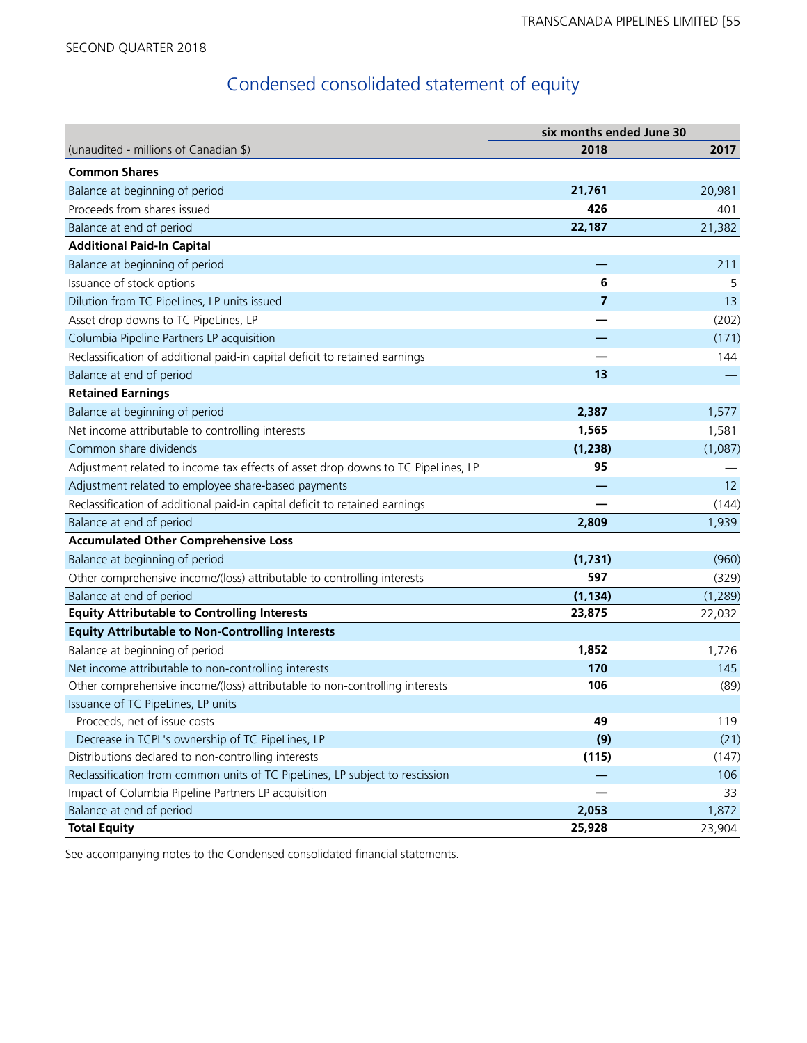SECOND QUARTER 2018

# Condensed consolidated statement of equity

| (unaudited - millions of Canadian $) | six months ended June 30 2018 | 2017 |
|---|---|---|
| **Common Shares** | | |
| Balance at beginning of period | **21,761** | 20,981 |
| Proceeds from shares issued | **426** | 401 |
| Balance at end of period | **22,187** | 21,382 |
| **Additional Paid-In Capital** | | |
| Balance at beginning of period | **—** | 211 |
| Issuance of stock options | **6** | 5 |
| Dilution from TC PipeLines, LP units issued | **7** | 13 |
| Asset drop downs to TC PipeLines, LP | **—** | (202) |
| Columbia Pipeline Partners LP acquisition | **—** | (171) |
| Reclassification of additional paid-in capital deficit to retained earnings | **—** | 144 |
| Balance at end of period | **13** | — |
| **Retained Earnings** | | |
| Balance at beginning of period | **2,387** | 1,577 |
| Net income attributable to controlling interests | **1,565** | 1,581 |
| Common share dividends | **(1,238)** | (1,087) |
| Adjustment related to income tax effects of asset drop downs to TC PipeLines, LP | **95** | — |
| Adjustment related to employee share-based payments | **—** | 12 |
| Reclassification of additional paid-in capital deficit to retained earnings | **—** | (144) |
| Balance at end of period | **2,809** | 1,939 |
| **Accumulated Other Comprehensive Loss** | | |
| Balance at beginning of period | **(1,731)** | (960) |
| Other comprehensive income/(loss) attributable to controlling interests | **597** | (329) |
| Balance at end of period | **(1,134)** | (1,289) |
| **Equity Attributable to Controlling Interests** | **23,875** | 22,032 |
| **Equity Attributable to Non-Controlling Interests** | | |
| Balance at beginning of period | **1,852** | 1,726 |
| Net income attributable to non-controlling interests | **170** | 145 |
| Other comprehensive income/(loss) attributable to non-controlling interests | **106** | (89) |
| Issuance of TC PipeLines, LP units | | |
| Proceeds, net of issue costs | **49** | 119 |
| Decrease in TCPL's ownership of TC PipeLines, LP | **(9)** | (21) |
| Distributions declared to non-controlling interests | **(115)** | (147) |
| Reclassification from common units of TC PipeLines, LP subject to rescission | **—** | 106 |
| Impact of Columbia Pipeline Partners LP acquisition | **—** | 33 |
| Balance at end of period | **2,053** | 1,872 |
| **Total Equity** | **25,928** | 23,904 |

See accompanying notes to the Condensed consolidated financial statements.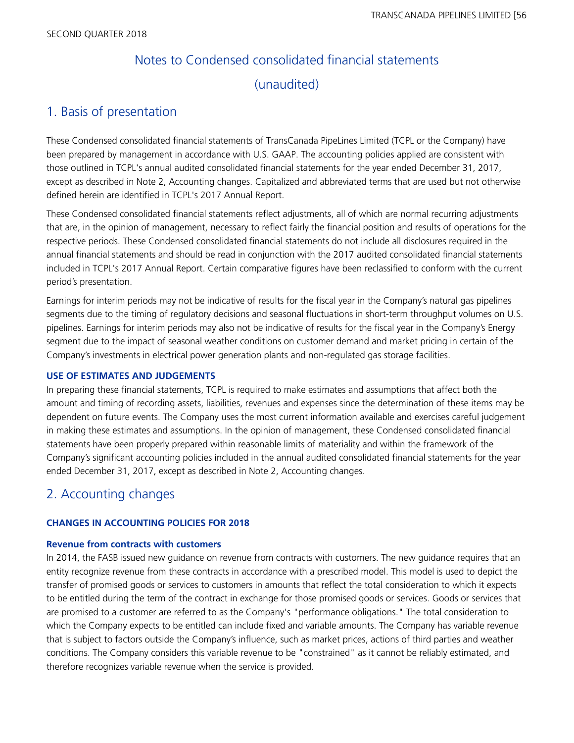SECOND QUARTER 2018

# Notes to Condensed consolidated financial statements (unaudited)

## 1. Basis of presentation

These Condensed consolidated financial statements of TransCanada PipeLines Limited (TCPL or the Company) have been prepared by management in accordance with U.S. GAAP. The accounting policies applied are consistent with those outlined in TCPL's annual audited consolidated financial statements for the year ended December 31, 2017, except as described in Note 2, Accounting changes. Capitalized and abbreviated terms that are used but not otherwise defined herein are identified in TCPL's 2017 Annual Report.

These Condensed consolidated financial statements reflect adjustments, all of which are normal recurring adjustments that are, in the opinion of management, necessary to reflect fairly the financial position and results of operations for the respective periods. These Condensed consolidated financial statements do not include all disclosures required in the annual financial statements and should be read in conjunction with the 2017 audited consolidated financial statements included in TCPL's 2017 Annual Report. Certain comparative figures have been reclassified to conform with the current period's presentation.

Earnings for interim periods may not be indicative of results for the fiscal year in the Company's natural gas pipelines segments due to the timing of regulatory decisions and seasonal fluctuations in short-term throughput volumes on U.S. pipelines. Earnings for interim periods may also not be indicative of results for the fiscal year in the Company's Energy segment due to the impact of seasonal weather conditions on customer demand and market pricing in certain of the Company's investments in electrical power generation plants and non-regulated gas storage facilities.

### USE OF ESTIMATES AND JUDGEMENTS

In preparing these financial statements, TCPL is required to make estimates and assumptions that affect both the amount and timing of recording assets, liabilities, revenues and expenses since the determination of these items may be dependent on future events. The Company uses the most current information available and exercises careful judgement in making these estimates and assumptions. In the opinion of management, these Condensed consolidated financial statements have been properly prepared within reasonable limits of materiality and within the framework of the Company's significant accounting policies included in the annual audited consolidated financial statements for the year ended December 31, 2017, except as described in Note 2, Accounting changes.

## 2. Accounting changes

### CHANGES IN ACCOUNTING POLICIES FOR 2018

#### Revenue from contracts with customers

In 2014, the FASB issued new guidance on revenue from contracts with customers. The new guidance requires that an entity recognize revenue from these contracts in accordance with a prescribed model. This model is used to depict the transfer of promised goods or services to customers in amounts that reflect the total consideration to which it expects to be entitled during the term of the contract in exchange for those promised goods or services. Goods or services that are promised to a customer are referred to as the Company's "performance obligations." The total consideration to which the Company expects to be entitled can include fixed and variable amounts. The Company has variable revenue that is subject to factors outside the Company's influence, such as market prices, actions of third parties and weather conditions. The Company considers this variable revenue to be "constrained" as it cannot be reliably estimated, and therefore recognizes variable revenue when the service is provided.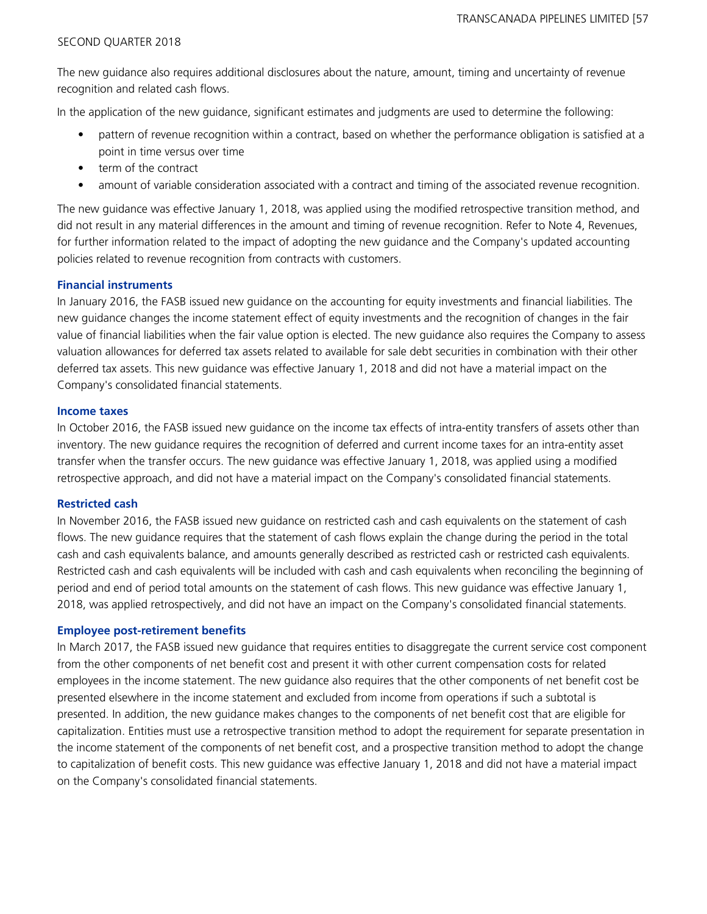The new guidance also requires additional disclosures about the nature, amount, timing and uncertainty of revenue recognition and related cash flows.

In the application of the new guidance, significant estimates and judgments are used to determine the following:

- pattern of revenue recognition within a contract, based on whether the performance obligation is satisfied at a point in time versus over time
- term of the contract
- amount of variable consideration associated with a contract and timing of the associated revenue recognition.

The new guidance was effective January 1, 2018, was applied using the modified retrospective transition method, and did not result in any material differences in the amount and timing of revenue recognition. Refer to Note 4, Revenues, for further information related to the impact of adopting the new guidance and the Company's updated accounting policies related to revenue recognition from contracts with customers.

**Financial instruments**

In January 2016, the FASB issued new guidance on the accounting for equity investments and financial liabilities. The new guidance changes the income statement effect of equity investments and the recognition of changes in the fair value of financial liabilities when the fair value option is elected. The new guidance also requires the Company to assess valuation allowances for deferred tax assets related to available for sale debt securities in combination with their other deferred tax assets. This new guidance was effective January 1, 2018 and did not have a material impact on the Company's consolidated financial statements.

**Income taxes**

In October 2016, the FASB issued new guidance on the income tax effects of intra-entity transfers of assets other than inventory. The new guidance requires the recognition of deferred and current income taxes for an intra-entity asset transfer when the transfer occurs. The new guidance was effective January 1, 2018, was applied using a modified retrospective approach, and did not have a material impact on the Company's consolidated financial statements.

**Restricted cash**

In November 2016, the FASB issued new guidance on restricted cash and cash equivalents on the statement of cash flows. The new guidance requires that the statement of cash flows explain the change during the period in the total cash and cash equivalents balance, and amounts generally described as restricted cash or restricted cash equivalents. Restricted cash and cash equivalents will be included with cash and cash equivalents when reconciling the beginning of period and end of period total amounts on the statement of cash flows. This new guidance was effective January 1, 2018, was applied retrospectively, and did not have an impact on the Company's consolidated financial statements.

**Employee post-retirement benefits**

In March 2017, the FASB issued new guidance that requires entities to disaggregate the current service cost component from the other components of net benefit cost and present it with other current compensation costs for related employees in the income statement. The new guidance also requires that the other components of net benefit cost be presented elsewhere in the income statement and excluded from income from operations if such a subtotal is presented. In addition, the new guidance makes changes to the components of net benefit cost that are eligible for capitalization. Entities must use a retrospective transition method to adopt the requirement for separate presentation in the income statement of the components of net benefit cost, and a prospective transition method to adopt the change to capitalization of benefit costs. This new guidance was effective January 1, 2018 and did not have a material impact on the Company's consolidated financial statements.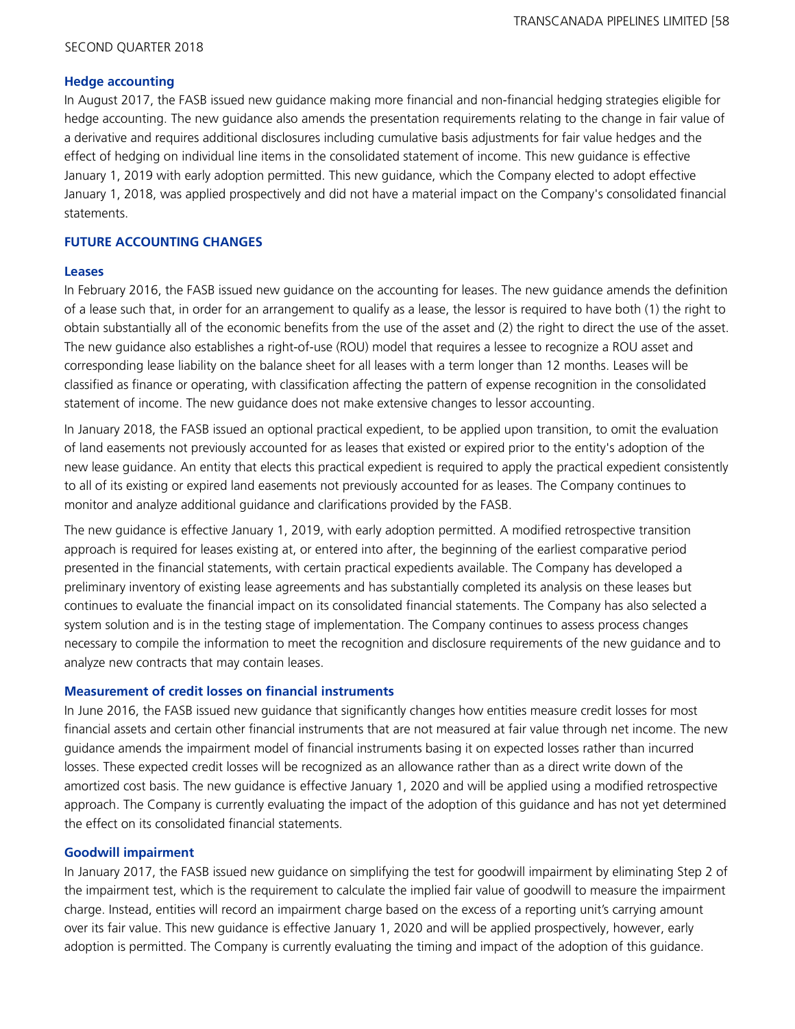### Hedge accounting

In August 2017, the FASB issued new guidance making more financial and non-financial hedging strategies eligible for hedge accounting. The new guidance also amends the presentation requirements relating to the change in fair value of a derivative and requires additional disclosures including cumulative basis adjustments for fair value hedges and the effect of hedging on individual line items in the consolidated statement of income. This new guidance is effective January 1, 2019 with early adoption permitted. This new guidance, which the Company elected to adopt effective January 1, 2018, was applied prospectively and did not have a material impact on the Company's consolidated financial statements.

## FUTURE ACCOUNTING CHANGES

### Leases

In February 2016, the FASB issued new guidance on the accounting for leases. The new guidance amends the definition of a lease such that, in order for an arrangement to qualify as a lease, the lessor is required to have both (1) the right to obtain substantially all of the economic benefits from the use of the asset and (2) the right to direct the use of the asset. The new guidance also establishes a right-of-use (ROU) model that requires a lessee to recognize a ROU asset and corresponding lease liability on the balance sheet for all leases with a term longer than 12 months. Leases will be classified as finance or operating, with classification affecting the pattern of expense recognition in the consolidated statement of income. The new guidance does not make extensive changes to lessor accounting.

In January 2018, the FASB issued an optional practical expedient, to be applied upon transition, to omit the evaluation of land easements not previously accounted for as leases that existed or expired prior to the entity's adoption of the new lease guidance. An entity that elects this practical expedient is required to apply the practical expedient consistently to all of its existing or expired land easements not previously accounted for as leases. The Company continues to monitor and analyze additional guidance and clarifications provided by the FASB.

The new guidance is effective January 1, 2019, with early adoption permitted. A modified retrospective transition approach is required for leases existing at, or entered into after, the beginning of the earliest comparative period presented in the financial statements, with certain practical expedients available. The Company has developed a preliminary inventory of existing lease agreements and has substantially completed its analysis on these leases but continues to evaluate the financial impact on its consolidated financial statements. The Company has also selected a system solution and is in the testing stage of implementation. The Company continues to assess process changes necessary to compile the information to meet the recognition and disclosure requirements of the new guidance and to analyze new contracts that may contain leases.

### Measurement of credit losses on financial instruments

In June 2016, the FASB issued new guidance that significantly changes how entities measure credit losses for most financial assets and certain other financial instruments that are not measured at fair value through net income. The new guidance amends the impairment model of financial instruments basing it on expected losses rather than incurred losses. These expected credit losses will be recognized as an allowance rather than as a direct write down of the amortized cost basis. The new guidance is effective January 1, 2020 and will be applied using a modified retrospective approach. The Company is currently evaluating the impact of the adoption of this guidance and has not yet determined the effect on its consolidated financial statements.

### Goodwill impairment

In January 2017, the FASB issued new guidance on simplifying the test for goodwill impairment by eliminating Step 2 of the impairment test, which is the requirement to calculate the implied fair value of goodwill to measure the impairment charge. Instead, entities will record an impairment charge based on the excess of a reporting unit's carrying amount over its fair value. This new guidance is effective January 1, 2020 and will be applied prospectively, however, early adoption is permitted. The Company is currently evaluating the timing and impact of the adoption of this guidance.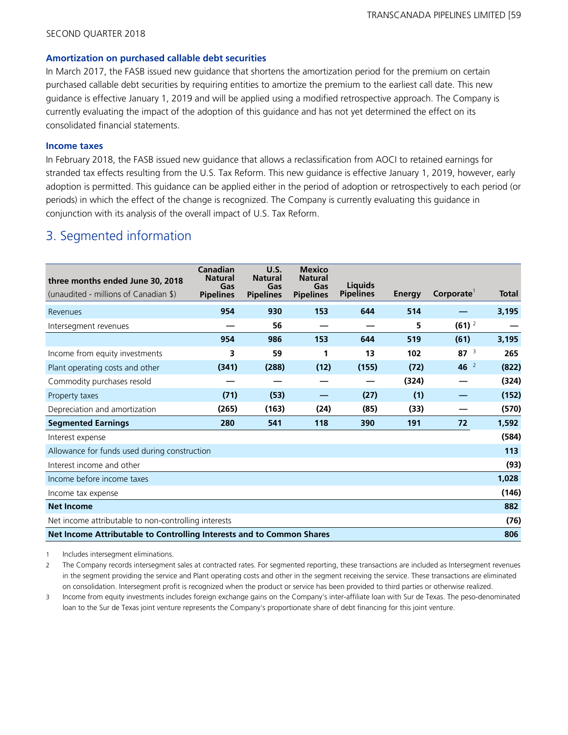#### Amortization on purchased callable debt securities

In March 2017, the FASB issued new guidance that shortens the amortization period for the premium on certain purchased callable debt securities by requiring entities to amortize the premium to the earliest call date. This new guidance is effective January 1, 2019 and will be applied using a modified retrospective approach. The Company is currently evaluating the impact of the adoption of this guidance and has not yet determined the effect on its consolidated financial statements.

#### Income taxes

In February 2018, the FASB issued new guidance that allows a reclassification from AOCI to retained earnings for stranded tax effects resulting from the U.S. Tax Reform. This new guidance is effective January 1, 2019, however, early adoption is permitted. This guidance can be applied either in the period of adoption or retrospectively to each period (or periods) in which the effect of the change is recognized. The Company is currently evaluating this guidance in conjunction with its analysis of the overall impact of U.S. Tax Reform.

## 3. Segmented information

| three months ended June 30, 2018 (unaudited - millions of Canadian $) | Canadian Natural Gas Pipelines | U.S. Natural Gas Pipelines | Mexico Natural Gas Pipelines | Liquids Pipelines | Energy | Corporate[1] | Total |
|---|---|---|---|---|---|---|---|
| Revenues | 954 | 930 | 153 | 644 | 514 | — | 3,195 |
| Intersegment revenues | — | 56 | — | — | 5 | (61) [2] | — |
| | 954 | 986 | 153 | 644 | 519 | (61) | 3,195 |
| Income from equity investments | 3 | 59 | 1 | 13 | 102 | 87 [3] | 265 |
| Plant operating costs and other | (341) | (288) | (12) | (155) | (72) | 46 [2] | (822) |
| Commodity purchases resold | — | — | — | — | (324) | — | (324) |
| Property taxes | (71) | (53) | — | (27) | (1) | — | (152) |
| Depreciation and amortization | (265) | (163) | (24) | (85) | (33) | — | (570) |
| **Segmented Earnings** | **280** | **541** | **118** | **390** | **191** | **72** | **1,592** |
| Interest expense | | | | | | | (584) |
| Allowance for funds used during construction | | | | | | | 113 |
| Interest income and other | | | | | | | (93) |
| Income before income taxes | | | | | | | 1,028 |
| Income tax expense | | | | | | | (146) |
| **Net Income** | | | | | | | **882** |
| Net income attributable to non-controlling interests | | | | | | | (76) |
| **Net Income Attributable to Controlling Interests and to Common Shares** | | | | | | | **806** |

1 Includes intersegment eliminations.

2 The Company records intersegment sales at contracted rates. For segmented reporting, these transactions are included as Intersegment revenues in the segment providing the service and Plant operating costs and other in the segment receiving the service. These transactions are eliminated on consolidation. Intersegment profit is recognized when the product or service has been provided to third parties or otherwise realized.

3 Income from equity investments includes foreign exchange gains on the Company's inter-affiliate loan with Sur de Texas. The peso-denominated loan to the Sur de Texas joint venture represents the Company's proportionate share of debt financing for this joint venture.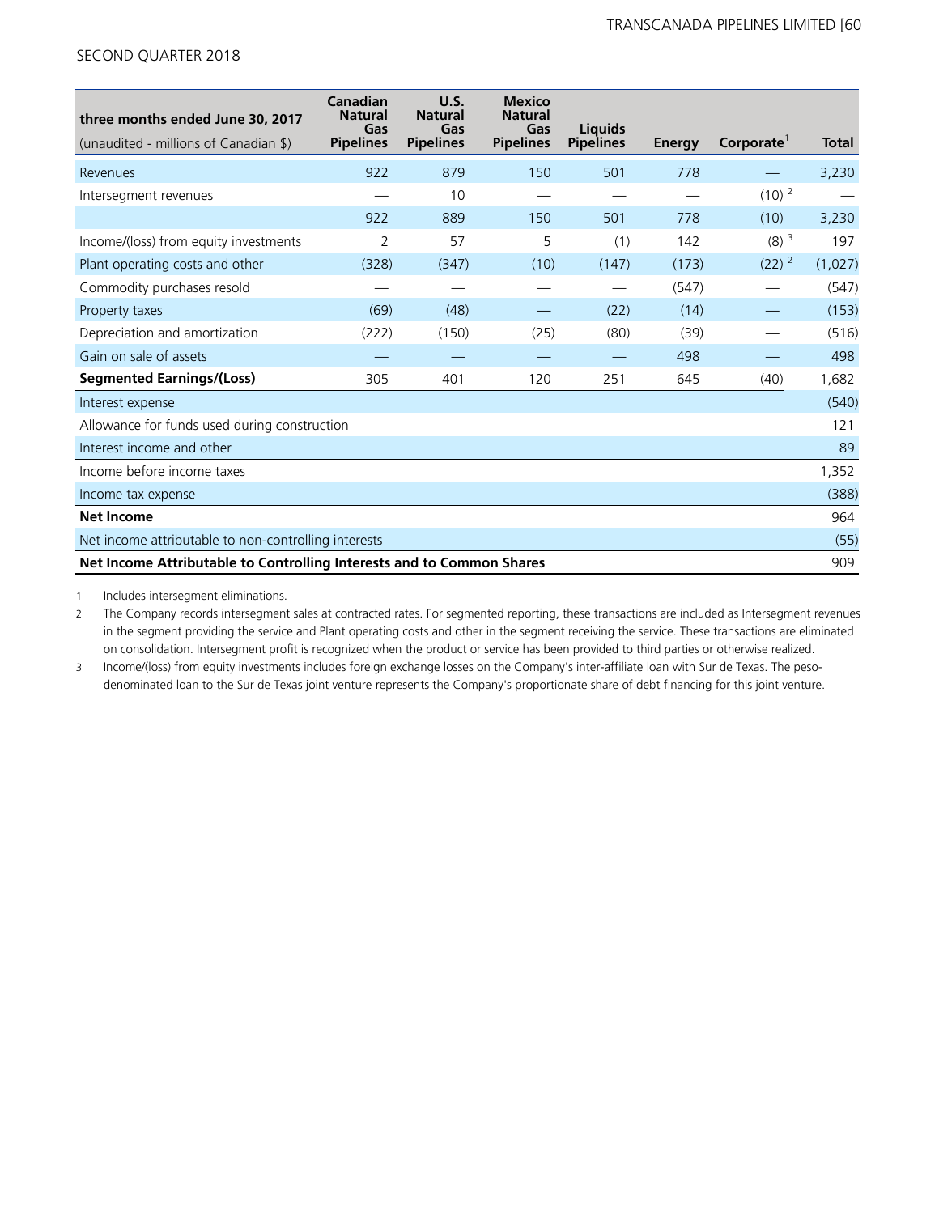| three months ended June 30, 2017 (unaudited - millions of Canadian $) | Canadian Natural Gas Pipelines | U.S. Natural Gas Pipelines | Mexico Natural Gas Pipelines | Liquids Pipelines | Energy | Corporate[1] | Total |
|---|---|---|---|---|---|---|---|
| Revenues | 922 | 879 | 150 | 501 | 778 | — | 3,230 |
| Intersegment revenues | — | 10 | — | — | — | (10) [2] | — |
| | 922 | 889 | 150 | 501 | 778 | (10) | 3,230 |
| Income/(loss) from equity investments | 2 | 57 | 5 | (1) | 142 | (8) [3] | 197 |
| Plant operating costs and other | (328) | (347) | (10) | (147) | (173) | (22) [2] | (1,027) |
| Commodity purchases resold | — | — | — | — | (547) | — | (547) |
| Property taxes | (69) | (48) | — | (22) | (14) | — | (153) |
| Depreciation and amortization | (222) | (150) | (25) | (80) | (39) | — | (516) |
| Gain on sale of assets | — | — | — | — | 498 | — | 498 |
| **Segmented Earnings/(Loss)** | 305 | 401 | 120 | 251 | 645 | (40) | 1,682 |
| Interest expense | | | | | | | (540) |
| Allowance for funds used during construction | | | | | | | 121 |
| Interest income and other | | | | | | | 89 |
| Income before income taxes | | | | | | | 1,352 |
| Income tax expense | | | | | | | (388) |
| **Net Income** | | | | | | | 964 |
| Net income attributable to non-controlling interests | | | | | | | (55) |
| **Net Income Attributable to Controlling Interests and to Common Shares** | | | | | | | 909 |

1 Includes intersegment eliminations.

2 The Company records intersegment sales at contracted rates. For segmented reporting, these transactions are included as Intersegment revenues in the segment providing the service and Plant operating costs and other in the segment receiving the service. These transactions are eliminated on consolidation. Intersegment profit is recognized when the product or service has been provided to third parties or otherwise realized.

3 Income/(loss) from equity investments includes foreign exchange losses on the Company's inter-affiliate loan with Sur de Texas. The peso-denominated loan to the Sur de Texas joint venture represents the Company's proportionate share of debt financing for this joint venture.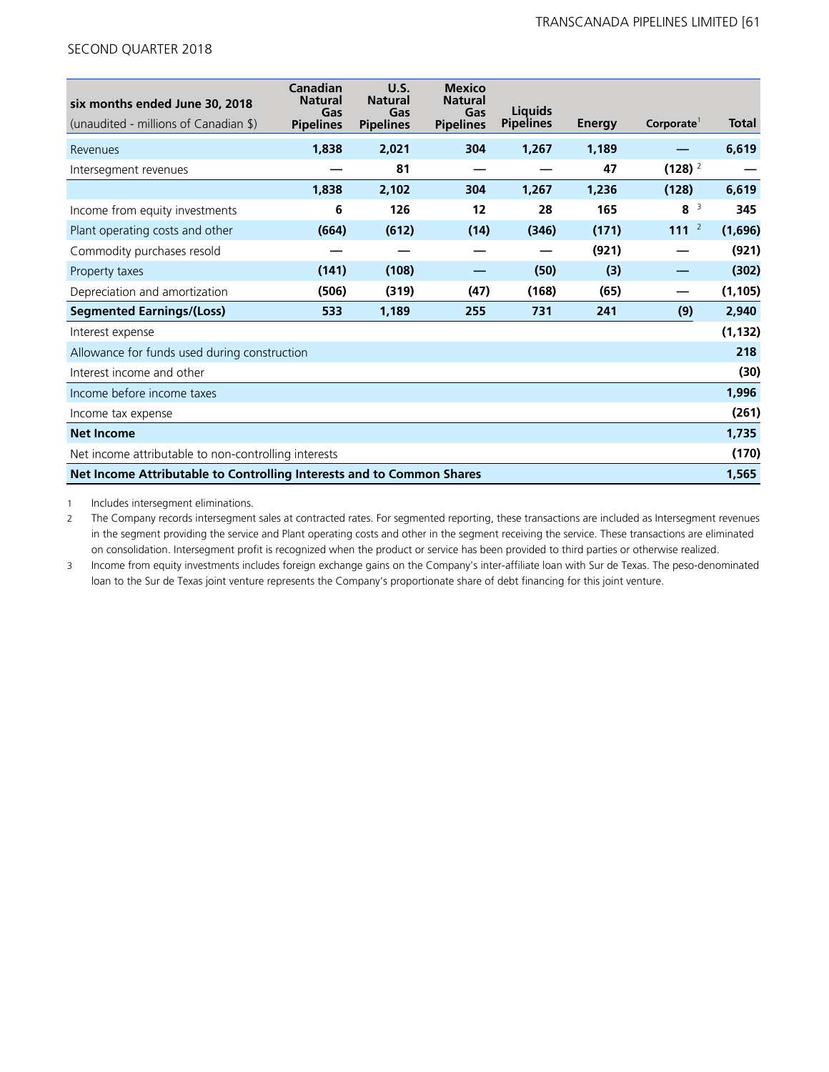SECOND QUARTER 2018

| six months ended June 30, 2018 (unaudited - millions of Canadian $) | Canadian Natural Gas Pipelines | U.S. Natural Gas Pipelines | Mexico Natural Gas Pipelines | Liquids Pipelines | Energy | Corporate[1] | Total |
|---|---|---|---|---|---|---|---|
| Revenues | 1,838 | 2,021 | 304 | 1,267 | 1,189 | — | 6,619 |
| Intersegment revenues | — | 81 | — | — | 47 | (128) [2] | — |
| | 1,838 | 2,102 | 304 | 1,267 | 1,236 | (128) | 6,619 |
| Income from equity investments | 6 | 126 | 12 | 28 | 165 | 8 [3] | 345 |
| Plant operating costs and other | (664) | (612) | (14) | (346) | (171) | 111 [2] | (1,696) |
| Commodity purchases resold | — | — | — | — | (921) | — | (921) |
| Property taxes | (141) | (108) | — | (50) | (3) | — | (302) |
| Depreciation and amortization | (506) | (319) | (47) | (168) | (65) | — | (1,105) |
| **Segmented Earnings/(Loss)** | **533** | **1,189** | **255** | **731** | **241** | **(9)** | **2,940** |
| Interest expense | | | | | | | (1,132) |
| Allowance for funds used during construction | | | | | | | 218 |
| Interest income and other | | | | | | | (30) |
| Income before income taxes | | | | | | | 1,996 |
| Income tax expense | | | | | | | (261) |
| **Net Income** | | | | | | | **1,735** |
| Net income attributable to non-controlling interests | | | | | | | (170) |
| **Net Income Attributable to Controlling Interests and to Common Shares** | | | | | | | **1,565** |

1 Includes intersegment eliminations.

2 The Company records intersegment sales at contracted rates. For segmented reporting, these transactions are included as Intersegment revenues in the segment providing the service and Plant operating costs and other in the segment receiving the service. These transactions are eliminated on consolidation. Intersegment profit is recognized when the product or service has been provided to third parties or otherwise realized.

3 Income from equity investments includes foreign exchange gains on the Company's inter-affiliate loan with Sur de Texas. The peso-denominated loan to the Sur de Texas joint venture represents the Company's proportionate share of debt financing for this joint venture.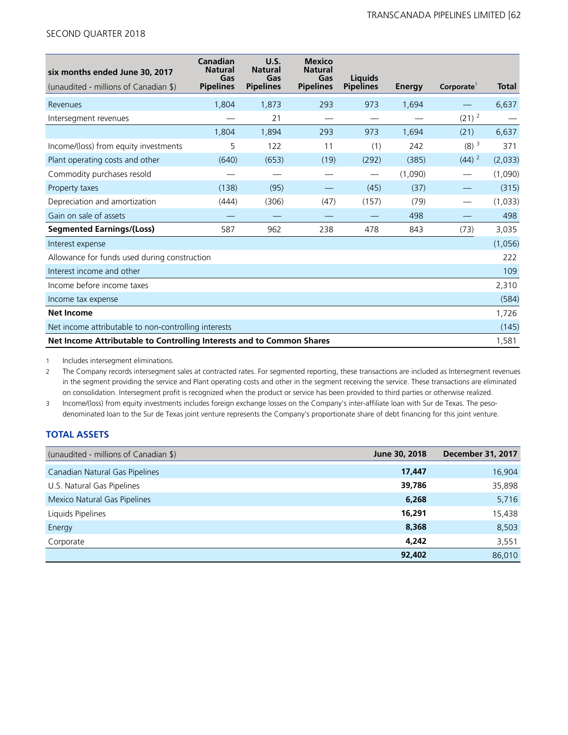| six months ended June 30, 2017 (unaudited - millions of Canadian $) | Canadian Natural Gas Pipelines | U.S. Natural Gas Pipelines | Mexico Natural Gas Pipelines | Liquids Pipelines | Energy | Corporate[1] | Total |
|---|---|---|---|---|---|---|---|
| Revenues | 1,804 | 1,873 | 293 | 973 | 1,694 | — | 6,637 |
| Intersegment revenues | — | 21 | — | — | — | (21) [2] | — |
| | 1,804 | 1,894 | 293 | 973 | 1,694 | (21) | 6,637 |
| Income/(loss) from equity investments | 5 | 122 | 11 | (1) | 242 | (8) [3] | 371 |
| Plant operating costs and other | (640) | (653) | (19) | (292) | (385) | (44) [2] | (2,033) |
| Commodity purchases resold | — | — | — | — | (1,090) | — | (1,090) |
| Property taxes | (138) | (95) | — | (45) | (37) | — | (315) |
| Depreciation and amortization | (444) | (306) | (47) | (157) | (79) | — | (1,033) |
| Gain on sale of assets | — | — | — | — | 498 | — | 498 |
| **Segmented Earnings/(Loss)** | 587 | 962 | 238 | 478 | 843 | (73) | 3,035 |
| Interest expense | | | | | | | (1,056) |
| Allowance for funds used during construction | | | | | | | 222 |
| Interest income and other | | | | | | | 109 |
| Income before income taxes | | | | | | | 2,310 |
| Income tax expense | | | | | | | (584) |
| **Net Income** | | | | | | | 1,726 |
| Net income attributable to non-controlling interests | | | | | | | (145) |
| **Net Income Attributable to Controlling Interests and to Common Shares** | | | | | | | 1,581 |

1 Includes intersegment eliminations.

2 The Company records intersegment sales at contracted rates. For segmented reporting, these transactions are included as Intersegment revenues in the segment providing the service and Plant operating costs and other in the segment receiving the service. These transactions are eliminated on consolidation. Intersegment profit is recognized when the product or service has been provided to third parties or otherwise realized.

3 Income/(loss) from equity investments includes foreign exchange losses on the Company's inter-affiliate loan with Sur de Texas. The peso-denominated loan to the Sur de Texas joint venture represents the Company's proportionate share of debt financing for this joint venture.

## TOTAL ASSETS

| (unaudited - millions of Canadian $) | June 30, 2018 | December 31, 2017 |
|---|---|---|
| Canadian Natural Gas Pipelines | **17,447** | 16,904 |
| U.S. Natural Gas Pipelines | **39,786** | 35,898 |
| Mexico Natural Gas Pipelines | **6,268** | 5,716 |
| Liquids Pipelines | **16,291** | 15,438 |
| Energy | **8,368** | 8,503 |
| Corporate | **4,242** | 3,551 |
| | **92,402** | 86,010 |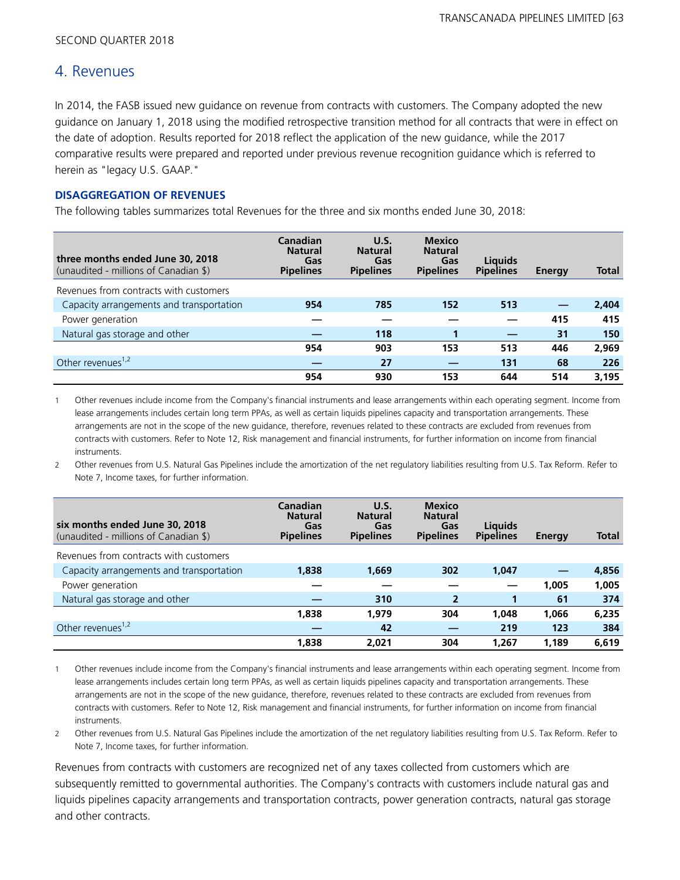SECOND QUARTER 2018

## 4. Revenues

In 2014, the FASB issued new guidance on revenue from contracts with customers. The Company adopted the new guidance on January 1, 2018 using the modified retrospective transition method for all contracts that were in effect on the date of adoption. Results reported for 2018 reflect the application of the new guidance, while the 2017 comparative results were prepared and reported under previous revenue recognition guidance which is referred to herein as "legacy U.S. GAAP."

### DISAGGREGATION OF REVENUES

The following tables summarizes total Revenues for the three and six months ended June 30, 2018:

| **three months ended June 30, 2018**<br>(unaudited - millions of Canadian $) | **Canadian Natural Gas Pipelines** | **U.S. Natural Gas Pipelines** | **Mexico Natural Gas Pipelines** | **Liquids Pipelines** | **Energy** | **Total** |
|---|---|---|---|---|---|---|
| Revenues from contracts with customers | | | | | | |
| Capacity arrangements and transportation | **954** | **785** | **152** | **513** | **—** | **2,404** |
| Power generation | **—** | **—** | **—** | **—** | **415** | **415** |
| Natural gas storage and other | **—** | **118** | **1** | **—** | **31** | **150** |
| | **954** | **903** | **153** | **513** | **446** | **2,969** |
| Other revenues[1,2] | **—** | **27** | **—** | **131** | **68** | **226** |
| | **954** | **930** | **153** | **644** | **514** | **3,195** |

1 Other revenues include income from the Company's financial instruments and lease arrangements within each operating segment. Income from lease arrangements includes certain long term PPAs, as well as certain liquids pipelines capacity and transportation arrangements. These arrangements are not in the scope of the new guidance, therefore, revenues related to these contracts are excluded from revenues from contracts with customers. Refer to Note 12, Risk management and financial instruments, for further information on income from financial instruments.

2 Other revenues from U.S. Natural Gas Pipelines include the amortization of the net regulatory liabilities resulting from U.S. Tax Reform. Refer to Note 7, Income taxes, for further information.

| **six months ended June 30, 2018**<br>(unaudited - millions of Canadian $) | **Canadian Natural Gas Pipelines** | **U.S. Natural Gas Pipelines** | **Mexico Natural Gas Pipelines** | **Liquids Pipelines** | **Energy** | **Total** |
|---|---|---|---|---|---|---|
| Revenues from contracts with customers | | | | | | |
| Capacity arrangements and transportation | **1,838** | **1,669** | **302** | **1,047** | **—** | **4,856** |
| Power generation | **—** | **—** | **—** | **—** | **1,005** | **1,005** |
| Natural gas storage and other | **—** | **310** | **2** | **1** | **61** | **374** |
| | **1,838** | **1,979** | **304** | **1,048** | **1,066** | **6,235** |
| Other revenues[1,2] | **—** | **42** | **—** | **219** | **123** | **384** |
| | **1,838** | **2,021** | **304** | **1,267** | **1,189** | **6,619** |

1 Other revenues include income from the Company's financial instruments and lease arrangements within each operating segment. Income from lease arrangements includes certain long term PPAs, as well as certain liquids pipelines capacity and transportation arrangements. These arrangements are not in the scope of the new guidance, therefore, revenues related to these contracts are excluded from revenues from contracts with customers. Refer to Note 12, Risk management and financial instruments, for further information on income from financial instruments.

2 Other revenues from U.S. Natural Gas Pipelines include the amortization of the net regulatory liabilities resulting from U.S. Tax Reform. Refer to Note 7, Income taxes, for further information.

Revenues from contracts with customers are recognized net of any taxes collected from customers which are subsequently remitted to governmental authorities. The Company's contracts with customers include natural gas and liquids pipelines capacity arrangements and transportation contracts, power generation contracts, natural gas storage and other contracts.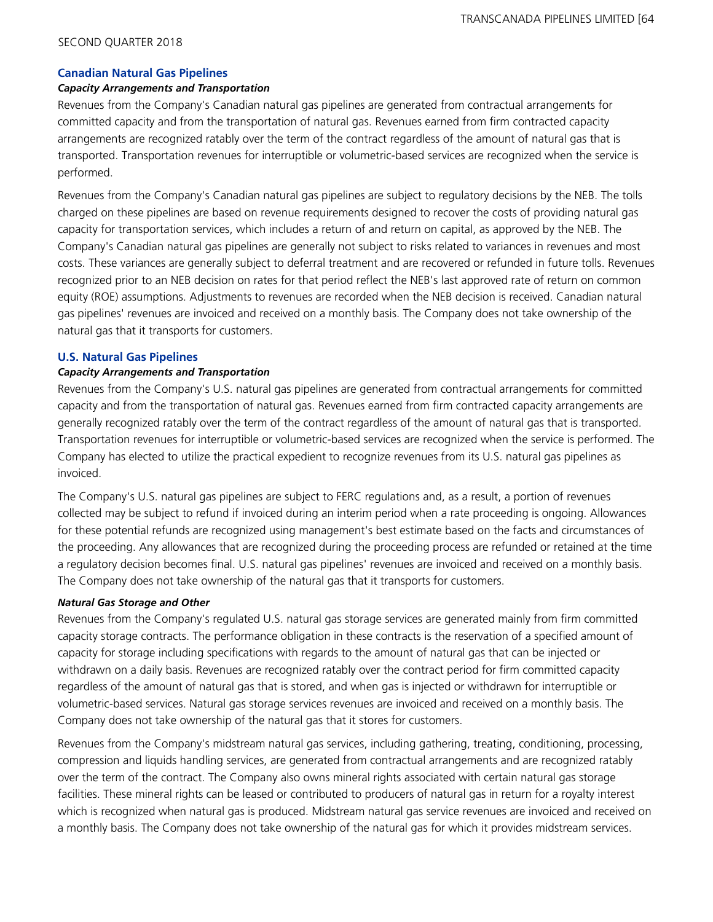### Canadian Natural Gas Pipelines

#### *Capacity Arrangements and Transportation*

Revenues from the Company's Canadian natural gas pipelines are generated from contractual arrangements for committed capacity and from the transportation of natural gas. Revenues earned from firm contracted capacity arrangements are recognized ratably over the term of the contract regardless of the amount of natural gas that is transported. Transportation revenues for interruptible or volumetric-based services are recognized when the service is performed.

Revenues from the Company's Canadian natural gas pipelines are subject to regulatory decisions by the NEB. The tolls charged on these pipelines are based on revenue requirements designed to recover the costs of providing natural gas capacity for transportation services, which includes a return of and return on capital, as approved by the NEB. The Company's Canadian natural gas pipelines are generally not subject to risks related to variances in revenues and most costs. These variances are generally subject to deferral treatment and are recovered or refunded in future tolls. Revenues recognized prior to an NEB decision on rates for that period reflect the NEB's last approved rate of return on common equity (ROE) assumptions. Adjustments to revenues are recorded when the NEB decision is received. Canadian natural gas pipelines' revenues are invoiced and received on a monthly basis. The Company does not take ownership of the natural gas that it transports for customers.

### U.S. Natural Gas Pipelines

#### *Capacity Arrangements and Transportation*

Revenues from the Company's U.S. natural gas pipelines are generated from contractual arrangements for committed capacity and from the transportation of natural gas. Revenues earned from firm contracted capacity arrangements are generally recognized ratably over the term of the contract regardless of the amount of natural gas that is transported. Transportation revenues for interruptible or volumetric-based services are recognized when the service is performed. The Company has elected to utilize the practical expedient to recognize revenues from its U.S. natural gas pipelines as invoiced.

The Company's U.S. natural gas pipelines are subject to FERC regulations and, as a result, a portion of revenues collected may be subject to refund if invoiced during an interim period when a rate proceeding is ongoing. Allowances for these potential refunds are recognized using management's best estimate based on the facts and circumstances of the proceeding. Any allowances that are recognized during the proceeding process are refunded or retained at the time a regulatory decision becomes final. U.S. natural gas pipelines' revenues are invoiced and received on a monthly basis. The Company does not take ownership of the natural gas that it transports for customers.

#### *Natural Gas Storage and Other*

Revenues from the Company's regulated U.S. natural gas storage services are generated mainly from firm committed capacity storage contracts. The performance obligation in these contracts is the reservation of a specified amount of capacity for storage including specifications with regards to the amount of natural gas that can be injected or withdrawn on a daily basis. Revenues are recognized ratably over the contract period for firm committed capacity regardless of the amount of natural gas that is stored, and when gas is injected or withdrawn for interruptible or volumetric-based services. Natural gas storage services revenues are invoiced and received on a monthly basis. The Company does not take ownership of the natural gas that it stores for customers.

Revenues from the Company's midstream natural gas services, including gathering, treating, conditioning, processing, compression and liquids handling services, are generated from contractual arrangements and are recognized ratably over the term of the contract. The Company also owns mineral rights associated with certain natural gas storage facilities. These mineral rights can be leased or contributed to producers of natural gas in return for a royalty interest which is recognized when natural gas is produced. Midstream natural gas service revenues are invoiced and received on a monthly basis. The Company does not take ownership of the natural gas for which it provides midstream services.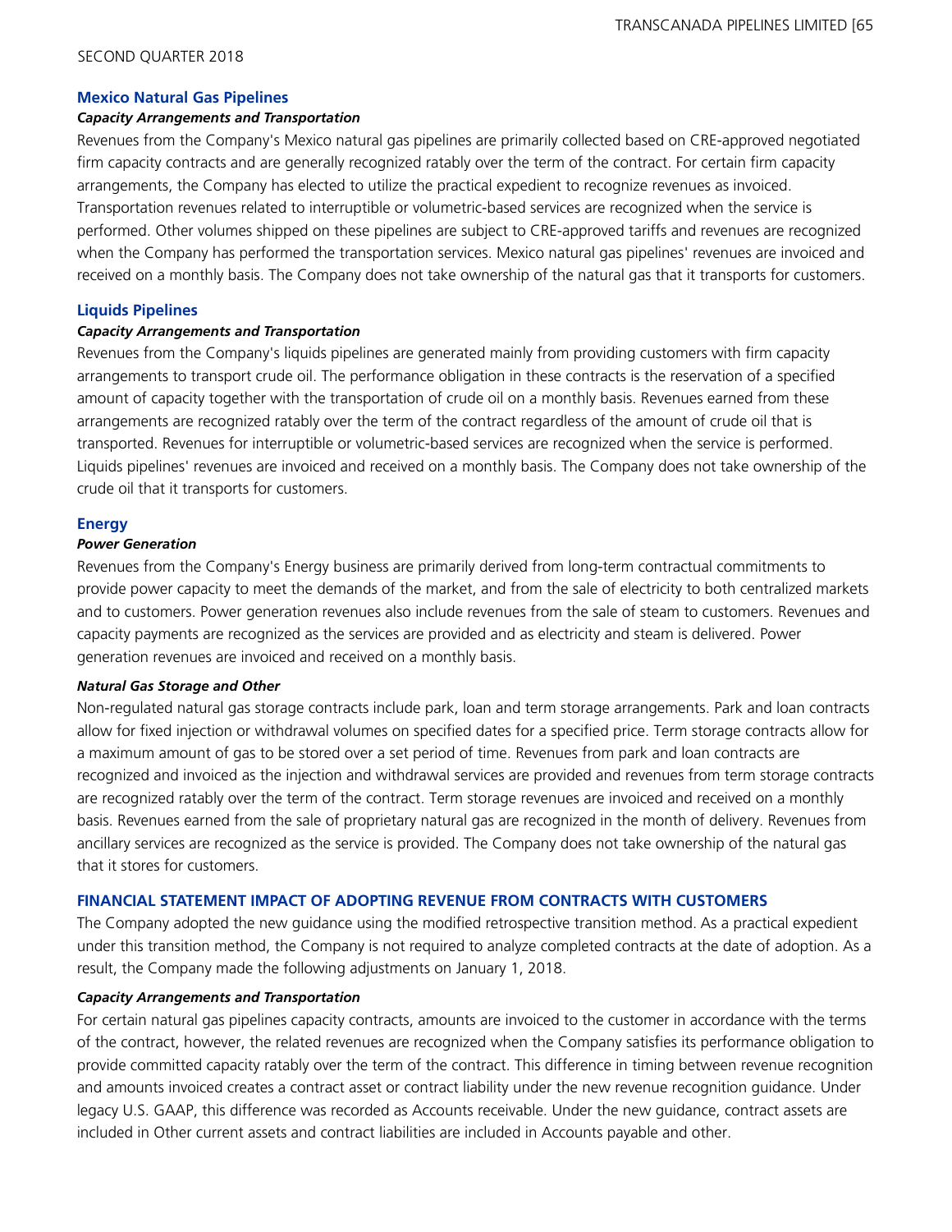### Mexico Natural Gas Pipelines

***Capacity Arrangements and Transportation***

Revenues from the Company's Mexico natural gas pipelines are primarily collected based on CRE-approved negotiated firm capacity contracts and are generally recognized ratably over the term of the contract. For certain firm capacity arrangements, the Company has elected to utilize the practical expedient to recognize revenues as invoiced. Transportation revenues related to interruptible or volumetric-based services are recognized when the service is performed. Other volumes shipped on these pipelines are subject to CRE-approved tariffs and revenues are recognized when the Company has performed the transportation services. Mexico natural gas pipelines' revenues are invoiced and received on a monthly basis. The Company does not take ownership of the natural gas that it transports for customers.

### Liquids Pipelines

***Capacity Arrangements and Transportation***

Revenues from the Company's liquids pipelines are generated mainly from providing customers with firm capacity arrangements to transport crude oil. The performance obligation in these contracts is the reservation of a specified amount of capacity together with the transportation of crude oil on a monthly basis. Revenues earned from these arrangements are recognized ratably over the term of the contract regardless of the amount of crude oil that is transported. Revenues for interruptible or volumetric-based services are recognized when the service is performed. Liquids pipelines' revenues are invoiced and received on a monthly basis. The Company does not take ownership of the crude oil that it transports for customers.

### Energy

***Power Generation***

Revenues from the Company's Energy business are primarily derived from long-term contractual commitments to provide power capacity to meet the demands of the market, and from the sale of electricity to both centralized markets and to customers. Power generation revenues also include revenues from the sale of steam to customers. Revenues and capacity payments are recognized as the services are provided and as electricity and steam is delivered. Power generation revenues are invoiced and received on a monthly basis.

***Natural Gas Storage and Other***

Non-regulated natural gas storage contracts include park, loan and term storage arrangements. Park and loan contracts allow for fixed injection or withdrawal volumes on specified dates for a specified price. Term storage contracts allow for a maximum amount of gas to be stored over a set period of time. Revenues from park and loan contracts are recognized and invoiced as the injection and withdrawal services are provided and revenues from term storage contracts are recognized ratably over the term of the contract. Term storage revenues are invoiced and received on a monthly basis. Revenues earned from the sale of proprietary natural gas are recognized in the month of delivery. Revenues from ancillary services are recognized as the service is provided. The Company does not take ownership of the natural gas that it stores for customers.

## FINANCIAL STATEMENT IMPACT OF ADOPTING REVENUE FROM CONTRACTS WITH CUSTOMERS

The Company adopted the new guidance using the modified retrospective transition method. As a practical expedient under this transition method, the Company is not required to analyze completed contracts at the date of adoption. As a result, the Company made the following adjustments on January 1, 2018.

***Capacity Arrangements and Transportation***

For certain natural gas pipelines capacity contracts, amounts are invoiced to the customer in accordance with the terms of the contract, however, the related revenues are recognized when the Company satisfies its performance obligation to provide committed capacity ratably over the term of the contract. This difference in timing between revenue recognition and amounts invoiced creates a contract asset or contract liability under the new revenue recognition guidance. Under legacy U.S. GAAP, this difference was recorded as Accounts receivable. Under the new guidance, contract assets are included in Other current assets and contract liabilities are included in Accounts payable and other.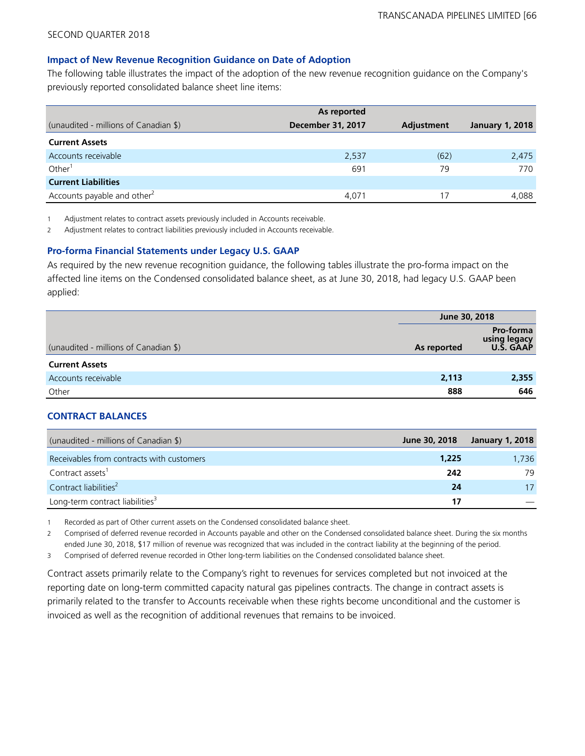SECOND QUARTER 2018

### Impact of New Revenue Recognition Guidance on Date of Adoption

The following table illustrates the impact of the adoption of the new revenue recognition guidance on the Company's previously reported consolidated balance sheet line items:

| (unaudited - millions of Canadian $) | As reported December 31, 2017 | Adjustment | January 1, 2018 |
|---|---|---|---|
| **Current Assets** | | | |
| Accounts receivable | 2,537 | (62) | 2,475 |
| Other[1] | 691 | 79 | 770 |
| **Current Liabilities** | | | |
| Accounts payable and other[2] | 4,071 | 17 | 4,088 |

1 Adjustment relates to contract assets previously included in Accounts receivable.

2 Adjustment relates to contract liabilities previously included in Accounts receivable.

### Pro-forma Financial Statements under Legacy U.S. GAAP

As required by the new revenue recognition guidance, the following tables illustrate the pro-forma impact on the affected line items on the Condensed consolidated balance sheet, as at June 30, 2018, had legacy U.S. GAAP been applied:

| | June 30, 2018 | |
|---|---|---|
| (unaudited - millions of Canadian $) | As reported | Pro-forma using legacy U.S. GAAP |
| **Current Assets** | | |
| Accounts receivable | **2,113** | **2,355** |
| Other | **888** | **646** |

### CONTRACT BALANCES

| (unaudited - millions of Canadian $) | June 30, 2018 | January 1, 2018 |
|---|---|---|
| Receivables from contracts with customers | **1,225** | 1,736 |
| Contract assets[1] | **242** | 79 |
| Contract liabilities[2] | **24** | 17 |
| Long-term contract liabilities[3] | **17** | — |

1 Recorded as part of Other current assets on the Condensed consolidated balance sheet.

2 Comprised of deferred revenue recorded in Accounts payable and other on the Condensed consolidated balance sheet. During the six months ended June 30, 2018, $17 million of revenue was recognized that was included in the contract liability at the beginning of the period.

3 Comprised of deferred revenue recorded in Other long-term liabilities on the Condensed consolidated balance sheet.

Contract assets primarily relate to the Company's right to revenues for services completed but not invoiced at the reporting date on long-term committed capacity natural gas pipelines contracts. The change in contract assets is primarily related to the transfer to Accounts receivable when these rights become unconditional and the customer is invoiced as well as the recognition of additional revenues that remains to be invoiced.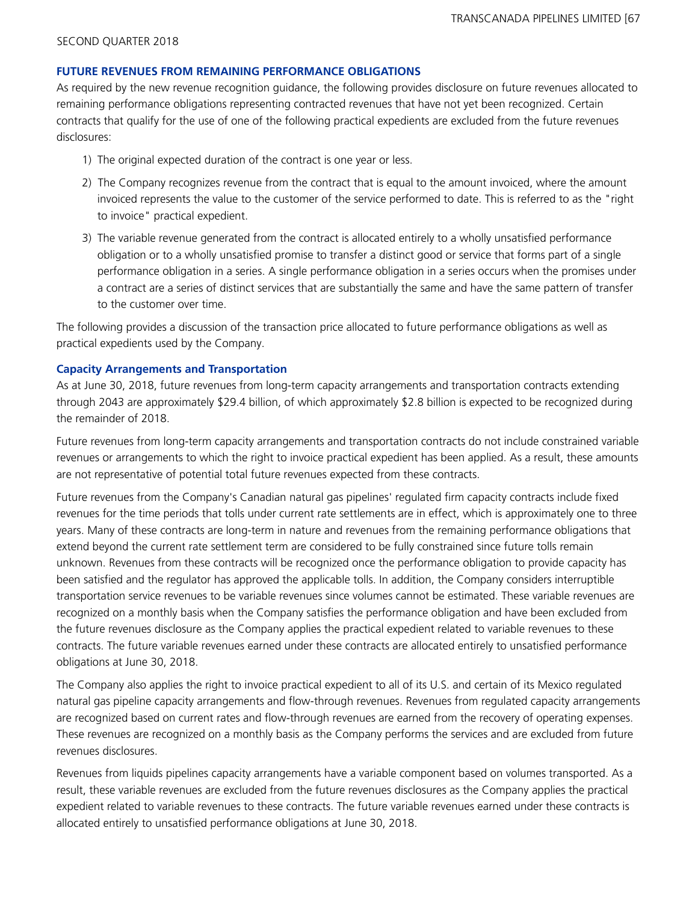## FUTURE REVENUES FROM REMAINING PERFORMANCE OBLIGATIONS

As required by the new revenue recognition guidance, the following provides disclosure on future revenues allocated to remaining performance obligations representing contracted revenues that have not yet been recognized. Certain contracts that qualify for the use of one of the following practical expedients are excluded from the future revenues disclosures:

1) The original expected duration of the contract is one year or less.
2) The Company recognizes revenue from the contract that is equal to the amount invoiced, where the amount invoiced represents the value to the customer of the service performed to date. This is referred to as the "right to invoice" practical expedient.
3) The variable revenue generated from the contract is allocated entirely to a wholly unsatisfied performance obligation or to a wholly unsatisfied promise to transfer a distinct good or service that forms part of a single performance obligation in a series. A single performance obligation in a series occurs when the promises under a contract are a series of distinct services that are substantially the same and have the same pattern of transfer to the customer over time.

The following provides a discussion of the transaction price allocated to future performance obligations as well as practical expedients used by the Company.

### Capacity Arrangements and Transportation

As at June 30, 2018, future revenues from long-term capacity arrangements and transportation contracts extending through 2043 are approximately $29.4 billion, of which approximately $2.8 billion is expected to be recognized during the remainder of 2018.

Future revenues from long-term capacity arrangements and transportation contracts do not include constrained variable revenues or arrangements to which the right to invoice practical expedient has been applied. As a result, these amounts are not representative of potential total future revenues expected from these contracts.

Future revenues from the Company's Canadian natural gas pipelines' regulated firm capacity contracts include fixed revenues for the time periods that tolls under current rate settlements are in effect, which is approximately one to three years. Many of these contracts are long-term in nature and revenues from the remaining performance obligations that extend beyond the current rate settlement term are considered to be fully constrained since future tolls remain unknown. Revenues from these contracts will be recognized once the performance obligation to provide capacity has been satisfied and the regulator has approved the applicable tolls. In addition, the Company considers interruptible transportation service revenues to be variable revenues since volumes cannot be estimated. These variable revenues are recognized on a monthly basis when the Company satisfies the performance obligation and have been excluded from the future revenues disclosure as the Company applies the practical expedient related to variable revenues to these contracts. The future variable revenues earned under these contracts are allocated entirely to unsatisfied performance obligations at June 30, 2018.

The Company also applies the right to invoice practical expedient to all of its U.S. and certain of its Mexico regulated natural gas pipeline capacity arrangements and flow-through revenues. Revenues from regulated capacity arrangements are recognized based on current rates and flow-through revenues are earned from the recovery of operating expenses. These revenues are recognized on a monthly basis as the Company performs the services and are excluded from future revenues disclosures.

Revenues from liquids pipelines capacity arrangements have a variable component based on volumes transported. As a result, these variable revenues are excluded from the future revenues disclosures as the Company applies the practical expedient related to variable revenues to these contracts. The future variable revenues earned under these contracts is allocated entirely to unsatisfied performance obligations at June 30, 2018.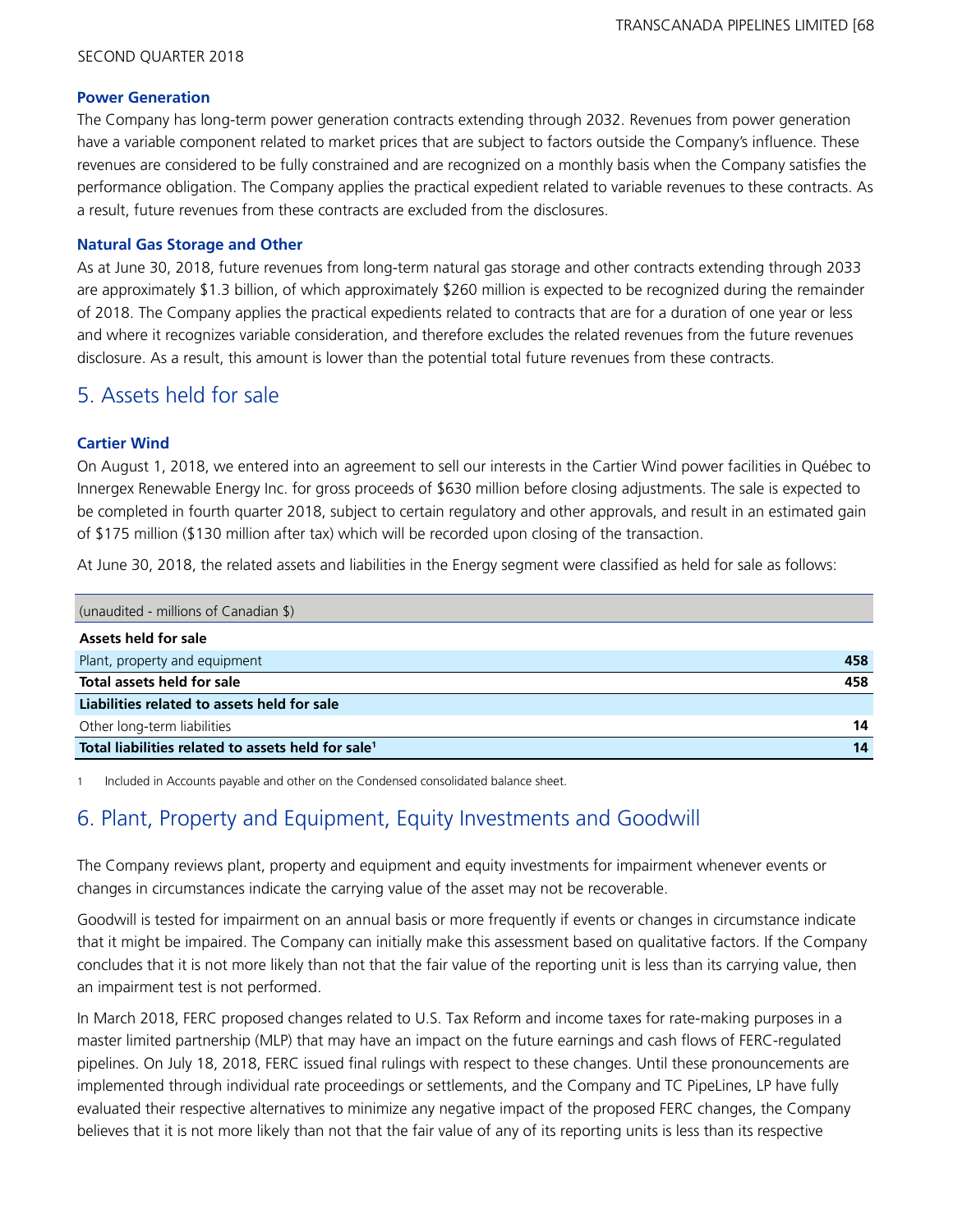### Power Generation

The Company has long-term power generation contracts extending through 2032. Revenues from power generation have a variable component related to market prices that are subject to factors outside the Company's influence. These revenues are considered to be fully constrained and are recognized on a monthly basis when the Company satisfies the performance obligation. The Company applies the practical expedient related to variable revenues to these contracts. As a result, future revenues from these contracts are excluded from the disclosures.

### Natural Gas Storage and Other

As at June 30, 2018, future revenues from long-term natural gas storage and other contracts extending through 2033 are approximately $1.3 billion, of which approximately $260 million is expected to be recognized during the remainder of 2018. The Company applies the practical expedients related to contracts that are for a duration of one year or less and where it recognizes variable consideration, and therefore excludes the related revenues from the future revenues disclosure. As a result, this amount is lower than the potential total future revenues from these contracts.

## 5. Assets held for sale

### Cartier Wind

On August 1, 2018, we entered into an agreement to sell our interests in the Cartier Wind power facilities in Québec to Innergex Renewable Energy Inc. for gross proceeds of $630 million before closing adjustments. The sale is expected to be completed in fourth quarter 2018, subject to certain regulatory and other approvals, and result in an estimated gain of $175 million ($130 million after tax) which will be recorded upon closing of the transaction.

At June 30, 2018, the related assets and liabilities in the Energy segment were classified as held for sale as follows:

| (unaudited - millions of Canadian $) | |
|---|---|
| **Assets held for sale** | |
| Plant, property and equipment | **458** |
| **Total assets held for sale** | **458** |
| **Liabilities related to assets held for sale** | |
| Other long-term liabilities | **14** |
| **Total liabilities related to assets held for sale[1]** | **14** |

1 Included in Accounts payable and other on the Condensed consolidated balance sheet.

## 6. Plant, Property and Equipment, Equity Investments and Goodwill

The Company reviews plant, property and equipment and equity investments for impairment whenever events or changes in circumstances indicate the carrying value of the asset may not be recoverable.

Goodwill is tested for impairment on an annual basis or more frequently if events or changes in circumstance indicate that it might be impaired. The Company can initially make this assessment based on qualitative factors. If the Company concludes that it is not more likely than not that the fair value of the reporting unit is less than its carrying value, then an impairment test is not performed.

In March 2018, FERC proposed changes related to U.S. Tax Reform and income taxes for rate-making purposes in a master limited partnership (MLP) that may have an impact on the future earnings and cash flows of FERC-regulated pipelines. On July 18, 2018, FERC issued final rulings with respect to these changes. Until these pronouncements are implemented through individual rate proceedings or settlements, and the Company and TC PipeLines, LP have fully evaluated their respective alternatives to minimize any negative impact of the proposed FERC changes, the Company believes that it is not more likely than not that the fair value of any of its reporting units is less than its respective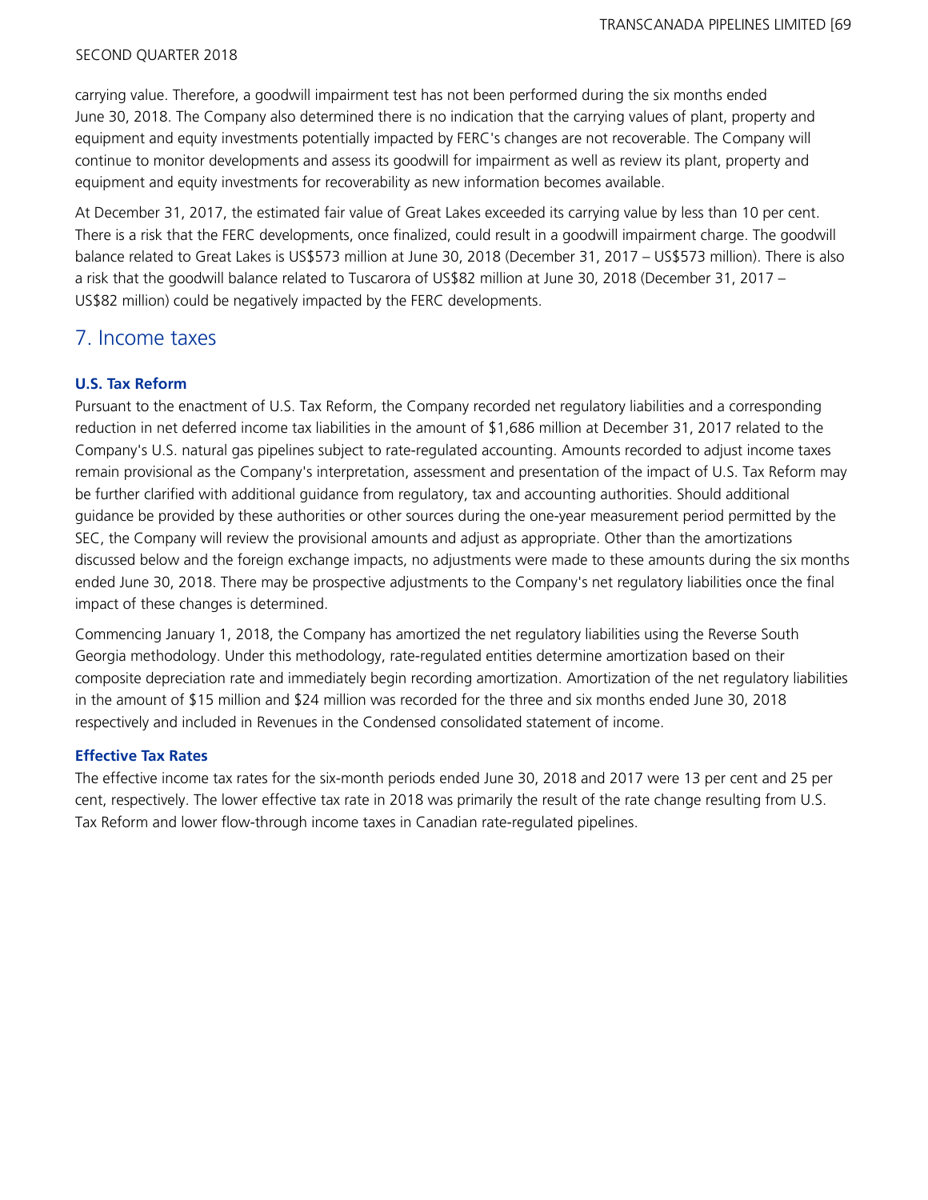carrying value. Therefore, a goodwill impairment test has not been performed during the six months ended June 30, 2018. The Company also determined there is no indication that the carrying values of plant, property and equipment and equity investments potentially impacted by FERC's changes are not recoverable. The Company will continue to monitor developments and assess its goodwill for impairment as well as review its plant, property and equipment and equity investments for recoverability as new information becomes available.

At December 31, 2017, the estimated fair value of Great Lakes exceeded its carrying value by less than 10 per cent. There is a risk that the FERC developments, once finalized, could result in a goodwill impairment charge. The goodwill balance related to Great Lakes is US$573 million at June 30, 2018 (December 31, 2017 – US$573 million). There is also a risk that the goodwill balance related to Tuscarora of US$82 million at June 30, 2018 (December 31, 2017 – US$82 million) could be negatively impacted by the FERC developments.

## 7. Income taxes

### U.S. Tax Reform

Pursuant to the enactment of U.S. Tax Reform, the Company recorded net regulatory liabilities and a corresponding reduction in net deferred income tax liabilities in the amount of $1,686 million at December 31, 2017 related to the Company's U.S. natural gas pipelines subject to rate-regulated accounting. Amounts recorded to adjust income taxes remain provisional as the Company's interpretation, assessment and presentation of the impact of U.S. Tax Reform may be further clarified with additional guidance from regulatory, tax and accounting authorities. Should additional guidance be provided by these authorities or other sources during the one-year measurement period permitted by the SEC, the Company will review the provisional amounts and adjust as appropriate. Other than the amortizations discussed below and the foreign exchange impacts, no adjustments were made to these amounts during the six months ended June 30, 2018. There may be prospective adjustments to the Company's net regulatory liabilities once the final impact of these changes is determined.

Commencing January 1, 2018, the Company has amortized the net regulatory liabilities using the Reverse South Georgia methodology. Under this methodology, rate-regulated entities determine amortization based on their composite depreciation rate and immediately begin recording amortization. Amortization of the net regulatory liabilities in the amount of $15 million and $24 million was recorded for the three and six months ended June 30, 2018 respectively and included in Revenues in the Condensed consolidated statement of income.

### Effective Tax Rates

The effective income tax rates for the six-month periods ended June 30, 2018 and 2017 were 13 per cent and 25 per cent, respectively. The lower effective tax rate in 2018 was primarily the result of the rate change resulting from U.S. Tax Reform and lower flow-through income taxes in Canadian rate-regulated pipelines.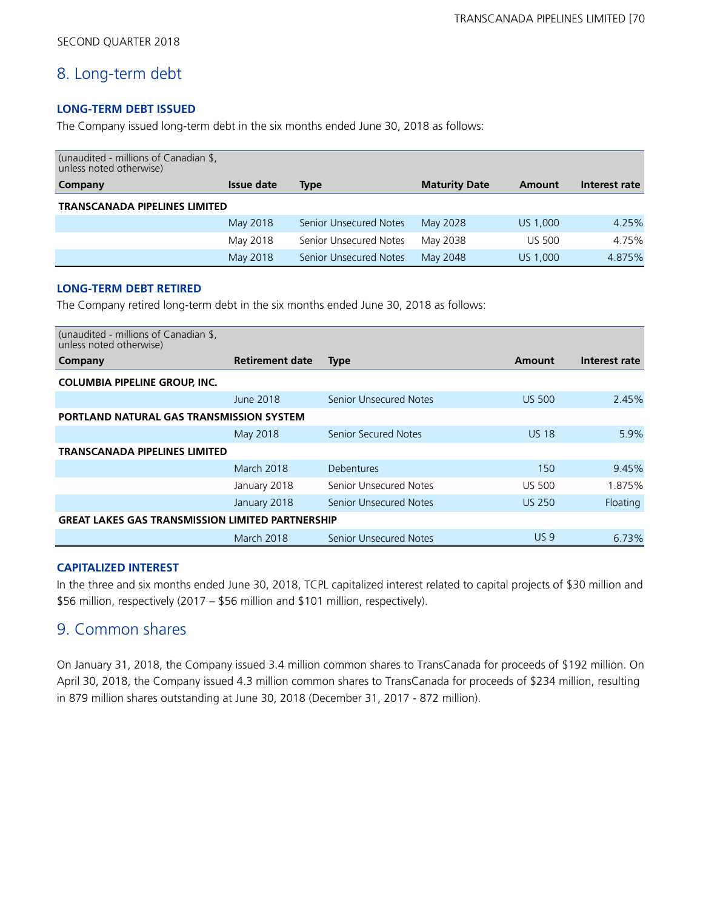SECOND QUARTER 2018

## 8. Long-term debt

### LONG-TERM DEBT ISSUED

The Company issued long-term debt in the six months ended June 30, 2018 as follows:

| (unaudited - millions of Canadian $, unless noted otherwise) | | | | | |
|---|---|---|---|---|---|
| **Company** | **Issue date** | **Type** | **Maturity Date** | **Amount** | **Interest rate** |
| **TRANSCANADA PIPELINES LIMITED** | | | | | |
| | May 2018 | Senior Unsecured Notes | May 2028 | US 1,000 | 4.25% |
| | May 2018 | Senior Unsecured Notes | May 2038 | US 500 | 4.75% |
| | May 2018 | Senior Unsecured Notes | May 2048 | US 1,000 | 4.875% |

### LONG-TERM DEBT RETIRED

The Company retired long-term debt in the six months ended June 30, 2018 as follows:

| (unaudited - millions of Canadian $, unless noted otherwise) | | | | |
|---|---|---|---|---|
| **Company** | **Retirement date** | **Type** | **Amount** | **Interest rate** |
| **COLUMBIA PIPELINE GROUP, INC.** | | | | |
| | June 2018 | Senior Unsecured Notes | US 500 | 2.45% |
| **PORTLAND NATURAL GAS TRANSMISSION SYSTEM** | | | | |
| | May 2018 | Senior Secured Notes | US 18 | 5.9% |
| **TRANSCANADA PIPELINES LIMITED** | | | | |
| | March 2018 | Debentures | 150 | 9.45% |
| | January 2018 | Senior Unsecured Notes | US 500 | 1.875% |
| | January 2018 | Senior Unsecured Notes | US 250 | Floating |
| **GREAT LAKES GAS TRANSMISSION LIMITED PARTNERSHIP** | | | | |
| | March 2018 | Senior Unsecured Notes | US 9 | 6.73% |

### CAPITALIZED INTEREST

In the three and six months ended June 30, 2018, TCPL capitalized interest related to capital projects of $30 million and $56 million, respectively (2017 – $56 million and $101 million, respectively).

## 9. Common shares

On January 31, 2018, the Company issued 3.4 million common shares to TransCanada for proceeds of $192 million. On April 30, 2018, the Company issued 4.3 million common shares to TransCanada for proceeds of $234 million, resulting in 879 million shares outstanding at June 30, 2018 (December 31, 2017 - 872 million).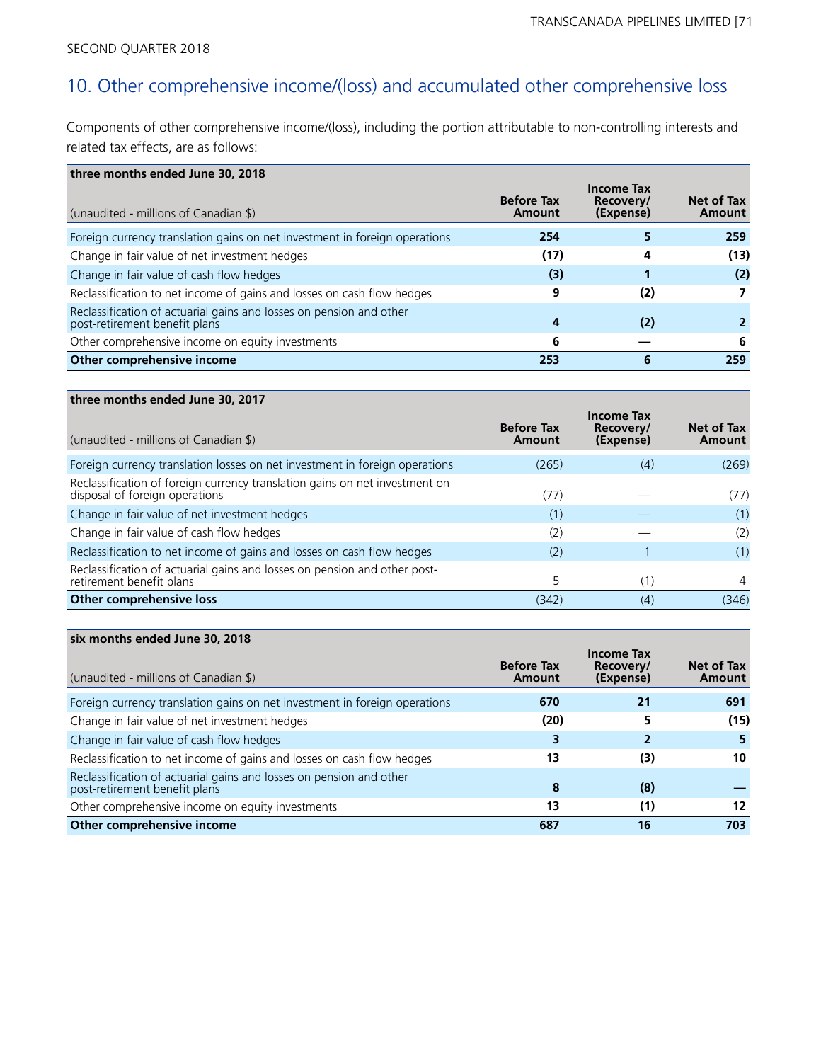SECOND QUARTER 2018

## 10. Other comprehensive income/(loss) and accumulated other comprehensive loss

Components of other comprehensive income/(loss), including the portion attributable to non-controlling interests and related tax effects, are as follows:

| three months ended June 30, 2018<br>(unaudited - millions of Canadian $) | Before Tax Amount | Income Tax Recovery/ (Expense) | Net of Tax Amount |
|---|---|---|---|
| Foreign currency translation gains on net investment in foreign operations | **254** | **5** | **259** |
| Change in fair value of net investment hedges | **(17)** | **4** | **(13)** |
| Change in fair value of cash flow hedges | **(3)** | **1** | **(2)** |
| Reclassification to net income of gains and losses on cash flow hedges | **9** | **(2)** | **7** |
| Reclassification of actuarial gains and losses on pension and other post-retirement benefit plans | **4** | **(2)** | **2** |
| Other comprehensive income on equity investments | **6** | **—** | **6** |
| **Other comprehensive income** | **253** | **6** | **259** |

| three months ended June 30, 2017<br>(unaudited - millions of Canadian $) | Before Tax Amount | Income Tax Recovery/ (Expense) | Net of Tax Amount |
|---|---|---|---|
| Foreign currency translation losses on net investment in foreign operations | (265) | (4) | (269) |
| Reclassification of foreign currency translation gains on net investment on disposal of foreign operations | (77) | — | (77) |
| Change in fair value of net investment hedges | (1) | — | (1) |
| Change in fair value of cash flow hedges | (2) | — | (2) |
| Reclassification to net income of gains and losses on cash flow hedges | (2) | 1 | (1) |
| Reclassification of actuarial gains and losses on pension and other post-retirement benefit plans | 5 | (1) | 4 |
| **Other comprehensive loss** | (342) | (4) | (346) |

| six months ended June 30, 2018<br>(unaudited - millions of Canadian $) | Before Tax Amount | Income Tax Recovery/ (Expense) | Net of Tax Amount |
|---|---|---|---|
| Foreign currency translation gains on net investment in foreign operations | **670** | **21** | **691** |
| Change in fair value of net investment hedges | **(20)** | **5** | **(15)** |
| Change in fair value of cash flow hedges | **3** | **2** | **5** |
| Reclassification to net income of gains and losses on cash flow hedges | **13** | **(3)** | **10** |
| Reclassification of actuarial gains and losses on pension and other post-retirement benefit plans | **8** | **(8)** | **—** |
| Other comprehensive income on equity investments | **13** | **(1)** | **12** |
| **Other comprehensive income** | **687** | **16** | **703** |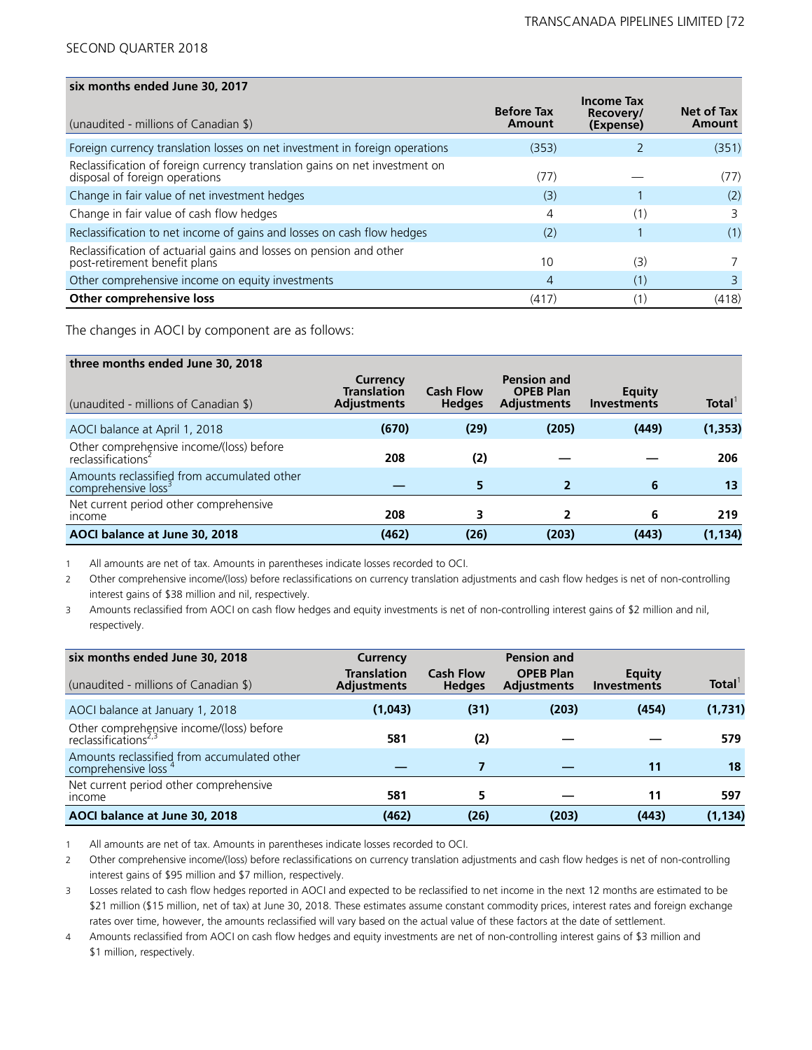| six months ended June 30, 2017 | | | |
|---|---|---|---|
| (unaudited - millions of Canadian $) | Before Tax Amount | Income Tax Recovery/ (Expense) | Net of Tax Amount |
| Foreign currency translation losses on net investment in foreign operations | (353) | 2 | (351) |
| Reclassification of foreign currency translation gains on net investment on disposal of foreign operations | (77) | — | (77) |
| Change in fair value of net investment hedges | (3) | 1 | (2) |
| Change in fair value of cash flow hedges | 4 | (1) | 3 |
| Reclassification to net income of gains and losses on cash flow hedges | (2) | 1 | (1) |
| Reclassification of actuarial gains and losses on pension and other post-retirement benefit plans | 10 | (3) | 7 |
| Other comprehensive income on equity investments | 4 | (1) | 3 |
| **Other comprehensive loss** | (417) | (1) | (418) |

The changes in AOCI by component are as follows:

| three months ended June 30, 2018 | | | | | |
|---|---|---|---|---|---|
| (unaudited - millions of Canadian $) | Currency Translation Adjustments | Cash Flow Hedges | Pension and OPEB Plan Adjustments | Equity Investments | Total[1] |
| AOCI balance at April 1, 2018 | **(670)** | **(29)** | **(205)** | **(449)** | **(1,353)** |
| Other comprehensive income/(loss) before reclassifications[2] | **208** | **(2)** | **—** | **—** | **206** |
| Amounts reclassified from accumulated other comprehensive loss[3] | **—** | **5** | **2** | **6** | **13** |
| Net current period other comprehensive income | **208** | **3** | **2** | **6** | **219** |
| **AOCI balance at June 30, 2018** | **(462)** | **(26)** | **(203)** | **(443)** | **(1,134)** |

1 All amounts are net of tax. Amounts in parentheses indicate losses recorded to OCI.

2 Other comprehensive income/(loss) before reclassifications on currency translation adjustments and cash flow hedges is net of non-controlling interest gains of $38 million and nil, respectively.

3 Amounts reclassified from AOCI on cash flow hedges and equity investments is net of non-controlling interest gains of $2 million and nil, respectively.

| six months ended June 30, 2018 | | | | | |
|---|---|---|---|---|---|
| (unaudited - millions of Canadian $) | Currency Translation Adjustments | Cash Flow Hedges | Pension and OPEB Plan Adjustments | Equity Investments | Total[1] |
| AOCI balance at January 1, 2018 | **(1,043)** | **(31)** | **(203)** | **(454)** | **(1,731)** |
| Other comprehensive income/(loss) before reclassifications[2,3] | **581** | **(2)** | **—** | **—** | **579** |
| Amounts reclassified from accumulated other comprehensive loss[4] | **—** | **7** | **—** | **11** | **18** |
| Net current period other comprehensive income | **581** | **5** | **—** | **11** | **597** |
| **AOCI balance at June 30, 2018** | **(462)** | **(26)** | **(203)** | **(443)** | **(1,134)** |

1 All amounts are net of tax. Amounts in parentheses indicate losses recorded to OCI.

2 Other comprehensive income/(loss) before reclassifications on currency translation adjustments and cash flow hedges is net of non-controlling interest gains of $95 million and $7 million, respectively.

3 Losses related to cash flow hedges reported in AOCI and expected to be reclassified to net income in the next 12 months are estimated to be $21 million ($15 million, net of tax) at June 30, 2018. These estimates assume constant commodity prices, interest rates and foreign exchange rates over time, however, the amounts reclassified will vary based on the actual value of these factors at the date of settlement.

4 Amounts reclassified from AOCI on cash flow hedges and equity investments are net of non-controlling interest gains of $3 million and $1 million, respectively.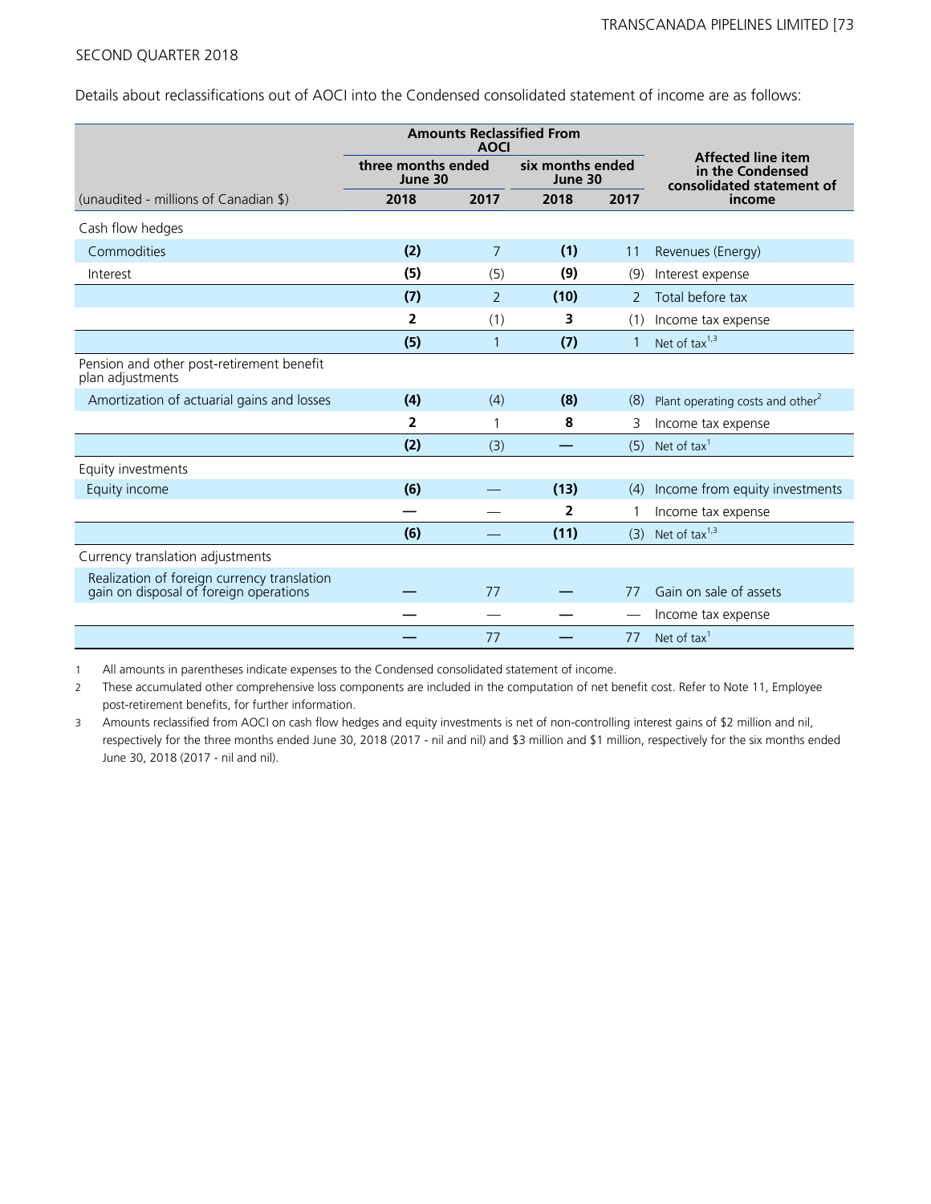SECOND QUARTER 2018

Details about reclassifications out of AOCI into the Condensed consolidated statement of income are as follows:

| | Amounts Reclassified From AOCI | | | | Affected line item in the Condensed consolidated statement of income |
|---|---|---|---|---|---|
| | three months ended June 30 | | six months ended June 30 | | |
| (unaudited - millions of Canadian $) | **2018** | 2017 | **2018** | 2017 | |
| Cash flow hedges | | | | | |
| Commodities | **(2)** | 7 | **(1)** | 11 | Revenues (Energy) |
| Interest | **(5)** | (5) | **(9)** | (9) | Interest expense |
| | **(7)** | 2 | **(10)** | 2 | Total before tax |
| | **2** | (1) | **3** | (1) | Income tax expense |
| | **(5)** | 1 | **(7)** | 1 | Net of tax[1,3] |
| Pension and other post-retirement benefit plan adjustments | | | | | |
| Amortization of actuarial gains and losses | **(4)** | (4) | **(8)** | (8) | Plant operating costs and other[2] |
| | **2** | 1 | **8** | 3 | Income tax expense |
| | **(2)** | (3) | **—** | (5) | Net of tax[1] |
| Equity investments | | | | | |
| Equity income | **(6)** | — | **(13)** | (4) | Income from equity investments |
| | **—** | — | **2** | 1 | Income tax expense |
| | **(6)** | — | **(11)** | (3) | Net of tax[1,3] |
| Currency translation adjustments | | | | | |
| Realization of foreign currency translation gain on disposal of foreign operations | **—** | 77 | **—** | 77 | Gain on sale of assets |
| | **—** | — | **—** | — | Income tax expense |
| | **—** | 77 | **—** | 77 | Net of tax[1] |

1 All amounts in parentheses indicate expenses to the Condensed consolidated statement of income.

2 These accumulated other comprehensive loss components are included in the computation of net benefit cost. Refer to Note 11, Employee post-retirement benefits, for further information.

3 Amounts reclassified from AOCI on cash flow hedges and equity investments is net of non-controlling interest gains of $2 million and nil, respectively for the three months ended June 30, 2018 (2017 - nil and nil) and $3 million and $1 million, respectively for the six months ended June 30, 2018 (2017 - nil and nil).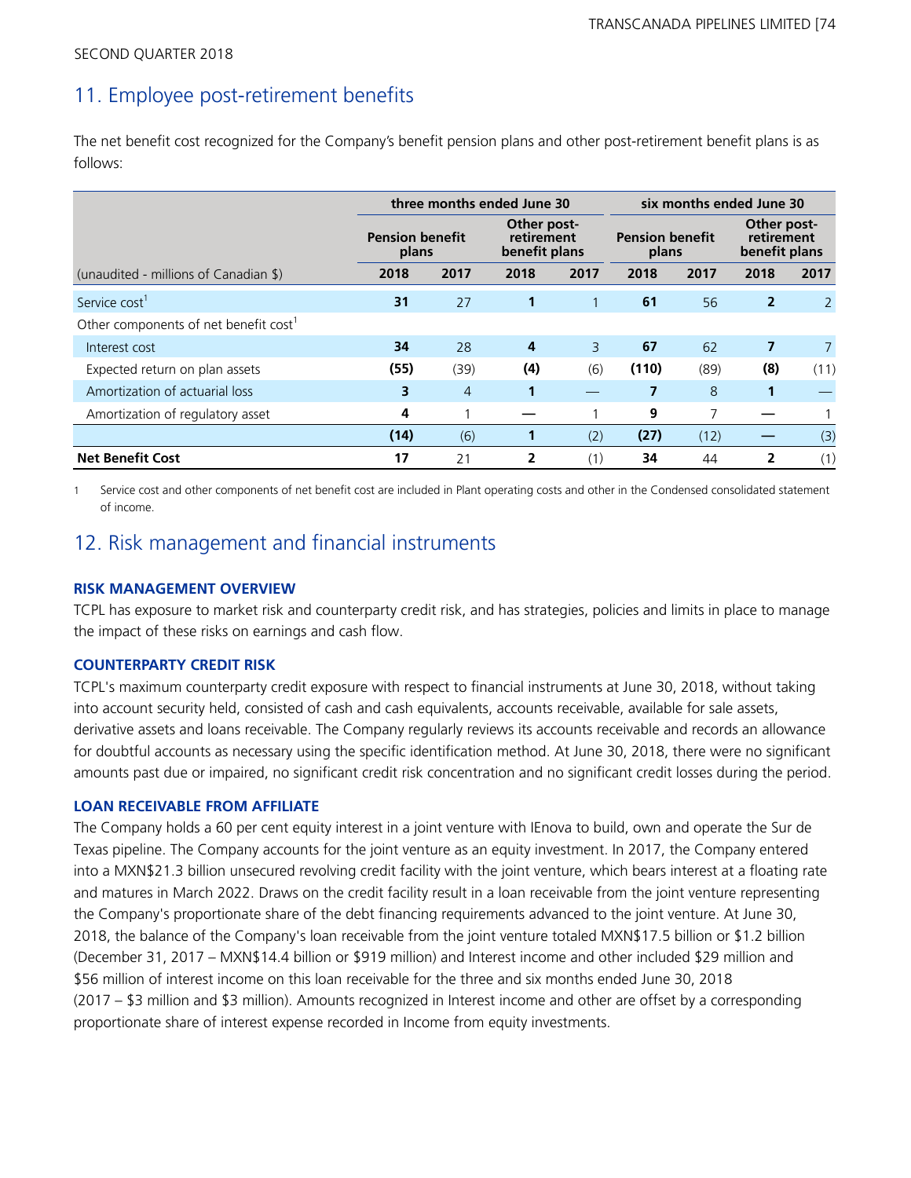SECOND QUARTER 2018

## 11. Employee post-retirement benefits

The net benefit cost recognized for the Company's benefit pension plans and other post-retirement benefit plans is as follows:

| | three months ended June 30 | | | | six months ended June 30 | | | |
|---|---|---|---|---|---|---|---|---|
| | Pension benefit plans | | Other post-retirement benefit plans | | Pension benefit plans | | Other post-retirement benefit plans | |
| (unaudited - millions of Canadian $) | 2018 | 2017 | 2018 | 2017 | 2018 | 2017 | 2018 | 2017 |
| Service cost[1] | **31** | 27 | **1** | 1 | **61** | 56 | **2** | 2 |
| Other components of net benefit cost[1] | | | | | | | | |
| Interest cost | **34** | 28 | **4** | 3 | **67** | 62 | **7** | 7 |
| Expected return on plan assets | **(55)** | (39) | **(4)** | (6) | **(110)** | (89) | **(8)** | (11) |
| Amortization of actuarial loss | **3** | 4 | **1** | — | **7** | 8 | **1** | — |
| Amortization of regulatory asset | **4** | 1 | **—** | 1 | **9** | 7 | **—** | 1 |
| | **(14)** | (6) | **1** | (2) | **(27)** | (12) | **—** | (3) |
| **Net Benefit Cost** | **17** | 21 | **2** | (1) | **34** | 44 | **2** | (1) |

1 Service cost and other components of net benefit cost are included in Plant operating costs and other in the Condensed consolidated statement of income.

## 12. Risk management and financial instruments

### RISK MANAGEMENT OVERVIEW

TCPL has exposure to market risk and counterparty credit risk, and has strategies, policies and limits in place to manage the impact of these risks on earnings and cash flow.

### COUNTERPARTY CREDIT RISK

TCPL's maximum counterparty credit exposure with respect to financial instruments at June 30, 2018, without taking into account security held, consisted of cash and cash equivalents, accounts receivable, available for sale assets, derivative assets and loans receivable. The Company regularly reviews its accounts receivable and records an allowance for doubtful accounts as necessary using the specific identification method. At June 30, 2018, there were no significant amounts past due or impaired, no significant credit risk concentration and no significant credit losses during the period.

### LOAN RECEIVABLE FROM AFFILIATE

The Company holds a 60 per cent equity interest in a joint venture with IEnova to build, own and operate the Sur de Texas pipeline. The Company accounts for the joint venture as an equity investment. In 2017, the Company entered into a MXN$21.3 billion unsecured revolving credit facility with the joint venture, which bears interest at a floating rate and matures in March 2022. Draws on the credit facility result in a loan receivable from the joint venture representing the Company's proportionate share of the debt financing requirements advanced to the joint venture. At June 30, 2018, the balance of the Company's loan receivable from the joint venture totaled MXN$17.5 billion or $1.2 billion (December 31, 2017 – MXN$14.4 billion or $919 million) and Interest income and other included $29 million and $56 million of interest income on this loan receivable for the three and six months ended June 30, 2018 (2017 – $3 million and $3 million). Amounts recognized in Interest income and other are offset by a corresponding proportionate share of interest expense recorded in Income from equity investments.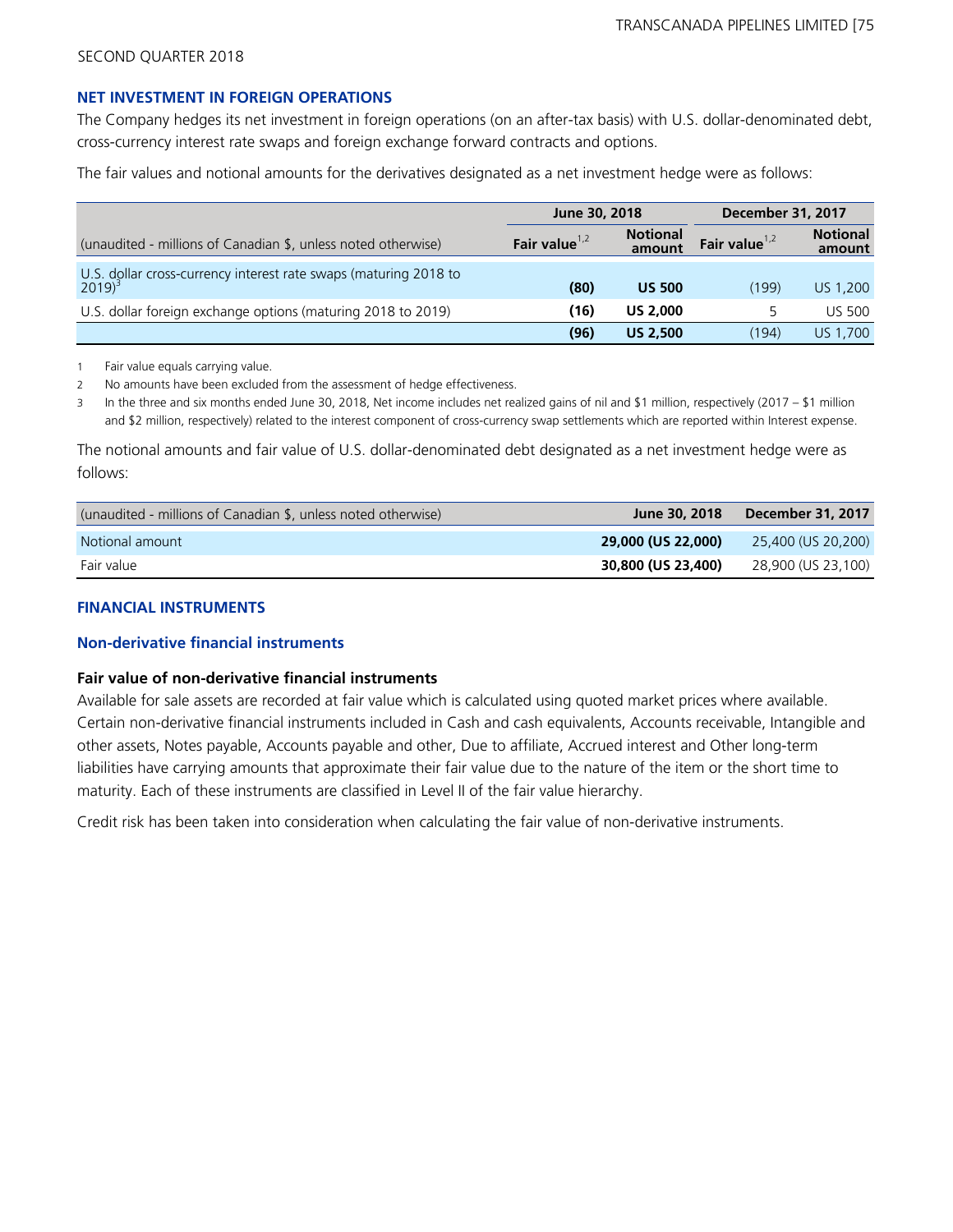## NET INVESTMENT IN FOREIGN OPERATIONS

The Company hedges its net investment in foreign operations (on an after-tax basis) with U.S. dollar-denominated debt, cross-currency interest rate swaps and foreign exchange forward contracts and options.

The fair values and notional amounts for the derivatives designated as a net investment hedge were as follows:

| | June 30, 2018 | | December 31, 2017 | |
|---|---|---|---|---|
| (unaudited - millions of Canadian $, unless noted otherwise) | **Fair value**[1,2] | **Notional amount** | **Fair value**[1,2] | **Notional amount** |
| U.S. dollar cross-currency interest rate swaps (maturing 2018 to 2019)[3] | **(80)** | **US 500** | (199) | US 1,200 |
| U.S. dollar foreign exchange options (maturing 2018 to 2019) | **(16)** | **US 2,000** | 5 | US 500 |
| | **(96)** | **US 2,500** | (194) | US 1,700 |

1 Fair value equals carrying value.

2 No amounts have been excluded from the assessment of hedge effectiveness.

3 In the three and six months ended June 30, 2018, Net income includes net realized gains of nil and $1 million, respectively (2017 – $1 million and $2 million, respectively) related to the interest component of cross-currency swap settlements which are reported within Interest expense.

The notional amounts and fair value of U.S. dollar-denominated debt designated as a net investment hedge were as follows:

| (unaudited - millions of Canadian $, unless noted otherwise) | June 30, 2018 | December 31, 2017 |
|---|---|---|
| Notional amount | **29,000 (US 22,000)** | 25,400 (US 20,200) |
| Fair value | **30,800 (US 23,400)** | 28,900 (US 23,100) |

## FINANCIAL INSTRUMENTS

### Non-derivative financial instruments

#### Fair value of non-derivative financial instruments

Available for sale assets are recorded at fair value which is calculated using quoted market prices where available. Certain non-derivative financial instruments included in Cash and cash equivalents, Accounts receivable, Intangible and other assets, Notes payable, Accounts payable and other, Due to affiliate, Accrued interest and Other long-term liabilities have carrying amounts that approximate their fair value due to the nature of the item or the short time to maturity. Each of these instruments are classified in Level II of the fair value hierarchy.

Credit risk has been taken into consideration when calculating the fair value of non-derivative instruments.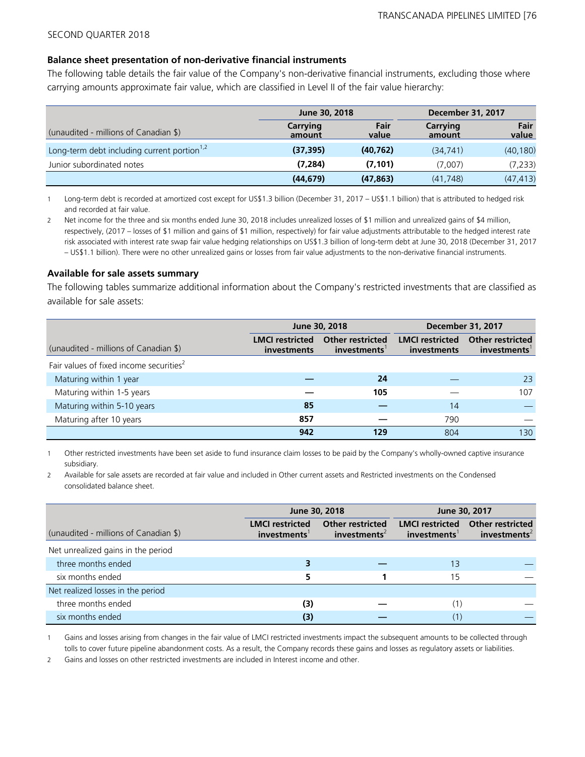SECOND QUARTER 2018

**Balance sheet presentation of non-derivative financial instruments**

The following table details the fair value of the Company's non-derivative financial instruments, excluding those where carrying amounts approximate fair value, which are classified in Level II of the fair value hierarchy:

| | June 30, 2018 | | December 31, 2017 | |
|---|---|---|---|---|
| (unaudited - millions of Canadian $) | Carrying amount | Fair value | Carrying amount | Fair value |
| Long-term debt including current portion[1,2] | **(37,395)** | **(40,762)** | (34,741) | (40,180) |
| Junior subordinated notes | **(7,284)** | **(7,101)** | (7,007) | (7,233) |
| | **(44,679)** | **(47,863)** | (41,748) | (47,413) |

1 Long-term debt is recorded at amortized cost except for US$1.3 billion (December 31, 2017 – US$1.1 billion) that is attributed to hedged risk and recorded at fair value.

2 Net income for the three and six months ended June 30, 2018 includes unrealized losses of $1 million and unrealized gains of $4 million, respectively, (2017 – losses of $1 million and gains of $1 million, respectively) for fair value adjustments attributable to the hedged interest rate risk associated with interest rate swap fair value hedging relationships on US$1.3 billion of long-term debt at June 30, 2018 (December 31, 2017 – US$1.1 billion). There were no other unrealized gains or losses from fair value adjustments to the non-derivative financial instruments.

**Available for sale assets summary**

The following tables summarize additional information about the Company's restricted investments that are classified as available for sale assets:

| | June 30, 2018 | | December 31, 2017 | |
|---|---|---|---|---|
| (unaudited - millions of Canadian $) | LMCI restricted investments | Other restricted investments[1] | LMCI restricted investments | Other restricted investments[1] |
| Fair values of fixed income securities[2] | | | | |
| Maturing within 1 year | **—** | **24** | — | 23 |
| Maturing within 1-5 years | **—** | **105** | — | 107 |
| Maturing within 5-10 years | **85** | **—** | 14 | — |
| Maturing after 10 years | **857** | **—** | 790 | — |
| | **942** | **129** | 804 | 130 |

1 Other restricted investments have been set aside to fund insurance claim losses to be paid by the Company's wholly-owned captive insurance subsidiary.

2 Available for sale assets are recorded at fair value and included in Other current assets and Restricted investments on the Condensed consolidated balance sheet.

| | June 30, 2018 | | June 30, 2017 | |
|---|---|---|---|---|
| (unaudited - millions of Canadian $) | LMCI restricted investments[1] | Other restricted investments[2] | LMCI restricted investments[1] | Other restricted investments[2] |
| Net unrealized gains in the period | | | | |
| three months ended | **3** | **—** | 13 | — |
| six months ended | **5** | **1** | 15 | — |
| Net realized losses in the period | | | | |
| three months ended | **(3)** | **—** | (1) | — |
| six months ended | **(3)** | **—** | (1) | — |

1 Gains and losses arising from changes in the fair value of LMCI restricted investments impact the subsequent amounts to be collected through tolls to cover future pipeline abandonment costs. As a result, the Company records these gains and losses as regulatory assets or liabilities.

2 Gains and losses on other restricted investments are included in Interest income and other.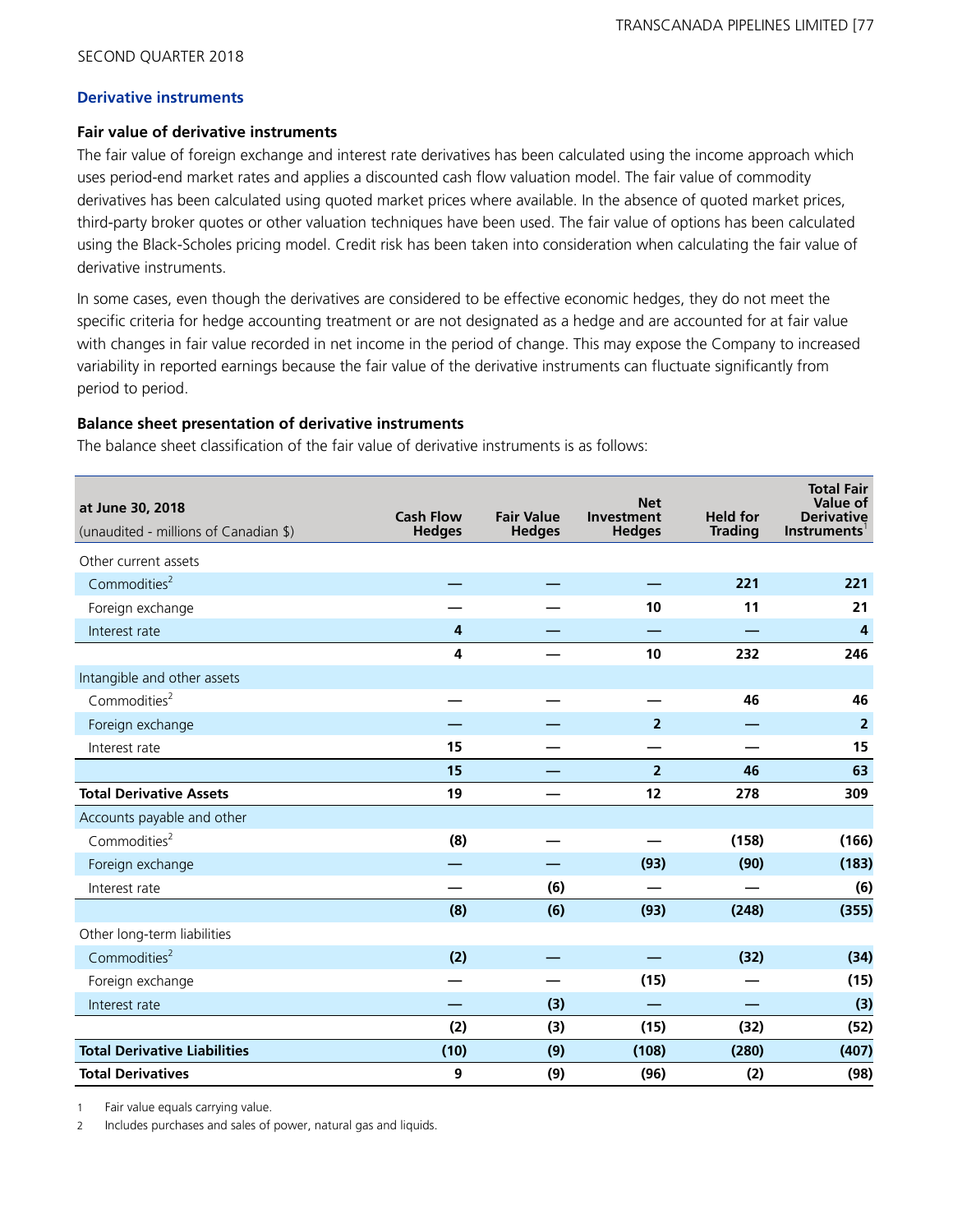## Derivative instruments

### Fair value of derivative instruments

The fair value of foreign exchange and interest rate derivatives has been calculated using the income approach which uses period-end market rates and applies a discounted cash flow valuation model. The fair value of commodity derivatives has been calculated using quoted market prices where available. In the absence of quoted market prices, third-party broker quotes or other valuation techniques have been used. The fair value of options has been calculated using the Black-Scholes pricing model. Credit risk has been taken into consideration when calculating the fair value of derivative instruments.

In some cases, even though the derivatives are considered to be effective economic hedges, they do not meet the specific criteria for hedge accounting treatment or are not designated as a hedge and are accounted for at fair value with changes in fair value recorded in net income in the period of change. This may expose the Company to increased variability in reported earnings because the fair value of the derivative instruments can fluctuate significantly from period to period.

### Balance sheet presentation of derivative instruments

The balance sheet classification of the fair value of derivative instruments is as follows:

| at June 30, 2018 (unaudited - millions of Canadian $) | Cash Flow Hedges | Fair Value Hedges | Net Investment Hedges | Held for Trading | Total Fair Value of Derivative Instruments[1] |
|---|---|---|---|---|---|
| Other current assets | | | | | |
| Commodities[2] | — | — | — | 221 | 221 |
| Foreign exchange | — | — | 10 | 11 | 21 |
| Interest rate | 4 | — | — | — | 4 |
| | 4 | — | 10 | 232 | 246 |
| Intangible and other assets | | | | | |
| Commodities[2] | — | — | — | 46 | 46 |
| Foreign exchange | — | — | 2 | — | 2 |
| Interest rate | 15 | — | — | — | 15 |
| | 15 | — | 2 | 46 | 63 |
| **Total Derivative Assets** | 19 | — | 12 | 278 | 309 |
| Accounts payable and other | | | | | |
| Commodities[2] | (8) | — | — | (158) | (166) |
| Foreign exchange | — | — | (93) | (90) | (183) |
| Interest rate | — | (6) | — | — | (6) |
| | (8) | (6) | (93) | (248) | (355) |
| Other long-term liabilities | | | | | |
| Commodities[2] | (2) | — | — | (32) | (34) |
| Foreign exchange | — | — | (15) | — | (15) |
| Interest rate | — | (3) | — | — | (3) |
| | (2) | (3) | (15) | (32) | (52) |
| **Total Derivative Liabilities** | (10) | (9) | (108) | (280) | (407) |
| **Total Derivatives** | 9 | (9) | (96) | (2) | (98) |

1 Fair value equals carrying value.

2 Includes purchases and sales of power, natural gas and liquids.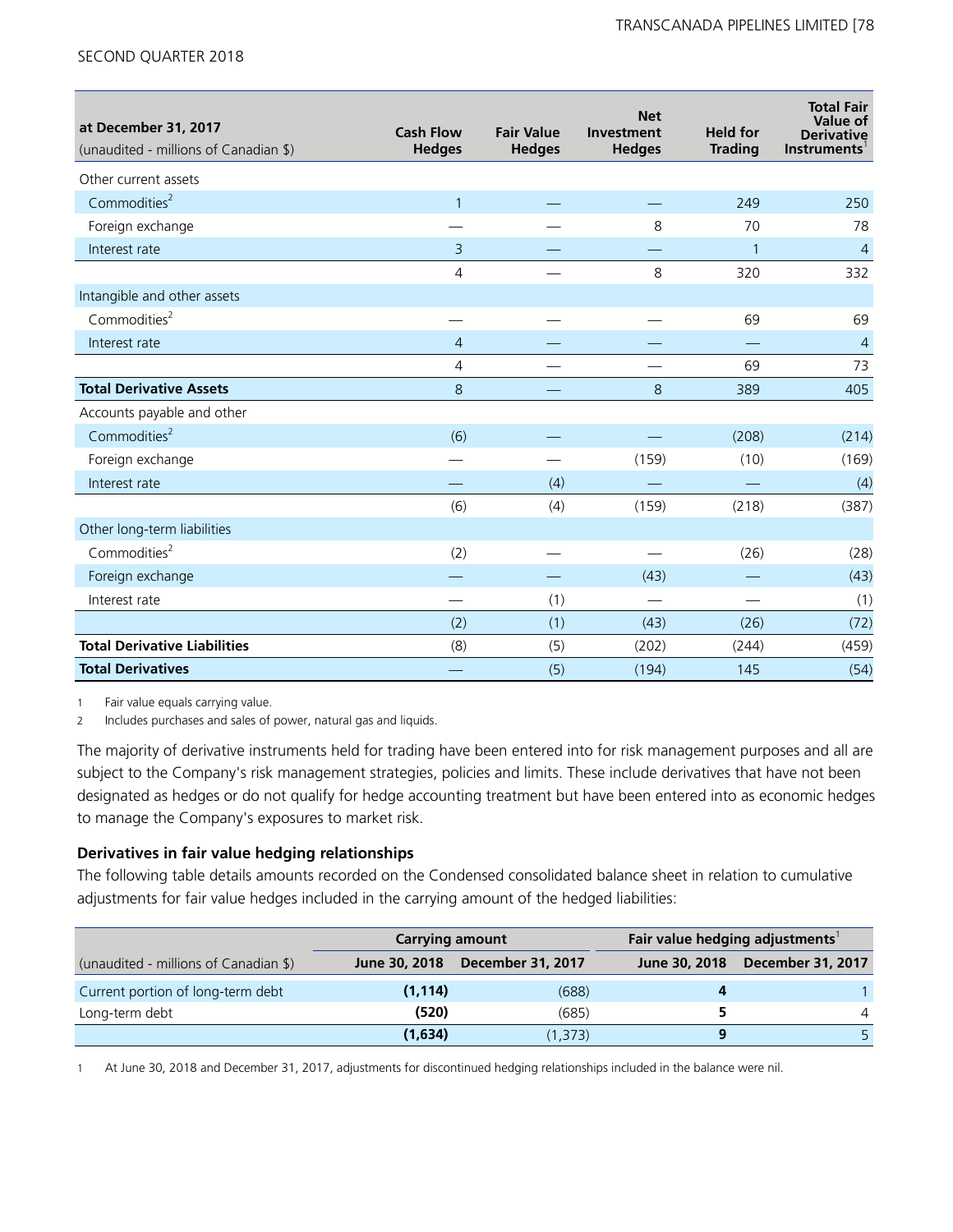| at December 31, 2017<br>(unaudited - millions of Canadian $) | Cash Flow Hedges | Fair Value Hedges | Net Investment Hedges | Held for Trading | Total Fair Value of Derivative Instruments[1] |
|---|---|---|---|---|---|
| Other current assets | | | | | |
| Commodities[2] | 1 | — | — | 249 | 250 |
| Foreign exchange | — | — | 8 | 70 | 78 |
| Interest rate | 3 | — | — | 1 | 4 |
| | 4 | — | 8 | 320 | 332 |
| Intangible and other assets | | | | | |
| Commodities[2] | — | — | — | 69 | 69 |
| Interest rate | 4 | — | — | — | 4 |
| | 4 | — | — | 69 | 73 |
| **Total Derivative Assets** | 8 | — | 8 | 389 | 405 |
| Accounts payable and other | | | | | |
| Commodities[2] | (6) | — | — | (208) | (214) |
| Foreign exchange | — | — | (159) | (10) | (169) |
| Interest rate | — | (4) | — | — | (4) |
| | (6) | (4) | (159) | (218) | (387) |
| Other long-term liabilities | | | | | |
| Commodities[2] | (2) | — | — | (26) | (28) |
| Foreign exchange | — | — | (43) | — | (43) |
| Interest rate | — | (1) | — | — | (1) |
| | (2) | (1) | (43) | (26) | (72) |
| **Total Derivative Liabilities** | (8) | (5) | (202) | (244) | (459) |
| **Total Derivatives** | — | (5) | (194) | 145 | (54) |

1 Fair value equals carrying value.

2 Includes purchases and sales of power, natural gas and liquids.

The majority of derivative instruments held for trading have been entered into for risk management purposes and all are subject to the Company's risk management strategies, policies and limits. These include derivatives that have not been designated as hedges or do not qualify for hedge accounting treatment but have been entered into as economic hedges to manage the Company's exposures to market risk.

**Derivatives in fair value hedging relationships**

The following table details amounts recorded on the Condensed consolidated balance sheet in relation to cumulative adjustments for fair value hedges included in the carrying amount of the hedged liabilities:

| | Carrying amount | | Fair value hedging adjustments[1] | |
|---|---|---|---|---|
| (unaudited - millions of Canadian $) | **June 30, 2018** | December 31, 2017 | **June 30, 2018** | December 31, 2017 |
| Current portion of long-term debt | **(1,114)** | (688) | **4** | 1 |
| Long-term debt | **(520)** | (685) | **5** | 4 |
| | **(1,634)** | (1,373) | **9** | 5 |

1 At June 30, 2018 and December 31, 2017, adjustments for discontinued hedging relationships included in the balance were nil.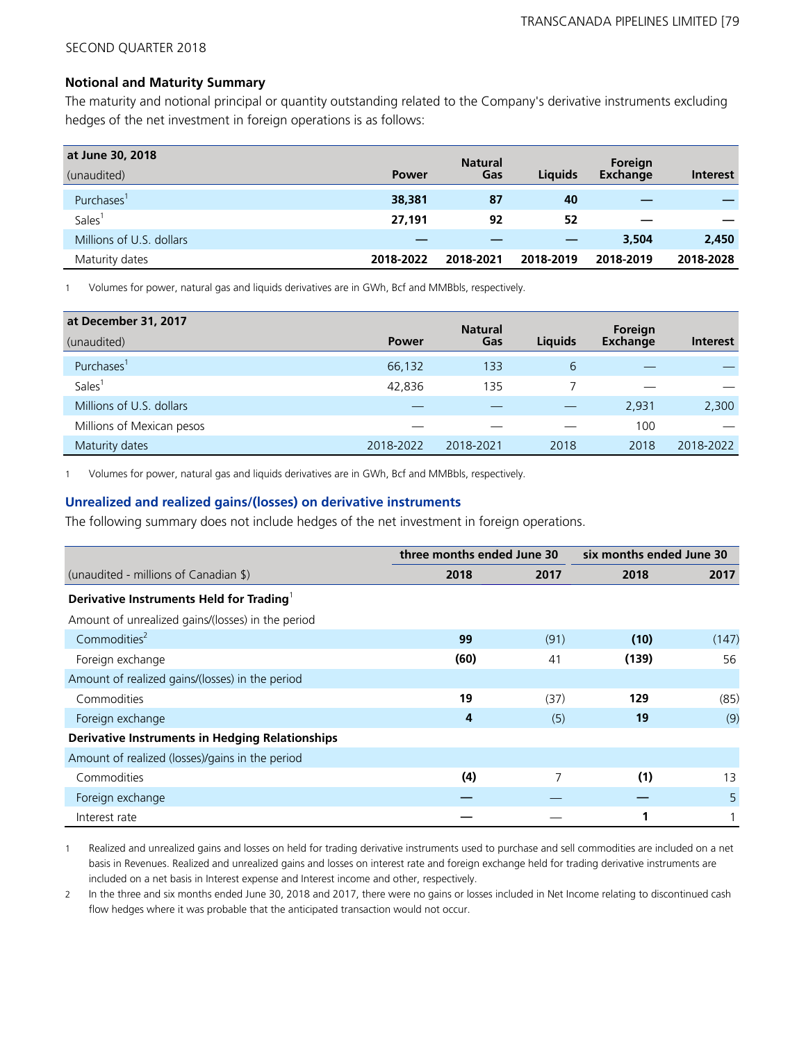SECOND QUARTER 2018

### Notional and Maturity Summary

The maturity and notional principal or quantity outstanding related to the Company's derivative instruments excluding hedges of the net investment in foreign operations is as follows:

| at June 30, 2018 (unaudited) | Power | Natural Gas | Liquids | Foreign Exchange | Interest |
|---|---|---|---|---|---|
| Purchases[1] | **38,381** | **87** | **40** | **—** | **—** |
| Sales[1] | **27,191** | **92** | **52** | **—** | **—** |
| Millions of U.S. dollars | **—** | **—** | **—** | **3,504** | **2,450** |
| Maturity dates | **2018-2022** | **2018-2021** | **2018-2019** | **2018-2019** | **2018-2028** |

1 Volumes for power, natural gas and liquids derivatives are in GWh, Bcf and MMBbls, respectively.

| at December 31, 2017 (unaudited) | Power | Natural Gas | Liquids | Foreign Exchange | Interest |
|---|---|---|---|---|---|
| Purchases[1] | 66,132 | 133 | 6 | — | — |
| Sales[1] | 42,836 | 135 | 7 | — | — |
| Millions of U.S. dollars | — | — | — | 2,931 | 2,300 |
| Millions of Mexican pesos | — | — | — | 100 | — |
| Maturity dates | 2018-2022 | 2018-2021 | 2018 | 2018 | 2018-2022 |

1 Volumes for power, natural gas and liquids derivatives are in GWh, Bcf and MMBbls, respectively.

### Unrealized and realized gains/(losses) on derivative instruments

The following summary does not include hedges of the net investment in foreign operations.

| | three months ended June 30 | | six months ended June 30 | |
|---|---|---|---|---|
| (unaudited - millions of Canadian $) | 2018 | 2017 | 2018 | 2017 |
| **Derivative Instruments Held for Trading**[1] | | | | |
| Amount of unrealized gains/(losses) in the period | | | | |
| Commodities[2] | **99** | (91) | **(10)** | (147) |
| Foreign exchange | **(60)** | 41 | **(139)** | 56 |
| Amount of realized gains/(losses) in the period | | | | |
| Commodities | **19** | (37) | **129** | (85) |
| Foreign exchange | **4** | (5) | **19** | (9) |
| **Derivative Instruments in Hedging Relationships** | | | | |
| Amount of realized (losses)/gains in the period | | | | |
| Commodities | **(4)** | 7 | **(1)** | 13 |
| Foreign exchange | **—** | — | **—** | 5 |
| Interest rate | **—** | — | **1** | 1 |

1 Realized and unrealized gains and losses on held for trading derivative instruments used to purchase and sell commodities are included on a net basis in Revenues. Realized and unrealized gains and losses on interest rate and foreign exchange held for trading derivative instruments are included on a net basis in Interest expense and Interest income and other, respectively.

2 In the three and six months ended June 30, 2018 and 2017, there were no gains or losses included in Net Income relating to discontinued cash flow hedges where it was probable that the anticipated transaction would not occur.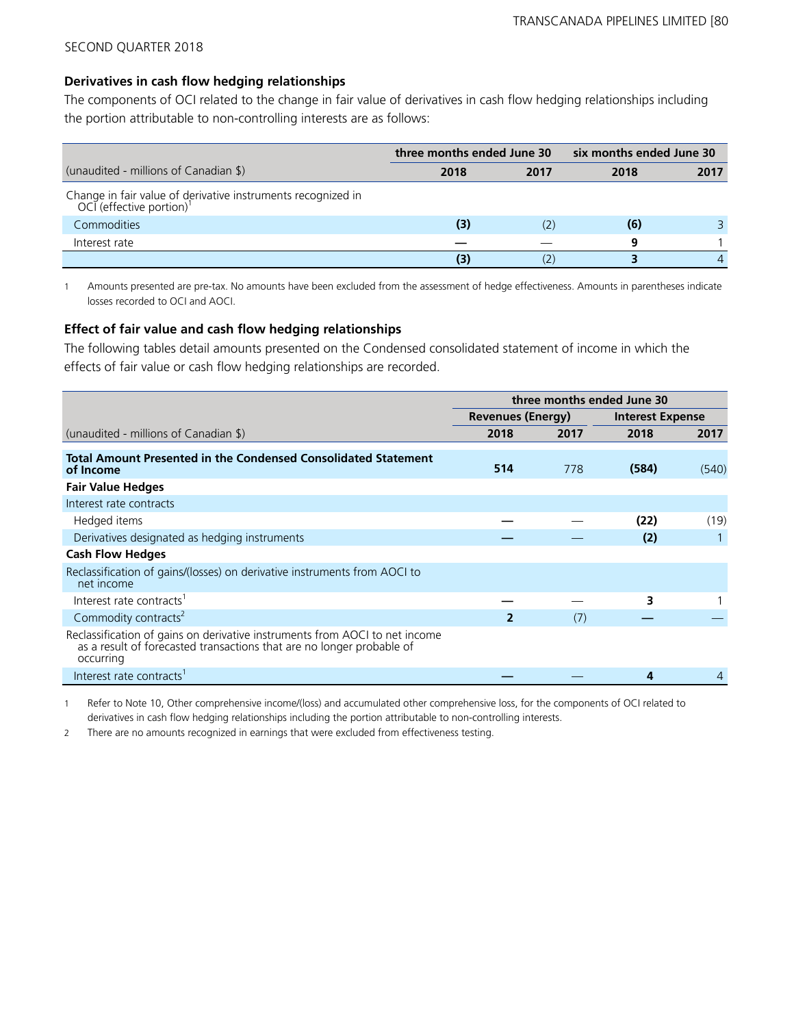SECOND QUARTER 2018

### Derivatives in cash flow hedging relationships

The components of OCI related to the change in fair value of derivatives in cash flow hedging relationships including the portion attributable to non-controlling interests are as follows:

| | three months ended June 30 | | six months ended June 30 | |
|---|---|---|---|---|
| (unaudited - millions of Canadian $) | **2018** | 2017 | **2018** | 2017 |
| Change in fair value of derivative instruments recognized in OCI (effective portion)[1] | | | | |
| Commodities | **(3)** | (2) | **(6)** | 3 |
| Interest rate | **—** | — | **9** | 1 |
| | **(3)** | (2) | **3** | 4 |

1 Amounts presented are pre-tax. No amounts have been excluded from the assessment of hedge effectiveness. Amounts in parentheses indicate losses recorded to OCI and AOCI.

### Effect of fair value and cash flow hedging relationships

The following tables detail amounts presented on the Condensed consolidated statement of income in which the effects of fair value or cash flow hedging relationships are recorded.

| | three months ended June 30 | | | |
|---|---|---|---|---|
| | Revenues (Energy) | | Interest Expense | |
| (unaudited - millions of Canadian $) | **2018** | 2017 | **2018** | 2017 |
| **Total Amount Presented in the Condensed Consolidated Statement of Income** | **514** | 778 | **(584)** | (540) |
| **Fair Value Hedges** | | | | |
| Interest rate contracts | | | | |
| Hedged items | **—** | — | **(22)** | (19) |
| Derivatives designated as hedging instruments | **—** | — | **(2)** | 1 |
| **Cash Flow Hedges** | | | | |
| Reclassification of gains/(losses) on derivative instruments from AOCI to net income | | | | |
| Interest rate contracts[1] | **—** | — | **3** | 1 |
| Commodity contracts[2] | **2** | (7) | **—** | — |
| Reclassification of gains on derivative instruments from AOCI to net income as a result of forecasted transactions that are no longer probable of occurring | | | | |
| Interest rate contracts[1] | **—** | — | **4** | 4 |

1 Refer to Note 10, Other comprehensive income/(loss) and accumulated other comprehensive loss, for the components of OCI related to derivatives in cash flow hedging relationships including the portion attributable to non-controlling interests.

2 There are no amounts recognized in earnings that were excluded from effectiveness testing.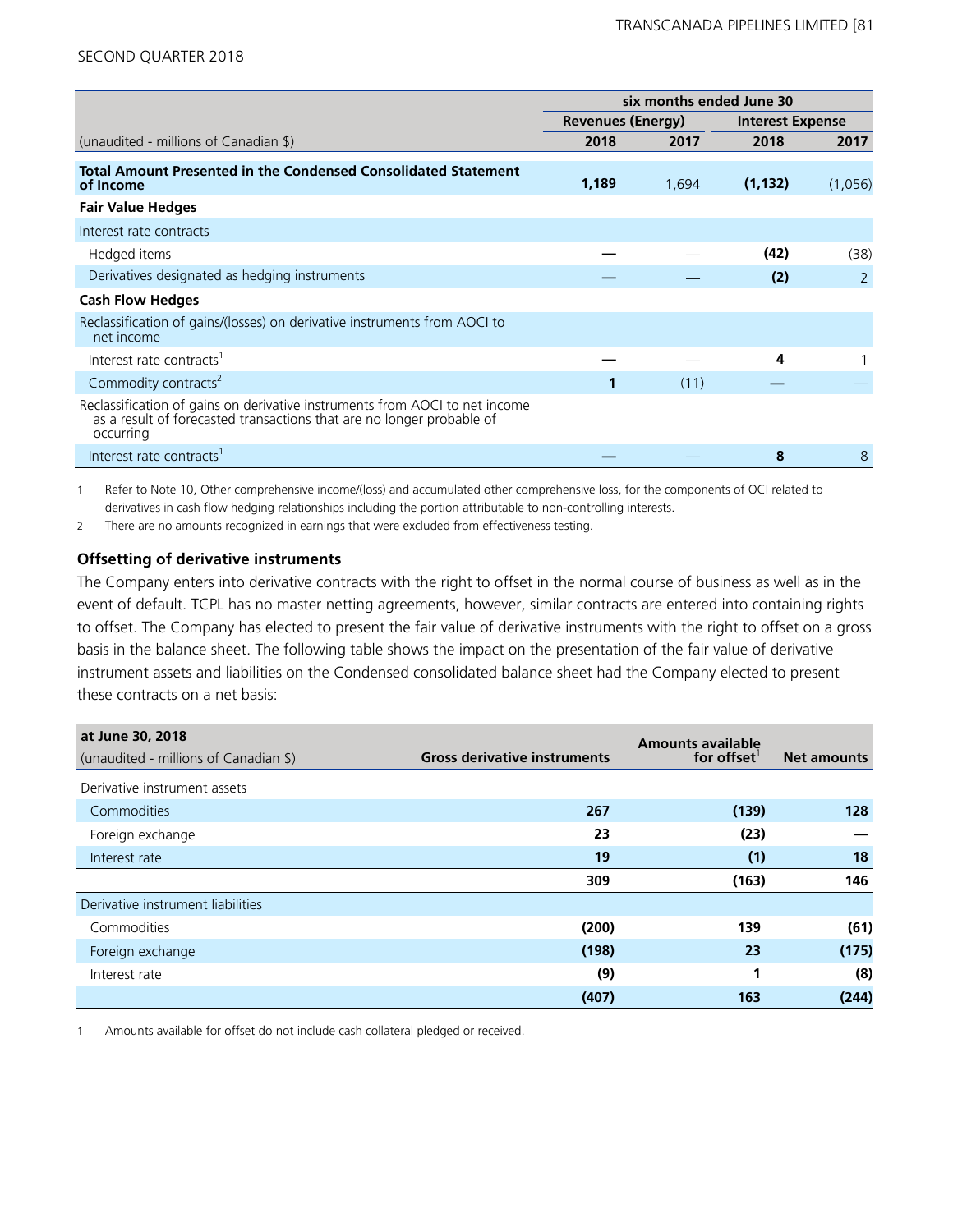| (unaudited - millions of Canadian $) | six months ended June 30 | | | |
|---|---|---|---|---|
| | Revenues (Energy) | | Interest Expense | |
| | 2018 | 2017 | 2018 | 2017 |
| **Total Amount Presented in the Condensed Consolidated Statement of Income** | **1,189** | 1,694 | **(1,132)** | (1,056) |
| **Fair Value Hedges** | | | | |
| Interest rate contracts | | | | |
| Hedged items | **—** | — | **(42)** | (38) |
| Derivatives designated as hedging instruments | **—** | — | **(2)** | 2 |
| **Cash Flow Hedges** | | | | |
| Reclassification of gains/(losses) on derivative instruments from AOCI to net income | | | | |
| Interest rate contracts[1] | **—** | — | **4** | 1 |
| Commodity contracts[2] | **1** | (11) | **—** | — |
| Reclassification of gains on derivative instruments from AOCI to net income as a result of forecasted transactions that are no longer probable of occurring | | | | |
| Interest rate contracts[1] | **—** | — | **8** | 8 |

1 Refer to Note 10, Other comprehensive income/(loss) and accumulated other comprehensive loss, for the components of OCI related to derivatives in cash flow hedging relationships including the portion attributable to non-controlling interests.

2 There are no amounts recognized in earnings that were excluded from effectiveness testing.

**Offsetting of derivative instruments**

The Company enters into derivative contracts with the right to offset in the normal course of business as well as in the event of default. TCPL has no master netting agreements, however, similar contracts are entered into containing rights to offset. The Company has elected to present the fair value of derivative instruments with the right to offset on a gross basis in the balance sheet. The following table shows the impact on the presentation of the fair value of derivative instrument assets and liabilities on the Condensed consolidated balance sheet had the Company elected to present these contracts on a net basis:

| at June 30, 2018 (unaudited - millions of Canadian $) | Gross derivative instruments | Amounts available for offset[1] | Net amounts |
|---|---|---|---|
| Derivative instrument assets | | | |
| Commodities | **267** | **(139)** | **128** |
| Foreign exchange | **23** | **(23)** | **—** |
| Interest rate | **19** | **(1)** | **18** |
| | **309** | **(163)** | **146** |
| Derivative instrument liabilities | | | |
| Commodities | **(200)** | **139** | **(61)** |
| Foreign exchange | **(198)** | **23** | **(175)** |
| Interest rate | **(9)** | **1** | **(8)** |
| | **(407)** | **163** | **(244)** |

1 Amounts available for offset do not include cash collateral pledged or received.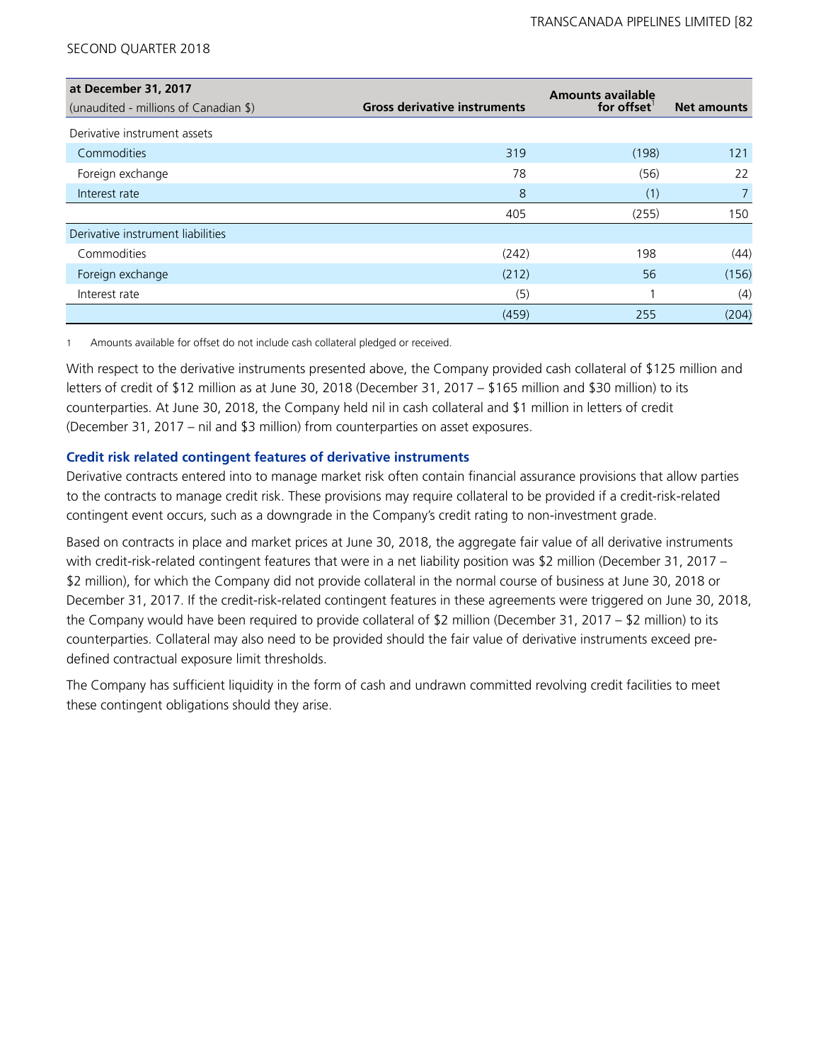| at December 31, 2017<br>(unaudited - millions of Canadian $) | Gross derivative instruments | Amounts available for offset[1] | Net amounts |
|---|---|---|---|
| Derivative instrument assets | | | |
| Commodities | 319 | (198) | 121 |
| Foreign exchange | 78 | (56) | 22 |
| Interest rate | 8 | (1) | 7 |
| | 405 | (255) | 150 |
| Derivative instrument liabilities | | | |
| Commodities | (242) | 198 | (44) |
| Foreign exchange | (212) | 56 | (156) |
| Interest rate | (5) | 1 | (4) |
| | (459) | 255 | (204) |

1 Amounts available for offset do not include cash collateral pledged or received.

With respect to the derivative instruments presented above, the Company provided cash collateral of $125 million and letters of credit of $12 million as at June 30, 2018 (December 31, 2017 – $165 million and $30 million) to its counterparties. At June 30, 2018, the Company held nil in cash collateral and $1 million in letters of credit (December 31, 2017 – nil and $3 million) from counterparties on asset exposures.

### Credit risk related contingent features of derivative instruments

Derivative contracts entered into to manage market risk often contain financial assurance provisions that allow parties to the contracts to manage credit risk. These provisions may require collateral to be provided if a credit-risk-related contingent event occurs, such as a downgrade in the Company's credit rating to non-investment grade.

Based on contracts in place and market prices at June 30, 2018, the aggregate fair value of all derivative instruments with credit-risk-related contingent features that were in a net liability position was $2 million (December 31, 2017 – $2 million), for which the Company did not provide collateral in the normal course of business at June 30, 2018 or December 31, 2017. If the credit-risk-related contingent features in these agreements were triggered on June 30, 2018, the Company would have been required to provide collateral of $2 million (December 31, 2017 – $2 million) to its counterparties. Collateral may also need to be provided should the fair value of derivative instruments exceed pre-defined contractual exposure limit thresholds.

The Company has sufficient liquidity in the form of cash and undrawn committed revolving credit facilities to meet these contingent obligations should they arise.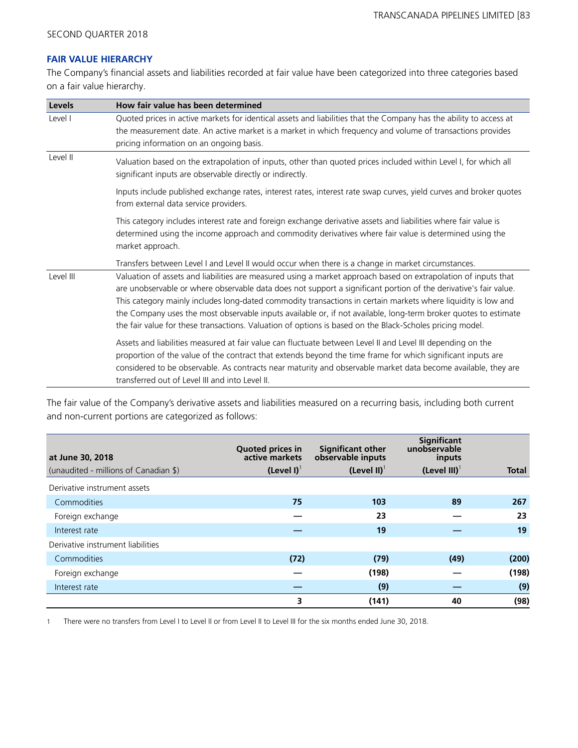## FAIR VALUE HIERARCHY

The Company's financial assets and liabilities recorded at fair value have been categorized into three categories based on a fair value hierarchy.

| Levels | How fair value has been determined |
|---|---|
| Level I | Quoted prices in active markets for identical assets and liabilities that the Company has the ability to access at the measurement date. An active market is a market in which frequency and volume of transactions provides pricing information on an ongoing basis. |
| Level II | Valuation based on the extrapolation of inputs, other than quoted prices included within Level I, for which all significant inputs are observable directly or indirectly.<br><br>Inputs include published exchange rates, interest rates, interest rate swap curves, yield curves and broker quotes from external data service providers.<br><br>This category includes interest rate and foreign exchange derivative assets and liabilities where fair value is determined using the income approach and commodity derivatives where fair value is determined using the market approach.<br><br>Transfers between Level I and Level II would occur when there is a change in market circumstances. |
| Level III | Valuation of assets and liabilities are measured using a market approach based on extrapolation of inputs that are unobservable or where observable data does not support a significant portion of the derivative's fair value. This category mainly includes long-dated commodity transactions in certain markets where liquidity is low and the Company uses the most observable inputs available or, if not available, long-term broker quotes to estimate the fair value for these transactions. Valuation of options is based on the Black-Scholes pricing model.<br><br>Assets and liabilities measured at fair value can fluctuate between Level II and Level III depending on the proportion of the value of the contract that extends beyond the time frame for which significant inputs are considered to be observable. As contracts near maturity and observable market data become available, they are transferred out of Level III and into Level II. |

The fair value of the Company's derivative assets and liabilities measured on a recurring basis, including both current and non-current portions are categorized as follows:

| at June 30, 2018<br>(unaudited - millions of Canadian $) | Quoted prices in active markets<br>(Level I)[1] | Significant other observable inputs<br>(Level II)[1] | Significant unobservable inputs<br>(Level III)[1] | Total |
|---|---|---|---|---|
| Derivative instrument assets | | | | |
| Commodities | 75 | 103 | 89 | 267 |
| Foreign exchange | — | 23 | — | 23 |
| Interest rate | — | 19 | — | 19 |
| Derivative instrument liabilities | | | | |
| Commodities | (72) | (79) | (49) | (200) |
| Foreign exchange | — | (198) | — | (198) |
| Interest rate | — | (9) | — | (9) |
| | 3 | (141) | 40 | (98) |

1 There were no transfers from Level I to Level II or from Level II to Level III for the six months ended June 30, 2018.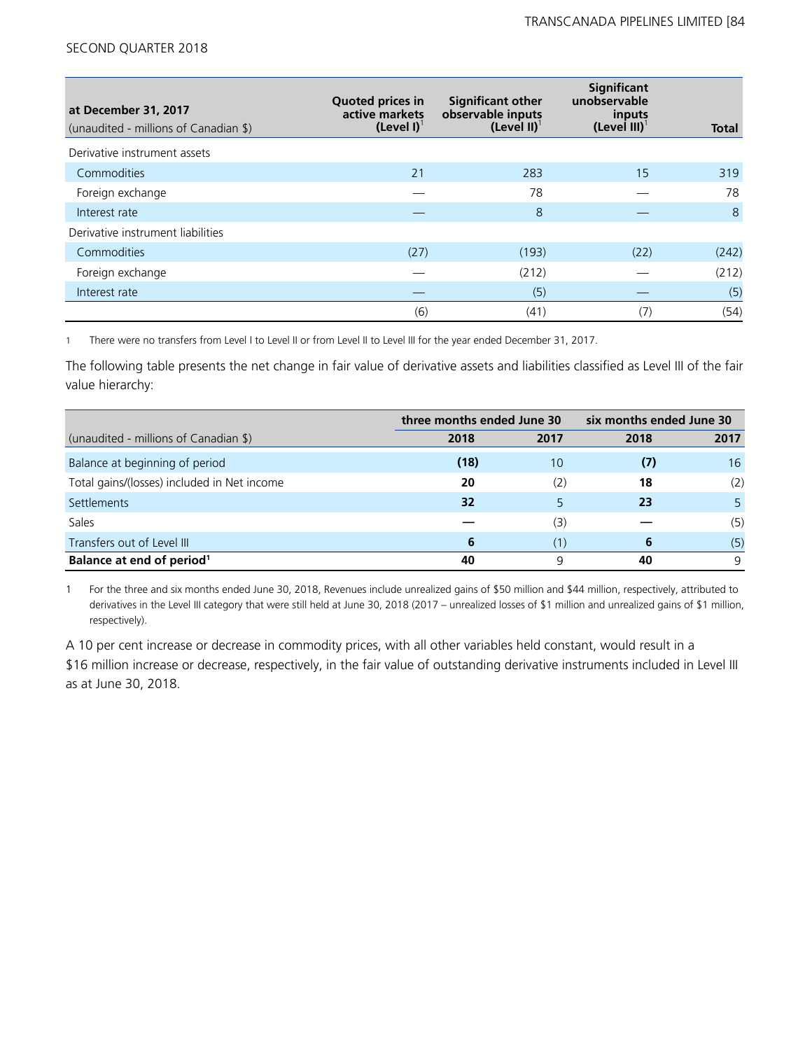| at December 31, 2017<br>(unaudited - millions of Canadian $) | Quoted prices in active markets (Level I)[1] | Significant other observable inputs (Level II)[1] | Significant unobservable inputs (Level III)[1] | Total |
|---|---|---|---|---|
| Derivative instrument assets | | | | |
| Commodities | 21 | 283 | 15 | 319 |
| Foreign exchange | — | 78 | — | 78 |
| Interest rate | — | 8 | — | 8 |
| Derivative instrument liabilities | | | | |
| Commodities | (27) | (193) | (22) | (242) |
| Foreign exchange | — | (212) | — | (212) |
| Interest rate | — | (5) | — | (5) |
| | (6) | (41) | (7) | (54) |

1 There were no transfers from Level I to Level II or from Level II to Level III for the year ended December 31, 2017.

The following table presents the net change in fair value of derivative assets and liabilities classified as Level III of the fair value hierarchy:

| | three months ended June 30 | | six months ended June 30 | |
|---|---|---|---|---|
| (unaudited - millions of Canadian $) | **2018** | 2017 | **2018** | 2017 |
| Balance at beginning of period | **(18)** | 10 | **(7)** | 16 |
| Total gains/(losses) included in Net income | **20** | (2) | **18** | (2) |
| Settlements | **32** | 5 | **23** | 5 |
| Sales | **—** | (3) | **—** | (5) |
| Transfers out of Level III | **6** | (1) | **6** | (5) |
| **Balance at end of period[1]** | **40** | 9 | **40** | 9 |

1 For the three and six months ended June 30, 2018, Revenues include unrealized gains of $50 million and $44 million, respectively, attributed to derivatives in the Level III category that were still held at June 30, 2018 (2017 – unrealized losses of $1 million and unrealized gains of $1 million, respectively).

A 10 per cent increase or decrease in commodity prices, with all other variables held constant, would result in a $16 million increase or decrease, respectively, in the fair value of outstanding derivative instruments included in Level III as at June 30, 2018.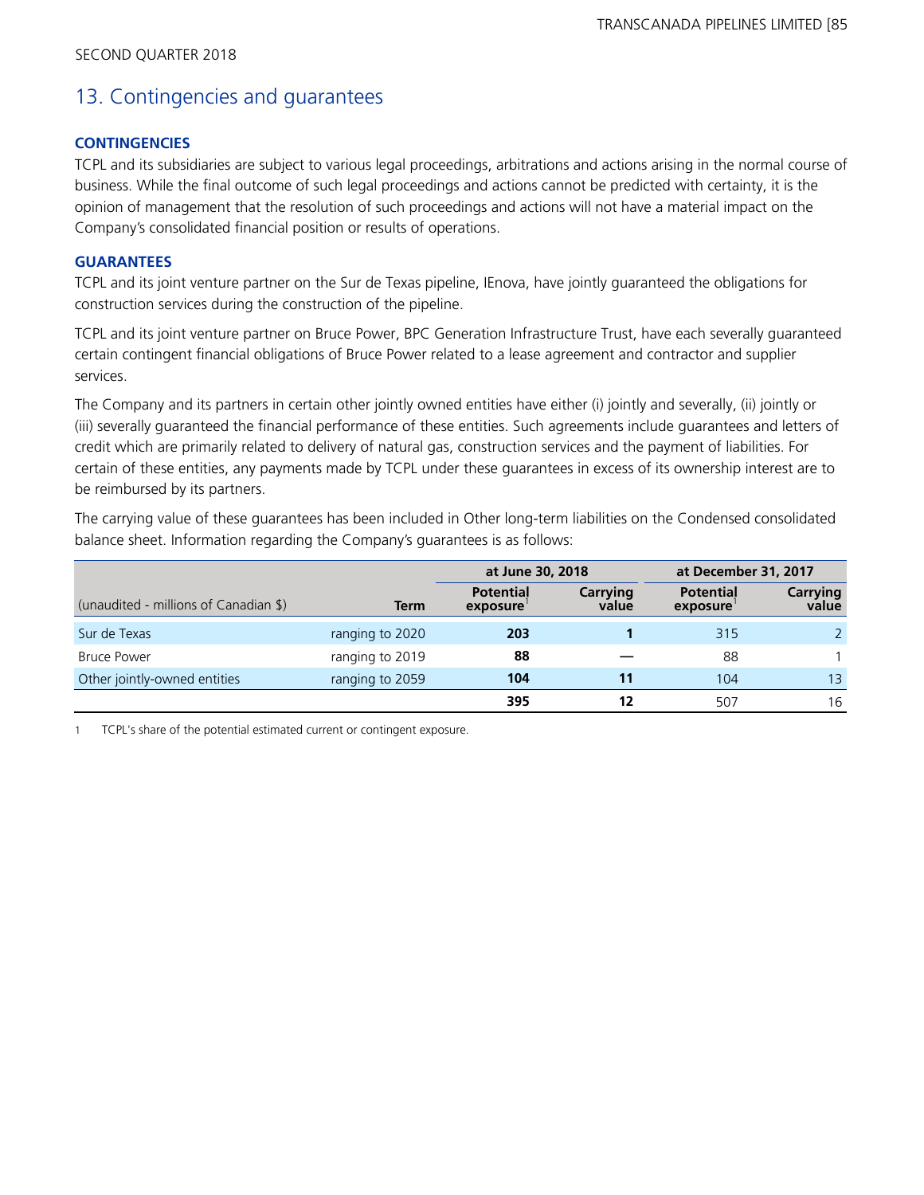# 13. Contingencies and guarantees

**CONTINGENCIES**

TCPL and its subsidiaries are subject to various legal proceedings, arbitrations and actions arising in the normal course of business. While the final outcome of such legal proceedings and actions cannot be predicted with certainty, it is the opinion of management that the resolution of such proceedings and actions will not have a material impact on the Company's consolidated financial position or results of operations.

**GUARANTEES**

TCPL and its joint venture partner on the Sur de Texas pipeline, IEnova, have jointly guaranteed the obligations for construction services during the construction of the pipeline.

TCPL and its joint venture partner on Bruce Power, BPC Generation Infrastructure Trust, have each severally guaranteed certain contingent financial obligations of Bruce Power related to a lease agreement and contractor and supplier services.

The Company and its partners in certain other jointly owned entities have either (i) jointly and severally, (ii) jointly or (iii) severally guaranteed the financial performance of these entities. Such agreements include guarantees and letters of credit which are primarily related to delivery of natural gas, construction services and the payment of liabilities. For certain of these entities, any payments made by TCPL under these guarantees in excess of its ownership interest are to be reimbursed by its partners.

The carrying value of these guarantees has been included in Other long-term liabilities on the Condensed consolidated balance sheet. Information regarding the Company's guarantees is as follows:

| | | at June 30, 2018 | | at December 31, 2017 | |
|---|---|---|---|---|---|
| (unaudited - millions of Canadian $) | Term | Potential exposure[1] | Carrying value | Potential exposure[1] | Carrying value |
| Sur de Texas | ranging to 2020 | **203** | **1** | 315 | 2 |
| Bruce Power | ranging to 2019 | **88** | **—** | 88 | 1 |
| Other jointly-owned entities | ranging to 2059 | **104** | **11** | 104 | 13 |
| | | **395** | **12** | 507 | 16 |

1 TCPL's share of the potential estimated current or contingent exposure.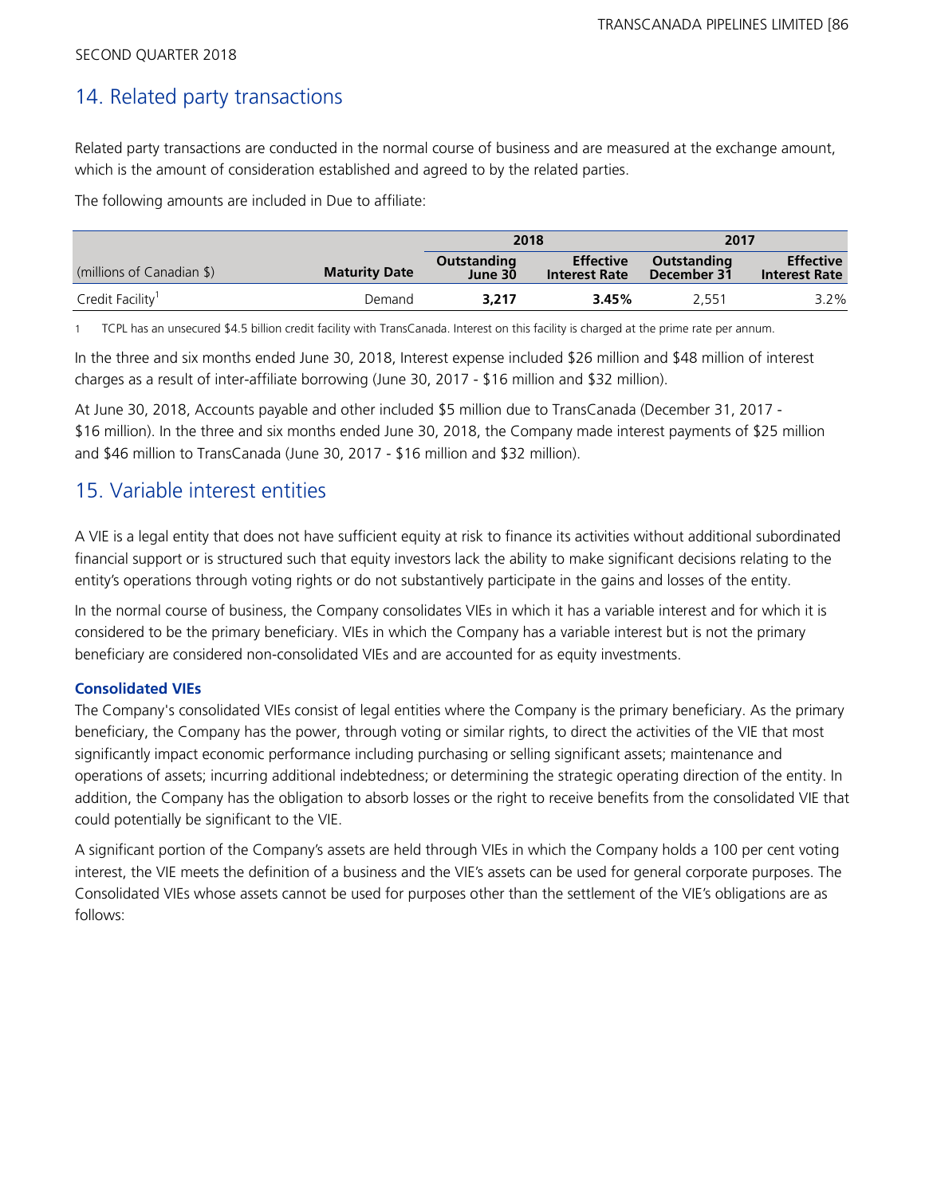SECOND QUARTER 2018

## 14. Related party transactions

Related party transactions are conducted in the normal course of business and are measured at the exchange amount, which is the amount of consideration established and agreed to by the related parties.

The following amounts are included in Due to affiliate:

| | | 2018 | | 2017 | |
|---|---|---|---|---|---|
| (millions of Canadian $) | **Maturity Date** | **Outstanding June 30** | **Effective Interest Rate** | **Outstanding December 31** | **Effective Interest Rate** |
| Credit Facility[1] | Demand | **3,217** | **3.45%** | 2,551 | 3.2% |

1 TCPL has an unsecured $4.5 billion credit facility with TransCanada. Interest on this facility is charged at the prime rate per annum.

In the three and six months ended June 30, 2018, Interest expense included $26 million and $48 million of interest charges as a result of inter-affiliate borrowing (June 30, 2017 - $16 million and $32 million).

At June 30, 2018, Accounts payable and other included $5 million due to TransCanada (December 31, 2017 - $16 million). In the three and six months ended June 30, 2018, the Company made interest payments of $25 million and $46 million to TransCanada (June 30, 2017 - $16 million and $32 million).

## 15. Variable interest entities

A VIE is a legal entity that does not have sufficient equity at risk to finance its activities without additional subordinated financial support or is structured such that equity investors lack the ability to make significant decisions relating to the entity's operations through voting rights or do not substantively participate in the gains and losses of the entity.

In the normal course of business, the Company consolidates VIEs in which it has a variable interest and for which it is considered to be the primary beneficiary. VIEs in which the Company has a variable interest but is not the primary beneficiary are considered non-consolidated VIEs and are accounted for as equity investments.

### Consolidated VIEs

The Company's consolidated VIEs consist of legal entities where the Company is the primary beneficiary. As the primary beneficiary, the Company has the power, through voting or similar rights, to direct the activities of the VIE that most significantly impact economic performance including purchasing or selling significant assets; maintenance and operations of assets; incurring additional indebtedness; or determining the strategic operating direction of the entity. In addition, the Company has the obligation to absorb losses or the right to receive benefits from the consolidated VIE that could potentially be significant to the VIE.

A significant portion of the Company's assets are held through VIEs in which the Company holds a 100 per cent voting interest, the VIE meets the definition of a business and the VIE's assets can be used for general corporate purposes. The Consolidated VIEs whose assets cannot be used for purposes other than the settlement of the VIE's obligations are as follows: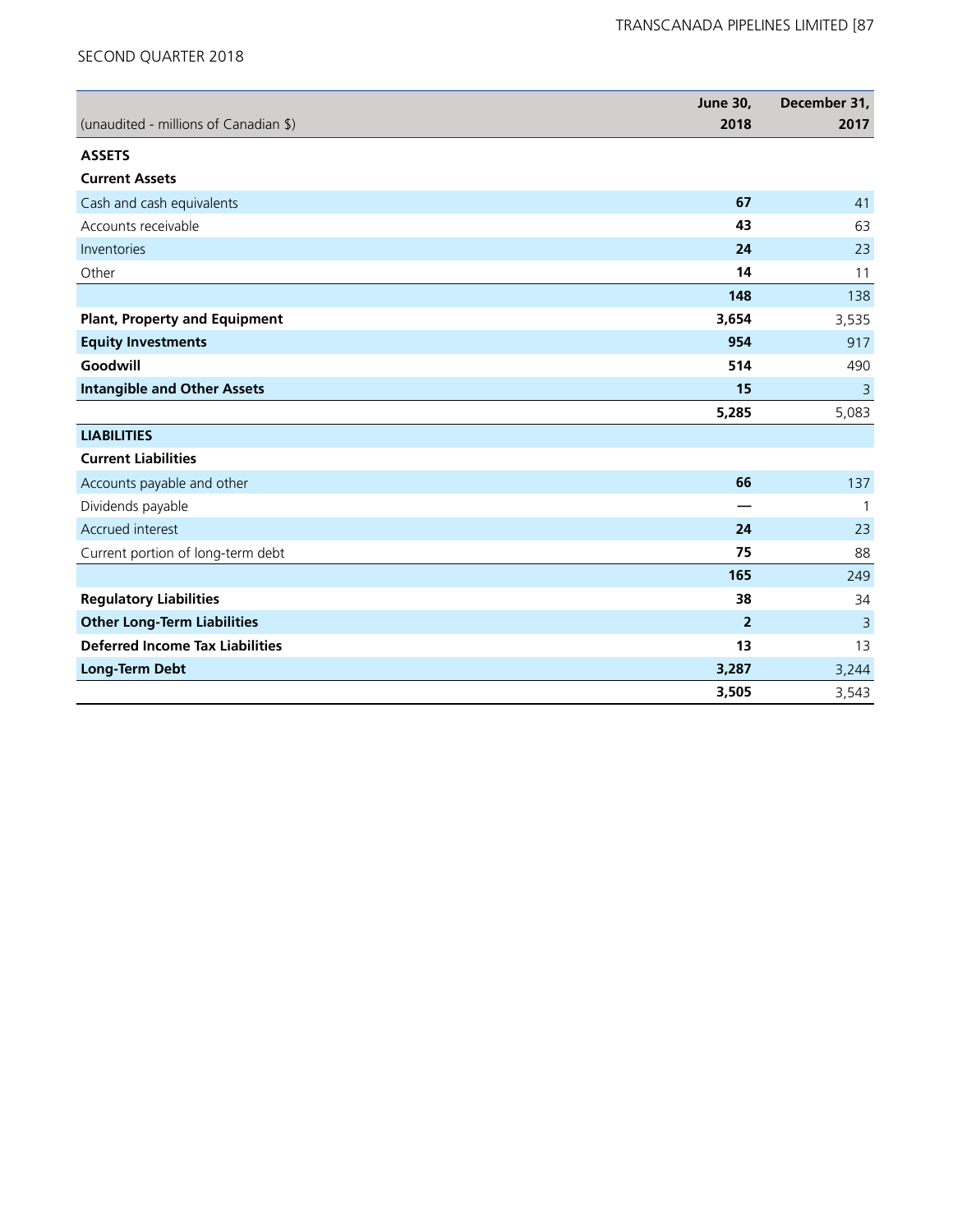| (unaudited - millions of Canadian $) | June 30, 2018 | December 31, 2017 |
|---|---|---|
| **ASSETS** | | |
| **Current Assets** | | |
| Cash and cash equivalents | **67** | 41 |
| Accounts receivable | **43** | 63 |
| Inventories | **24** | 23 |
| Other | **14** | 11 |
| | **148** | 138 |
| **Plant, Property and Equipment** | **3,654** | 3,535 |
| **Equity Investments** | **954** | 917 |
| **Goodwill** | **514** | 490 |
| **Intangible and Other Assets** | **15** | 3 |
| | **5,285** | 5,083 |
| **LIABILITIES** | | |
| **Current Liabilities** | | |
| Accounts payable and other | **66** | 137 |
| Dividends payable | **—** | 1 |
| Accrued interest | **24** | 23 |
| Current portion of long-term debt | **75** | 88 |
| | **165** | 249 |
| **Regulatory Liabilities** | **38** | 34 |
| **Other Long-Term Liabilities** | **2** | 3 |
| **Deferred Income Tax Liabilities** | **13** | 13 |
| **Long-Term Debt** | **3,287** | 3,244 |
| | **3,505** | 3,543 |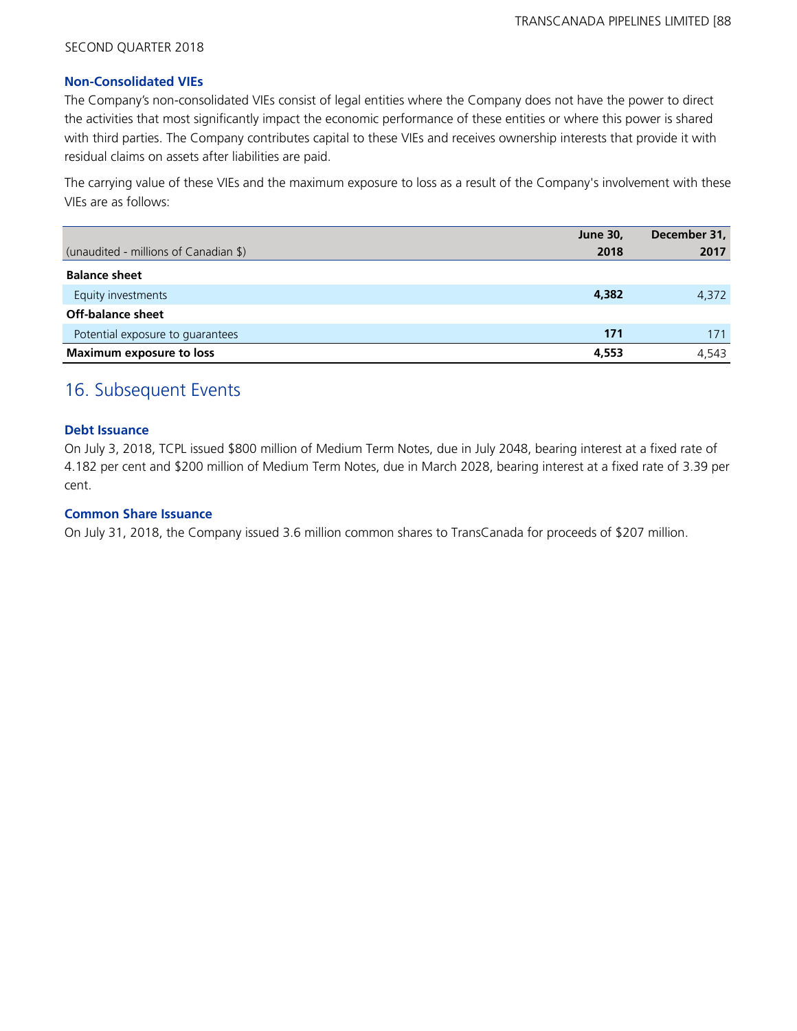### Non-Consolidated VIEs

The Company's non-consolidated VIEs consist of legal entities where the Company does not have the power to direct the activities that most significantly impact the economic performance of these entities or where this power is shared with third parties. The Company contributes capital to these VIEs and receives ownership interests that provide it with residual claims on assets after liabilities are paid.

The carrying value of these VIEs and the maximum exposure to loss as a result of the Company's involvement with these VIEs are as follows:

| (unaudited - millions of Canadian $) | June 30, 2018 | December 31, 2017 |
|---|---|---|
| **Balance sheet** | | |
| Equity investments | **4,382** | 4,372 |
| **Off-balance sheet** | | |
| Potential exposure to guarantees | **171** | 171 |
| **Maximum exposure to loss** | **4,553** | 4,543 |

## 16. Subsequent Events

### Debt Issuance

On July 3, 2018, TCPL issued $800 million of Medium Term Notes, due in July 2048, bearing interest at a fixed rate of 4.182 per cent and $200 million of Medium Term Notes, due in March 2028, bearing interest at a fixed rate of 3.39 per cent.

### Common Share Issuance

On July 31, 2018, the Company issued 3.6 million common shares to TransCanada for proceeds of $207 million.